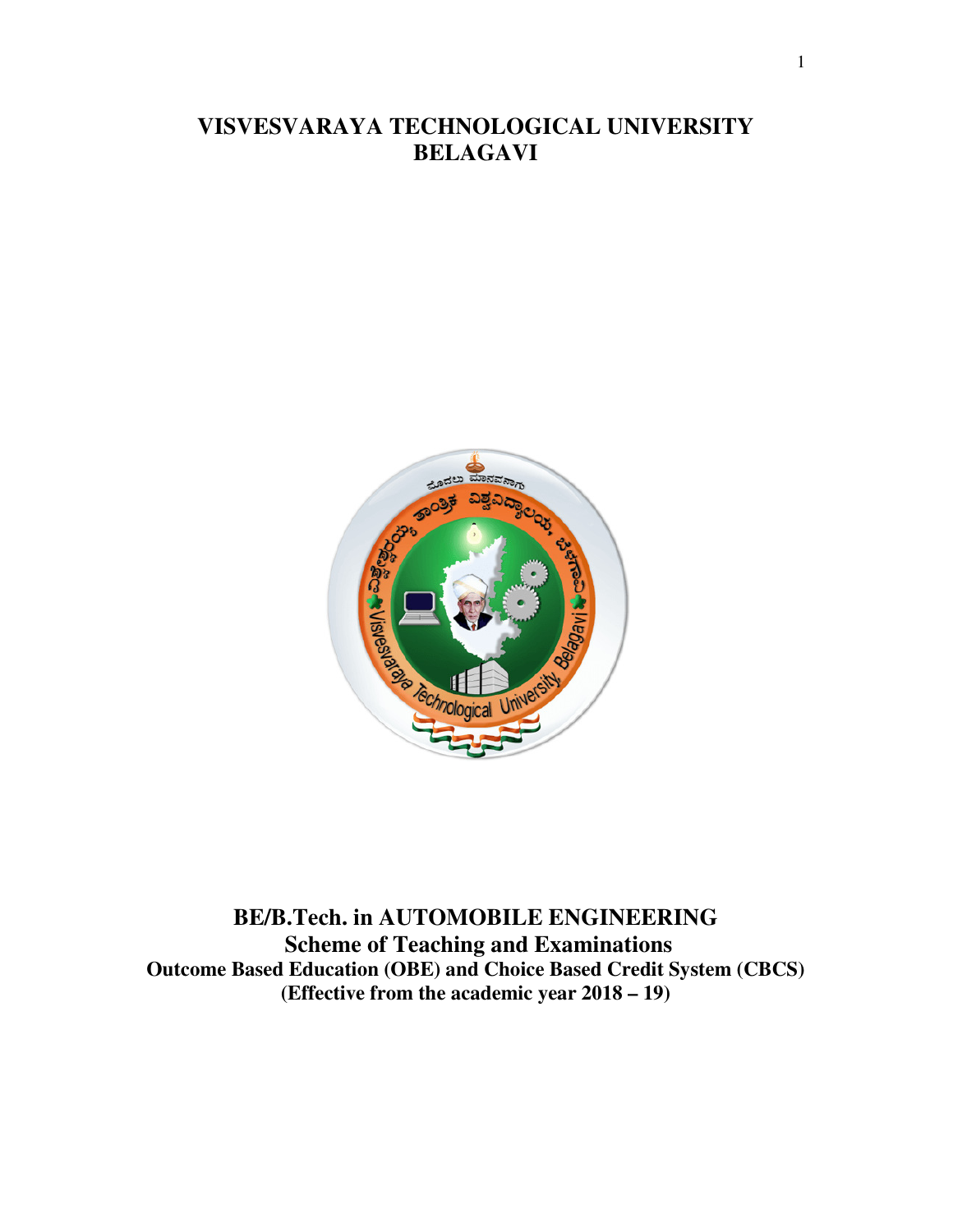# VISVESVARAYA TECHNOLOGICAL UNIVERSITY
# BELAGAVI

## BE/B.Tech. in AUTOMOBILE ENGINEERING
## Scheme of Teaching and Examinations

**Outcome Based Education (OBE) and Choice Based Credit System (CBCS)**

**(Effective from the academic year 2018 – 19)**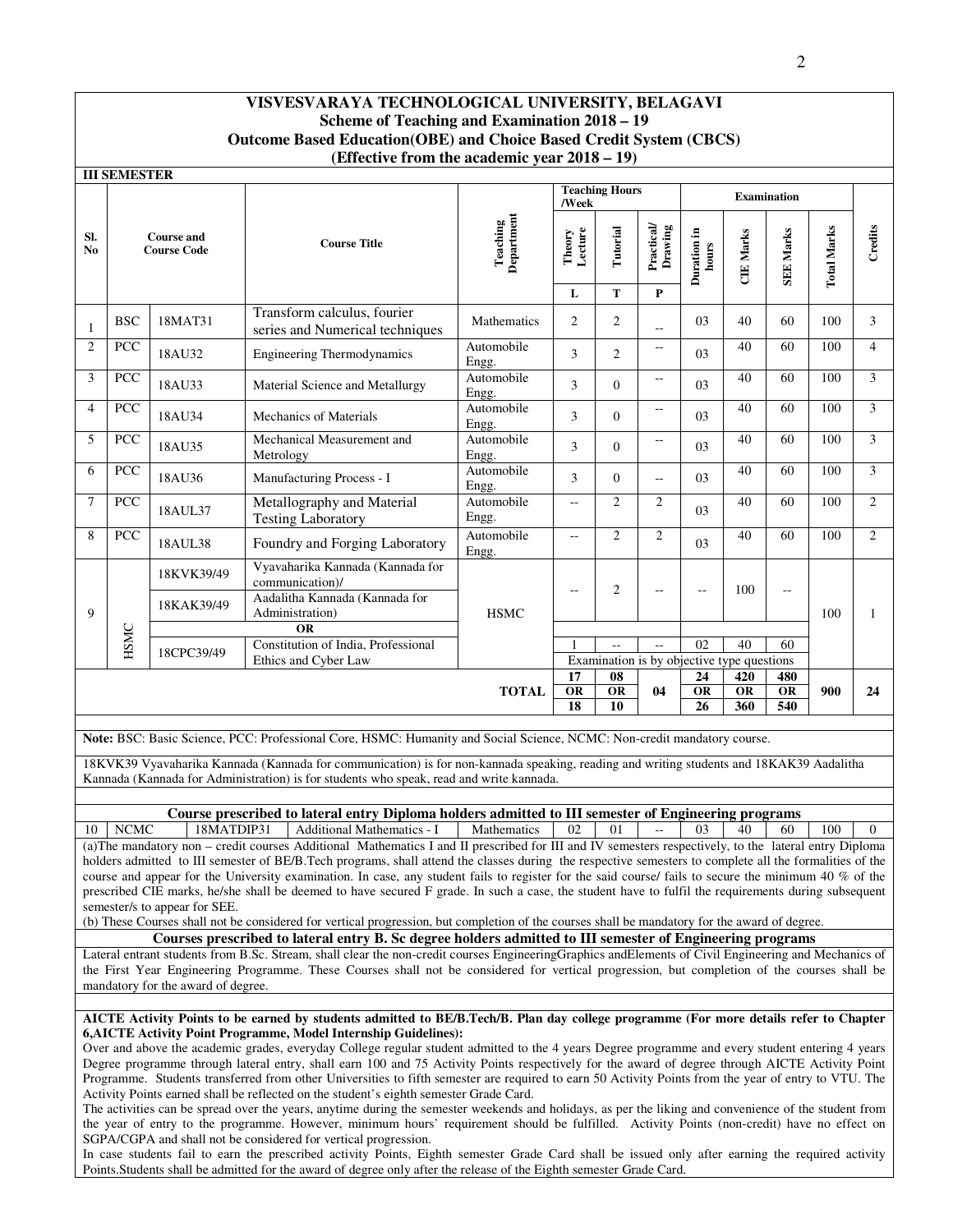# VISVESVARAYA TECHNOLOGICAL UNIVERSITY, BELAGAVI

## Scheme of Teaching and Examination 2018 – 19

## Outcome Based Education(OBE) and Choice Based Credit System (CBCS)

## (Effective from the academic year 2018 – 19)

**III SEMESTER**

| Sl. No | Course and Course Code | | Course Title | Teaching Department | Teaching Hours /Week | | | Examination | | | | Credits |
|---|---|---|---|---|---|---|---|---|---|---|---|---|
| | | | | | Theory Lecture | Tutorial | Practical/ Drawing | Duration in hours | CIE Marks | SEE Marks | Total Marks | |
| | | | | | L | T | P | | | | | |
| 1 | BSC | 18MAT31 | Transform calculus, fourier series and Numerical techniques | Mathematics | 2 | 2 | -- | 03 | 40 | 60 | 100 | 3 |
| 2 | PCC | 18AU32 | Engineering Thermodynamics | Automobile Engg. | 3 | 2 | -- | 03 | 40 | 60 | 100 | 4 |
| 3 | PCC | 18AU33 | Material Science and Metallurgy | Automobile Engg. | 3 | 0 | -- | 03 | 40 | 60 | 100 | 3 |
| 4 | PCC | 18AU34 | Mechanics of Materials | Automobile Engg. | 3 | 0 | -- | 03 | 40 | 60 | 100 | 3 |
| 5 | PCC | 18AU35 | Mechanical Measurement and Metrology | Automobile Engg. | 3 | 0 | -- | 03 | 40 | 60 | 100 | 3 |
| 6 | PCC | 18AU36 | Manufacturing Process - I | Automobile Engg. | 3 | 0 | -- | 03 | 40 | 60 | 100 | 3 |
| 7 | PCC | 18AUL37 | Metallography and Material Testing Laboratory | Automobile Engg. | -- | 2 | 2 | 03 | 40 | 60 | 100 | 2 |
| 8 | PCC | 18AUL38 | Foundry and Forging Laboratory | Automobile Engg. | -- | 2 | 2 | 03 | 40 | 60 | 100 | 2 |
| 9 | HSMC | 18KVK39/49 | Vyavaharika Kannada (Kannada for communication)/ | HSMC | -- | 2 | -- | -- | 100 | -- | 100 | 1 |
| | | 18KAK39/49 | Aadalitha Kannada (Kannada for Administration) | | | | | | | | | |
| | | | OR | | | | | | | | | |
| | | 18CPC39/49 | Constitution of India, Professional Ethics and Cyber Law | | 1 | -- | -- | 02 | 40 | 60 | | |
| | | | | | Examination is by objective type questions | | | | | | | |
| | | | | **TOTAL** | **17 OR 18** | **08 OR 10** | **04** | **24 OR 26** | **420 OR 360** | **480 OR 540** | **900** | **24** |

**Note:** BSC: Basic Science, PCC: Professional Core, HSMC: Humanity and Social Science, NCMC: Non-credit mandatory course.

18KVK39 Vyavaharika Kannada (Kannada for communication) is for non-kannada speaking, reading and writing students and 18KAK39 Aadalitha Kannada (Kannada for Administration) is for students who speak, read and write kannada.

### Course prescribed to lateral entry Diploma holders admitted to III semester of Engineering programs

| 10 | NCMC | 18MATDIP31 | Additional Mathematics - I | Mathematics | 02 | 01 | -- | 03 | 40 | 60 | 100 | 0 |
|---|---|---|---|---|---|---|---|---|---|---|---|---|

(a)The mandatory non – credit courses Additional Mathematics I and II prescribed for III and IV semesters respectively, to the lateral entry Diploma holders admitted to III semester of BE/B.Tech programs, shall attend the classes during the respective semesters to complete all the formalities of the course and appear for the University examination. In case, any student fails to register for the said course/ fails to secure the minimum 40 % of the prescribed CIE marks, he/she shall be deemed to have secured F grade. In such a case, the student have to fulfil the requirements during subsequent semester/s to appear for SEE.

(b) These Courses shall not be considered for vertical progression, but completion of the courses shall be mandatory for the award of degree.

### Courses prescribed to lateral entry B. Sc degree holders admitted to III semester of Engineering programs

Lateral entrant students from B.Sc. Stream, shall clear the non-credit courses EngineeringGraphics andElements of Civil Engineering and Mechanics of the First Year Engineering Programme. These Courses shall not be considered for vertical progression, but completion of the courses shall be mandatory for the award of degree.

**AICTE Activity Points to be earned by students admitted to BE/B.Tech/B. Plan day college programme (For more details refer to Chapter 6,AICTE Activity Point Programme, Model Internship Guidelines):**

Over and above the academic grades, everyday College regular student admitted to the 4 years Degree programme and every student entering 4 years Degree programme through lateral entry, shall earn 100 and 75 Activity Points respectively for the award of degree through AICTE Activity Point Programme. Students transferred from other Universities to fifth semester are required to earn 50 Activity Points from the year of entry to VTU. The Activity Points earned shall be reflected on the student's eighth semester Grade Card.

The activities can be spread over the years, anytime during the semester weekends and holidays, as per the liking and convenience of the student from the year of entry to the programme. However, minimum hours' requirement should be fulfilled. Activity Points (non-credit) have no effect on SGPA/CGPA and shall not be considered for vertical progression.

In case students fail to earn the prescribed activity Points, Eighth semester Grade Card shall be issued only after earning the required activity Points.Students shall be admitted for the award of degree only after the release of the Eighth semester Grade Card.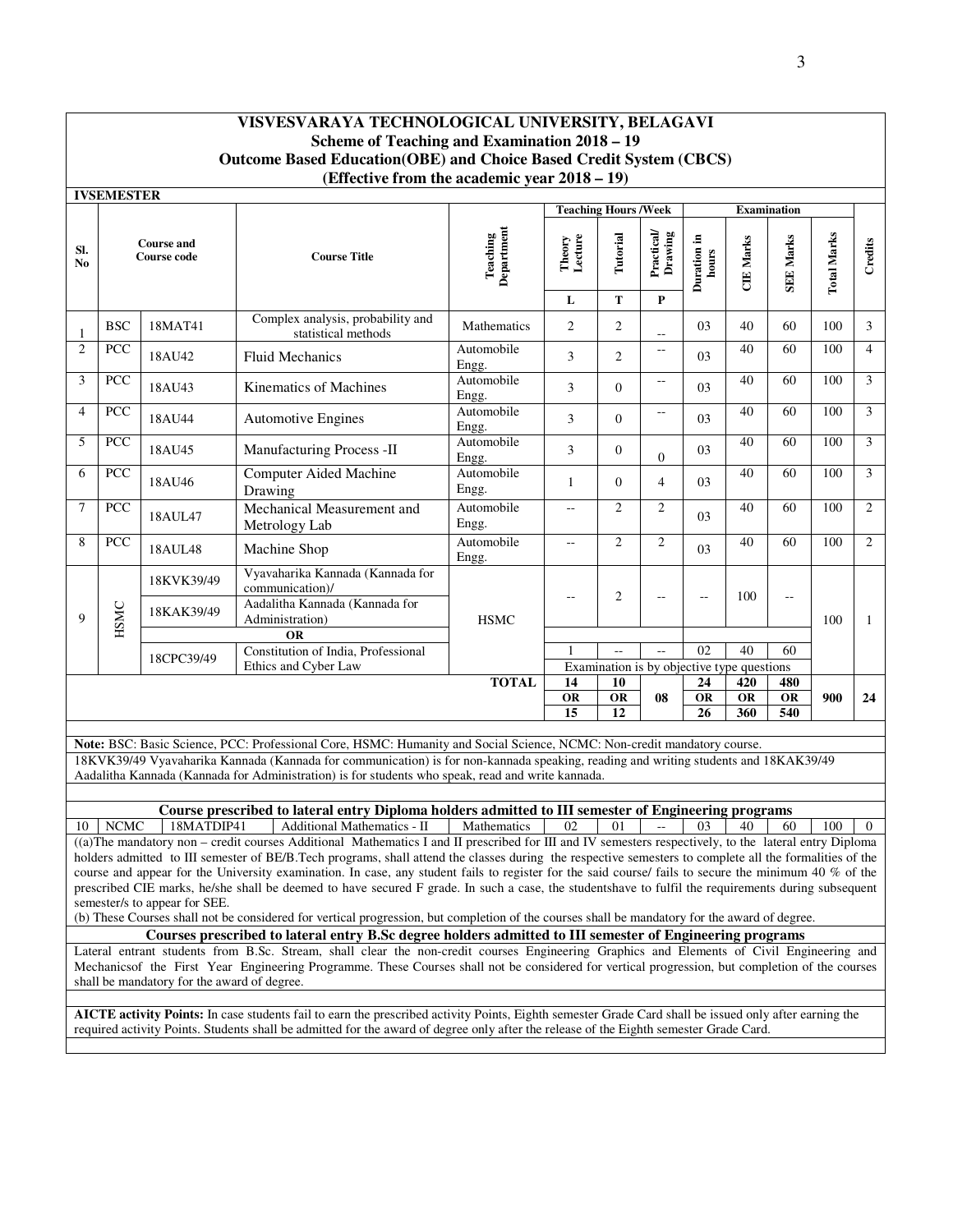# VISVESVARAYA TECHNOLOGICAL UNIVERSITY, BELAGAVI
## Scheme of Teaching and Examination 2018 – 19
## Outcome Based Education(OBE) and Choice Based Credit System (CBCS)
## (Effective from the academic year 2018 – 19)

**IVSEMESTER**

| Sl. No | Course and Course code | | Course Title | Teaching Department | Teaching Hours /Week | | | Examination | | | | |
|---|---|---|---|---|---|---|---|---|---|---|---|---|
| | | | | | Theory Lecture | Tutorial | Practical/ Drawing | Duration in hours | CIE Marks | SEE Marks | Total Marks | Credits |
| | | | | | L | T | P | | | | | |
| 1 | BSC | 18MAT41 | Complex analysis, probability and statistical methods | Mathematics | 2 | 2 | -- | 03 | 40 | 60 | 100 | 3 |
| 2 | PCC | 18AU42 | Fluid Mechanics | Automobile Engg. | 3 | 2 | -- | 03 | 40 | 60 | 100 | 4 |
| 3 | PCC | 18AU43 | Kinematics of Machines | Automobile Engg. | 3 | 0 | -- | 03 | 40 | 60 | 100 | 3 |
| 4 | PCC | 18AU44 | Automotive Engines | Automobile Engg. | 3 | 0 | -- | 03 | 40 | 60 | 100 | 3 |
| 5 | PCC | 18AU45 | Manufacturing Process -II | Automobile Engg. | 3 | 0 | 0 | 03 | 40 | 60 | 100 | 3 |
| 6 | PCC | 18AU46 | Computer Aided Machine Drawing | Automobile Engg. | 1 | 0 | 4 | 03 | 40 | 60 | 100 | 3 |
| 7 | PCC | 18AUL47 | Mechanical Measurement and Metrology Lab | Automobile Engg. | -- | 2 | 2 | 03 | 40 | 60 | 100 | 2 |
| 8 | PCC | 18AUL48 | Machine Shop | Automobile Engg. | -- | 2 | 2 | 03 | 40 | 60 | 100 | 2 |
| 9 | HSMC | 18KVK39/49 | Vyavaharika Kannada (Kannada for communication)/ | HSMC | -- | 2 | -- | -- | 100 | -- | 100 | 1 |
| | | 18KAK39/49 | Aadalitha Kannada (Kannada for Administration) | | | | | | | | | |
| | | **OR** | | | | | | | | | | |
| | | 18CPC39/49 | Constitution of India, Professional Ethics and Cyber Law | | 1 | -- | -- | 02 | 40 | 60 | | |
| | | | | | Examination is by objective type questions | | | | | | | |
| | | | | **TOTAL** | **14 OR 15** | **10 OR 12** | **08** | **24 OR 26** | **420 OR 360** | **480 OR 540** | **900** | **24** |

**Note:** BSC: Basic Science, PCC: Professional Core, HSMC: Humanity and Social Science, NCMC: Non-credit mandatory course.

18KVK39/49 Vyavaharika Kannada (Kannada for communication) is for non-kannada speaking, reading and writing students and 18KAK39/49 Aadalitha Kannada (Kannada for Administration) is for students who speak, read and write kannada.

### Course prescribed to lateral entry Diploma holders admitted to III semester of Engineering programs

| 10 | NCMC | 18MATDIP41 | Additional Mathematics - II | Mathematics | 02 | 01 | -- | 03 | 40 | 60 | 100 | 0 |
|---|---|---|---|---|---|---|---|---|---|---|---|---|

((a)The mandatory non – credit courses Additional Mathematics I and II prescribed for III and IV semesters respectively, to the lateral entry Diploma holders admitted to III semester of BE/B.Tech programs, shall attend the classes during the respective semesters to complete all the formalities of the course and appear for the University examination. In case, any student fails to register for the said course/ fails to secure the minimum 40 % of the prescribed CIE marks, he/she shall be deemed to have secured F grade. In such a case, the studentshave to fulfil the requirements during subsequent semester/s to appear for SEE.

(b) These Courses shall not be considered for vertical progression, but completion of the courses shall be mandatory for the award of degree.

### Courses prescribed to lateral entry B.Sc degree holders admitted to III semester of Engineering programs

Lateral entrant students from B.Sc. Stream, shall clear the non-credit courses Engineering Graphics and Elements of Civil Engineering and Mechanicsof the First Year Engineering Programme. These Courses shall not be considered for vertical progression, but completion of the courses shall be mandatory for the award of degree.

**AICTE activity Points:** In case students fail to earn the prescribed activity Points, Eighth semester Grade Card shall be issued only after earning the required activity Points. Students shall be admitted for the award of degree only after the release of the Eighth semester Grade Card.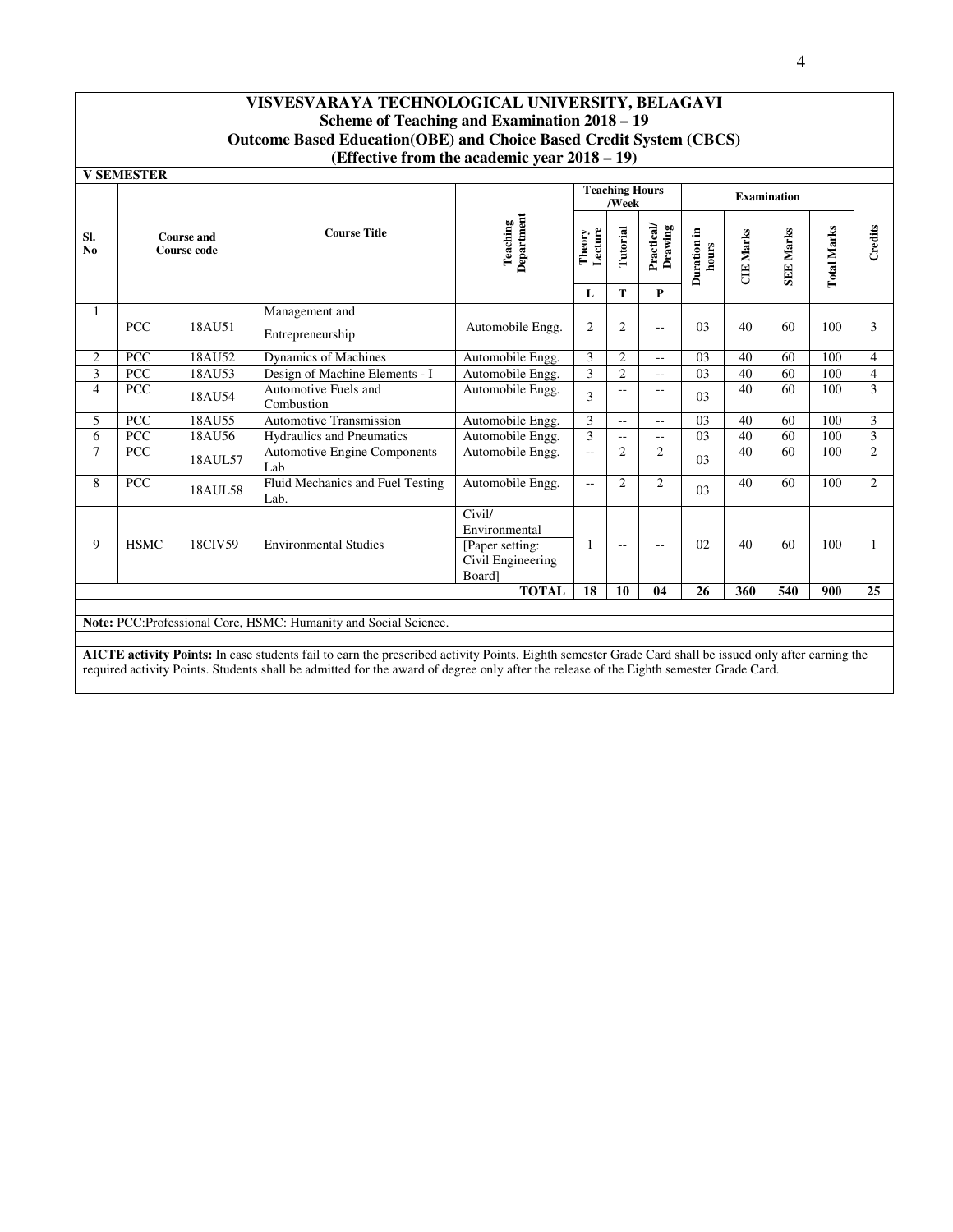# VISVESVARAYA TECHNOLOGICAL UNIVERSITY, BELAGAVI
## Scheme of Teaching and Examination 2018 – 19
## Outcome Based Education(OBE) and Choice Based Credit System (CBCS)
## (Effective from the academic year 2018 – 19)

**V SEMESTER**

| Sl. No | Course and Course code | | Course Title | Teaching Department | Teaching Hours /Week | | | Examination | | | | Credits |
|---|---|---|---|---|---|---|---|---|---|---|---|---|
| | | | | | Theory Lecture | Tutorial | Practical/ Drawing | Duration in hours | CIE Marks | SEE Marks | Total Marks | |
| | | | | | L | T | P | | | | | |
| 1 | PCC | 18AU51 | Management and Entrepreneurship | Automobile Engg. | 2 | 2 | -- | 03 | 40 | 60 | 100 | 3 |
| 2 | PCC | 18AU52 | Dynamics of Machines | Automobile Engg. | 3 | 2 | -- | 03 | 40 | 60 | 100 | 4 |
| 3 | PCC | 18AU53 | Design of Machine Elements - I | Automobile Engg. | 3 | 2 | -- | 03 | 40 | 60 | 100 | 4 |
| 4 | PCC | 18AU54 | Automotive Fuels and Combustion | Automobile Engg. | 3 | -- | -- | 03 | 40 | 60 | 100 | 3 |
| 5 | PCC | 18AU55 | Automotive Transmission | Automobile Engg. | 3 | -- | -- | 03 | 40 | 60 | 100 | 3 |
| 6 | PCC | 18AU56 | Hydraulics and Pneumatics | Automobile Engg. | 3 | -- | -- | 03 | 40 | 60 | 100 | 3 |
| 7 | PCC | 18AUL57 | Automotive Engine Components Lab | Automobile Engg. | -- | 2 | 2 | 03 | 40 | 60 | 100 | 2 |
| 8 | PCC | 18AUL58 | Fluid Mechanics and Fuel Testing Lab. | Automobile Engg. | -- | 2 | 2 | 03 | 40 | 60 | 100 | 2 |
| 9 | HSMC | 18CIV59 | Environmental Studies | Civil/ Environmental [Paper setting: Civil Engineering Board] | 1 | -- | -- | 02 | 40 | 60 | 100 | 1 |
| | | | | **TOTAL** | **18** | **10** | **04** | **26** | **360** | **540** | **900** | **25** |

**Note:** PCC:Professional Core, HSMC: Humanity and Social Science.

**AICTE activity Points:** In case students fail to earn the prescribed activity Points, Eighth semester Grade Card shall be issued only after earning the required activity Points. Students shall be admitted for the award of degree only after the release of the Eighth semester Grade Card.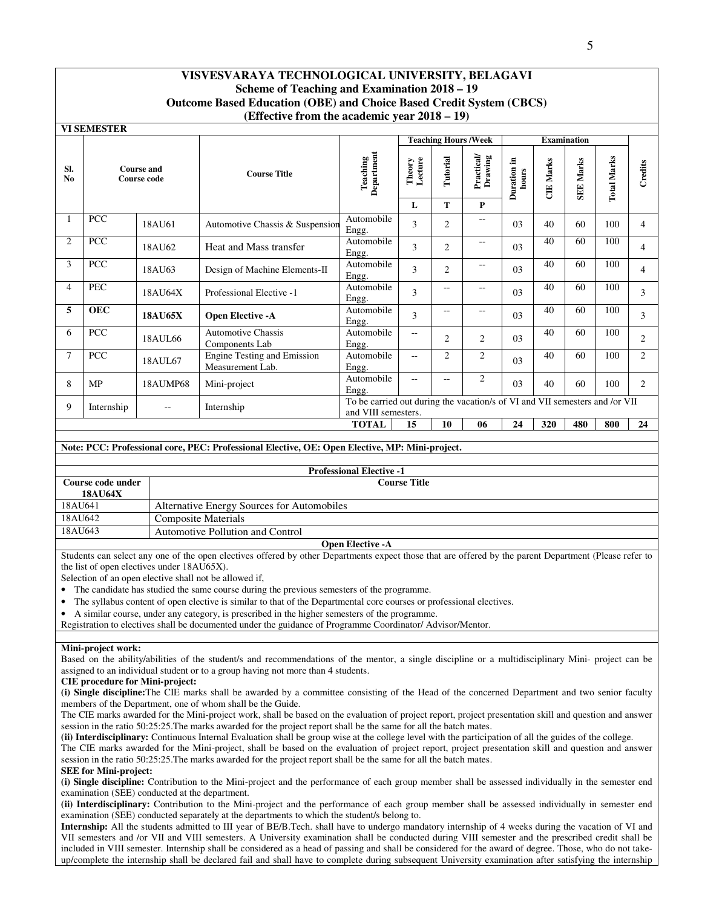# VISVESVARAYA TECHNOLOGICAL UNIVERSITY, BELAGAVI

## Scheme of Teaching and Examination 2018 – 19

## Outcome Based Education (OBE) and Choice Based Credit System (CBCS)

## (Effective from the academic year 2018 – 19)

**VI SEMESTER**

| Sl. No | Course and Course code | | Course Title | Teaching Department | Teaching Hours /Week | | | Examination | | | | Credits |
|---|---|---|---|---|---|---|---|---|---|---|---|---|
| | | | | | Theory Lecture | Tutorial | Practical/ Drawing | Duration in hours | CIE Marks | SEE Marks | Total Marks | |
| | | | | | L | T | P | | | | | |
| 1 | PCC | 18AU61 | Automotive Chassis & Suspension | Automobile Engg. | 3 | 2 | -- | 03 | 40 | 60 | 100 | 4 |
| 2 | PCC | 18AU62 | Heat and Mass transfer | Automobile Engg. | 3 | 2 | -- | 03 | 40 | 60 | 100 | 4 |
| 3 | PCC | 18AU63 | Design of Machine Elements-II | Automobile Engg. | 3 | 2 | -- | 03 | 40 | 60 | 100 | 4 |
| 4 | PEC | 18AU64X | Professional Elective -1 | Automobile Engg. | 3 | -- | -- | 03 | 40 | 60 | 100 | 3 |
| **5** | **OEC** | **18AU65X** | **Open Elective -A** | Automobile Engg. | 3 | -- | -- | 03 | 40 | 60 | 100 | 3 |
| 6 | PCC | 18AUL66 | Automotive Chassis Components Lab | Automobile Engg. | -- | 2 | 2 | 03 | 40 | 60 | 100 | 2 |
| 7 | PCC | 18AUL67 | Engine Testing and Emission Measurement Lab. | Automobile Engg. | -- | 2 | 2 | 03 | 40 | 60 | 100 | 2 |
| 8 | MP | 18AUMP68 | Mini-project | Automobile Engg. | -- | -- | 2 | 03 | 40 | 60 | 100 | 2 |
| 9 | Internship | -- | Internship | To be carried out during the vacation/s of VI and VII semesters and /or VII and VIII semesters. | | | | | | | | |
| | | | | **TOTAL** | **15** | **10** | **06** | **24** | **320** | **480** | **800** | **24** |

**Note: PCC: Professional core, PEC: Professional Elective, OE: Open Elective, MP: Mini-project.**

**Professional Elective -1**

| Course code under 18AU64X | Course Title |
|---|---|
| 18AU641 | Alternative Energy Sources for Automobiles |
| 18AU642 | Composite Materials |
| 18AU643 | Automotive Pollution and Control |

**Open Elective -A**

Students can select any one of the open electives offered by other Departments expect those that are offered by the parent Department (Please refer to the list of open electives under 18AU65X).

Selection of an open elective shall not be allowed if,

- The candidate has studied the same course during the previous semesters of the programme.
- The syllabus content of open elective is similar to that of the Departmental core courses or professional electives.
- A similar course, under any category, is prescribed in the higher semesters of the programme.

Registration to electives shall be documented under the guidance of Programme Coordinator/ Advisor/Mentor.

**Mini-project work:**

Based on the ability/abilities of the student/s and recommendations of the mentor, a single discipline or a multidisciplinary Mini- project can be assigned to an individual student or to a group having not more than 4 students.

**CIE procedure for Mini-project:**

**(i) Single discipline:**The CIE marks shall be awarded by a committee consisting of the Head of the concerned Department and two senior faculty members of the Department, one of whom shall be the Guide.

The CIE marks awarded for the Mini-project work, shall be based on the evaluation of project report, project presentation skill and question and answer session in the ratio 50:25:25.The marks awarded for the project report shall be the same for all the batch mates.

**(ii) Interdisciplinary:** Continuous Internal Evaluation shall be group wise at the college level with the participation of all the guides of the college.

The CIE marks awarded for the Mini-project, shall be based on the evaluation of project report, project presentation skill and question and answer session in the ratio 50:25:25.The marks awarded for the project report shall be the same for all the batch mates.

**SEE for Mini-project:**

**(i) Single discipline:** Contribution to the Mini-project and the performance of each group member shall be assessed individually in the semester end examination (SEE) conducted at the department.

**(ii) Interdisciplinary:** Contribution to the Mini-project and the performance of each group member shall be assessed individually in semester end examination (SEE) conducted separately at the departments to which the student/s belong to.

**Internship:** All the students admitted to III year of BE/B.Tech. shall have to undergo mandatory internship of 4 weeks during the vacation of VI and VII semesters and /or VII and VIII semesters. A University examination shall be conducted during VIII semester and the prescribed credit shall be included in VIII semester. Internship shall be considered as a head of passing and shall be considered for the award of degree. Those, who do not take-up/complete the internship shall be declared fail and shall have to complete during subsequent University examination after satisfying the internship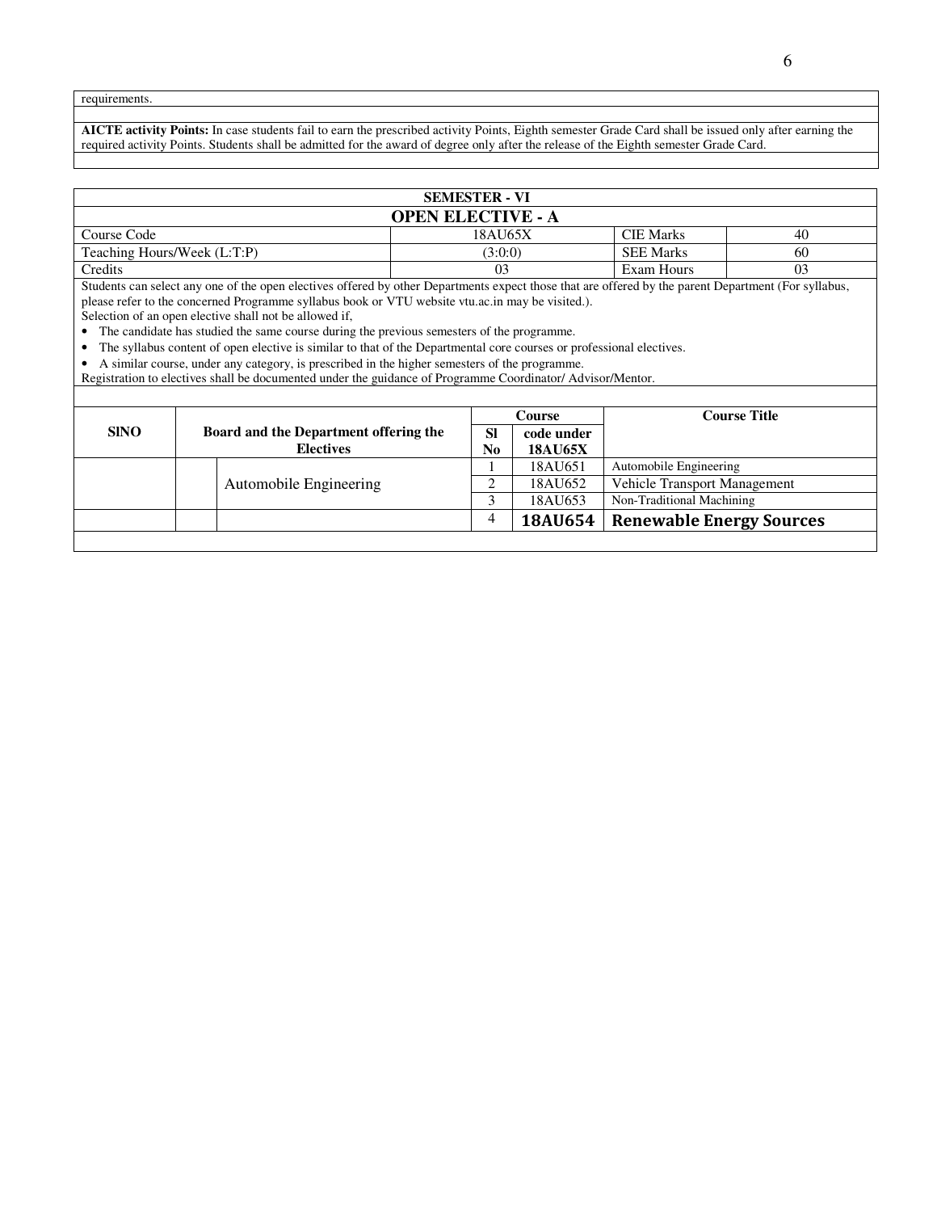requirements.

**AICTE activity Points:** In case students fail to earn the prescribed activity Points, Eighth semester Grade Card shall be issued only after earning the required activity Points. Students shall be admitted for the award of degree only after the release of the Eighth semester Grade Card.

## SEMESTER - VI

## OPEN ELECTIVE - A

| Course Code | 18AU65X | CIE Marks | 40 |
|---|---|---|---|
| Teaching Hours/Week (L:T:P) | (3:0:0) | SEE Marks | 60 |
| Credits | 03 | Exam Hours | 03 |

Students can select any one of the open electives offered by other Departments expect those that are offered by the parent Department (For syllabus, please refer to the concerned Programme syllabus book or VTU website vtu.ac.in may be visited.).

Selection of an open elective shall not be allowed if,

- The candidate has studied the same course during the previous semesters of the programme.
- The syllabus content of open elective is similar to that of the Departmental core courses or professional electives.
- A similar course, under any category, is prescribed in the higher semesters of the programme.

Registration to electives shall be documented under the guidance of Programme Coordinator/ Advisor/Mentor.

| SlNO | Board and the Department offering the Electives | | Course Sl No | Course code under 18AU65X | Course Title |
|---|---|---|---|---|---|
| | | Automobile Engineering | 1 | 18AU651 | Automobile Engineering |
| | | | 2 | 18AU652 | Vehicle Transport Management |
| | | | 3 | 18AU653 | Non-Traditional Machining |
| | | | 4 | **18AU654** | **Renewable Energy Sources** |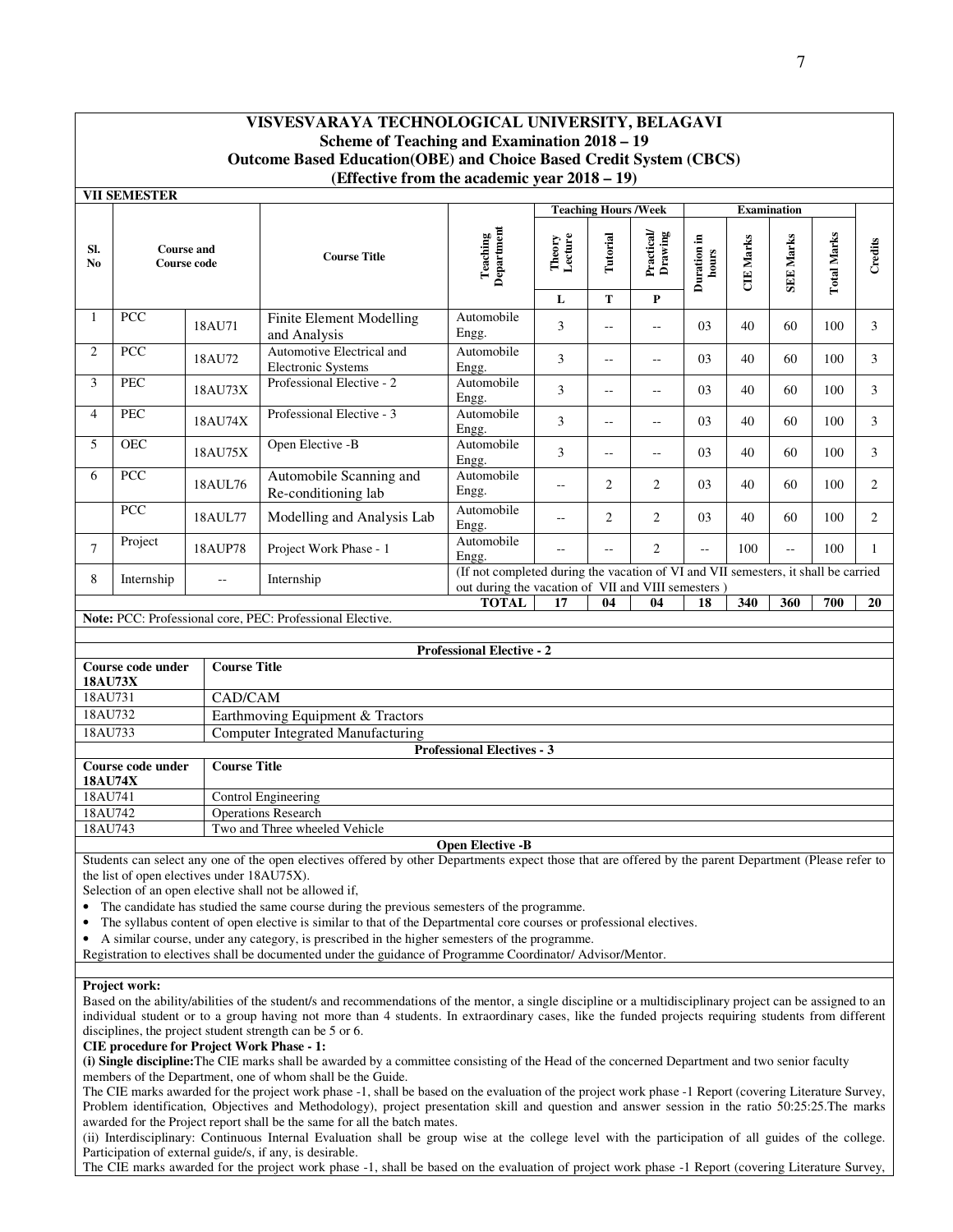# VISVESVARAYA TECHNOLOGICAL UNIVERSITY, BELAGAVI

## Scheme of Teaching and Examination 2018 – 19

## Outcome Based Education(OBE) and Choice Based Credit System (CBCS)

## (Effective from the academic year 2018 – 19)

**VII SEMESTER**

| Sl. No | Course and Course code | | Course Title | Teaching Department | Teaching Hours /Week | | | Examination | | | | Credits |
|---|---|---|---|---|---|---|---|---|---|---|---|---|
| | | | | | Theory Lecture | Tutorial | Practical/ Drawing | Duration in hours | CIE Marks | SEE Marks | Total Marks | |
| | | | | | L | T | P | | | | | |
| 1 | PCC | 18AU71 | Finite Element Modelling and Analysis | Automobile Engg. | 3 | -- | -- | 03 | 40 | 60 | 100 | 3 |
| 2 | PCC | 18AU72 | Automotive Electrical and Electronic Systems | Automobile Engg. | 3 | -- | -- | 03 | 40 | 60 | 100 | 3 |
| 3 | PEC | 18AU73X | Professional Elective - 2 | Automobile Engg. | 3 | -- | -- | 03 | 40 | 60 | 100 | 3 |
| 4 | PEC | 18AU74X | Professional Elective - 3 | Automobile Engg. | 3 | -- | -- | 03 | 40 | 60 | 100 | 3 |
| 5 | OEC | 18AU75X | Open Elective -B | Automobile Engg. | 3 | -- | -- | 03 | 40 | 60 | 100 | 3 |
| 6 | PCC | 18AUL76 | Automobile Scanning and Re-conditioning lab | Automobile Engg. | -- | 2 | 2 | 03 | 40 | 60 | 100 | 2 |
| | PCC | 18AUL77 | Modelling and Analysis Lab | Automobile Engg. | -- | 2 | 2 | 03 | 40 | 60 | 100 | 2 |
| 7 | Project | 18AUP78 | Project Work Phase - 1 | Automobile Engg. | -- | -- | 2 | -- | 100 | -- | 100 | 1 |
| 8 | Internship | -- | Internship | (If not completed during the vacation of VI and VII semesters, it shall be carried out during the vacation of VII and VIII semesters ) | | | | | | | | |
| | | | | **TOTAL** | **17** | **04** | **04** | **18** | **340** | **360** | **700** | **20** |

**Note:** PCC: Professional core, PEC: Professional Elective.

**Professional Elective - 2**

| Course code under 18AU73X | Course Title |
|---|---|
| 18AU731 | CAD/CAM |
| 18AU732 | Earthmoving Equipment & Tractors |
| 18AU733 | Computer Integrated Manufacturing |

**Professional Electives - 3**

| Course code under 18AU74X | Course Title |
|---|---|
| 18AU741 | Control Engineering |
| 18AU742 | Operations Research |
| 18AU743 | Two and Three wheeled Vehicle |

**Open Elective -B**

Students can select any one of the open electives offered by other Departments expect those that are offered by the parent Department (Please refer to the list of open electives under 18AU75X).

Selection of an open elective shall not be allowed if,

- The candidate has studied the same course during the previous semesters of the programme.
- The syllabus content of open elective is similar to that of the Departmental core courses or professional electives.
- A similar course, under any category, is prescribed in the higher semesters of the programme.

Registration to electives shall be documented under the guidance of Programme Coordinator/ Advisor/Mentor.

**Project work:**

Based on the ability/abilities of the student/s and recommendations of the mentor, a single discipline or a multidisciplinary project can be assigned to an individual student or to a group having not more than 4 students. In extraordinary cases, like the funded projects requiring students from different disciplines, the project student strength can be 5 or 6.

**CIE procedure for Project Work Phase - 1:**

**(i) Single discipline:** The CIE marks shall be awarded by a committee consisting of the Head of the concerned Department and two senior faculty members of the Department, one of whom shall be the Guide.

The CIE marks awarded for the project work phase -1, shall be based on the evaluation of the project work phase -1 Report (covering Literature Survey, Problem identification, Objectives and Methodology), project presentation skill and question and answer session in the ratio 50:25:25.The marks awarded for the Project report shall be the same for all the batch mates.

(ii) Interdisciplinary: Continuous Internal Evaluation shall be group wise at the college level with the participation of all guides of the college. Participation of external guide/s, if any, is desirable.

The CIE marks awarded for the project work phase -1, shall be based on the evaluation of project work phase -1 Report (covering Literature Survey,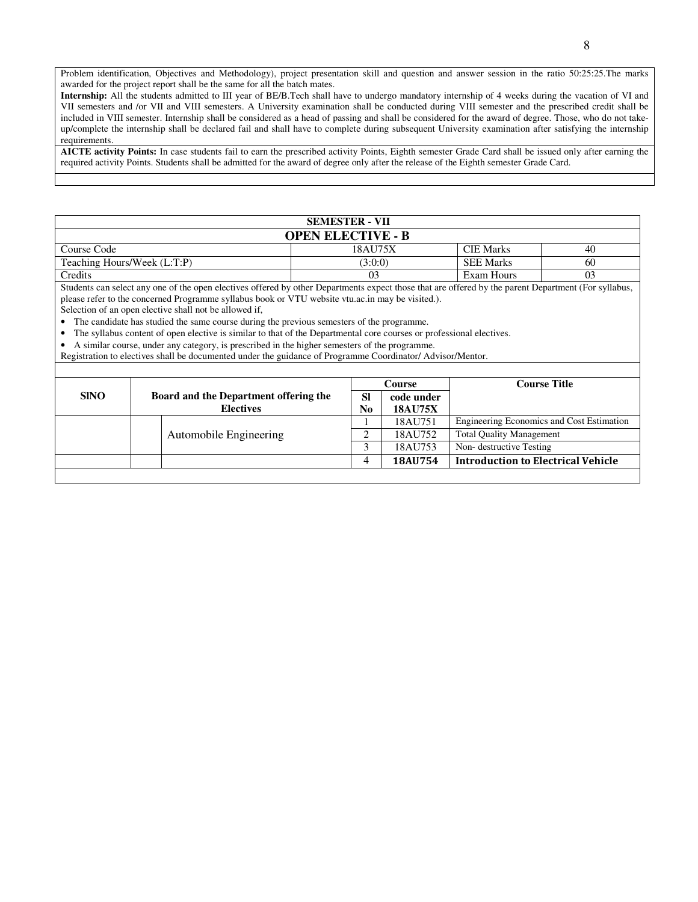Problem identification, Objectives and Methodology), project presentation skill and question and answer session in the ratio 50:25:25.The marks awarded for the project report shall be the same for all the batch mates.

**Internship:** All the students admitted to III year of BE/B.Tech shall have to undergo mandatory internship of 4 weeks during the vacation of VI and VII semesters and /or VII and VIII semesters. A University examination shall be conducted during VIII semester and the prescribed credit shall be included in VIII semester. Internship shall be considered as a head of passing and shall be considered for the award of degree. Those, who do not take-up/complete the internship shall be declared fail and shall have to complete during subsequent University examination after satisfying the internship requirements.

**AICTE activity Points:** In case students fail to earn the prescribed activity Points, Eighth semester Grade Card shall be issued only after earning the required activity Points. Students shall be admitted for the award of degree only after the release of the Eighth semester Grade Card.

## SEMESTER - VII

## OPEN ELECTIVE - B

| Course Code | 18AU75X | CIE Marks | 40 |
|---|---|---|---|
| Teaching Hours/Week (L:T:P) | (3:0:0) | SEE Marks | 60 |
| Credits | 03 | Exam Hours | 03 |

Students can select any one of the open electives offered by other Departments expect those that are offered by the parent Department (For syllabus, please refer to the concerned Programme syllabus book or VTU website vtu.ac.in may be visited.).

Selection of an open elective shall not be allowed if,

- The candidate has studied the same course during the previous semesters of the programme.
- The syllabus content of open elective is similar to that of the Departmental core courses or professional electives.
- A similar course, under any category, is prescribed in the higher semesters of the programme.

Registration to electives shall be documented under the guidance of Programme Coordinator/ Advisor/Mentor.

| SlNO | Board and the Department offering the Electives | Sl No | Course code under 18AU75X | Course Title |
|---|---|---|---|---|
| | Automobile Engineering | 1 | 18AU751 | Engineering Economics and Cost Estimation |
| | | 2 | 18AU752 | Total Quality Management |
| | | 3 | 18AU753 | Non- destructive Testing |
| | | 4 | **18AU754** | **Introduction to Electrical Vehicle** |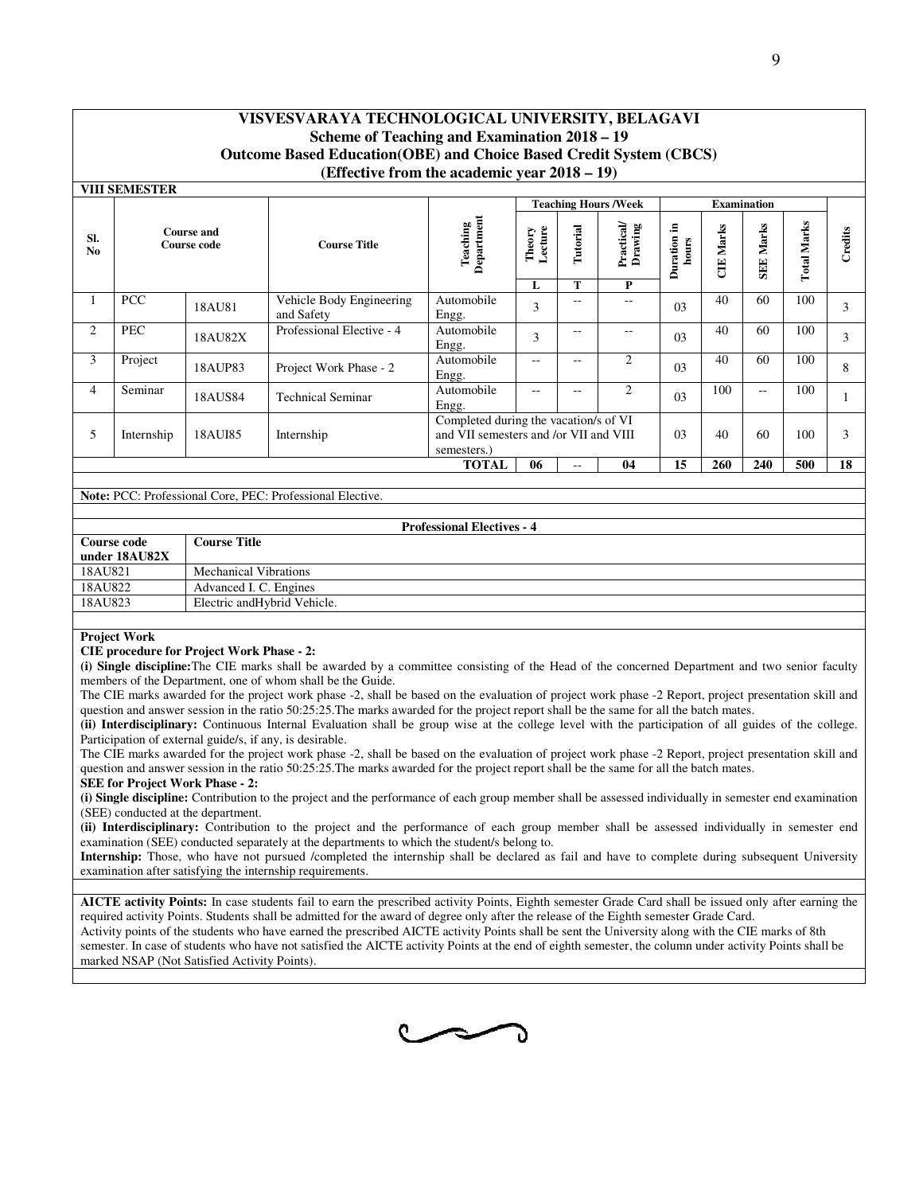# VISVESVARAYA TECHNOLOGICAL UNIVERSITY, BELAGAVI

## Scheme of Teaching and Examination 2018 – 19

## Outcome Based Education(OBE) and Choice Based Credit System (CBCS)

## (Effective from the academic year 2018 – 19)

**VIII SEMESTER**

| Sl. No | Course and Course code | | Course Title | Teaching Department | Teaching Hours /Week | | | Examination | | | | Credits |
|---|---|---|---|---|---|---|---|---|---|---|---|---|
| | | | | | Theory Lecture | Tutorial | Practical/ Drawing | Duration in hours | CIE Marks | SEE Marks | Total Marks | |
| | | | | | L | T | P | | | | | |
| 1 | PCC | 18AU81 | Vehicle Body Engineering and Safety | Automobile Engg. | 3 | -- | -- | 03 | 40 | 60 | 100 | 3 |
| 2 | PEC | 18AU82X | Professional Elective - 4 | Automobile Engg. | 3 | -- | -- | 03 | 40 | 60 | 100 | 3 |
| 3 | Project | 18AUP83 | Project Work Phase - 2 | Automobile Engg. | -- | -- | 2 | 03 | 40 | 60 | 100 | 8 |
| 4 | Seminar | 18AUS84 | Technical Seminar | Automobile Engg. | -- | -- | 2 | 03 | 100 | -- | 100 | 1 |
| 5 | Internship | 18AUI85 | Internship | Completed during the vacation/s of VI and VII semesters and /or VII and VIII semesters.) | | | | 03 | 40 | 60 | 100 | 3 |
| | | | | **TOTAL** | **06** | -- | **04** | **15** | **260** | **240** | **500** | **18** |

**Note:** PCC: Professional Core, PEC: Professional Elective.

**Professional Electives - 4**

| Course code under 18AU82X | Course Title |
|---|---|
| 18AU821 | Mechanical Vibrations |
| 18AU822 | Advanced I. C. Engines |
| 18AU823 | Electric andHybrid Vehicle. |

**Project Work**

**CIE procedure for Project Work Phase - 2:**

**(i) Single discipline:**The CIE marks shall be awarded by a committee consisting of the Head of the concerned Department and two senior faculty members of the Department, one of whom shall be the Guide.

The CIE marks awarded for the project work phase -2, shall be based on the evaluation of project work phase -2 Report, project presentation skill and question and answer session in the ratio 50:25:25.The marks awarded for the project report shall be the same for all the batch mates.

**(ii) Interdisciplinary:** Continuous Internal Evaluation shall be group wise at the college level with the participation of all guides of the college. Participation of external guide/s, if any, is desirable.

The CIE marks awarded for the project work phase -2, shall be based on the evaluation of project work phase -2 Report, project presentation skill and question and answer session in the ratio 50:25:25.The marks awarded for the project report shall be the same for all the batch mates.

**SEE for Project Work Phase - 2:**

**(i) Single discipline:** Contribution to the project and the performance of each group member shall be assessed individually in semester end examination (SEE) conducted at the department.

**(ii) Interdisciplinary:** Contribution to the project and the performance of each group member shall be assessed individually in semester end examination (SEE) conducted separately at the departments to which the student/s belong to.

**Internship:** Those, who have not pursued /completed the internship shall be declared as fail and have to complete during subsequent University examination after satisfying the internship requirements.

**AICTE activity Points:** In case students fail to earn the prescribed activity Points, Eighth semester Grade Card shall be issued only after earning the required activity Points. Students shall be admitted for the award of degree only after the release of the Eighth semester Grade Card.

Activity points of the students who have earned the prescribed AICTE activity Points shall be sent the University along with the CIE marks of 8th semester. In case of students who have not satisfied the AICTE activity Points at the end of eighth semester, the column under activity Points shall be marked NSAP (Not Satisfied Activity Points).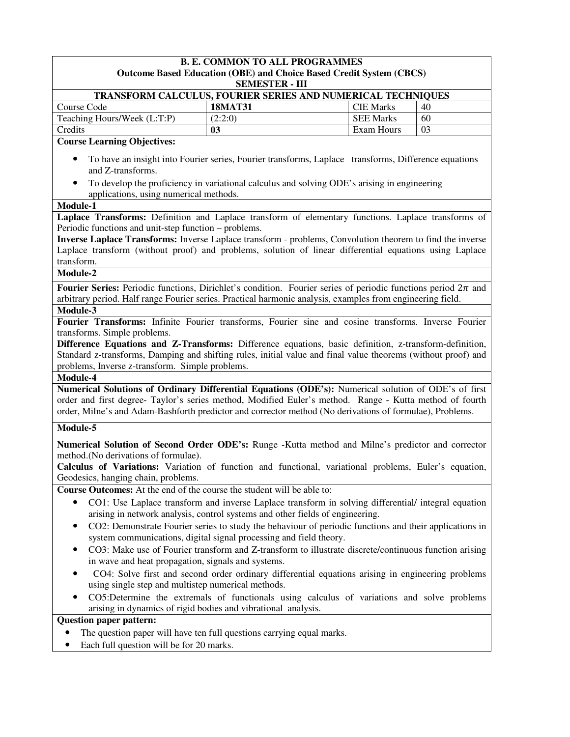**B. E. COMMON TO ALL PROGRAMMES**
**Outcome Based Education (OBE) and Choice Based Credit System (CBCS)**
**SEMESTER - III**

## TRANSFORM CALCULUS, FOURIER SERIES AND NUMERICAL TECHNIQUES

| Course Code | **18MAT31** | CIE Marks | 40 |
|---|---|---|---|
| Teaching Hours/Week (L:T:P) | (2:2:0) | SEE Marks | 60 |
| Credits | **03** | Exam Hours | 03 |

**Course Learning Objectives:**

- To have an insight into Fourier series, Fourier transforms, Laplace transforms, Difference equations and Z-transforms.
- To develop the proficiency in variational calculus and solving ODE's arising in engineering applications, using numerical methods.

**Module-1**

**Laplace Transforms:** Definition and Laplace transform of elementary functions. Laplace transforms of Periodic functions and unit-step function – problems.

**Inverse Laplace Transforms:** Inverse Laplace transform - problems, Convolution theorem to find the inverse Laplace transform (without proof) and problems, solution of linear differential equations using Laplace transform.

**Module-2**

**Fourier Series:** Periodic functions, Dirichlet's condition. Fourier series of periodic functions period $2\pi$ and arbitrary period. Half range Fourier series. Practical harmonic analysis, examples from engineering field.

**Module-3**

**Fourier Transforms:** Infinite Fourier transforms, Fourier sine and cosine transforms. Inverse Fourier transforms. Simple problems.

**Difference Equations and Z-Transforms:** Difference equations, basic definition, z-transform-definition, Standard z-transforms, Damping and shifting rules, initial value and final value theorems (without proof) and problems, Inverse z-transform. Simple problems.

**Module-4**

**Numerical Solutions of Ordinary Differential Equations (ODE's):** Numerical solution of ODE's of first order and first degree- Taylor's series method, Modified Euler's method. Range - Kutta method of fourth order, Milne's and Adam-Bashforth predictor and corrector method (No derivations of formulae), Problems.

**Module-5**

**Numerical Solution of Second Order ODE's:** Runge -Kutta method and Milne's predictor and corrector method.(No derivations of formulae).

**Calculus of Variations:** Variation of function and functional, variational problems, Euler's equation, Geodesics, hanging chain, problems.

**Course Outcomes:** At the end of the course the student will be able to:

- CO1: Use Laplace transform and inverse Laplace transform in solving differential/ integral equation arising in network analysis, control systems and other fields of engineering.
- CO2: Demonstrate Fourier series to study the behaviour of periodic functions and their applications in system communications, digital signal processing and field theory.
- CO3: Make use of Fourier transform and Z-transform to illustrate discrete/continuous function arising in wave and heat propagation, signals and systems.
- CO4: Solve first and second order ordinary differential equations arising in engineering problems using single step and multistep numerical methods.
- CO5:Determine the extremals of functionals using calculus of variations and solve problems arising in dynamics of rigid bodies and vibrational analysis.

**Question paper pattern:**

- The question paper will have ten full questions carrying equal marks.
- Each full question will be for 20 marks.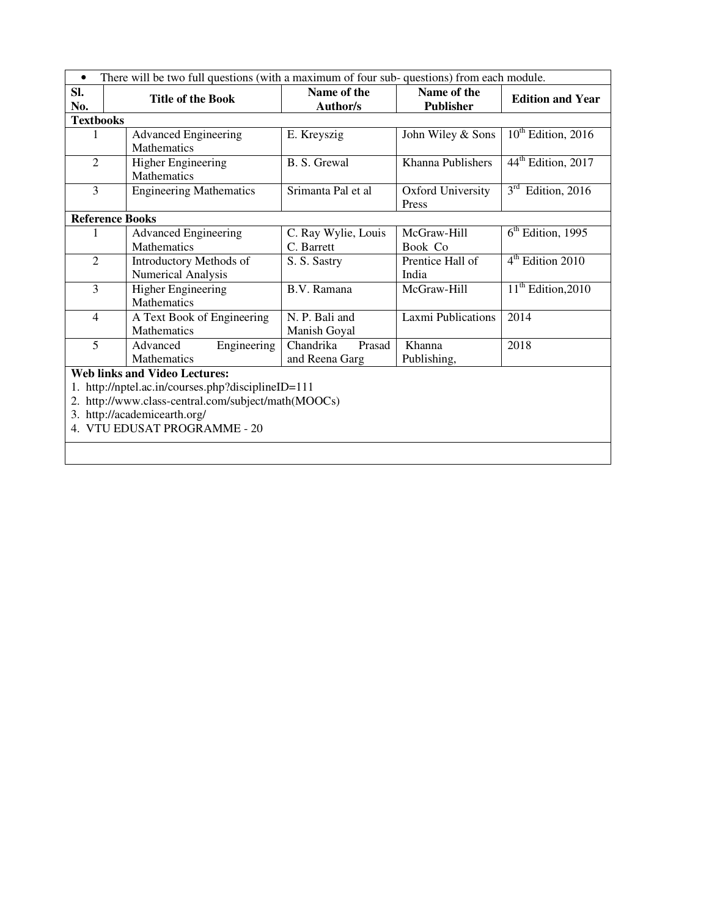- There will be two full questions (with a maximum of four sub- questions) from each module.

| Sl. No. | Title of the Book | Name of the Author/s | Name of the Publisher | Edition and Year |
|---|---|---|---|---|
| **Textbooks** | | | | |
| 1 | Advanced Engineering Mathematics | E. Kreyszig | John Wiley & Sons | 10th Edition, 2016 |
| 2 | Higher Engineering Mathematics | B. S. Grewal | Khanna Publishers | 44th Edition, 2017 |
| 3 | Engineering Mathematics | Srimanta Pal et al | Oxford University Press | 3rd Edition, 2016 |
| **Reference Books** | | | | |
| 1 | Advanced Engineering Mathematics | C. Ray Wylie, Louis C. Barrett | McGraw-Hill Book Co | 6th Edition, 1995 |
| 2 | Introductory Methods of Numerical Analysis | S. S. Sastry | Prentice Hall of India | 4th Edition 2010 |
| 3 | Higher Engineering Mathematics | B.V. Ramana | McGraw-Hill | 11th Edition,2010 |
| 4 | A Text Book of Engineering Mathematics | N. P. Bali and Manish Goyal | Laxmi Publications | 2014 |
| 5 | Advanced Engineering Mathematics | Chandrika Prasad and Reena Garg | Khanna Publishing, | 2018 |

**Web links and Video Lectures:**

1. http://nptel.ac.in/courses.php?disciplineID=111
2. http://www.class-central.com/subject/math(MOOCs)
3. http://academicearth.org/
4. VTU EDUSAT PROGRAMME - 20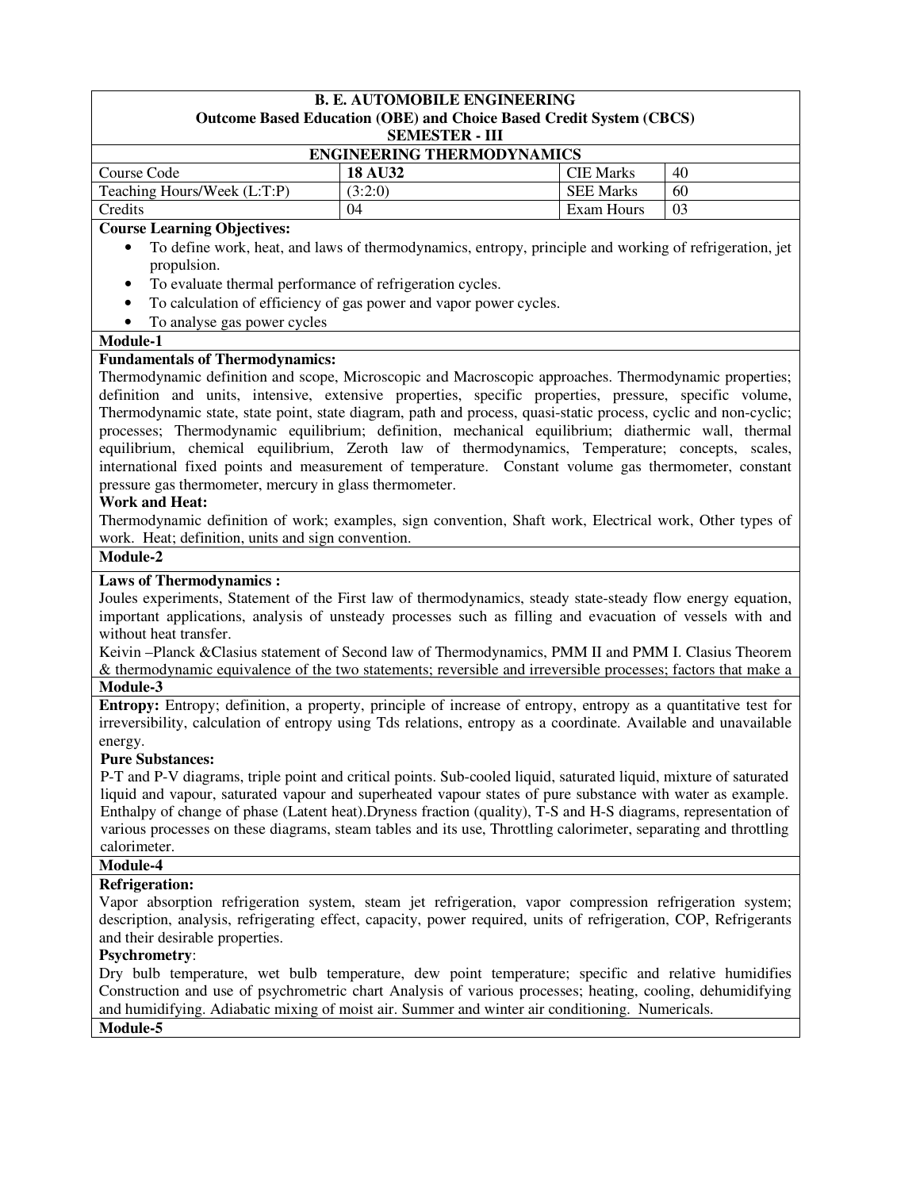**B. E. AUTOMOBILE ENGINEERING**
**Outcome Based Education (OBE) and Choice Based Credit System (CBCS)**
**SEMESTER - III**

**ENGINEERING THERMODYNAMICS**

| Course Code | **18 AU32** | CIE Marks | 40 |
|---|---|---|---|
| Teaching Hours/Week (L:T:P) | (3:2:0) | SEE Marks | 60 |
| Credits | 04 | Exam Hours | 03 |

**Course Learning Objectives:**

- To define work, heat, and laws of thermodynamics, entropy, principle and working of refrigeration, jet propulsion.
- To evaluate thermal performance of refrigeration cycles.
- To calculation of efficiency of gas power and vapor power cycles.
- To analyse gas power cycles

**Module-1**

**Fundamentals of Thermodynamics:**
Thermodynamic definition and scope, Microscopic and Macroscopic approaches. Thermodynamic properties; definition and units, intensive, extensive properties, specific properties, pressure, specific volume, Thermodynamic state, state point, state diagram, path and process, quasi-static process, cyclic and non-cyclic; processes; Thermodynamic equilibrium; definition, mechanical equilibrium; diathermic wall, thermal equilibrium, chemical equilibrium, Zeroth law of thermodynamics, Temperature; concepts, scales, international fixed points and measurement of temperature. Constant volume gas thermometer, constant pressure gas thermometer, mercury in glass thermometer.

**Work and Heat:**
Thermodynamic definition of work; examples, sign convention, Shaft work, Electrical work, Other types of work. Heat; definition, units and sign convention.

**Module-2**

**Laws of Thermodynamics :**
Joules experiments, Statement of the First law of thermodynamics, steady state-steady flow energy equation, important applications, analysis of unsteady processes such as filling and evacuation of vessels with and without heat transfer.
Keivin –Planck &Clasius statement of Second law of Thermodynamics, PMM II and PMM I. Clasius Theorem & thermodynamic equivalence of the two statements; reversible and irreversible processes; factors that make a

**Module-3**

**Entropy:** Entropy; definition, a property, principle of increase of entropy, entropy as a quantitative test for irreversibility, calculation of entropy using Tds relations, entropy as a coordinate. Available and unavailable energy.

**Pure Substances:**
P-T and P-V diagrams, triple point and critical points. Sub-cooled liquid, saturated liquid, mixture of saturated liquid and vapour, saturated vapour and superheated vapour states of pure substance with water as example. Enthalpy of change of phase (Latent heat).Dryness fraction (quality), T-S and H-S diagrams, representation of various processes on these diagrams, steam tables and its use, Throttling calorimeter, separating and throttling calorimeter.

**Module-4**

**Refrigeration:**
Vapor absorption refrigeration system, steam jet refrigeration, vapor compression refrigeration system; description, analysis, refrigerating effect, capacity, power required, units of refrigeration, COP, Refrigerants and their desirable properties.

**Psychrometry**:
Dry bulb temperature, wet bulb temperature, dew point temperature; specific and relative humidifies Construction and use of psychrometric chart Analysis of various processes; heating, cooling, dehumidifying and humidifying. Adiabatic mixing of moist air. Summer and winter air conditioning. Numericals.

**Module-5**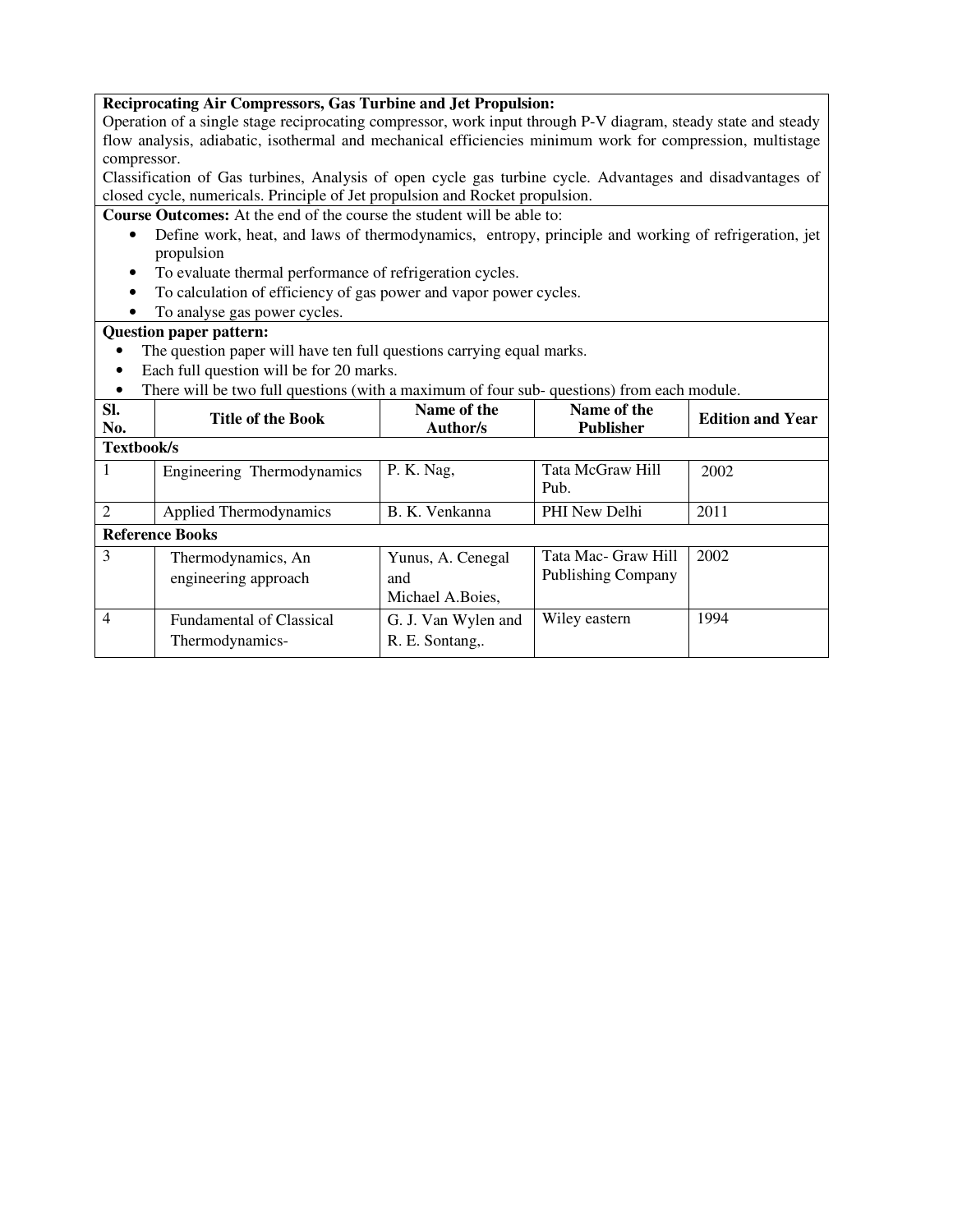**Reciprocating Air Compressors, Gas Turbine and Jet Propulsion:**
Operation of a single stage reciprocating compressor, work input through P-V diagram, steady state and steady flow analysis, adiabatic, isothermal and mechanical efficiencies minimum work for compression, multistage compressor.

Classification of Gas turbines, Analysis of open cycle gas turbine cycle. Advantages and disadvantages of closed cycle, numericals. Principle of Jet propulsion and Rocket propulsion.

**Course Outcomes:** At the end of the course the student will be able to:

- Define work, heat, and laws of thermodynamics, entropy, principle and working of refrigeration, jet propulsion
- To evaluate thermal performance of refrigeration cycles.
- To calculation of efficiency of gas power and vapor power cycles.
- To analyse gas power cycles.

**Question paper pattern:**

- The question paper will have ten full questions carrying equal marks.
- Each full question will be for 20 marks.
- There will be two full questions (with a maximum of four sub- questions) from each module.

| Sl. No. | Title of the Book | Name of the Author/s | Name of the Publisher | Edition and Year |
|---|---|---|---|---|
| **Textbook/s** | | | | |
| 1 | Engineering Thermodynamics | P. K. Nag, | Tata McGraw Hill Pub. | 2002 |
| 2 | Applied Thermodynamics | B. K. Venkanna | PHI New Delhi | 2011 |
| **Reference Books** | | | | |
| 3 | Thermodynamics, An engineering approach | Yunus, A. Cenegal and Michael A.Boies, | Tata Mac- Graw Hill Publishing Company | 2002 |
| 4 | Fundamental of Classical Thermodynamics- | G. J. Van Wylen and R. E. Sontang,. | Wiley eastern | 1994 |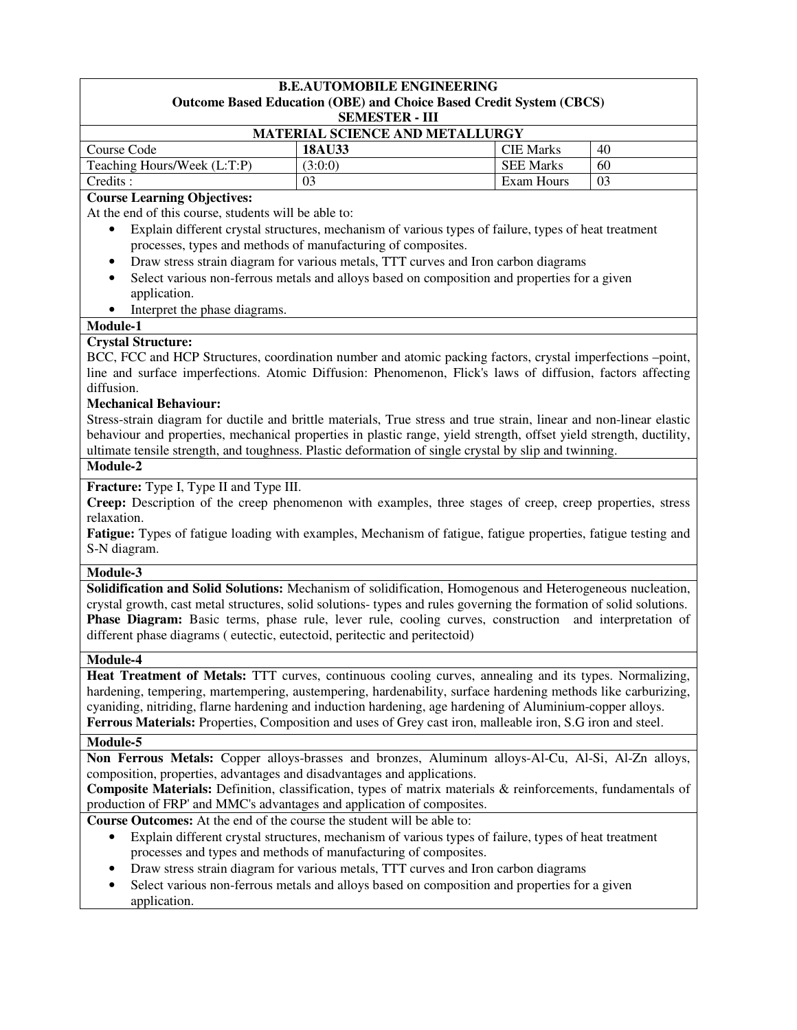**B.E.AUTOMOBILE ENGINEERING**
**Outcome Based Education (OBE) and Choice Based Credit System (CBCS)**
**SEMESTER - III**

## MATERIAL SCIENCE AND METALLURGY

| Course Code | **18AU33** | CIE Marks | 40 |
|---|---|---|---|
| Teaching Hours/Week (L:T:P) | (3:0:0) | SEE Marks | 60 |
| Credits : | 03 | Exam Hours | 03 |

**Course Learning Objectives:**

At the end of this course, students will be able to:

- Explain different crystal structures, mechanism of various types of failure, types of heat treatment processes, types and methods of manufacturing of composites.
- Draw stress strain diagram for various metals, TTT curves and Iron carbon diagrams
- Select various non-ferrous metals and alloys based on composition and properties for a given application.
- Interpret the phase diagrams.

### Module-1

**Crystal Structure:**

BCC, FCC and HCP Structures, coordination number and atomic packing factors, crystal imperfections –point, line and surface imperfections. Atomic Diffusion: Phenomenon, Flick's laws of diffusion, factors affecting diffusion.

**Mechanical Behaviour:**

Stress-strain diagram for ductile and brittle materials, True stress and true strain, linear and non-linear elastic behaviour and properties, mechanical properties in plastic range, yield strength, offset yield strength, ductility, ultimate tensile strength, and toughness. Plastic deformation of single crystal by slip and twinning.

### Module-2

**Fracture:** Type I, Type II and Type III.

**Creep:** Description of the creep phenomenon with examples, three stages of creep, creep properties, stress relaxation.

**Fatigue:** Types of fatigue loading with examples, Mechanism of fatigue, fatigue properties, fatigue testing and S-N diagram.

### Module-3

**Solidification and Solid Solutions:** Mechanism of solidification, Homogenous and Heterogeneous nucleation, crystal growth, cast metal structures, solid solutions- types and rules governing the formation of solid solutions.

**Phase Diagram:** Basic terms, phase rule, lever rule, cooling curves, construction and interpretation of different phase diagrams ( eutectic, eutectoid, peritectic and peritectoid)

### Module-4

**Heat Treatment of Metals:** TTT curves, continuous cooling curves, annealing and its types. Normalizing, hardening, tempering, martempering, austempering, hardenability, surface hardening methods like carburizing, cyaniding, nitriding, flarne hardening and induction hardening, age hardening of Aluminium-copper alloys.

**Ferrous Materials:** Properties, Composition and uses of Grey cast iron, malleable iron, S.G iron and steel.

### Module-5

**Non Ferrous Metals:** Copper alloys-brasses and bronzes, Aluminum alloys-Al-Cu, Al-Si, Al-Zn alloys, composition, properties, advantages and disadvantages and applications.

**Composite Materials:** Definition, classification, types of matrix materials & reinforcements, fundamentals of production of FRP' and MMC's advantages and application of composites.

**Course Outcomes:** At the end of the course the student will be able to:

- Explain different crystal structures, mechanism of various types of failure, types of heat treatment processes and types and methods of manufacturing of composites.
- Draw stress strain diagram for various metals, TTT curves and Iron carbon diagrams
- Select various non-ferrous metals and alloys based on composition and properties for a given application.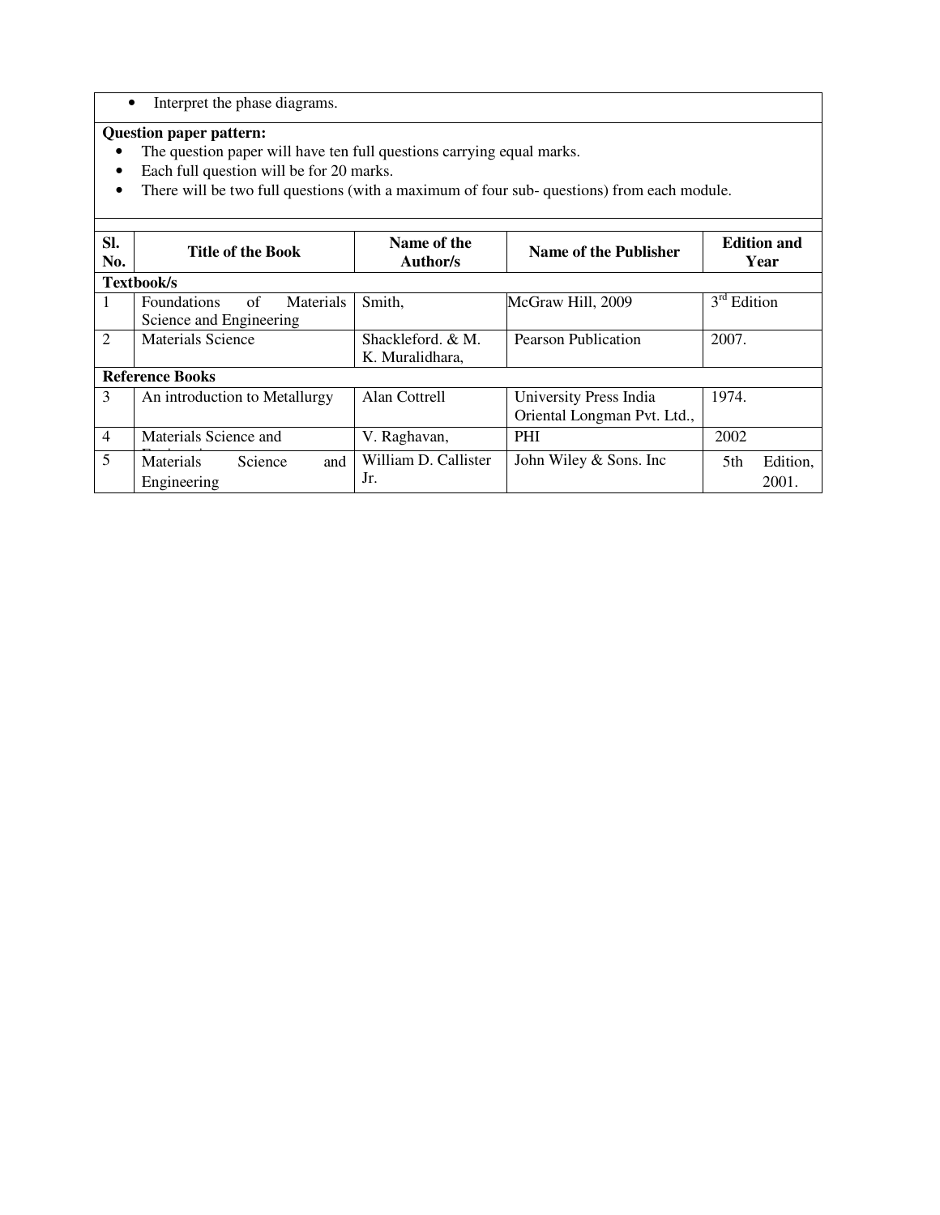- Interpret the phase diagrams.

**Question paper pattern:**

- The question paper will have ten full questions carrying equal marks.
- Each full question will be for 20 marks.
- There will be two full questions (with a maximum of four sub- questions) from each module.

| Sl. No. | Title of the Book | Name of the Author/s | Name of the Publisher | Edition and Year |
|---|---|---|---|---|
| **Textbook/s** | | | | |
| 1 | Foundations of Materials Science and Engineering | Smith, | McGraw Hill, 2009 | 3rd Edition |
| 2 | Materials Science | Shackleford. & M. K. Muralidhara, | Pearson Publication | 2007. |
| **Reference Books** | | | | |
| 3 | An introduction to Metallurgy | Alan Cottrell | University Press India Oriental Longman Pvt. Ltd., | 1974. |
| 4 | Materials Science and Engineering | V. Raghavan, | PHI | 2002 |
| 5 | Materials Science and Engineering | William D. Callister Jr. | John Wiley & Sons. Inc | 5th Edition, 2001. |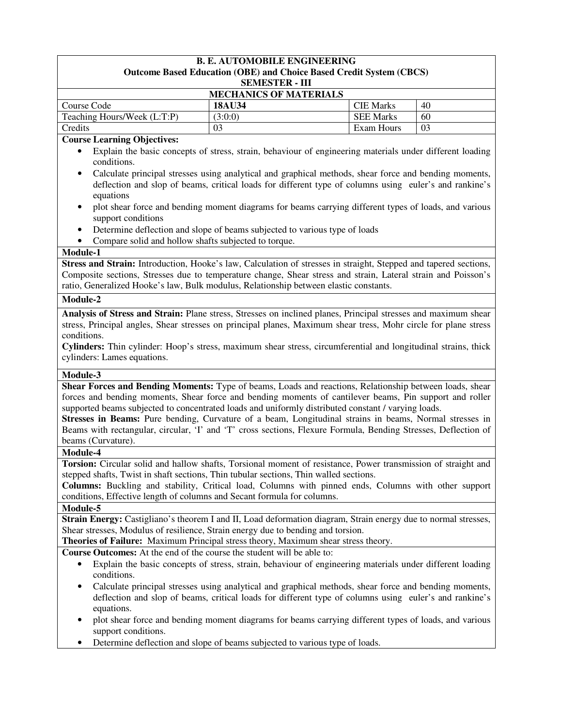**B. E. AUTOMOBILE ENGINEERING**
**Outcome Based Education (OBE) and Choice Based Credit System (CBCS)**
**SEMESTER - III**

**MECHANICS OF MATERIALS**

| Course Code | **18AU34** | CIE Marks | 40 |
|---|---|---|---|
| Teaching Hours/Week (L:T:P) | (3:0:0) | SEE Marks | 60 |
| Credits | 03 | Exam Hours | 03 |

**Course Learning Objectives:**

- Explain the basic concepts of stress, strain, behaviour of engineering materials under different loading conditions.
- Calculate principal stresses using analytical and graphical methods, shear force and bending moments, deflection and slop of beams, critical loads for different type of columns using euler's and rankine's equations
- plot shear force and bending moment diagrams for beams carrying different types of loads, and various support conditions
- Determine deflection and slope of beams subjected to various type of loads
- Compare solid and hollow shafts subjected to torque.

**Module-1**

**Stress and Strain:** Introduction, Hooke's law, Calculation of stresses in straight, Stepped and tapered sections, Composite sections, Stresses due to temperature change, Shear stress and strain, Lateral strain and Poisson's ratio, Generalized Hooke's law, Bulk modulus, Relationship between elastic constants.

**Module-2**

**Analysis of Stress and Strain:** Plane stress, Stresses on inclined planes, Principal stresses and maximum shear stress, Principal angles, Shear stresses on principal planes, Maximum shear tress, Mohr circle for plane stress conditions.

**Cylinders:** Thin cylinder: Hoop's stress, maximum shear stress, circumferential and longitudinal strains, thick cylinders: Lames equations.

**Module-3**

**Shear Forces and Bending Moments:** Type of beams, Loads and reactions, Relationship between loads, shear forces and bending moments, Shear force and bending moments of cantilever beams, Pin support and roller supported beams subjected to concentrated loads and uniformly distributed constant / varying loads.

**Stresses in Beams:** Pure bending, Curvature of a beam, Longitudinal strains in beams, Normal stresses in Beams with rectangular, circular, 'I' and 'T' cross sections, Flexure Formula, Bending Stresses, Deflection of beams (Curvature).

**Module-4**

**Torsion:** Circular solid and hallow shafts, Torsional moment of resistance, Power transmission of straight and stepped shafts, Twist in shaft sections, Thin tubular sections, Thin walled sections.

**Columns:** Buckling and stability, Critical load, Columns with pinned ends, Columns with other support conditions, Effective length of columns and Secant formula for columns.

**Module-5**

**Strain Energy:** Castigliano's theorem I and II, Load deformation diagram, Strain energy due to normal stresses, Shear stresses, Modulus of resilience, Strain energy due to bending and torsion.

**Theories of Failure:** Maximum Principal stress theory, Maximum shear stress theory.

**Course Outcomes:** At the end of the course the student will be able to:

- Explain the basic concepts of stress, strain, behaviour of engineering materials under different loading conditions.
- Calculate principal stresses using analytical and graphical methods, shear force and bending moments, deflection and slop of beams, critical loads for different type of columns using euler's and rankine's equations.
- plot shear force and bending moment diagrams for beams carrying different types of loads, and various support conditions.
- Determine deflection and slope of beams subjected to various type of loads.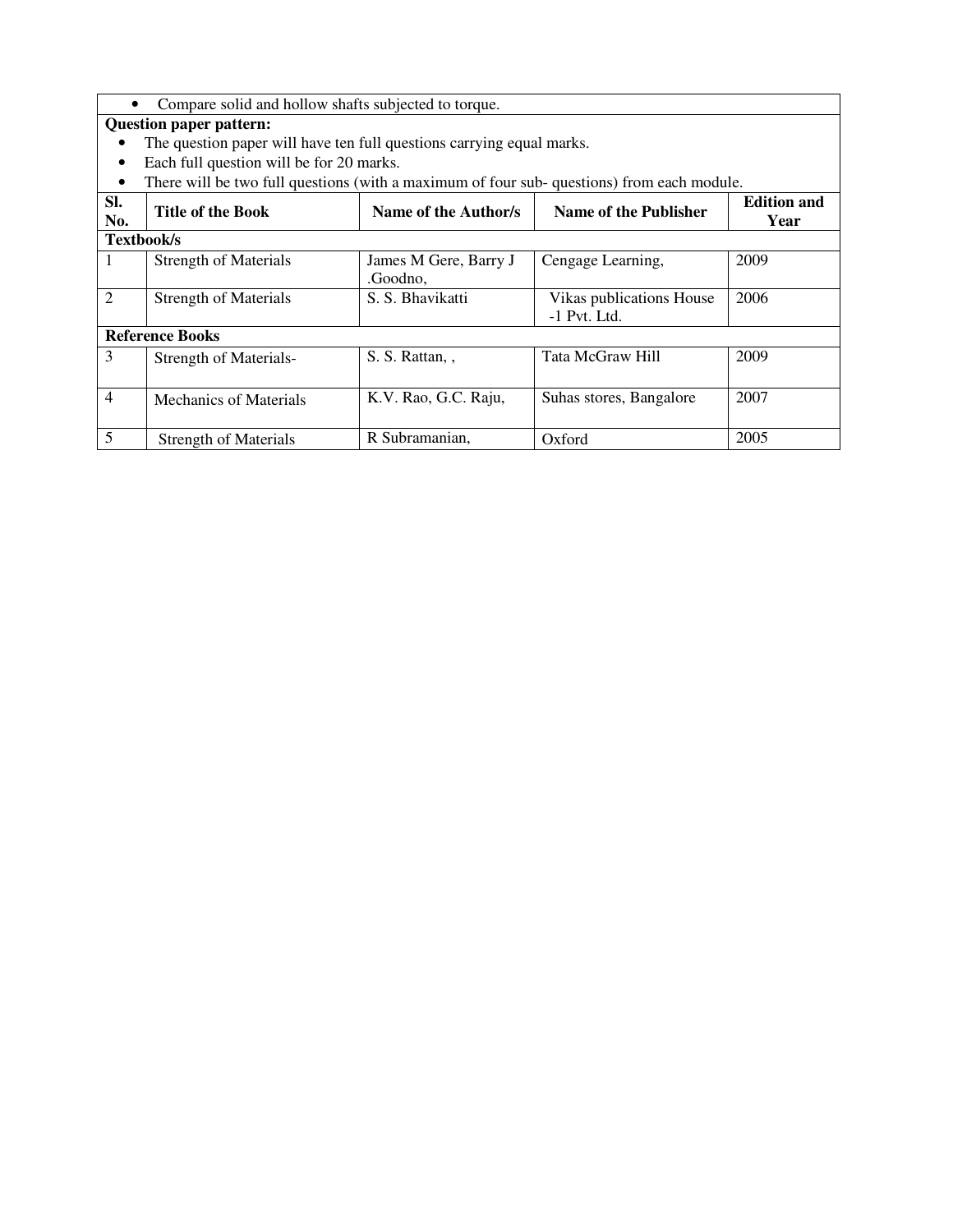- Compare solid and hollow shafts subjected to torque.

**Question paper pattern:**

- The question paper will have ten full questions carrying equal marks.
- Each full question will be for 20 marks.
- There will be two full questions (with a maximum of four sub- questions) from each module.

| Sl. No. | Title of the Book | Name of the Author/s | Name of the Publisher | Edition and Year |
|---|---|---|---|---|
| **Textbook/s** | | | | |
| 1 | Strength of Materials | James M Gere, Barry J .Goodno, | Cengage Learning, | 2009 |
| 2 | Strength of Materials | S. S. Bhavikatti | Vikas publications House -1 Pvt. Ltd. | 2006 |
| **Reference Books** | | | | |
| 3 | Strength of Materials- | S. S. Rattan, , | Tata McGraw Hill | 2009 |
| 4 | Mechanics of Materials | K.V. Rao, G.C. Raju, | Suhas stores, Bangalore | 2007 |
| 5 | Strength of Materials | R Subramanian, | Oxford | 2005 |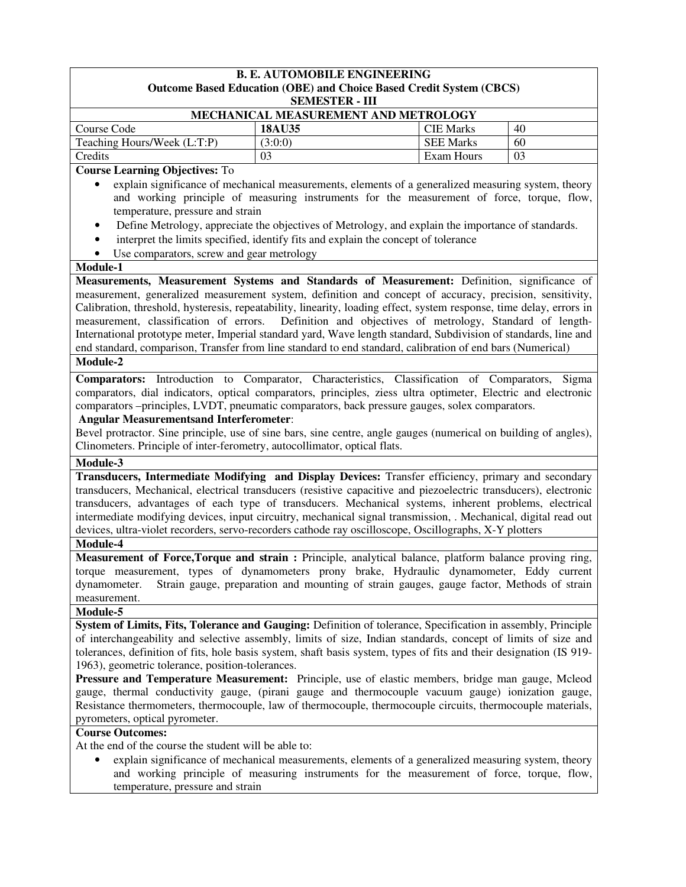**B. E. AUTOMOBILE ENGINEERING**
**Outcome Based Education (OBE) and Choice Based Credit System (CBCS)**
**SEMESTER - III**

**MECHANICAL MEASUREMENT AND METROLOGY**

| Course Code | **18AU35** | CIE Marks | 40 |
|---|---|---|---|
| Teaching Hours/Week (L:T:P) | (3:0:0) | SEE Marks | 60 |
| Credits | 03 | Exam Hours | 03 |

**Course Learning Objectives:** To

- explain significance of mechanical measurements, elements of a generalized measuring system, theory and working principle of measuring instruments for the measurement of force, torque, flow, temperature, pressure and strain
- Define Metrology, appreciate the objectives of Metrology, and explain the importance of standards.
- interpret the limits specified, identify fits and explain the concept of tolerance
- Use comparators, screw and gear metrology

**Module-1**

**Measurements, Measurement Systems and Standards of Measurement:** Definition, significance of measurement, generalized measurement system, definition and concept of accuracy, precision, sensitivity, Calibration, threshold, hysteresis, repeatability, linearity, loading effect, system response, time delay, errors in measurement, classification of errors. Definition and objectives of metrology, Standard of length-International prototype meter, Imperial standard yard, Wave length standard, Subdivision of standards, line and end standard, comparison, Transfer from line standard to end standard, calibration of end bars (Numerical)

**Module-2**

**Comparators:** Introduction to Comparator, Characteristics, Classification of Comparators, Sigma comparators, dial indicators, optical comparators, principles, ziess ultra optimeter, Electric and electronic comparators –principles, LVDT, pneumatic comparators, back pressure gauges, solex comparators.

**Angular Measurementsand Interferometer**:

Bevel protractor. Sine principle, use of sine bars, sine centre, angle gauges (numerical on building of angles), Clinometers. Principle of inter-ferometry, autocollimator, optical flats.

**Module-3**

**Transducers, Intermediate Modifying and Display Devices:** Transfer efficiency, primary and secondary transducers, Mechanical, electrical transducers (resistive capacitive and piezoelectric transducers), electronic transducers, advantages of each type of transducers. Mechanical systems, inherent problems, electrical intermediate modifying devices, input circuitry, mechanical signal transmission, . Mechanical, digital read out devices, ultra-violet recorders, servo-recorders cathode ray oscilloscope, Oscillographs, X-Y plotters

**Module-4**

**Measurement of Force,Torque and strain :** Principle, analytical balance, platform balance proving ring, torque measurement, types of dynamometers prony brake, Hydraulic dynamometer, Eddy current dynamometer. Strain gauge, preparation and mounting of strain gauges, gauge factor, Methods of strain measurement.

**Module-5**

**System of Limits, Fits, Tolerance and Gauging:** Definition of tolerance, Specification in assembly, Principle of interchangeability and selective assembly, limits of size, Indian standards, concept of limits of size and tolerances, definition of fits, hole basis system, shaft basis system, types of fits and their designation (IS 919-1963), geometric tolerance, position-tolerances.

**Pressure and Temperature Measurement:** Principle, use of elastic members, bridge man gauge, Mcleod gauge, thermal conductivity gauge, (pirani gauge and thermocouple vacuum gauge) ionization gauge, Resistance thermometers, thermocouple, law of thermocouple, thermocouple circuits, thermocouple materials, pyrometers, optical pyrometer.

**Course Outcomes:**

At the end of the course the student will be able to:

- explain significance of mechanical measurements, elements of a generalized measuring system, theory and working principle of measuring instruments for the measurement of force, torque, flow, temperature, pressure and strain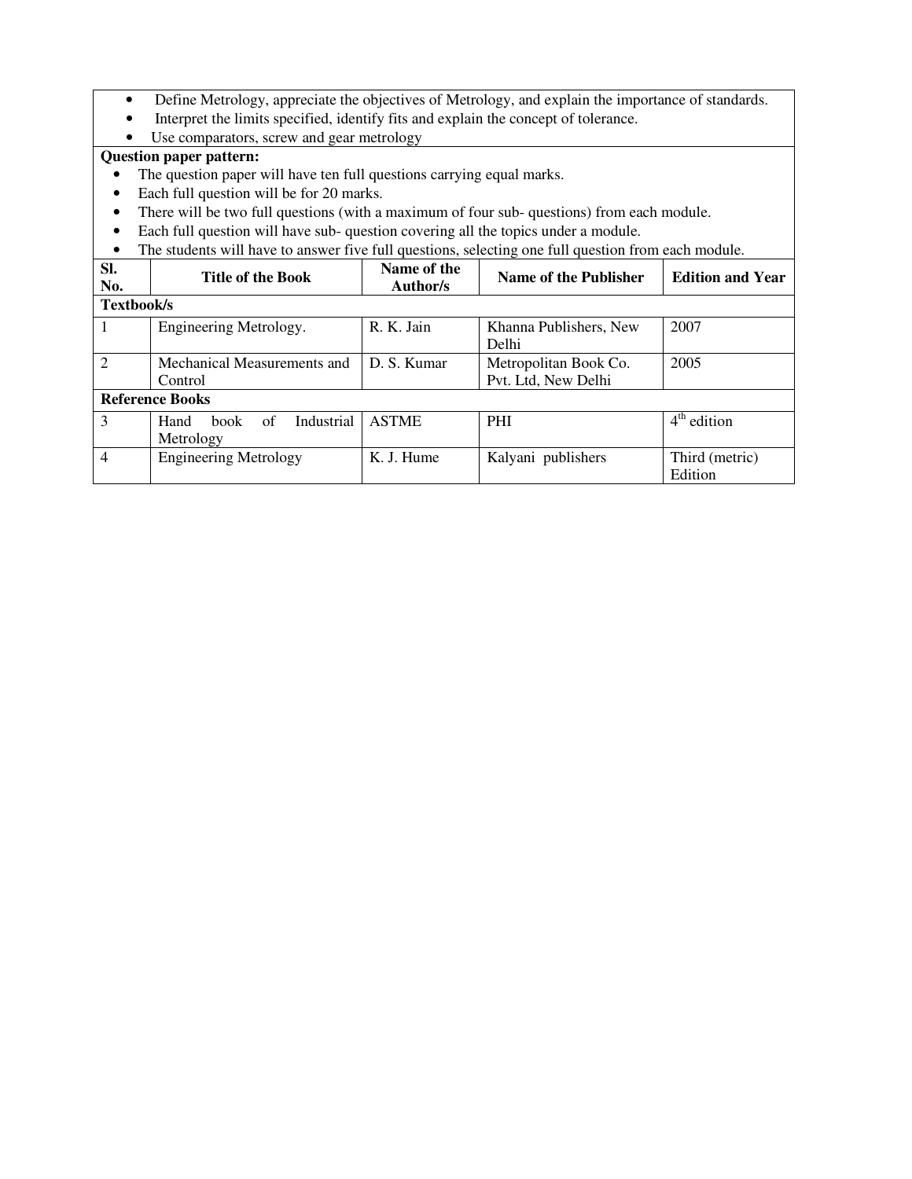- Define Metrology, appreciate the objectives of Metrology, and explain the importance of standards.
- Interpret the limits specified, identify fits and explain the concept of tolerance.
- Use comparators, screw and gear metrology

**Question paper pattern:**

- The question paper will have ten full questions carrying equal marks.
- Each full question will be for 20 marks.
- There will be two full questions (with a maximum of four sub- questions) from each module.
- Each full question will have sub- question covering all the topics under a module.
- The students will have to answer five full questions, selecting one full question from each module.

| Sl. No. | Title of the Book | Name of the Author/s | Name of the Publisher | Edition and Year |
|---|---|---|---|---|
| **Textbook/s** | | | | |
| 1 | Engineering Metrology. | R. K. Jain | Khanna Publishers, New Delhi | 2007 |
| 2 | Mechanical Measurements and Control | D. S. Kumar | Metropolitan Book Co. Pvt. Ltd, New Delhi | 2005 |
| **Reference Books** | | | | |
| 3 | Hand book of Industrial Metrology | ASTME | PHI | $4^{th}$ edition |
| 4 | Engineering Metrology | K. J. Hume | Kalyani publishers | Third (metric) Edition |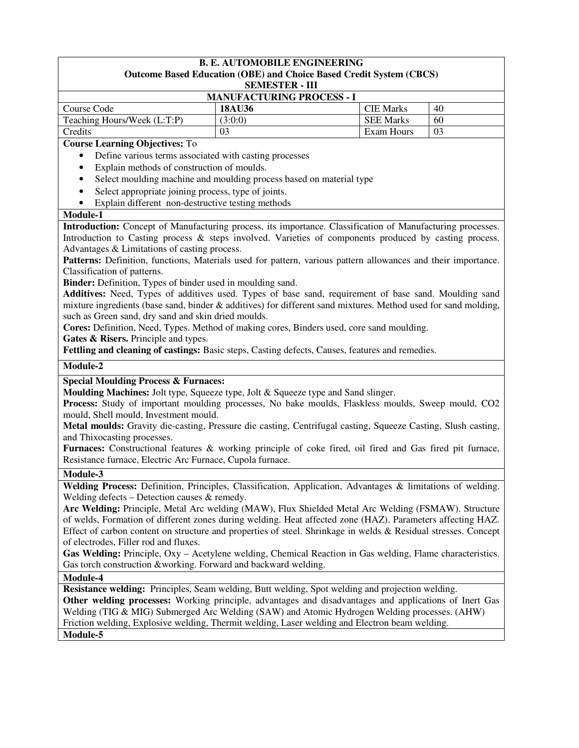**B. E. AUTOMOBILE ENGINEERING**
**Outcome Based Education (OBE) and Choice Based Credit System (CBCS)**
**SEMESTER - III**

**MANUFACTURING PROCESS - I**

| Course Code | **18AU36** | CIE Marks | 40 |
| --- | --- | --- | --- |
| Teaching Hours/Week (L:T:P) | (3:0:0) | SEE Marks | 60 |
| Credits | 03 | Exam Hours | 03 |

**Course Learning Objectives:** To

- Define various terms associated with casting processes
- Explain methods of construction of moulds.
- Select moulding machine and moulding process based on material type
- Select appropriate joining process, type of joints.
- Explain different non-destructive testing methods

**Module-1**

**Introduction:** Concept of Manufacturing process, its importance. Classification of Manufacturing processes. Introduction to Casting process & steps involved. Varieties of components produced by casting process. Advantages & Limitations of casting process.

**Patterns:** Definition, functions, Materials used for pattern, various pattern allowances and their importance. Classification of patterns.

**Binder:** Definition, Types of binder used in moulding sand.

**Additives:** Need, Types of additives used. Types of base sand, requirement of base sand. Moulding sand mixture ingredients (base sand, binder & additives) for different sand mixtures. Method used for sand molding, such as Green sand, dry sand and skin dried moulds.

**Cores:** Definition, Need, Types. Method of making cores, Binders used, core sand moulding.

**Gates & Risers.** Principle and types.

**Fettling and cleaning of castings:** Basic steps, Casting defects, Causes, features and remedies.

**Module-2**

**Special Moulding Process & Furnaces:**

**Moulding Machines:** Jolt type, Squeeze type, Jolt & Squeeze type and Sand slinger.

**Process:** Study of important moulding processes, No bake moulds, Flaskless moulds, Sweep mould, CO2 mould, Shell mould, Investment mould.

**Metal moulds:** Gravity die-casting, Pressure die casting, Centrifugal casting, Squeeze Casting, Slush casting, and Thixocasting processes.

**Furnaces:** Constructional features & working principle of coke fired, oil fired and Gas fired pit furnace, Resistance furnace, Electric Arc Furnace, Cupola furnace.

**Module-3**

**Welding Process:** Definition, Principles, Classification, Application, Advantages & limitations of welding. Welding defects – Detection causes & remedy.

**Arc Welding:** Principle, Metal Arc welding (MAW), Flux Shielded Metal Arc Welding (FSMAW). Structure of welds, Formation of different zones during welding. Heat affected zone (HAZ). Parameters affecting HAZ. Effect of carbon content on structure and properties of steel. Shrinkage in welds & Residual stresses. Concept of electrodes, Filler rod and fluxes.

**Gas Welding:** Principle, Oxy – Acetylene welding, Chemical Reaction in Gas welding, Flame characteristics. Gas torch construction &working. Forward and backward welding.

**Module-4**

**Resistance welding:** Principles, Seam welding, Butt welding, Spot welding and projection welding.

**Other welding processes:** Working principle, advantages and disadvantages and applications of Inert Gas Welding (TIG & MIG) Submerged Arc Welding (SAW) and Atomic Hydrogen Welding processes. (AHW) Friction welding, Explosive welding, Thermit welding, Laser welding and Electron beam welding.

**Module-5**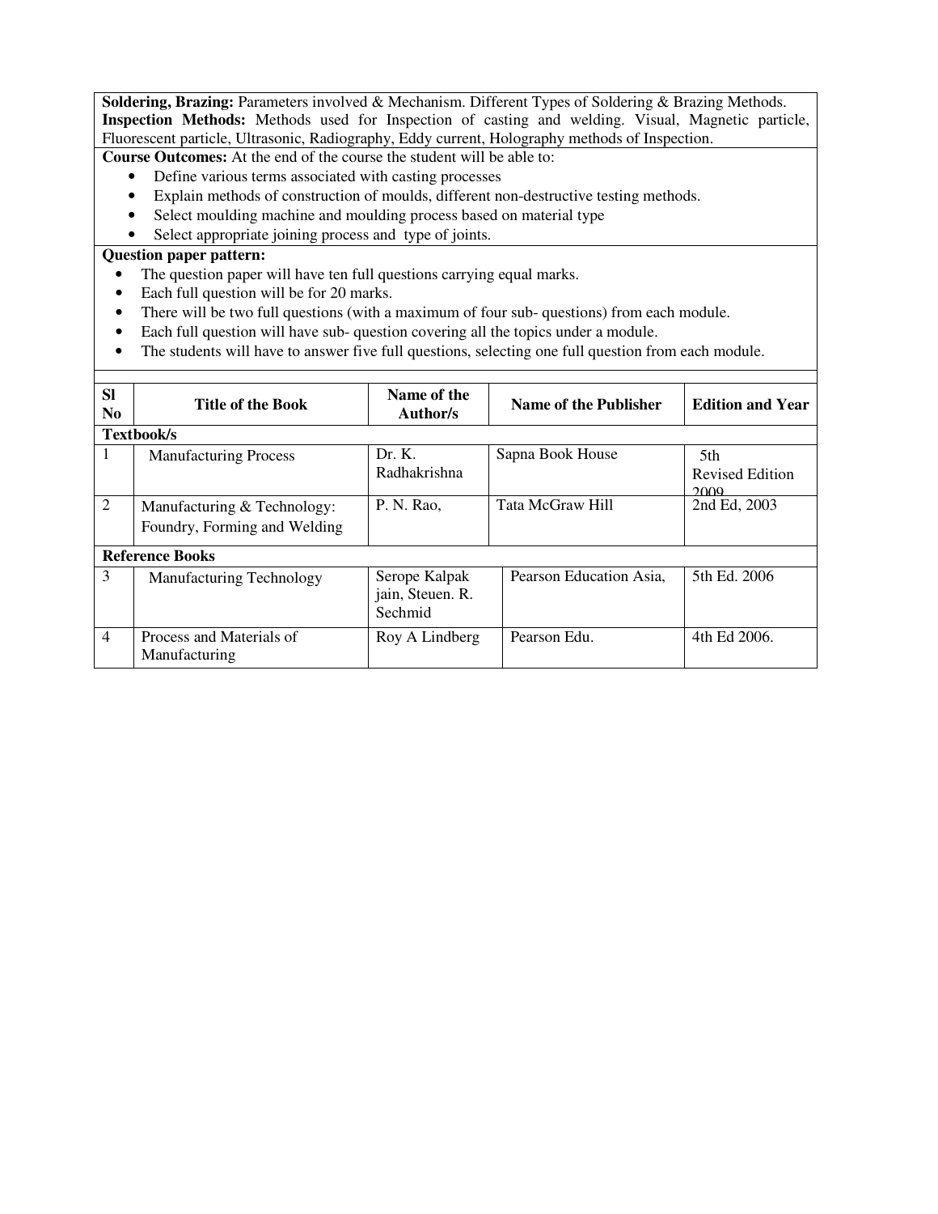**Soldering, Brazing:** Parameters involved & Mechanism. Different Types of Soldering & Brazing Methods.
**Inspection Methods:** Methods used for Inspection of casting and welding. Visual, Magnetic particle, Fluorescent particle, Ultrasonic, Radiography, Eddy current, Holography methods of Inspection.

**Course Outcomes:** At the end of the course the student will be able to:

- Define various terms associated with casting processes
- Explain methods of construction of moulds, different non-destructive testing methods.
- Select moulding machine and moulding process based on material type
- Select appropriate joining process and type of joints.

**Question paper pattern:**

- The question paper will have ten full questions carrying equal marks.
- Each full question will be for 20 marks.
- There will be two full questions (with a maximum of four sub- questions) from each module.
- Each full question will have sub- question covering all the topics under a module.
- The students will have to answer five full questions, selecting one full question from each module.

| Sl No | Title of the Book | Name of the Author/s | Name of the Publisher | Edition and Year |
|---|---|---|---|---|
| **Textbook/s** | | | | |
| 1 | Manufacturing Process | Dr. K. Radhakrishna | Sapna Book House | 5th Revised Edition 2009 |
| 2 | Manufacturing & Technology: Foundry, Forming and Welding | P. N. Rao, | Tata McGraw Hill | 2nd Ed, 2003 |
| **Reference Books** | | | | |
| 3 | Manufacturing Technology | Serope Kalpak jain, Steuen. R. Sechmid | Pearson Education Asia, | 5th Ed. 2006 |
| 4 | Process and Materials of Manufacturing | Roy A Lindberg | Pearson Edu. | 4th Ed 2006. |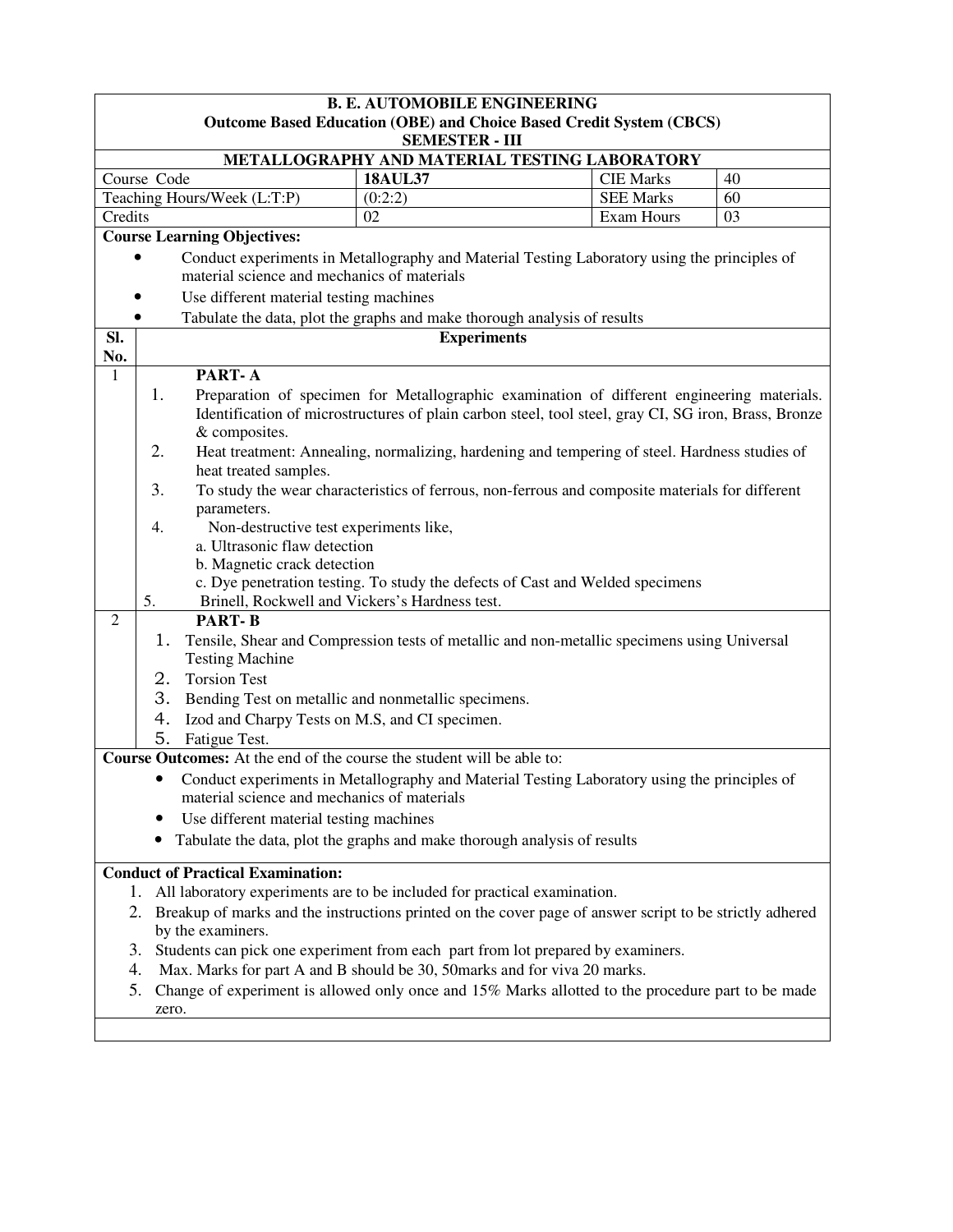**B. E. AUTOMOBILE ENGINEERING**
**Outcome Based Education (OBE) and Choice Based Credit System (CBCS)**
**SEMESTER - III**

## METALLOGRAPHY AND MATERIAL TESTING LABORATORY

| Course Code | 18AUL37 | CIE Marks | 40 |
|---|---|---|---|
| Teaching Hours/Week (L:T:P) | (0:2:2) | SEE Marks | 60 |
| Credits | 02 | Exam Hours | 03 |

**Course Learning Objectives:**

- Conduct experiments in Metallography and Material Testing Laboratory using the principles of material science and mechanics of materials
- Use different material testing machines
- Tabulate the data, plot the graphs and make thorough analysis of results

| Sl. No. | Experiments |
|---|---|
| 1 | **PART- A**<br>1. Preparation of specimen for Metallographic examination of different engineering materials. Identification of microstructures of plain carbon steel, tool steel, gray CI, SG iron, Brass, Bronze & composites.<br>2. Heat treatment: Annealing, normalizing, hardening and tempering of steel. Hardness studies of heat treated samples.<br>3. To study the wear characteristics of ferrous, non-ferrous and composite materials for different parameters.<br>4. Non-destructive test experiments like,<br>a. Ultrasonic flaw detection<br>b. Magnetic crack detection<br>c. Dye penetration testing. To study the defects of Cast and Welded specimens<br>5. Brinell, Rockwell and Vickers's Hardness test. |
| 2 | **PART- B**<br>1. Tensile, Shear and Compression tests of metallic and non-metallic specimens using Universal Testing Machine<br>2. Torsion Test<br>3. Bending Test on metallic and nonmetallic specimens.<br>4. Izod and Charpy Tests on M.S, and CI specimen.<br>5. Fatigue Test. |

**Course Outcomes:** At the end of the course the student will be able to:

- Conduct experiments in Metallography and Material Testing Laboratory using the principles of material science and mechanics of materials
- Use different material testing machines
- Tabulate the data, plot the graphs and make thorough analysis of results

**Conduct of Practical Examination:**

1. All laboratory experiments are to be included for practical examination.
2. Breakup of marks and the instructions printed on the cover page of answer script to be strictly adhered by the examiners.
3. Students can pick one experiment from each part from lot prepared by examiners.
4. Max. Marks for part A and B should be 30, 50marks and for viva 20 marks.
5. Change of experiment is allowed only once and 15% Marks allotted to the procedure part to be made zero.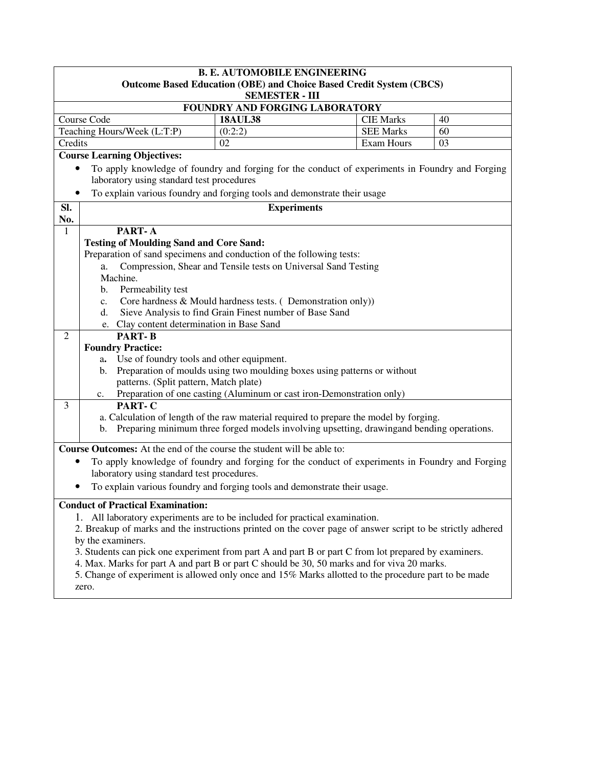**B. E. AUTOMOBILE ENGINEERING**
**Outcome Based Education (OBE) and Choice Based Credit System (CBCS)**
**SEMESTER - III**

**FOUNDRY AND FORGING LABORATORY**

| Course Code | **18AUL38** | CIE Marks | 40 |
|---|---|---|---|
| Teaching Hours/Week (L:T:P) | (0:2:2) | SEE Marks | 60 |
| Credits | 02 | Exam Hours | 03 |

**Course Learning Objectives:**

- To apply knowledge of foundry and forging for the conduct of experiments in Foundry and Forging laboratory using standard test procedures
- To explain various foundry and forging tools and demonstrate their usage

| Sl. No. | Experiments |
|---|---|
| 1 | **PART- A**<br>**Testing of Moulding Sand and Core Sand:**<br>Preparation of sand specimens and conduction of the following tests:<br>a. Compression, Shear and Tensile tests on Universal Sand Testing Machine.<br>b. Permeability test<br>c. Core hardness & Mould hardness tests. ( Demonstration only))<br>d. Sieve Analysis to find Grain Finest number of Base Sand<br>e. Clay content determination in Base Sand |
| 2 | **PART- B**<br>**Foundry Practice:**<br>a. Use of foundry tools and other equipment.<br>b. Preparation of moulds using two moulding boxes using patterns or without patterns. (Split pattern, Match plate)<br>c. Preparation of one casting (Aluminum or cast iron-Demonstration only) |
| 3 | **PART- C**<br>a. Calculation of length of the raw material required to prepare the model by forging.<br>b. Preparing minimum three forged models involving upsetting, drawingand bending operations. |

**Course Outcomes:** At the end of the course the student will be able to:

- To apply knowledge of foundry and forging for the conduct of experiments in Foundry and Forging laboratory using standard test procedures.
- To explain various foundry and forging tools and demonstrate their usage.

**Conduct of Practical Examination:**

1. All laboratory experiments are to be included for practical examination.
2. Breakup of marks and the instructions printed on the cover page of answer script to be strictly adhered by the examiners.
3. Students can pick one experiment from part A and part B or part C from lot prepared by examiners.
4. Max. Marks for part A and part B or part C should be 30, 50 marks and for viva 20 marks.
5. Change of experiment is allowed only once and 15% Marks allotted to the procedure part to be made zero.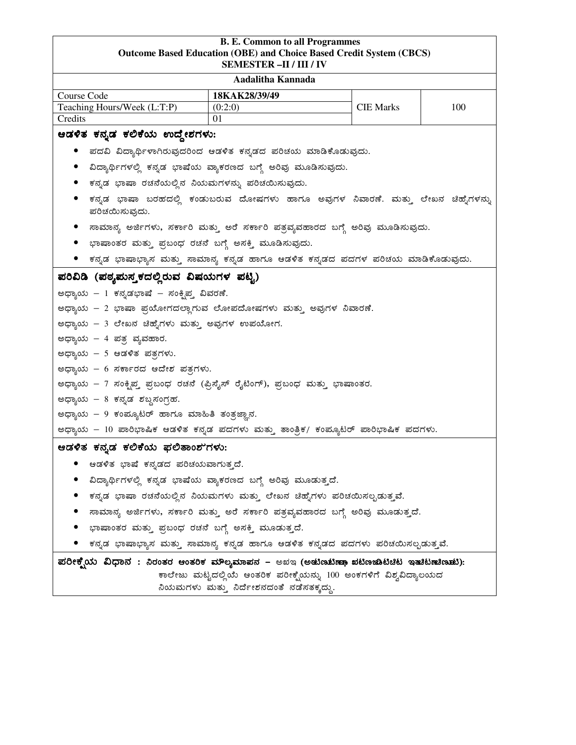| B. E. Common to all Programmes<br>Outcome Based Education (OBE) and Choice Based Credit System (CBCS)<br>SEMESTER –II / III / IV | | | |
|---|---|---|---|
| **Aadalitha Kannada** | | | |
| Course Code | **18KAK28/39/49** | | |
| Teaching Hours/Week (L:T:P) | (0:2:0) | CIE Marks | 100 |
| Credits | 01 | | |

## ಆಡಳಿತ ಕನ್ನಡ ಕಲಿಕೆಯ ಉದ್ದೇಶಗಳು:

- ಪದವಿ ವಿದ್ಯಾರ್ಥಿಗಳಾಗಿರುವುದರಿಂದ ಆಡಳಿತ ಕನ್ನಡದ ಪರಿಚಯ ಮಾಡಿಕೊಡುವುದು.
- ವಿದ್ಯಾರ್ಥಿಗಳಲ್ಲಿ ಕನ್ನಡ ಭಾಷೆಯ ವ್ಯಾಕರಣದ ಬಗ್ಗೆ ಅರಿವು ಮೂಡಿಸುವುದು.
- ಕನ್ನಡ ಭಾಷಾ ರಚನೆಯಲ್ಲಿನ ನಿಯಮಗಳನ್ನು ಪರಿಚಯಿಸುವುದು.
- ಕನ್ನಡ ಭಾಷಾ ಬರಹದಲ್ಲಿ ಕಂಡುಬರುವ ದೋಷಗಳು ಹಾಗೂ ಅವುಗಳ ನಿವಾರಣೆ. ಮತ್ತು ಲೇಖನ ಚಿಹ್ನೆಗಳನ್ನು ಪರಿಚಯಿಸುವುದು.
- ಸಾಮಾನ್ಯ ಅರ್ಜಿಗಳು, ಸರ್ಕಾರಿ ಮತ್ತು ಅರೆ ಸರ್ಕಾರಿ ಪತ್ರವ್ಯವಹಾರದ ಬಗ್ಗೆ ಅರಿವು ಮೂಡಿಸುವುದು.
- ಭಾಷಾಂತರ ಮತ್ತು ಪ್ರಬಂಧ ರಚನೆ ಬಗ್ಗೆ ಅಸಕ್ತಿ ಮೂಡಿಸುವುದು.
- ಕನ್ನಡ ಭಾಷಾಭ್ಯಾಸ ಮತ್ತು ಸಾಮಾನ್ಯ ಕನ್ನಡ ಹಾಗೂ ಆಡಳಿತ ಕನ್ನಡದ ಪದಗಳ ಪರಿಚಯ ಮಾಡಿಕೊಡುವುದು.

## ಪರಿವಿಡಿ (ಪಠ್ಯಪುಸ್ತಕದಲ್ಲಿರುವ ವಿಷಯಗಳ ಪಟ್ಟಿ)

ಅಧ್ಯಾಯ – 1 ಕನ್ನಡಭಾಷೆ – ಸಂಕ್ಷಿಪ್ತ ವಿವರಣೆ.

ಅಧ್ಯಾಯ – 2 ಭಾಷಾ ಪ್ರಯೋಗದಲ್ಲಾಗುವ ಲೋಪದೋಷಗಳು ಮತ್ತು ಅವುಗಳ ನಿವಾರಣೆ.

ಅಧ್ಯಾಯ – 3 ಲೇಖನ ಚಿಹ್ನೆಗಳು ಮತ್ತು ಅವುಗಳ ಉಪಯೋಗ.

ಅಧ್ಯಾಯ – 4 ಪತ್ರ ವ್ಯವಹಾರ.

ಅಧ್ಯಾಯ – 5 ಆಡಳಿತ ಪತ್ರಗಳು.

ಅಧ್ಯಾಯ – 6 ಸರ್ಕಾರದ ಆದೇಶ ಪತ್ರಗಳು.

ಅಧ್ಯಾಯ – 7 ಸಂಕ್ಷಿಪ್ತ ಪ್ರಬಂಧ ರಚನೆ (ಪ್ರಿಸೈಸ್ ರೈಟಿಂಗ್), ಪ್ರಬಂಧ ಮತ್ತು ಭಾಷಾಂತರ.

ಅಧ್ಯಾಯ – 8 ಕನ್ನಡ ಶಬ್ದಸಂಗ್ರಹ.

ಅಧ್ಯಾಯ – 9 ಕಂಪ್ಯೂಟರ್ ಹಾಗೂ ಮಾಹಿತಿ ತಂತ್ರಜ್ಞಾನ.

ಅಧ್ಯಾಯ – 10 ಪಾರಿಭಾಷಿಕ ಆಡಳಿತ ಕನ್ನಡ ಪದಗಳು ಮತ್ತು ತಾಂತ್ರಿಕ/ ಕಂಪ್ಯೂಟರ್ ಪಾರಿಭಾಷಿಕ ಪದಗಳು.

## ಆಡಳಿತ ಕನ್ನಡ ಕಲಿಕೆಯ ಫಲಿತಾಂಶಗಳು:

- ಆಡಳಿತ ಭಾಷೆ ಕನ್ನಡದ ಪರಿಚಯವಾಗುತ್ತದೆ.
- ವಿದ್ಯಾರ್ಥಿಗಳಲ್ಲಿ ಕನ್ನಡ ಭಾಷೆಯ ವ್ಯಾಕರಣದ ಬಗ್ಗೆ ಅರಿವು ಮೂಡುತ್ತದೆ.
- ಕನ್ನಡ ಭಾಷಾ ರಚನೆಯಲ್ಲಿನ ನಿಯಮಗಳು ಮತ್ತು ಲೇಖನ ಚಿಹ್ನೆಗಳು ಪರಿಚಯಿಸಲ್ಪಡುತ್ತವೆ.
- ಸಾಮಾನ್ಯ ಅರ್ಜಿಗಳು, ಸರ್ಕಾರಿ ಮತ್ತು ಅರೆ ಸರ್ಕಾರಿ ಪತ್ರವ್ಯವಹಾರದ ಬಗ್ಗೆ ಅರಿವು ಮೂಡುತ್ತದೆ.
- ಭಾಷಾಂತರ ಮತ್ತು ಪ್ರಬಂಧ ರಚನೆ ಬಗ್ಗೆ ಅಸಕ್ತಿ ಮೂಡುತ್ತದೆ.
- ಕನ್ನಡ ಭಾಷಾಭ್ಯಾಸ ಮತ್ತು ಸಾಮಾನ್ಯ ಕನ್ನಡ ಹಾಗೂ ಆಡಳಿತ ಕನ್ನಡದ ಪದಗಳು ಪರಿಚಯಿಸಲ್ಪಡುತ್ತವೆ.

**ಪರೀಕ್ಷೆಯ ವಿಧಾನ : ನಿರಂತರ ಆಂತರಿಕ ಮೌಲ್ಯಮಾಪನ – CIE (Continuous Internal Evaluation):** ಕಾಲೇಜು ಮಟ್ಟದಲ್ಲಿಯೆ ಆಂತರಿಕ ಪರೀಕ್ಷೆಯನ್ನು 100 ಅಂಕಗಳಿಗೆ ವಿಶ್ವವಿದ್ಯಾಲಯದ ನಿಯಮಗಳು ಮತ್ತು ನಿರ್ದೇಶನದಂತೆ ನಡೆಸತಕ್ಕದ್ದು.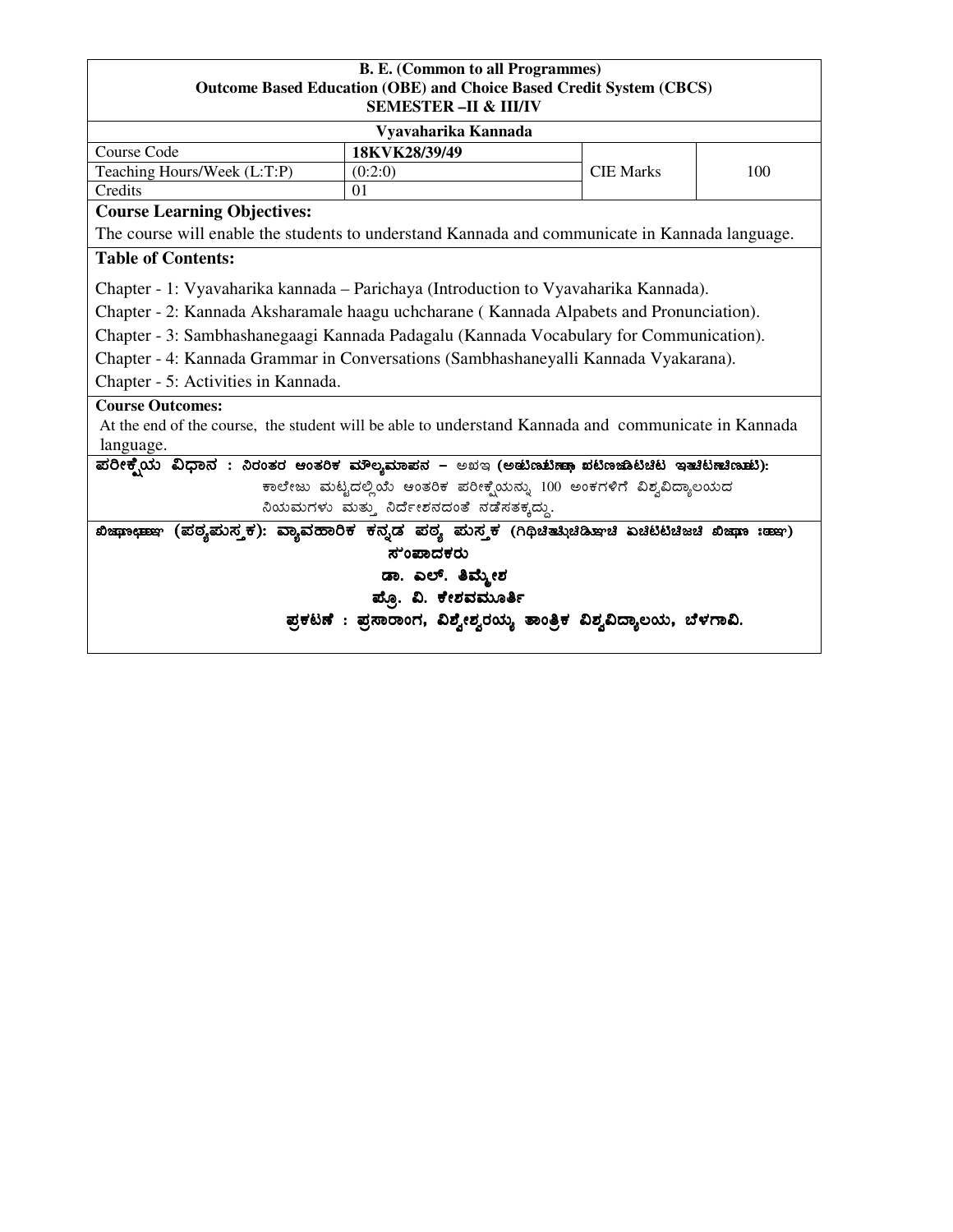**B. E. (Common to all Programmes)**
**Outcome Based Education (OBE) and Choice Based Credit System (CBCS)**
**SEMESTER –II & III/IV**

**Vyavaharika Kannada**

| Course Code | 18KVK28/39/49 | CIE Marks | 100 |
|---|---|---|---|
| Teaching Hours/Week (L:T:P) | (0:2:0) | | |
| Credits | 01 | | |

**Course Learning Objectives:**

The course will enable the students to understand Kannada and communicate in Kannada language.

**Table of Contents:**

Chapter - 1: Vyavaharika kannada – Parichaya (Introduction to Vyavaharika Kannada).

Chapter - 2: Kannada Aksharamale haagu uchcharane ( Kannada Alpabets and Pronunciation).

Chapter - 3: Sambhashanegaagi Kannada Padagalu (Kannada Vocabulary for Communication).

Chapter - 4: Kannada Grammar in Conversations (Sambhashaneyalli Kannada Vyakarana).

Chapter - 5: Activities in Kannada.

**Course Outcomes:**

At the end of the course, the student will be able to understand Kannada and communicate in Kannada language.

**ಪರೀಕ್ಷೆಯ ವಿಧಾನ : ನಿರಂತರ ಆಂತರಿಕ ಮೌಲ್ಯಮಾಪನ – ಅಖಇ (ಅಛಿಟಿಣiಟಿಣಚಿ ಖಿಟಿಣಜಡಿಟಿಚಿಟ ಇತಿಚಿಟಿಣಿಚಿಣi):**

ಕಾಲೇಜು ಮಟ್ಟದಲ್ಲಿಯೆ ಆಂತರಿಕ ಪರೀಕ್ಷೆಯನ್ನು 100 ಅಂಕಗಳಿಗೆ ವಿಶ್ವವಿದ್ಯಾಲಯದ ನಿಯಮಗಳು ಮತ್ತು ನಿರ್ದೇಶನದಂತೆ ನಡೆಸತಕ್ಕದ್ದು.

**ಖಿಜಹಿಣಛಿಹ (ಪಠ್ಯಪುಸ್ತಕ): ವ್ಯಾವಹಾರಿಕ ಕನ್ನಡ ಪಠ್ಯ ಪುಸ್ತಕ (ಗಿಥಿಚಿತುಚಿಡಿಇಚಿ ಏಚಿಟಿಟಿಚಿಜಚಿ ಖಿಜಹಿ ಃಹಿ)**

**ಸಂಪಾದಕರು**

**ಡಾ. ಎಲ್. ತಿಮ್ಮೇಶ**

**ಪ್ರೊ. ವಿ. ಕೇಶವಮೂರ್ತಿ**

**ಪ್ರಕಟಣೆ : ಪ್ರಸಾರಾಂಗ, ವಿಶ್ವೇಶ್ವರಯ್ಯ ತಾಂತ್ರಿಕ ವಿಶ್ವವಿದ್ಯಾಲಯ, ಬೆಳಗಾವಿ.**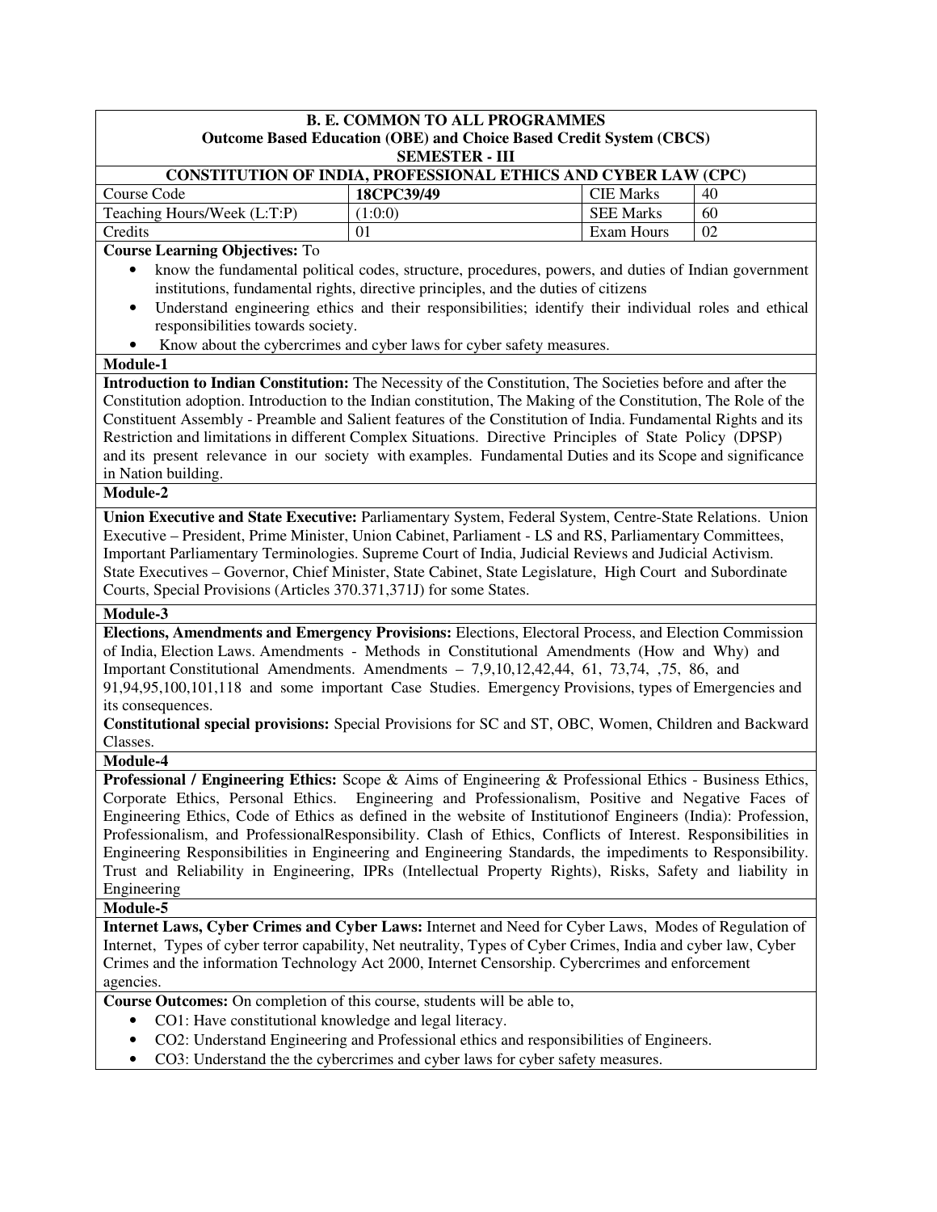**B. E. COMMON TO ALL PROGRAMMES**
**Outcome Based Education (OBE) and Choice Based Credit System (CBCS)**
**SEMESTER - III**

**CONSTITUTION OF INDIA, PROFESSIONAL ETHICS AND CYBER LAW (CPC)**

| Course Code | **18CPC39/49** | CIE Marks | 40 |
|---|---|---|---|
| Teaching Hours/Week (L:T:P) | (1:0:0) | SEE Marks | 60 |
| Credits | 01 | Exam Hours | 02 |

**Course Learning Objectives:** To

- know the fundamental political codes, structure, procedures, powers, and duties of Indian government institutions, fundamental rights, directive principles, and the duties of citizens
- Understand engineering ethics and their responsibilities; identify their individual roles and ethical responsibilities towards society.
- Know about the cybercrimes and cyber laws for cyber safety measures.

**Module-1**

**Introduction to Indian Constitution:** The Necessity of the Constitution, The Societies before and after the Constitution adoption. Introduction to the Indian constitution, The Making of the Constitution, The Role of the Constituent Assembly - Preamble and Salient features of the Constitution of India. Fundamental Rights and its Restriction and limitations in different Complex Situations. Directive Principles of State Policy (DPSP) and its present relevance in our society with examples. Fundamental Duties and its Scope and significance in Nation building.

**Module-2**

**Union Executive and State Executive:** Parliamentary System, Federal System, Centre-State Relations. Union Executive – President, Prime Minister, Union Cabinet, Parliament - LS and RS, Parliamentary Committees, Important Parliamentary Terminologies. Supreme Court of India, Judicial Reviews and Judicial Activism. State Executives – Governor, Chief Minister, State Cabinet, State Legislature, High Court and Subordinate Courts, Special Provisions (Articles 370.371,371J) for some States.

**Module-3**

**Elections, Amendments and Emergency Provisions:** Elections, Electoral Process, and Election Commission of India, Election Laws. Amendments - Methods in Constitutional Amendments (How and Why) and Important Constitutional Amendments. Amendments – 7,9,10,12,42,44, 61, 73,74, ,75, 86, and 91,94,95,100,101,118 and some important Case Studies. Emergency Provisions, types of Emergencies and its consequences.

**Constitutional special provisions:** Special Provisions for SC and ST, OBC, Women, Children and Backward Classes.

**Module-4**

**Professional / Engineering Ethics:** Scope & Aims of Engineering & Professional Ethics - Business Ethics, Corporate Ethics, Personal Ethics. Engineering and Professionalism, Positive and Negative Faces of Engineering Ethics, Code of Ethics as defined in the website of Institutionof Engineers (India): Profession, Professionalism, and ProfessionalResponsibility. Clash of Ethics, Conflicts of Interest. Responsibilities in Engineering Responsibilities in Engineering and Engineering Standards, the impediments to Responsibility. Trust and Reliability in Engineering, IPRs (Intellectual Property Rights), Risks, Safety and liability in Engineering

**Module-5**

**Internet Laws, Cyber Crimes and Cyber Laws:** Internet and Need for Cyber Laws, Modes of Regulation of Internet, Types of cyber terror capability, Net neutrality, Types of Cyber Crimes, India and cyber law, Cyber Crimes and the information Technology Act 2000, Internet Censorship. Cybercrimes and enforcement agencies.

**Course Outcomes:** On completion of this course, students will be able to,

- CO1: Have constitutional knowledge and legal literacy.
- CO2: Understand Engineering and Professional ethics and responsibilities of Engineers.
- CO3: Understand the the cybercrimes and cyber laws for cyber safety measures.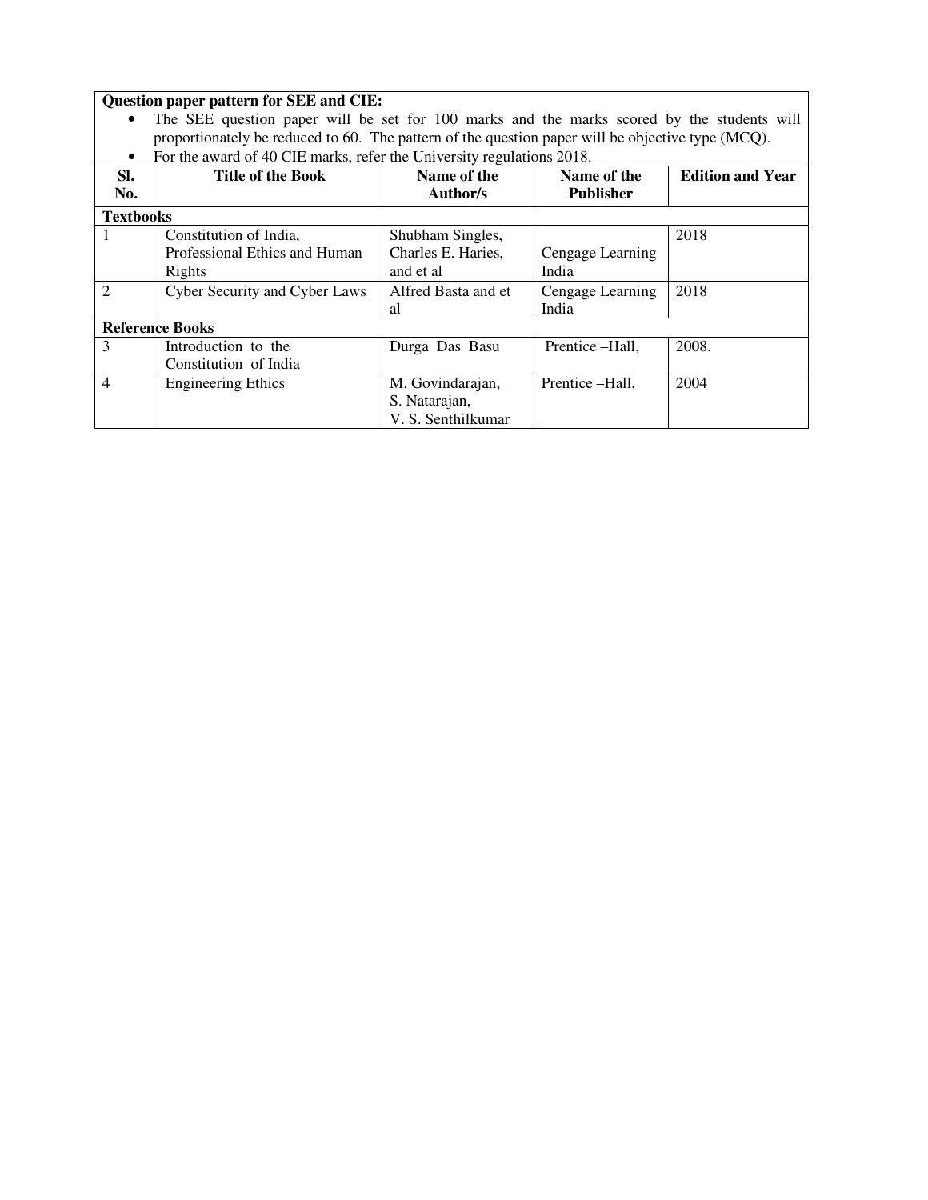**Question paper pattern for SEE and CIE:**

- The SEE question paper will be set for 100 marks and the marks scored by the students will proportionately be reduced to 60. The pattern of the question paper will be objective type (MCQ).
- For the award of 40 CIE marks, refer the University regulations 2018.

| Sl. No. | Title of the Book | Name of the Author/s | Name of the Publisher | Edition and Year |
|---|---|---|---|---|
| **Textbooks** | | | | |
| 1 | Constitution of India, Professional Ethics and Human Rights | Shubham Singles, Charles E. Haries, and et al | Cengage Learning India | 2018 |
| 2 | Cyber Security and Cyber Laws | Alfred Basta and et al | Cengage Learning India | 2018 |
| **Reference Books** | | | | |
| 3 | Introduction to the Constitution of India | Durga Das Basu | Prentice –Hall, | 2008. |
| 4 | Engineering Ethics | M. Govindarajan, S. Natarajan, V. S. Senthilkumar | Prentice –Hall, | 2004 |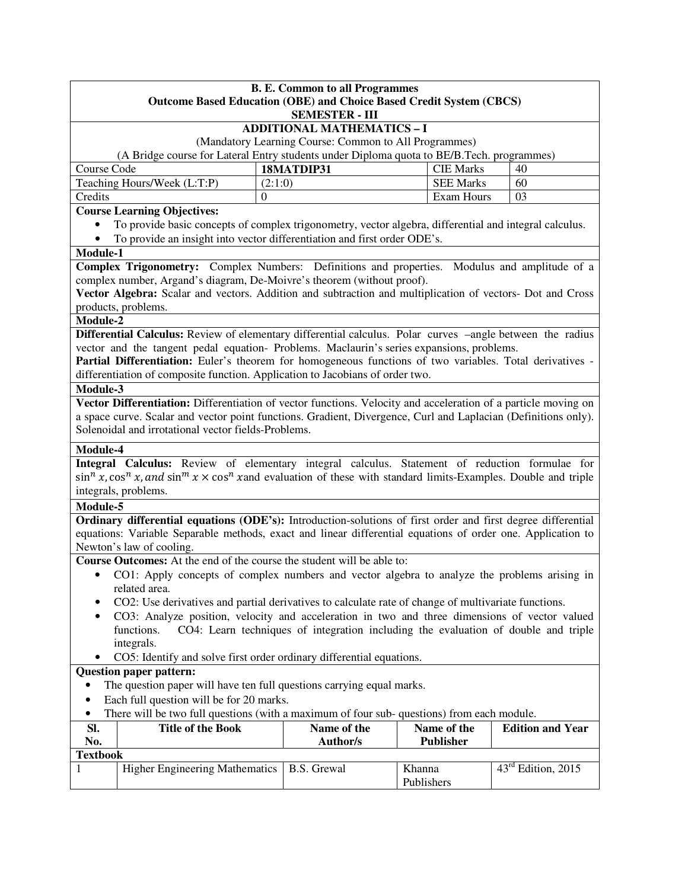**B. E. Common to all Programmes**
**Outcome Based Education (OBE) and Choice Based Credit System (CBCS)**
**SEMESTER - III**

## ADDITIONAL MATHEMATICS – I

(Mandatory Learning Course: Common to All Programmes)
(A Bridge course for Lateral Entry students under Diploma quota to BE/B.Tech. programmes)

| Course Code | **18MATDIP31** | CIE Marks | 40 |
|---|---|---|---|
| Teaching Hours/Week (L:T:P) | (2:1:0) | SEE Marks | 60 |
| Credits | 0 | Exam Hours | 03 |

**Course Learning Objectives:**

- To provide basic concepts of complex trigonometry, vector algebra, differential and integral calculus.
- To provide an insight into vector differentiation and first order ODE's.

**Module-1**

**Complex Trigonometry:** Complex Numbers: Definitions and properties. Modulus and amplitude of a complex number, Argand's diagram, De-Moivre's theorem (without proof).
**Vector Algebra:** Scalar and vectors. Addition and subtraction and multiplication of vectors- Dot and Cross products, problems.

**Module-2**

**Differential Calculus:** Review of elementary differential calculus. Polar curves –angle between the radius vector and the tangent pedal equation- Problems. Maclaurin's series expansions, problems.
**Partial Differentiation:** Euler's theorem for homogeneous functions of two variables. Total derivatives - differentiation of composite function. Application to Jacobians of order two.

**Module-3**

**Vector Differentiation:** Differentiation of vector functions. Velocity and acceleration of a particle moving on a space curve. Scalar and vector point functions. Gradient, Divergence, Curl and Laplacian (Definitions only). Solenoidal and irrotational vector fields-Problems.

**Module-4**

**Integral Calculus:** Review of elementary integral calculus. Statement of reduction formulae for $\sin^n x, \cos^n x,$ *and* $\sin^m x \times \cos^n x$ and evaluation of these with standard limits-Examples. Double and triple integrals, problems.

**Module-5**

**Ordinary differential equations (ODE's):** Introduction-solutions of first order and first degree differential equations: Variable Separable methods, exact and linear differential equations of order one. Application to Newton's law of cooling.

**Course Outcomes:** At the end of the course the student will be able to:

- CO1: Apply concepts of complex numbers and vector algebra to analyze the problems arising in related area.
- CO2: Use derivatives and partial derivatives to calculate rate of change of multivariate functions.
- CO3: Analyze position, velocity and acceleration in two and three dimensions of vector valued functions. CO4: Learn techniques of integration including the evaluation of double and triple integrals.
- CO5: Identify and solve first order ordinary differential equations.

**Question paper pattern:**

- The question paper will have ten full questions carrying equal marks.
- Each full question will be for 20 marks.
- There will be two full questions (with a maximum of four sub- questions) from each module.

| Sl. No. | Title of the Book | Name of the Author/s | Name of the Publisher | Edition and Year |
|---|---|---|---|---|
| **Textbook** | | | | |
| 1 | Higher Engineering Mathematics | B.S. Grewal | Khanna Publishers | 43rd Edition, 2015 |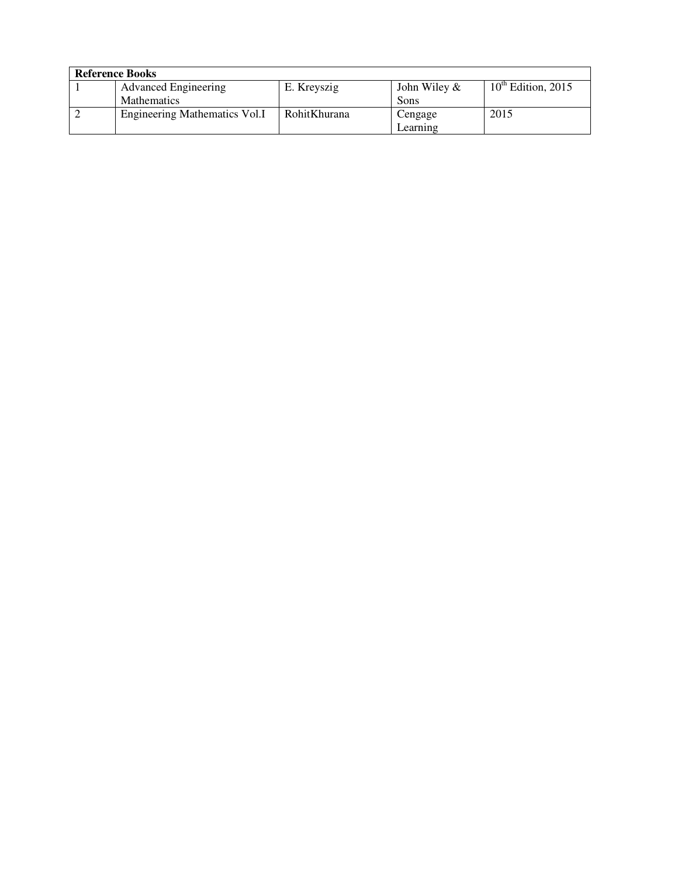| Reference Books | | | | |
|---|---|---|---|---|
| 1 | Advanced Engineering Mathematics | E. Kreyszig | John Wiley & Sons | $10^{th}$ Edition, 2015 |
| 2 | Engineering Mathematics Vol.I | RohitKhurana | Cengage Learning | 2015 |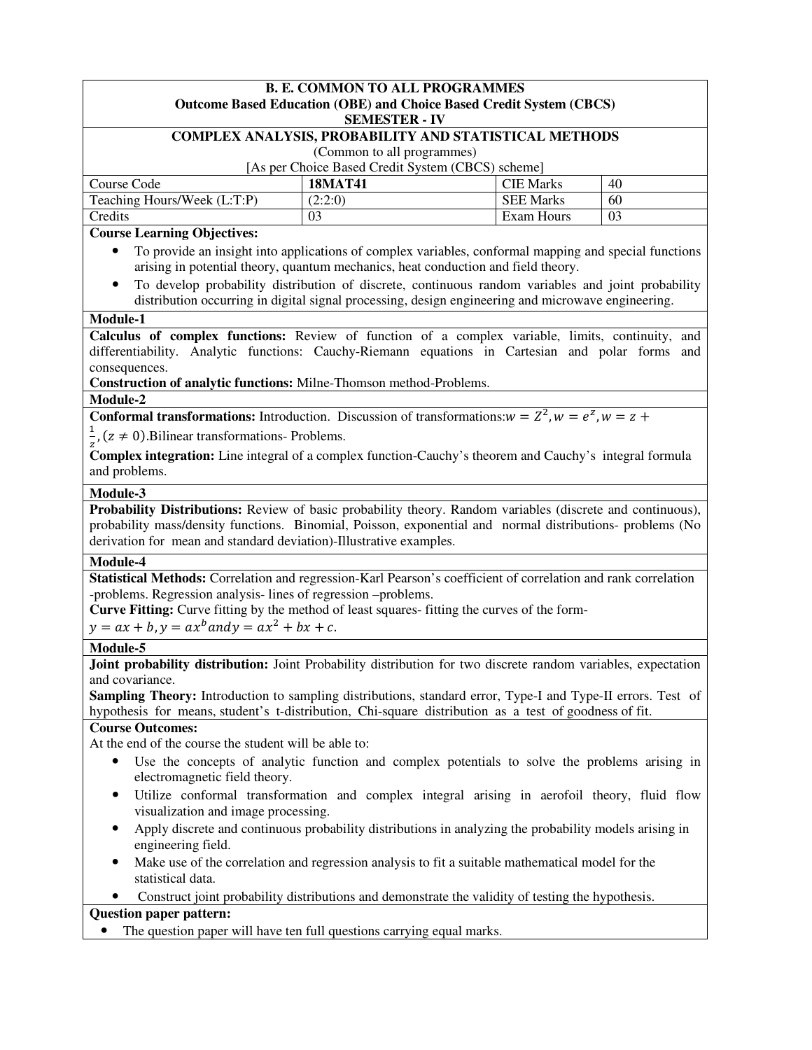**B. E. COMMON TO ALL PROGRAMMES**
**Outcome Based Education (OBE) and Choice Based Credit System (CBCS)**
**SEMESTER - IV**

**COMPLEX ANALYSIS, PROBABILITY AND STATISTICAL METHODS**
(Common to all programmes)
[As per Choice Based Credit System (CBCS) scheme]

| Course Code | **18MAT41** | CIE Marks | 40 |
|---|---|---|---|
| Teaching Hours/Week (L:T:P) | (2:2:0) | SEE Marks | 60 |
| Credits | 03 | Exam Hours | 03 |

**Course Learning Objectives:**

- To provide an insight into applications of complex variables, conformal mapping and special functions arising in potential theory, quantum mechanics, heat conduction and field theory.
- To develop probability distribution of discrete, continuous random variables and joint probability distribution occurring in digital signal processing, design engineering and microwave engineering.

**Module-1**

**Calculus of complex functions:** Review of function of a complex variable, limits, continuity, and differentiability. Analytic functions: Cauchy-Riemann equations in Cartesian and polar forms and consequences.

**Construction of analytic functions:** Milne-Thomson method-Problems.

**Module-2**

**Conformal transformations:** Introduction. Discussion of transformations: $w = Z^2, w = e^z, w = z + \frac{1}{z}, (z \neq 0)$. Bilinear transformations- Problems.

**Complex integration:** Line integral of a complex function-Cauchy's theorem and Cauchy's integral formula and problems.

**Module-3**

**Probability Distributions:** Review of basic probability theory. Random variables (discrete and continuous), probability mass/density functions. Binomial, Poisson, exponential and normal distributions- problems (No derivation for mean and standard deviation)-Illustrative examples.

**Module-4**

**Statistical Methods:** Correlation and regression-Karl Pearson's coefficient of correlation and rank correlation -problems. Regression analysis- lines of regression –problems.

**Curve Fitting:** Curve fitting by the method of least squares- fitting the curves of the form- $y = ax + b, y = ax^b$ and $y = ax^2 + bx + c$.

**Module-5**

**Joint probability distribution:** Joint Probability distribution for two discrete random variables, expectation and covariance.

**Sampling Theory:** Introduction to sampling distributions, standard error, Type-I and Type-II errors. Test of hypothesis for means, student's t-distribution, Chi-square distribution as a test of goodness of fit.

**Course Outcomes:**

At the end of the course the student will be able to:

- Use the concepts of analytic function and complex potentials to solve the problems arising in electromagnetic field theory.
- Utilize conformal transformation and complex integral arising in aerofoil theory, fluid flow visualization and image processing.
- Apply discrete and continuous probability distributions in analyzing the probability models arising in engineering field.
- Make use of the correlation and regression analysis to fit a suitable mathematical model for the statistical data.
- Construct joint probability distributions and demonstrate the validity of testing the hypothesis.

**Question paper pattern:**

- The question paper will have ten full questions carrying equal marks.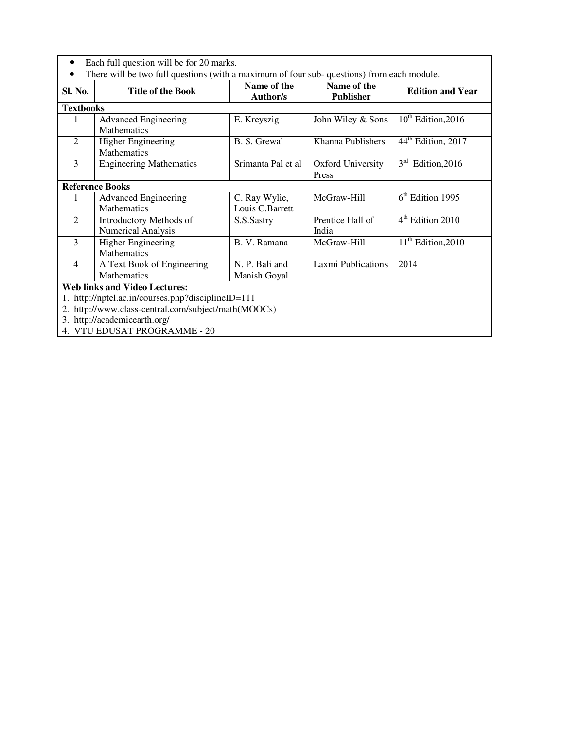- Each full question will be for 20 marks.
- There will be two full questions (with a maximum of four sub- questions) from each module.

| Sl. No. | Title of the Book | Name of the Author/s | Name of the Publisher | Edition and Year |
|---|---|---|---|---|
| **Textbooks** | | | | |
| 1 | Advanced Engineering Mathematics | E. Kreyszig | John Wiley & Sons | 10th Edition,2016 |
| 2 | Higher Engineering Mathematics | B. S. Grewal | Khanna Publishers | 44th Edition, 2017 |
| 3 | Engineering Mathematics | Srimanta Pal et al | Oxford University Press | 3rd Edition,2016 |
| **Reference Books** | | | | |
| 1 | Advanced Engineering Mathematics | C. Ray Wylie, Louis C.Barrett | McGraw-Hill | 6th Edition 1995 |
| 2 | Introductory Methods of Numerical Analysis | S.S.Sastry | Prentice Hall of India | 4th Edition 2010 |
| 3 | Higher Engineering Mathematics | B. V. Ramana | McGraw-Hill | 11th Edition,2010 |
| 4 | A Text Book of Engineering Mathematics | N. P. Bali and Manish Goyal | Laxmi Publications | 2014 |

**Web links and Video Lectures:**

1. http://nptel.ac.in/courses.php?disciplineID=111
2. http://www.class-central.com/subject/math(MOOCs)
3. http://academicearth.org/
4. VTU EDUSAT PROGRAMME - 20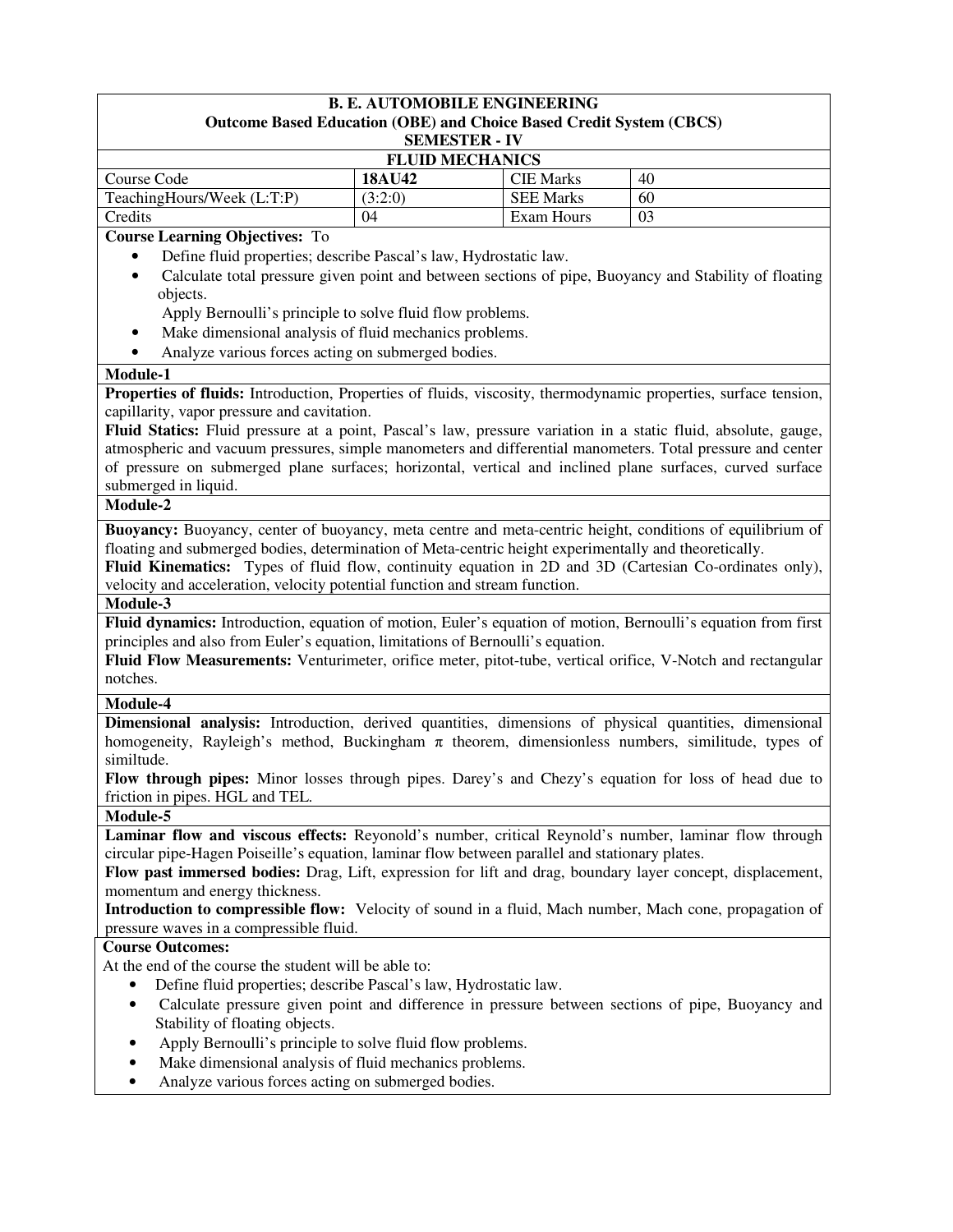**B. E. AUTOMOBILE ENGINEERING**
**Outcome Based Education (OBE) and Choice Based Credit System (CBCS)**
**SEMESTER - IV**

**FLUID MECHANICS**

| Course Code | **18AU42** | CIE Marks | 40 |
|---|---|---|---|
| TeachingHours/Week (L:T:P) | (3:2:0) | SEE Marks | 60 |
| Credits | 04 | Exam Hours | 03 |

**Course Learning Objectives:** To

- Define fluid properties; describe Pascal's law, Hydrostatic law.
- Calculate total pressure given point and between sections of pipe, Buoyancy and Stability of floating objects.
  Apply Bernoulli's principle to solve fluid flow problems.
- Make dimensional analysis of fluid mechanics problems.
- Analyze various forces acting on submerged bodies.

**Module-1**

**Properties of fluids:** Introduction, Properties of fluids, viscosity, thermodynamic properties, surface tension, capillarity, vapor pressure and cavitation.

**Fluid Statics:** Fluid pressure at a point, Pascal's law, pressure variation in a static fluid, absolute, gauge, atmospheric and vacuum pressures, simple manometers and differential manometers. Total pressure and center of pressure on submerged plane surfaces; horizontal, vertical and inclined plane surfaces, curved surface submerged in liquid.

**Module-2**

**Buoyancy:** Buoyancy, center of buoyancy, meta centre and meta-centric height, conditions of equilibrium of floating and submerged bodies, determination of Meta-centric height experimentally and theoretically.

**Fluid Kinematics:** Types of fluid flow, continuity equation in 2D and 3D (Cartesian Co-ordinates only), velocity and acceleration, velocity potential function and stream function.

**Module-3**

**Fluid dynamics:** Introduction, equation of motion, Euler's equation of motion, Bernoulli's equation from first principles and also from Euler's equation, limitations of Bernoulli's equation.

**Fluid Flow Measurements:** Venturimeter, orifice meter, pitot-tube, vertical orifice, V-Notch and rectangular notches.

**Module-4**

**Dimensional analysis:** Introduction, derived quantities, dimensions of physical quantities, dimensional homogeneity, Rayleigh's method, Buckingham $\pi$ theorem, dimensionless numbers, similitude, types of similtude.

**Flow through pipes:** Minor losses through pipes. Darey's and Chezy's equation for loss of head due to friction in pipes. HGL and TEL.

**Module-5**

**Laminar flow and viscous effects:** Reyonold's number, critical Reynold's number, laminar flow through circular pipe-Hagen Poiseille's equation, laminar flow between parallel and stationary plates.

**Flow past immersed bodies:** Drag, Lift, expression for lift and drag, boundary layer concept, displacement, momentum and energy thickness.

**Introduction to compressible flow:** Velocity of sound in a fluid, Mach number, Mach cone, propagation of pressure waves in a compressible fluid.

**Course Outcomes:**

At the end of the course the student will be able to:

- Define fluid properties; describe Pascal's law, Hydrostatic law.
- Calculate pressure given point and difference in pressure between sections of pipe, Buoyancy and Stability of floating objects.
- Apply Bernoulli's principle to solve fluid flow problems.
- Make dimensional analysis of fluid mechanics problems.
- Analyze various forces acting on submerged bodies.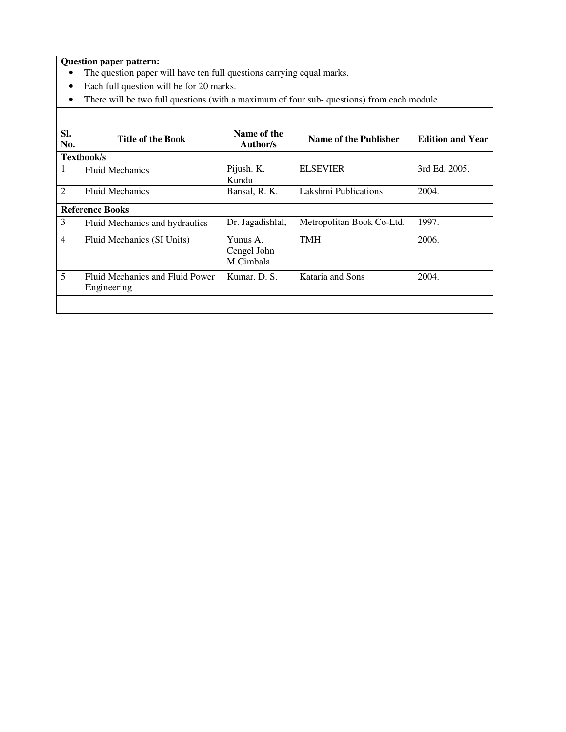**Question paper pattern:**

- The question paper will have ten full questions carrying equal marks.
- Each full question will be for 20 marks.
- There will be two full questions (with a maximum of four sub- questions) from each module.

| Sl. No. | Title of the Book | Name of the Author/s | Name of the Publisher | Edition and Year |
|---|---|---|---|---|
| **Textbook/s** | | | | |
| 1 | Fluid Mechanics | Pijush. K. Kundu | ELSEVIER | 3rd Ed. 2005. |
| 2 | Fluid Mechanics | Bansal, R. K. | Lakshmi Publications | 2004. |
| **Reference Books** | | | | |
| 3 | Fluid Mechanics and hydraulics | Dr. Jagadishlal, | Metropolitan Book Co-Ltd. | 1997. |
| 4 | Fluid Mechanics (SI Units) | Yunus A. Cengel John M.Cimbala | TMH | 2006. |
| 5 | Fluid Mechanics and Fluid Power Engineering | Kumar. D. S. | Kataria and Sons | 2004. |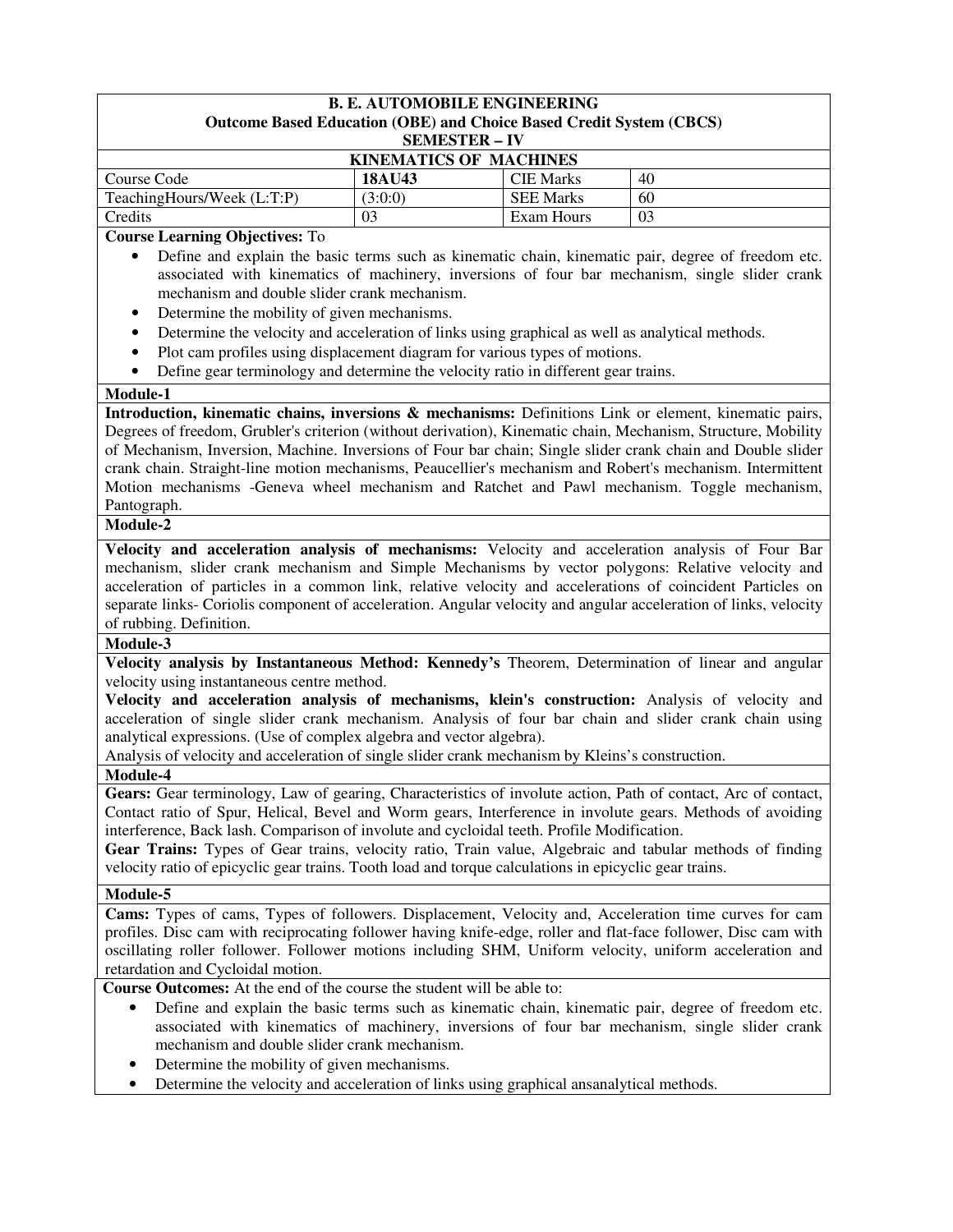**B. E. AUTOMOBILE ENGINEERING**
**Outcome Based Education (OBE) and Choice Based Credit System (CBCS)**
**SEMESTER – IV**

**KINEMATICS OF MACHINES**

| Course Code | **18AU43** | CIE Marks | 40 |
|---|---|---|---|
| TeachingHours/Week (L:T:P) | (3:0:0) | SEE Marks | 60 |
| Credits | 03 | Exam Hours | 03 |

**Course Learning Objectives:** To

- Define and explain the basic terms such as kinematic chain, kinematic pair, degree of freedom etc. associated with kinematics of machinery, inversions of four bar mechanism, single slider crank mechanism and double slider crank mechanism.
- Determine the mobility of given mechanisms.
- Determine the velocity and acceleration of links using graphical as well as analytical methods.
- Plot cam profiles using displacement diagram for various types of motions.
- Define gear terminology and determine the velocity ratio in different gear trains.

**Module-1**

**Introduction, kinematic chains, inversions & mechanisms:** Definitions Link or element, kinematic pairs, Degrees of freedom, Grubler's criterion (without derivation), Kinematic chain, Mechanism, Structure, Mobility of Mechanism, Inversion, Machine. Inversions of Four bar chain; Single slider crank chain and Double slider crank chain. Straight-line motion mechanisms, Peaucellier's mechanism and Robert's mechanism. Intermittent Motion mechanisms -Geneva wheel mechanism and Ratchet and Pawl mechanism. Toggle mechanism, Pantograph.

**Module-2**

**Velocity and acceleration analysis of mechanisms:** Velocity and acceleration analysis of Four Bar mechanism, slider crank mechanism and Simple Mechanisms by vector polygons: Relative velocity and acceleration of particles in a common link, relative velocity and accelerations of coincident Particles on separate links- Coriolis component of acceleration. Angular velocity and angular acceleration of links, velocity of rubbing. Definition.

**Module-3**

**Velocity analysis by Instantaneous Method: Kennedy's** Theorem, Determination of linear and angular velocity using instantaneous centre method.

**Velocity and acceleration analysis of mechanisms, klein's construction:** Analysis of velocity and acceleration of single slider crank mechanism. Analysis of four bar chain and slider crank chain using analytical expressions. (Use of complex algebra and vector algebra).

Analysis of velocity and acceleration of single slider crank mechanism by Kleins's construction.

**Module-4**

**Gears:** Gear terminology, Law of gearing, Characteristics of involute action, Path of contact, Arc of contact, Contact ratio of Spur, Helical, Bevel and Worm gears, Interference in involute gears. Methods of avoiding interference, Back lash. Comparison of involute and cycloidal teeth. Profile Modification.

**Gear Trains:** Types of Gear trains, velocity ratio, Train value, Algebraic and tabular methods of finding velocity ratio of epicyclic gear trains. Tooth load and torque calculations in epicyclic gear trains.

**Module-5**

**Cams:** Types of cams, Types of followers. Displacement, Velocity and, Acceleration time curves for cam profiles. Disc cam with reciprocating follower having knife-edge, roller and flat-face follower, Disc cam with oscillating roller follower. Follower motions including SHM, Uniform velocity, uniform acceleration and retardation and Cycloidal motion.

**Course Outcomes:** At the end of the course the student will be able to:

- Define and explain the basic terms such as kinematic chain, kinematic pair, degree of freedom etc. associated with kinematics of machinery, inversions of four bar mechanism, single slider crank mechanism and double slider crank mechanism.
- Determine the mobility of given mechanisms.
- Determine the velocity and acceleration of links using graphical ansanalytical methods.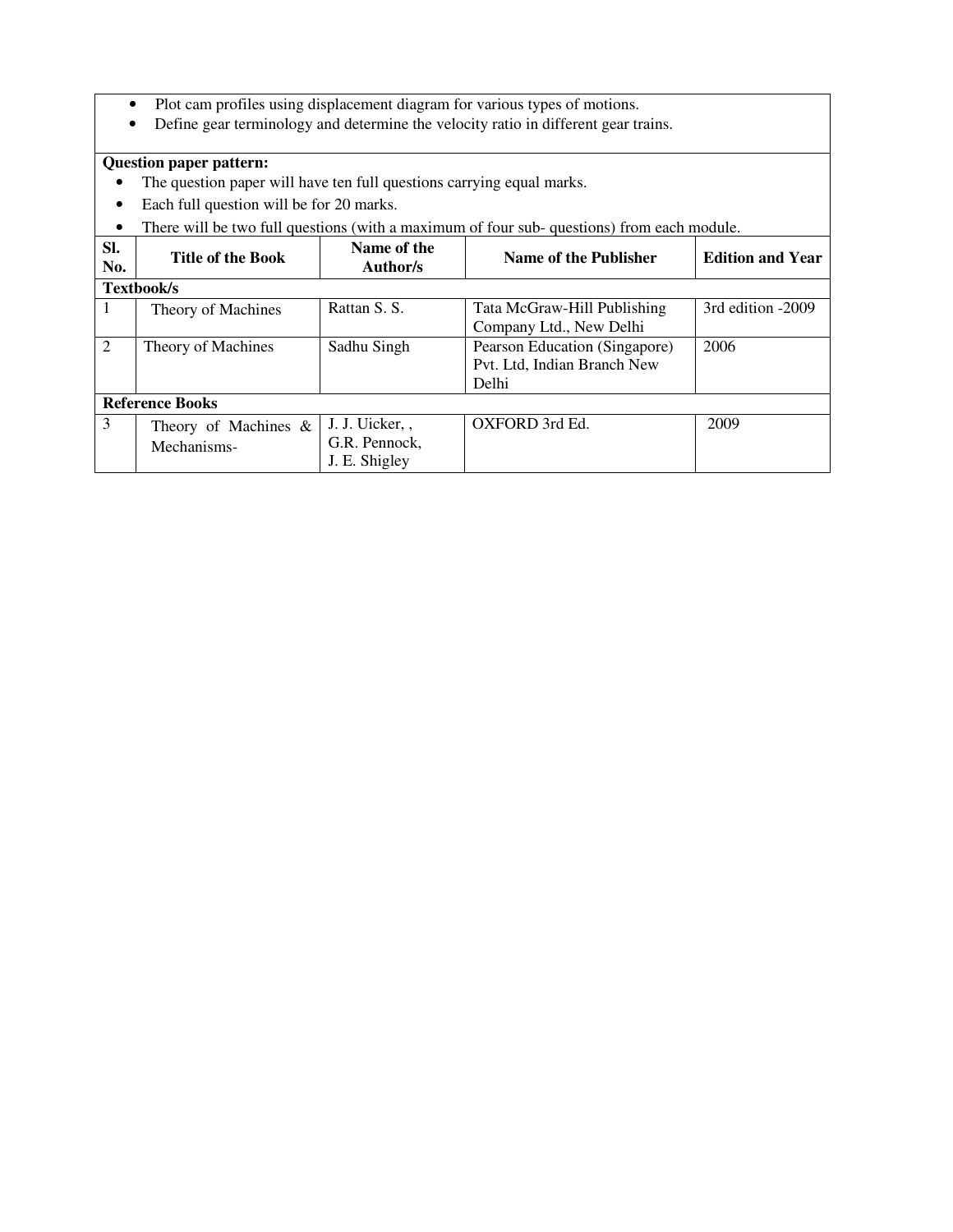- Plot cam profiles using displacement diagram for various types of motions.
- Define gear terminology and determine the velocity ratio in different gear trains.

**Question paper pattern:**

- The question paper will have ten full questions carrying equal marks.
- Each full question will be for 20 marks.
- There will be two full questions (with a maximum of four sub- questions) from each module.

| Sl. No. | Title of the Book | Name of the Author/s | Name of the Publisher | Edition and Year |
|---|---|---|---|---|
| **Textbook/s** | | | | |
| 1 | Theory of Machines | Rattan S. S. | Tata McGraw-Hill Publishing Company Ltd., New Delhi | 3rd edition -2009 |
| 2 | Theory of Machines | Sadhu Singh | Pearson Education (Singapore) Pvt. Ltd, Indian Branch New Delhi | 2006 |
| **Reference Books** | | | | |
| 3 | Theory of Machines & Mechanisms- | J. J. Uicker, , G.R. Pennock, J. E. Shigley | OXFORD 3rd Ed. | 2009 |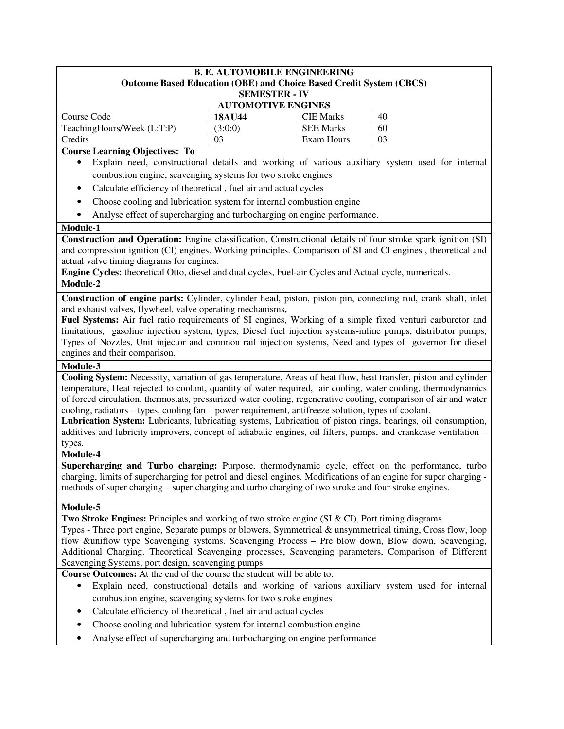**B. E. AUTOMOBILE ENGINEERING**
**Outcome Based Education (OBE) and Choice Based Credit System (CBCS)**
**SEMESTER - IV**

**AUTOMOTIVE ENGINES**

| Course Code | **18AU44** | CIE Marks | 40 |
|---|---|---|---|
| TeachingHours/Week (L:T:P) | (3:0:0) | SEE Marks | 60 |
| Credits | 03 | Exam Hours | 03 |

**Course Learning Objectives: To**

- Explain need, constructional details and working of various auxiliary system used for internal combustion engine, scavenging systems for two stroke engines
- Calculate efficiency of theoretical , fuel air and actual cycles
- Choose cooling and lubrication system for internal combustion engine
- Analyse effect of supercharging and turbocharging on engine performance.

**Module-1**

**Construction and Operation:** Engine classification, Constructional details of four stroke spark ignition (SI) and compression ignition (CI) engines. Working principles. Comparison of SI and CI engines , theoretical and actual valve timing diagrams for engines.

**Engine Cycles:** theoretical Otto, diesel and dual cycles, Fuel-air Cycles and Actual cycle, numericals.

**Module-2**

**Construction of engine parts:** Cylinder, cylinder head, piston, piston pin, connecting rod, crank shaft, inlet and exhaust valves, flywheel, valve operating mechanisms**,**

**Fuel Systems:** Air fuel ratio requirements of SI engines, Working of a simple fixed venturi carburetor and limitations, gasoline injection system, types, Diesel fuel injection systems-inline pumps, distributor pumps, Types of Nozzles, Unit injector and common rail injection systems, Need and types of governor for diesel engines and their comparison.

**Module-3**

**Cooling System:** Necessity, variation of gas temperature, Areas of heat flow, heat transfer, piston and cylinder temperature, Heat rejected to coolant, quantity of water required, air cooling, water cooling, thermodynamics of forced circulation, thermostats, pressurized water cooling, regenerative cooling, comparison of air and water cooling, radiators – types, cooling fan – power requirement, antifreeze solution, types of coolant.

**Lubrication System:** Lubricants, lubricating systems, Lubrication of piston rings, bearings, oil consumption, additives and lubricity improvers, concept of adiabatic engines, oil filters, pumps, and crankcase ventilation – types.

**Module-4**

**Supercharging and Turbo charging:** Purpose, thermodynamic cycle, effect on the performance, turbo charging, limits of supercharging for petrol and diesel engines. Modifications of an engine for super charging - methods of super charging – super charging and turbo charging of two stroke and four stroke engines.

**Module-5**

**Two Stroke Engines:** Principles and working of two stroke engine (SI & CI), Port timing diagrams.

Types - Three port engine, Separate pumps or blowers, Symmetrical & unsymmetrical timing, Cross flow, loop flow &uniflow type Scavenging systems. Scavenging Process – Pre blow down, Blow down, Scavenging, Additional Charging. Theoretical Scavenging processes, Scavenging parameters, Comparison of Different Scavenging Systems; port design, scavenging pumps

**Course Outcomes:** At the end of the course the student will be able to:

- Explain need, constructional details and working of various auxiliary system used for internal combustion engine, scavenging systems for two stroke engines
- Calculate efficiency of theoretical , fuel air and actual cycles
- Choose cooling and lubrication system for internal combustion engine
- Analyse effect of supercharging and turbocharging on engine performance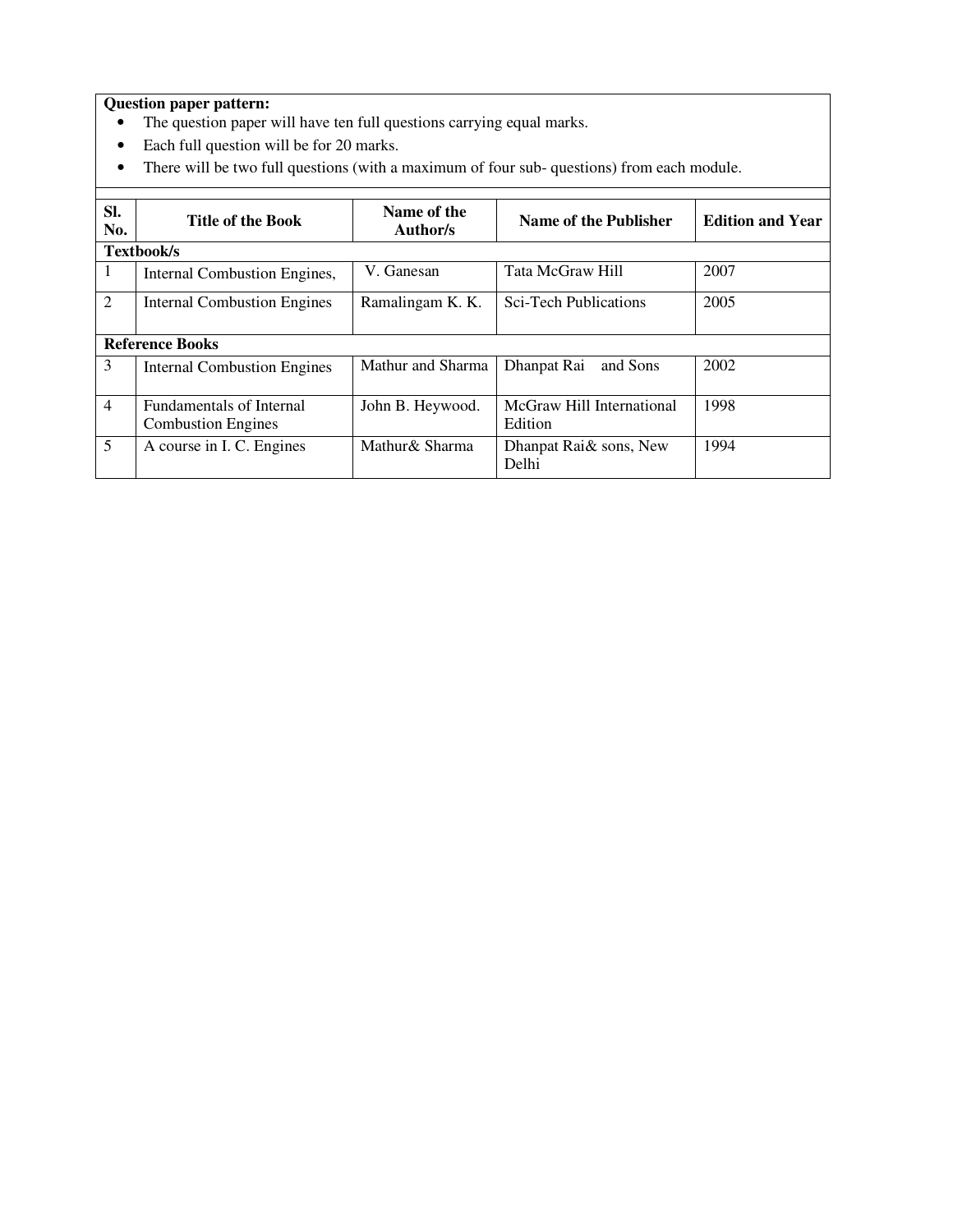**Question paper pattern:**

- The question paper will have ten full questions carrying equal marks.
- Each full question will be for 20 marks.
- There will be two full questions (with a maximum of four sub- questions) from each module.

| Sl. No. | Title of the Book | Name of the Author/s | Name of the Publisher | Edition and Year |
|---|---|---|---|---|
| **Textbook/s** | | | | |
| 1 | Internal Combustion Engines, | V. Ganesan | Tata McGraw Hill | 2007 |
| 2 | Internal Combustion Engines | Ramalingam K. K. | Sci-Tech Publications | 2005 |
| **Reference Books** | | | | |
| 3 | Internal Combustion Engines | Mathur and Sharma | Dhanpat Rai and Sons | 2002 |
| 4 | Fundamentals of Internal Combustion Engines | John B. Heywood. | McGraw Hill International Edition | 1998 |
| 5 | A course in I. C. Engines | Mathur& Sharma | Dhanpat Rai& sons, New Delhi | 1994 |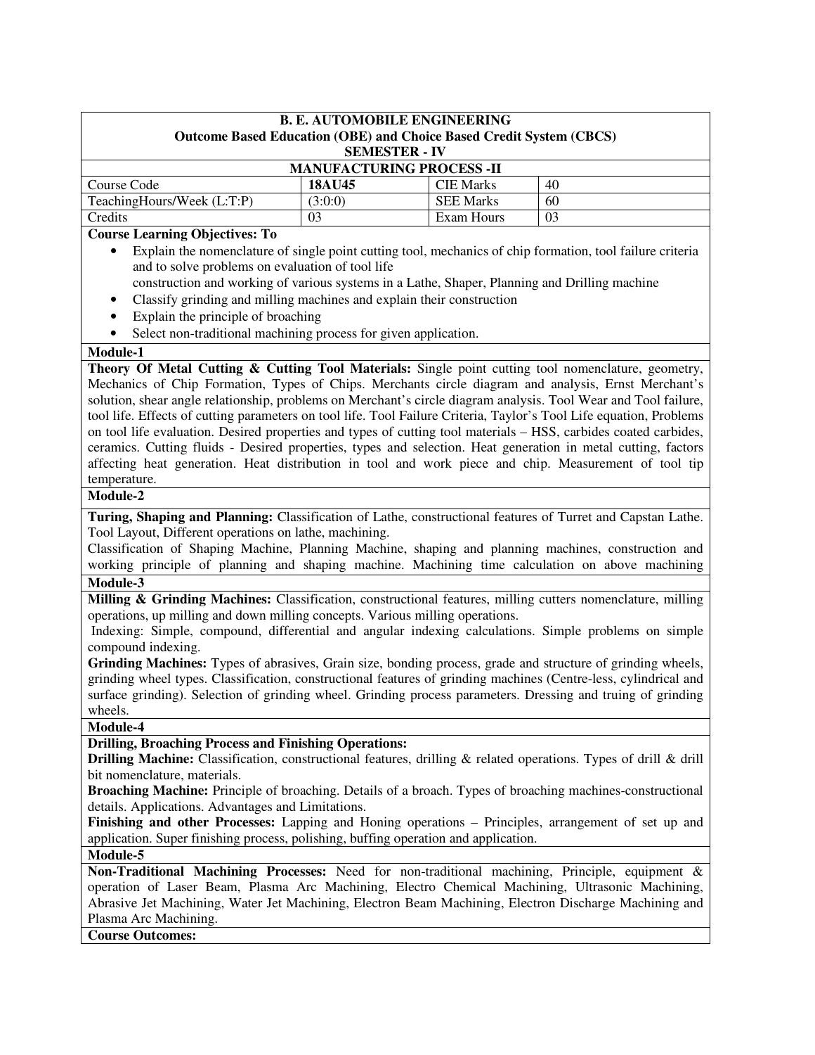**B. E. AUTOMOBILE ENGINEERING**
**Outcome Based Education (OBE) and Choice Based Credit System (CBCS)**
**SEMESTER - IV**

**MANUFACTURING PROCESS -II**

| Course Code | **18AU45** | CIE Marks | 40 |
|---|---|---|---|
| TeachingHours/Week (L:T:P) | (3:0:0) | SEE Marks | 60 |
| Credits | 03 | Exam Hours | 03 |

**Course Learning Objectives: To**

- Explain the nomenclature of single point cutting tool, mechanics of chip formation, tool failure criteria and to solve problems on evaluation of tool life
  construction and working of various systems in a Lathe, Shaper, Planning and Drilling machine
- Classify grinding and milling machines and explain their construction
- Explain the principle of broaching
- Select non-traditional machining process for given application.

**Module-1**

**Theory Of Metal Cutting & Cutting Tool Materials:** Single point cutting tool nomenclature, geometry, Mechanics of Chip Formation, Types of Chips. Merchants circle diagram and analysis, Ernst Merchant's solution, shear angle relationship, problems on Merchant's circle diagram analysis. Tool Wear and Tool failure, tool life. Effects of cutting parameters on tool life. Tool Failure Criteria, Taylor's Tool Life equation, Problems on tool life evaluation. Desired properties and types of cutting tool materials – HSS, carbides coated carbides, ceramics. Cutting fluids - Desired properties, types and selection. Heat generation in metal cutting, factors affecting heat generation. Heat distribution in tool and work piece and chip. Measurement of tool tip temperature.

**Module-2**

**Turing, Shaping and Planning:** Classification of Lathe, constructional features of Turret and Capstan Lathe. Tool Layout, Different operations on lathe, machining.
Classification of Shaping Machine, Planning Machine, shaping and planning machines, construction and working principle of planning and shaping machine. Machining time calculation on above machining

**Module-3**

**Milling & Grinding Machines:** Classification, constructional features, milling cutters nomenclature, milling operations, up milling and down milling concepts. Various milling operations.
Indexing: Simple, compound, differential and angular indexing calculations. Simple problems on simple compound indexing.
**Grinding Machines:** Types of abrasives, Grain size, bonding process, grade and structure of grinding wheels, grinding wheel types. Classification, constructional features of grinding machines (Centre-less, cylindrical and surface grinding). Selection of grinding wheel. Grinding process parameters. Dressing and truing of grinding wheels.

**Module-4**

**Drilling, Broaching Process and Finishing Operations:**
**Drilling Machine:** Classification, constructional features, drilling & related operations. Types of drill & drill bit nomenclature, materials.
**Broaching Machine:** Principle of broaching. Details of a broach. Types of broaching machines-constructional details. Applications. Advantages and Limitations.
**Finishing and other Processes:** Lapping and Honing operations – Principles, arrangement of set up and application. Super finishing process, polishing, buffing operation and application.

**Module-5**

**Non-Traditional Machining Processes:** Need for non-traditional machining, Principle, equipment & operation of Laser Beam, Plasma Arc Machining, Electro Chemical Machining, Ultrasonic Machining, Abrasive Jet Machining, Water Jet Machining, Electron Beam Machining, Electron Discharge Machining and Plasma Arc Machining.

**Course Outcomes:**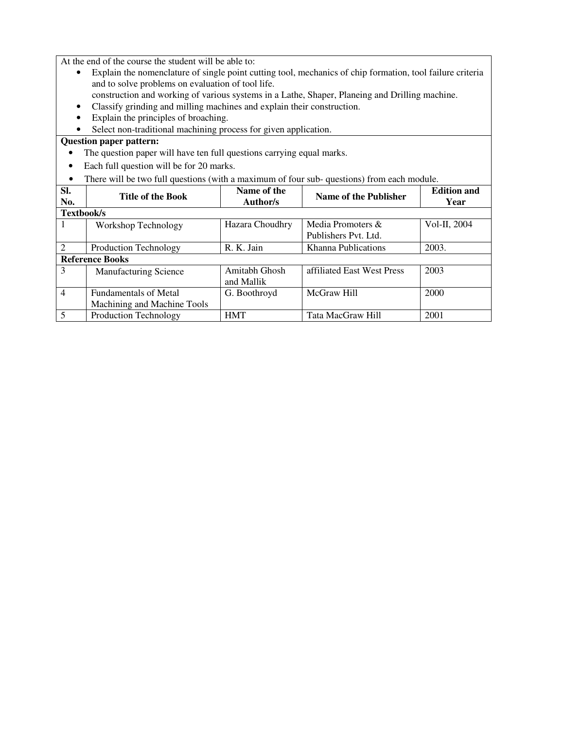At the end of the course the student will be able to:

- Explain the nomenclature of single point cutting tool, mechanics of chip formation, tool failure criteria and to solve problems on evaluation of tool life.
  construction and working of various systems in a Lathe, Shaper, Planeing and Drilling machine.
- Classify grinding and milling machines and explain their construction.
- Explain the principles of broaching.
- Select non-traditional machining process for given application.

**Question paper pattern:**

- The question paper will have ten full questions carrying equal marks.
- Each full question will be for 20 marks.
- There will be two full questions (with a maximum of four sub- questions) from each module.

| Sl. No. | Title of the Book | Name of the Author/s | Name of the Publisher | Edition and Year |
|---|---|---|---|---|
| **Textbook/s** | | | | |
| 1 | Workshop Technology | Hazara Choudhry | Media Promoters & Publishers Pvt. Ltd. | Vol-II, 2004 |
| 2 | Production Technology | R. K. Jain | Khanna Publications | 2003. |
| **Reference Books** | | | | |
| 3 | Manufacturing Science | Amitabh Ghosh and Mallik | affiliated East West Press | 2003 |
| 4 | Fundamentals of Metal Machining and Machine Tools | G. Boothroyd | McGraw Hill | 2000 |
| 5 | Production Technology | HMT | Tata MacGraw Hill | 2001 |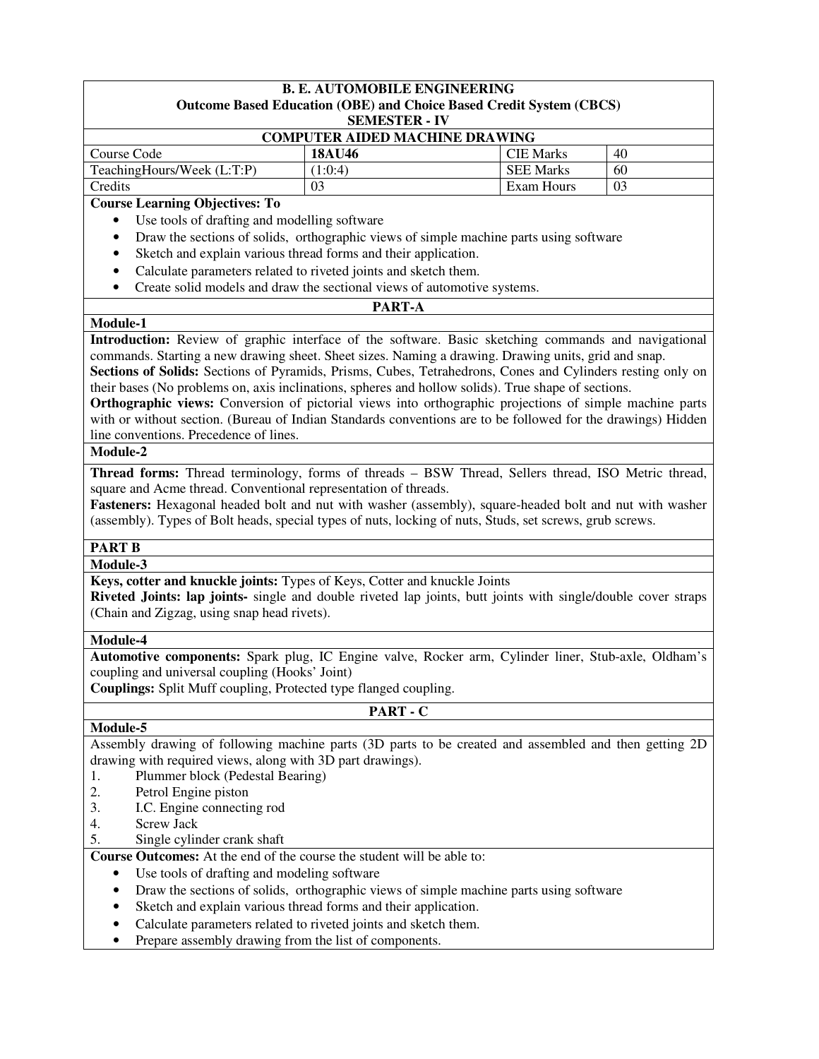**B. E. AUTOMOBILE ENGINEERING**
**Outcome Based Education (OBE) and Choice Based Credit System (CBCS)**
**SEMESTER - IV**

## COMPUTER AIDED MACHINE DRAWING

| Course Code | **18AU46** | CIE Marks | 40 |
|---|---|---|---|
| TeachingHours/Week (L:T:P) | (1:0:4) | SEE Marks | 60 |
| Credits | 03 | Exam Hours | 03 |

**Course Learning Objectives: To**

- Use tools of drafting and modelling software
- Draw the sections of solids, orthographic views of simple machine parts using software
- Sketch and explain various thread forms and their application.
- Calculate parameters related to riveted joints and sketch them.
- Create solid models and draw the sectional views of automotive systems.

### PART-A

**Module-1**

**Introduction:** Review of graphic interface of the software. Basic sketching commands and navigational commands. Starting a new drawing sheet. Sheet sizes. Naming a drawing. Drawing units, grid and snap.
**Sections of Solids:** Sections of Pyramids, Prisms, Cubes, Tetrahedrons, Cones and Cylinders resting only on their bases (No problems on, axis inclinations, spheres and hollow solids). True shape of sections.
**Orthographic views:** Conversion of pictorial views into orthographic projections of simple machine parts with or without section. (Bureau of Indian Standards conventions are to be followed for the drawings) Hidden line conventions. Precedence of lines.

**Module-2**

**Thread forms:** Thread terminology, forms of threads – BSW Thread, Sellers thread, ISO Metric thread, square and Acme thread. Conventional representation of threads.
**Fasteners:** Hexagonal headed bolt and nut with washer (assembly), square-headed bolt and nut with washer (assembly). Types of Bolt heads, special types of nuts, locking of nuts, Studs, set screws, grub screws.

### PART B

**Module-3**

**Keys, cotter and knuckle joints:** Types of Keys, Cotter and knuckle Joints
**Riveted Joints: lap joints-** single and double riveted lap joints, butt joints with single/double cover straps (Chain and Zigzag, using snap head rivets).

**Module-4**

**Automotive components:** Spark plug, IC Engine valve, Rocker arm, Cylinder liner, Stub-axle, Oldham's coupling and universal coupling (Hooks' Joint)
**Couplings:** Split Muff coupling, Protected type flanged coupling.

### PART - C

**Module-5**

Assembly drawing of following machine parts (3D parts to be created and assembled and then getting 2D drawing with required views, along with 3D part drawings).

1. Plummer block (Pedestal Bearing)
2. Petrol Engine piston
3. I.C. Engine connecting rod
4. Screw Jack
5. Single cylinder crank shaft

**Course Outcomes:** At the end of the course the student will be able to:

- Use tools of drafting and modeling software
- Draw the sections of solids, orthographic views of simple machine parts using software
- Sketch and explain various thread forms and their application.
- Calculate parameters related to riveted joints and sketch them.
- Prepare assembly drawing from the list of components.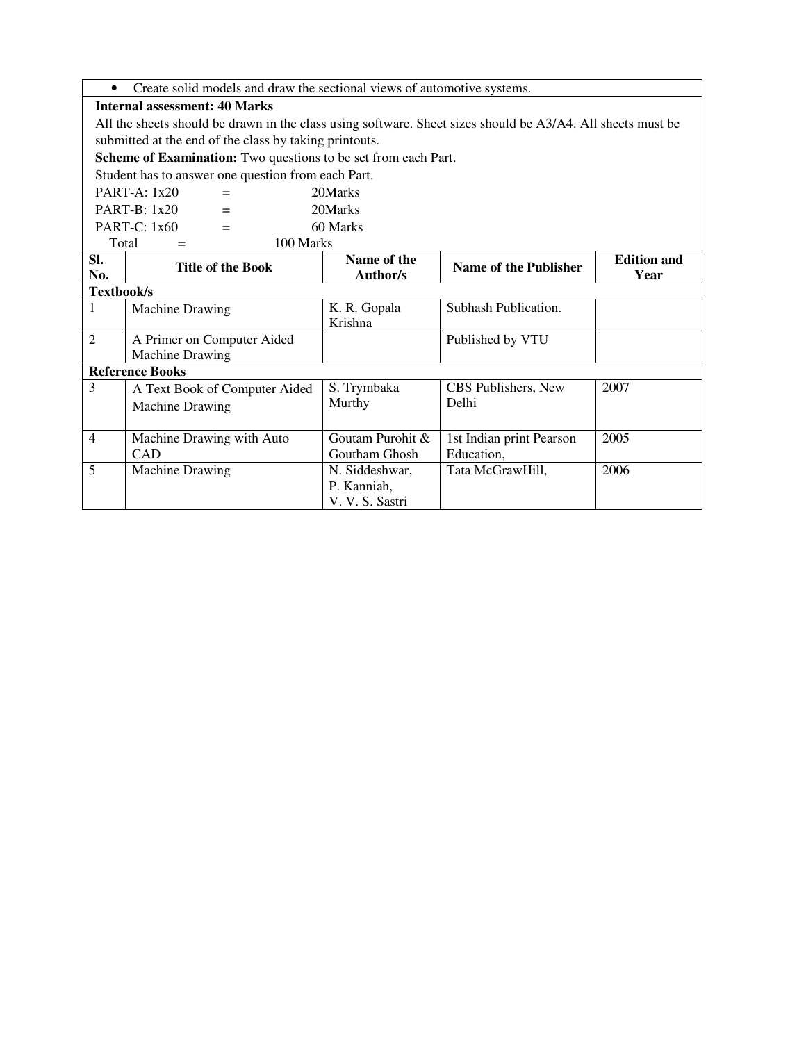- Create solid models and draw the sectional views of automotive systems.

**Internal assessment: 40 Marks**

All the sheets should be drawn in the class using software. Sheet sizes should be A3/A4. All sheets must be submitted at the end of the class by taking printouts.

**Scheme of Examination:** Two questions to be set from each Part.

Student has to answer one question from each Part.

PART-A: 1x20 = 20Marks

PART-B: 1x20 = 20Marks

PART-C: 1x60 = 60 Marks

Total = 100 Marks

| Sl. No. | Title of the Book | Name of the Author/s | Name of the Publisher | Edition and Year |
|---|---|---|---|---|
| **Textbook/s** | | | | |
| 1 | Machine Drawing | K. R. Gopala Krishna | Subhash Publication. | |
| 2 | A Primer on Computer Aided Machine Drawing | | Published by VTU | |
| **Reference Books** | | | | |
| 3 | A Text Book of Computer Aided Machine Drawing | S. Trymbaka Murthy | CBS Publishers, New Delhi | 2007 |
| 4 | Machine Drawing with Auto CAD | Goutam Purohit & Goutham Ghosh | 1st Indian print Pearson Education, | 2005 |
| 5 | Machine Drawing | N. Siddeshwar, P. Kanniah, V. V. S. Sastri | Tata McGrawHill, | 2006 |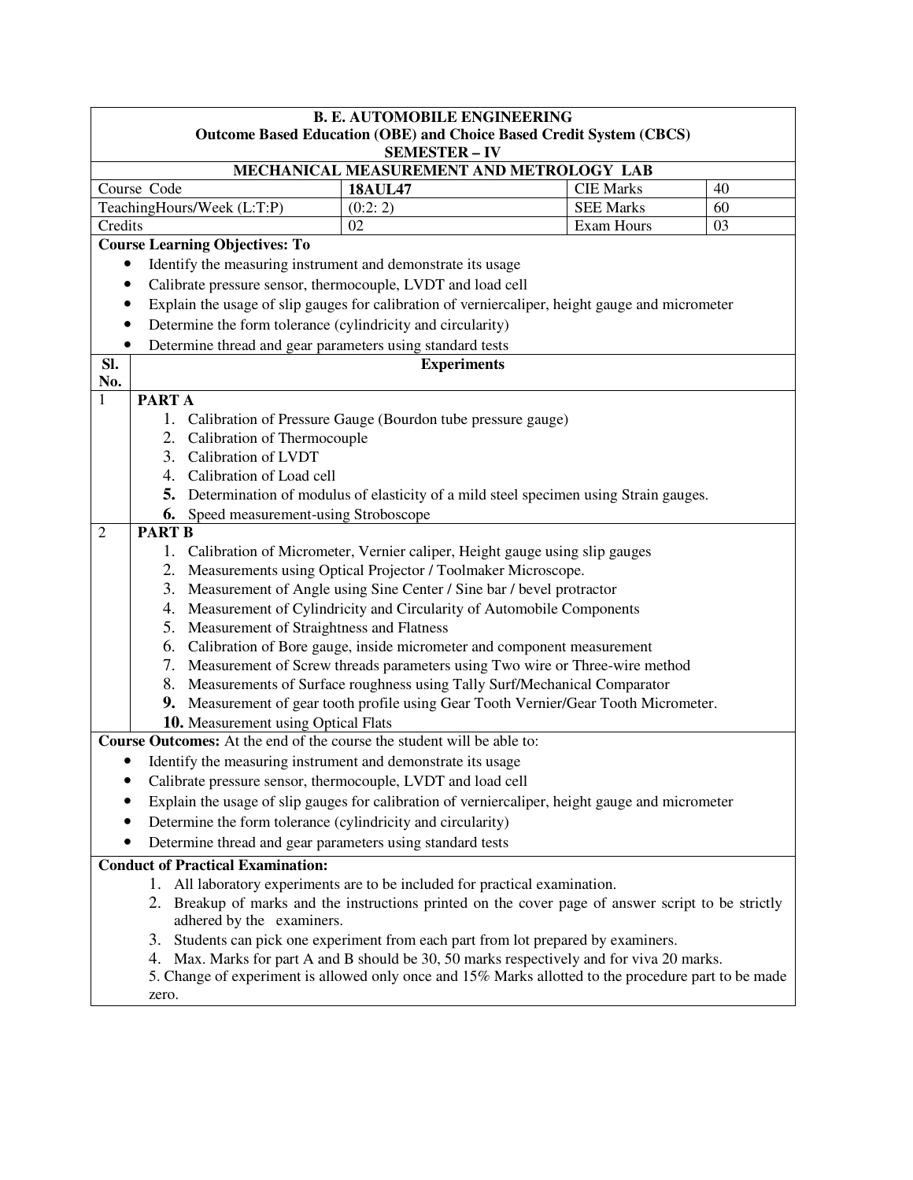**B. E. AUTOMOBILE ENGINEERING**
**Outcome Based Education (OBE) and Choice Based Credit System (CBCS)**
**SEMESTER – IV**

**MECHANICAL MEASUREMENT AND METROLOGY LAB**

| Course Code | **18AUL47** | CIE Marks | 40 |
|---|---|---|---|
| TeachingHours/Week (L:T:P) | (0:2: 2) | SEE Marks | 60 |
| Credits | 02 | Exam Hours | 03 |

**Course Learning Objectives: To**

- Identify the measuring instrument and demonstrate its usage
- Calibrate pressure sensor, thermocouple, LVDT and load cell
- Explain the usage of slip gauges for calibration of verniercaliper, height gauge and micrometer
- Determine the form tolerance (cylindricity and circularity)
- Determine thread and gear parameters using standard tests

| Sl. No. | Experiments |
|---|---|
| 1 | **PART A**<br>1. Calibration of Pressure Gauge (Bourdon tube pressure gauge)<br>2. Calibration of Thermocouple<br>3. Calibration of LVDT<br>4. Calibration of Load cell<br>5. Determination of modulus of elasticity of a mild steel specimen using Strain gauges.<br>6. Speed measurement-using Stroboscope |
| 2 | **PART B**<br>1. Calibration of Micrometer, Vernier caliper, Height gauge using slip gauges<br>2. Measurements using Optical Projector / Toolmaker Microscope.<br>3. Measurement of Angle using Sine Center / Sine bar / bevel protractor<br>4. Measurement of Cylindricity and Circularity of Automobile Components<br>5. Measurement of Straightness and Flatness<br>6. Calibration of Bore gauge, inside micrometer and component measurement<br>7. Measurement of Screw threads parameters using Two wire or Three-wire method<br>8. Measurements of Surface roughness using Tally Surf/Mechanical Comparator<br>9. Measurement of gear tooth profile using Gear Tooth Vernier/Gear Tooth Micrometer.<br>10. Measurement using Optical Flats |

**Course Outcomes:** At the end of the course the student will be able to:

- Identify the measuring instrument and demonstrate its usage
- Calibrate pressure sensor, thermocouple, LVDT and load cell
- Explain the usage of slip gauges for calibration of verniercaliper, height gauge and micrometer
- Determine the form tolerance (cylindricity and circularity)
- Determine thread and gear parameters using standard tests

**Conduct of Practical Examination:**

1. All laboratory experiments are to be included for practical examination.
2. Breakup of marks and the instructions printed on the cover page of answer script to be strictly adhered by the examiners.
3. Students can pick one experiment from each part from lot prepared by examiners.
4. Max. Marks for part A and B should be 30, 50 marks respectively and for viva 20 marks.
5. Change of experiment is allowed only once and 15% Marks allotted to the procedure part to be made zero.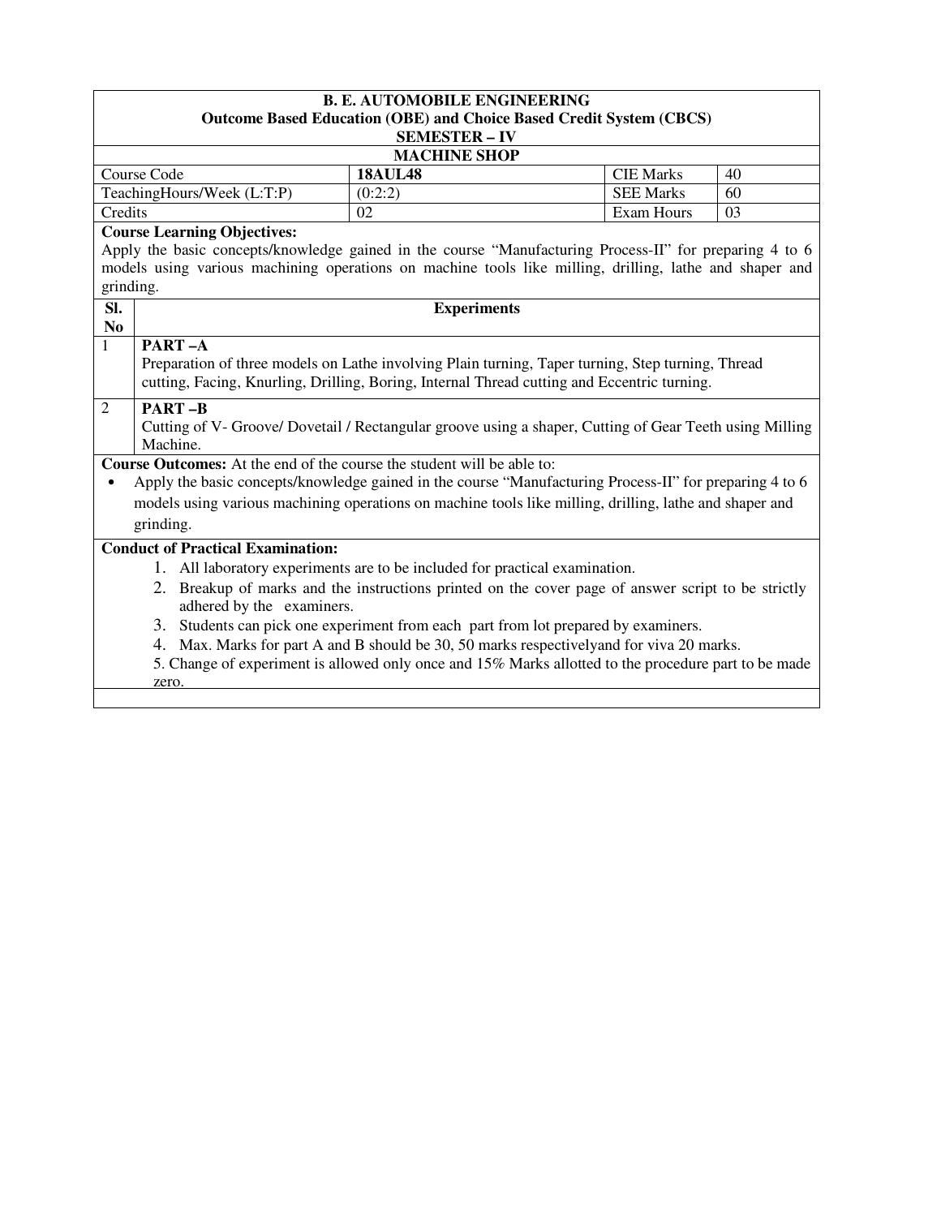**B. E. AUTOMOBILE ENGINEERING**

**Outcome Based Education (OBE) and Choice Based Credit System (CBCS)**

**SEMESTER – IV**

**MACHINE SHOP**

| Course Code | **18AUL48** | CIE Marks | 40 |
|---|---|---|---|
| TeachingHours/Week (L:T:P) | (0:2:2) | SEE Marks | 60 |
| Credits | 02 | Exam Hours | 03 |

**Course Learning Objectives:**

Apply the basic concepts/knowledge gained in the course “Manufacturing Process-II” for preparing 4 to 6 models using various machining operations on machine tools like milling, drilling, lathe and shaper and grinding.

| Sl. No | Experiments |
|---|---|
| 1 | **PART –A**<br>Preparation of three models on Lathe involving Plain turning, Taper turning, Step turning, Thread cutting, Facing, Knurling, Drilling, Boring, Internal Thread cutting and Eccentric turning. |
| 2 | **PART –B**<br>Cutting of V- Groove/ Dovetail / Rectangular groove using a shaper, Cutting of Gear Teeth using Milling Machine. |

**Course Outcomes:** At the end of the course the student will be able to:

- Apply the basic concepts/knowledge gained in the course “Manufacturing Process-II” for preparing 4 to 6 models using various machining operations on machine tools like milling, drilling, lathe and shaper and grinding.

**Conduct of Practical Examination:**

1. All laboratory experiments are to be included for practical examination.
2. Breakup of marks and the instructions printed on the cover page of answer script to be strictly adhered by the examiners.
3. Students can pick one experiment from each part from lot prepared by examiners.
4. Max. Marks for part A and B should be 30, 50 marks respectivelyand for viva 20 marks.
5. Change of experiment is allowed only once and 15% Marks allotted to the procedure part to be made zero.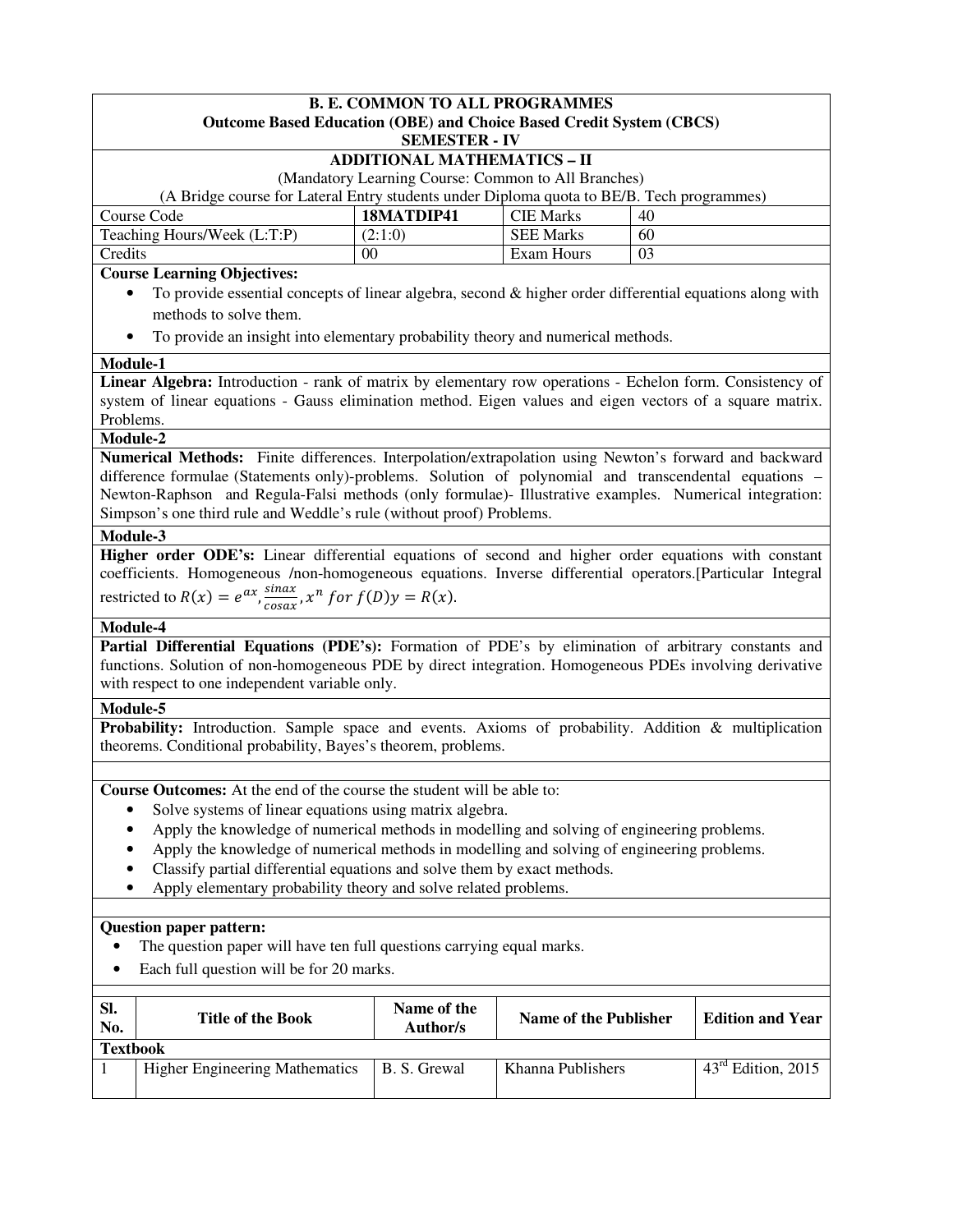**B. E. COMMON TO ALL PROGRAMMES**
**Outcome Based Education (OBE) and Choice Based Credit System (CBCS)**
**SEMESTER - IV**

## ADDITIONAL MATHEMATICS – II

(Mandatory Learning Course: Common to All Branches)
(A Bridge course for Lateral Entry students under Diploma quota to BE/B. Tech programmes)

| Course Code | **18MATDIP41** | CIE Marks | 40 |
|---|---|---|---|
| Teaching Hours/Week (L:T:P) | (2:1:0) | SEE Marks | 60 |
| Credits | 00 | Exam Hours | 03 |

**Course Learning Objectives:**

- To provide essential concepts of linear algebra, second & higher order differential equations along with methods to solve them.
- To provide an insight into elementary probability theory and numerical methods.

**Module-1**

**Linear Algebra:** Introduction - rank of matrix by elementary row operations - Echelon form. Consistency of system of linear equations - Gauss elimination method. Eigen values and eigen vectors of a square matrix. Problems.

**Module-2**

**Numerical Methods:** Finite differences. Interpolation/extrapolation using Newton's forward and backward difference formulae (Statements only)-problems. Solution of polynomial and transcendental equations – Newton-Raphson and Regula-Falsi methods (only formulae)- Illustrative examples. Numerical integration: Simpson's one third rule and Weddle's rule (without proof) Problems.

**Module-3**

**Higher order ODE's:** Linear differential equations of second and higher order equations with constant coefficients. Homogeneous /non-homogeneous equations. Inverse differential operators.[Particular Integral restricted to $R(x) = e^{ax}, \frac{sinax}{cosax}, x^n \; for \; f(D)y = R(x)$.

**Module-4**

**Partial Differential Equations (PDE's):** Formation of PDE's by elimination of arbitrary constants and functions. Solution of non-homogeneous PDE by direct integration. Homogeneous PDEs involving derivative with respect to one independent variable only.

**Module-5**

**Probability:** Introduction. Sample space and events. Axioms of probability. Addition & multiplication theorems. Conditional probability, Bayes's theorem, problems.

**Course Outcomes:** At the end of the course the student will be able to:

- Solve systems of linear equations using matrix algebra.
- Apply the knowledge of numerical methods in modelling and solving of engineering problems.
- Apply the knowledge of numerical methods in modelling and solving of engineering problems.
- Classify partial differential equations and solve them by exact methods.
- Apply elementary probability theory and solve related problems.

**Question paper pattern:**

- The question paper will have ten full questions carrying equal marks.
- Each full question will be for 20 marks.

| Sl. No. | Title of the Book | Name of the Author/s | Name of the Publisher | Edition and Year |
|---|---|---|---|---|
| **Textbook** | | | | |
| 1 | Higher Engineering Mathematics | B. S. Grewal | Khanna Publishers | 43rd Edition, 2015 |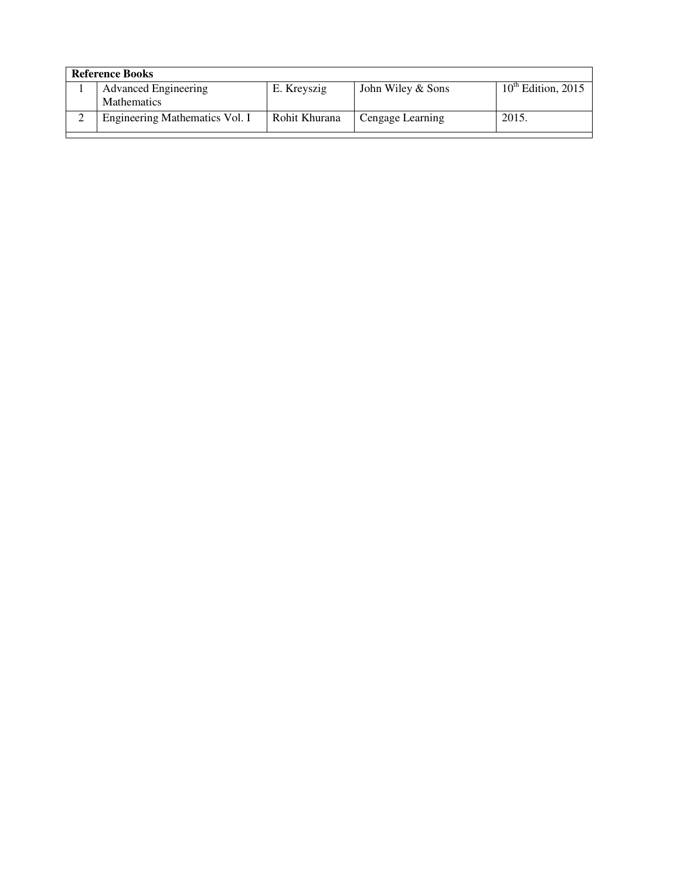| Reference Books | | | | |
|---|---|---|---|---|
| 1 | Advanced Engineering Mathematics | E. Kreyszig | John Wiley & Sons | $10^{th}$ Edition, 2015 |
| 2 | Engineering Mathematics Vol. I | Rohit Khurana | Cengage Learning | 2015. |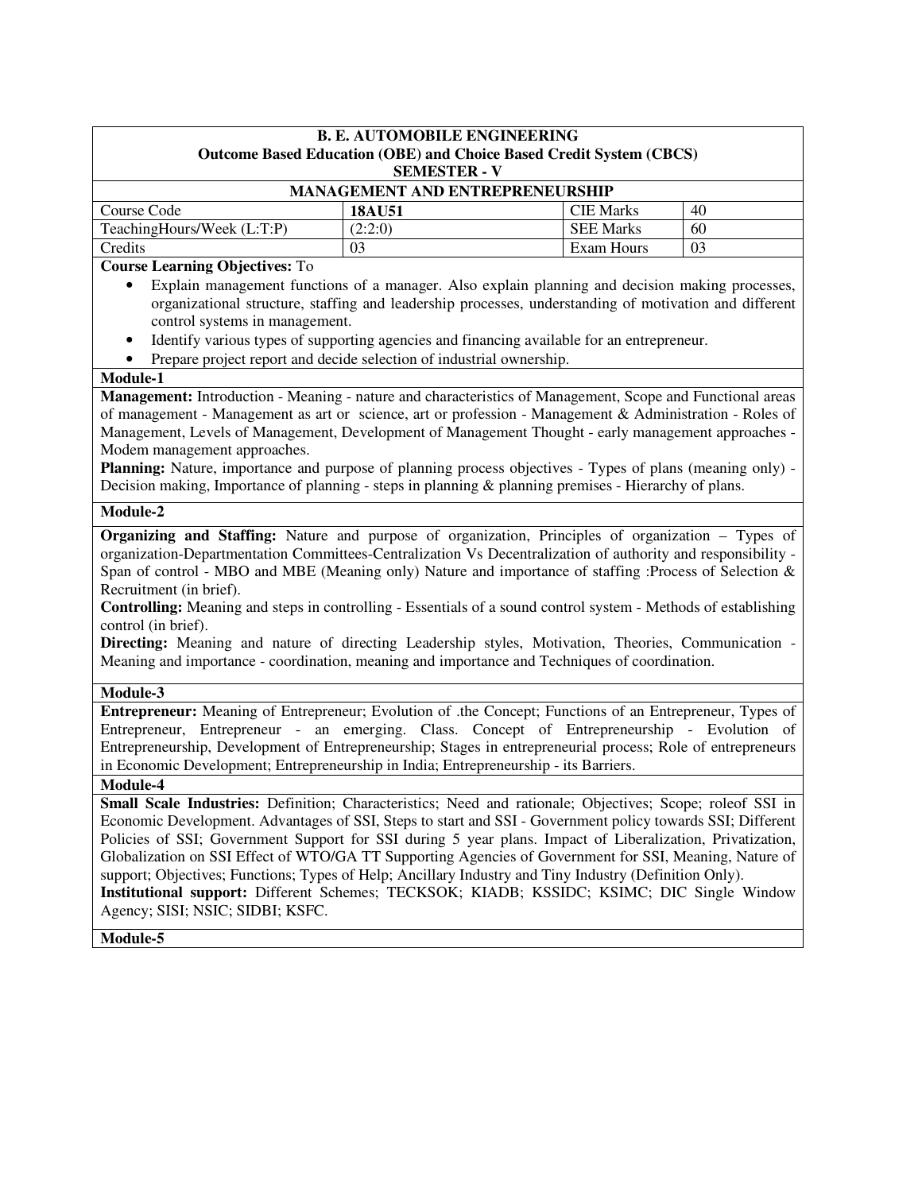**B. E. AUTOMOBILE ENGINEERING**
**Outcome Based Education (OBE) and Choice Based Credit System (CBCS)**
**SEMESTER - V**

**MANAGEMENT AND ENTREPRENEURSHIP**

| Course Code | **18AU51** | CIE Marks | 40 |
|---|---|---|---|
| TeachingHours/Week (L:T:P) | (2:2:0) | SEE Marks | 60 |
| Credits | 03 | Exam Hours | 03 |

**Course Learning Objectives:** To

- Explain management functions of a manager. Also explain planning and decision making processes, organizational structure, staffing and leadership processes, understanding of motivation and different control systems in management.
- Identify various types of supporting agencies and financing available for an entrepreneur.
- Prepare project report and decide selection of industrial ownership.

**Module-1**

**Management:** Introduction - Meaning - nature and characteristics of Management, Scope and Functional areas of management - Management as art or science, art or profession - Management & Administration - Roles of Management, Levels of Management, Development of Management Thought - early management approaches - Modem management approaches.

**Planning:** Nature, importance and purpose of planning process objectives - Types of plans (meaning only) - Decision making, Importance of planning - steps in planning & planning premises - Hierarchy of plans.

**Module-2**

**Organizing and Staffing:** Nature and purpose of organization, Principles of organization – Types of organization-Departmentation Committees-Centralization Vs Decentralization of authority and responsibility - Span of control - MBO and MBE (Meaning only) Nature and importance of staffing :Process of Selection & Recruitment (in brief).

**Controlling:** Meaning and steps in controlling - Essentials of a sound control system - Methods of establishing control (in brief).

**Directing:** Meaning and nature of directing Leadership styles, Motivation, Theories, Communication - Meaning and importance - coordination, meaning and importance and Techniques of coordination.

**Module-3**

**Entrepreneur:** Meaning of Entrepreneur; Evolution of .the Concept; Functions of an Entrepreneur, Types of Entrepreneur, Entrepreneur - an emerging. Class. Concept of Entrepreneurship - Evolution of Entrepreneurship, Development of Entrepreneurship; Stages in entrepreneurial process; Role of entrepreneurs in Economic Development; Entrepreneurship in India; Entrepreneurship - its Barriers.

**Module-4**

**Small Scale Industries:** Definition; Characteristics; Need and rationale; Objectives; Scope; roleof SSI in Economic Development. Advantages of SSI, Steps to start and SSI - Government policy towards SSI; Different Policies of SSI; Government Support for SSI during 5 year plans. Impact of Liberalization, Privatization, Globalization on SSI Effect of WTO/GA TT Supporting Agencies of Government for SSI, Meaning, Nature of support; Objectives; Functions; Types of Help; Ancillary Industry and Tiny Industry (Definition Only).

**Institutional support:** Different Schemes; TECKSOK; KIADB; KSSIDC; KSIMC; DIC Single Window Agency; SISI; NSIC; SIDBI; KSFC.

**Module-5**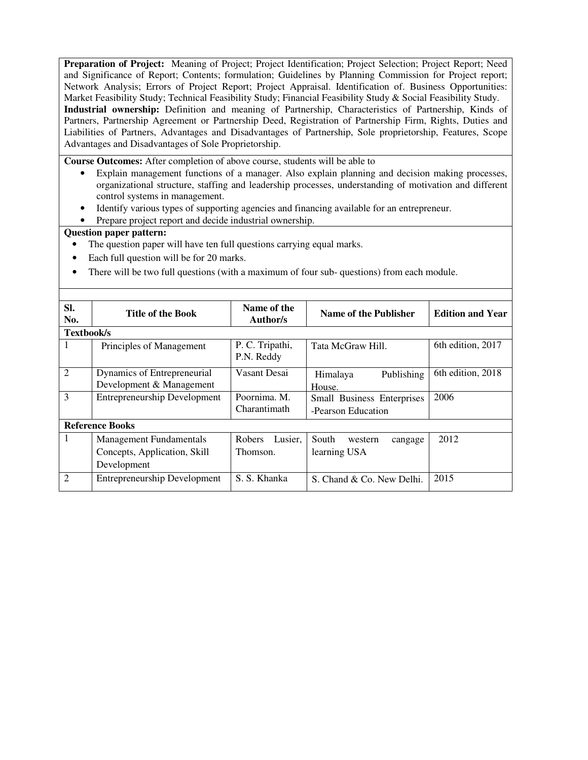**Preparation of Project:** Meaning of Project; Project Identification; Project Selection; Project Report; Need and Significance of Report; Contents; formulation; Guidelines by Planning Commission for Project report; Network Analysis; Errors of Project Report; Project Appraisal. Identification of. Business Opportunities: Market Feasibility Study; Technical Feasibility Study; Financial Feasibility Study & Social Feasibility Study.

**Industrial ownership:** Definition and meaning of Partnership, Characteristics of Partnership, Kinds of Partners, Partnership Agreement or Partnership Deed, Registration of Partnership Firm, Rights, Duties and Liabilities of Partners, Advantages and Disadvantages of Partnership, Sole proprietorship, Features, Scope Advantages and Disadvantages of Sole Proprietorship.

**Course Outcomes:** After completion of above course, students will be able to

- Explain management functions of a manager. Also explain planning and decision making processes, organizational structure, staffing and leadership processes, understanding of motivation and different control systems in management.
- Identify various types of supporting agencies and financing available for an entrepreneur.
- Prepare project report and decide industrial ownership.

**Question paper pattern:**

- The question paper will have ten full questions carrying equal marks.
- Each full question will be for 20 marks.
- There will be two full questions (with a maximum of four sub- questions) from each module.

| Sl. No. | Title of the Book | Name of the Author/s | Name of the Publisher | Edition and Year |
|---|---|---|---|---|
| **Textbook/s** | | | | |
| 1 | Principles of Management | P. C. Tripathi, P.N. Reddy | Tata McGraw Hill. | 6th edition, 2017 |
| 2 | Dynamics of Entrepreneurial Development & Management | Vasant Desai | Himalaya Publishing House. | 6th edition, 2018 |
| 3 | Entrepreneurship Development | Poornima. M. Charantimath | Small Business Enterprises -Pearson Education | 2006 |
| **Reference Books** | | | | |
| 1 | Management Fundamentals Concepts, Application, Skill Development | Robers Lusier, Thomson. | South western cangage learning USA | 2012 |
| 2 | Entrepreneurship Development | S. S. Khanka | S. Chand & Co. New Delhi. | 2015 |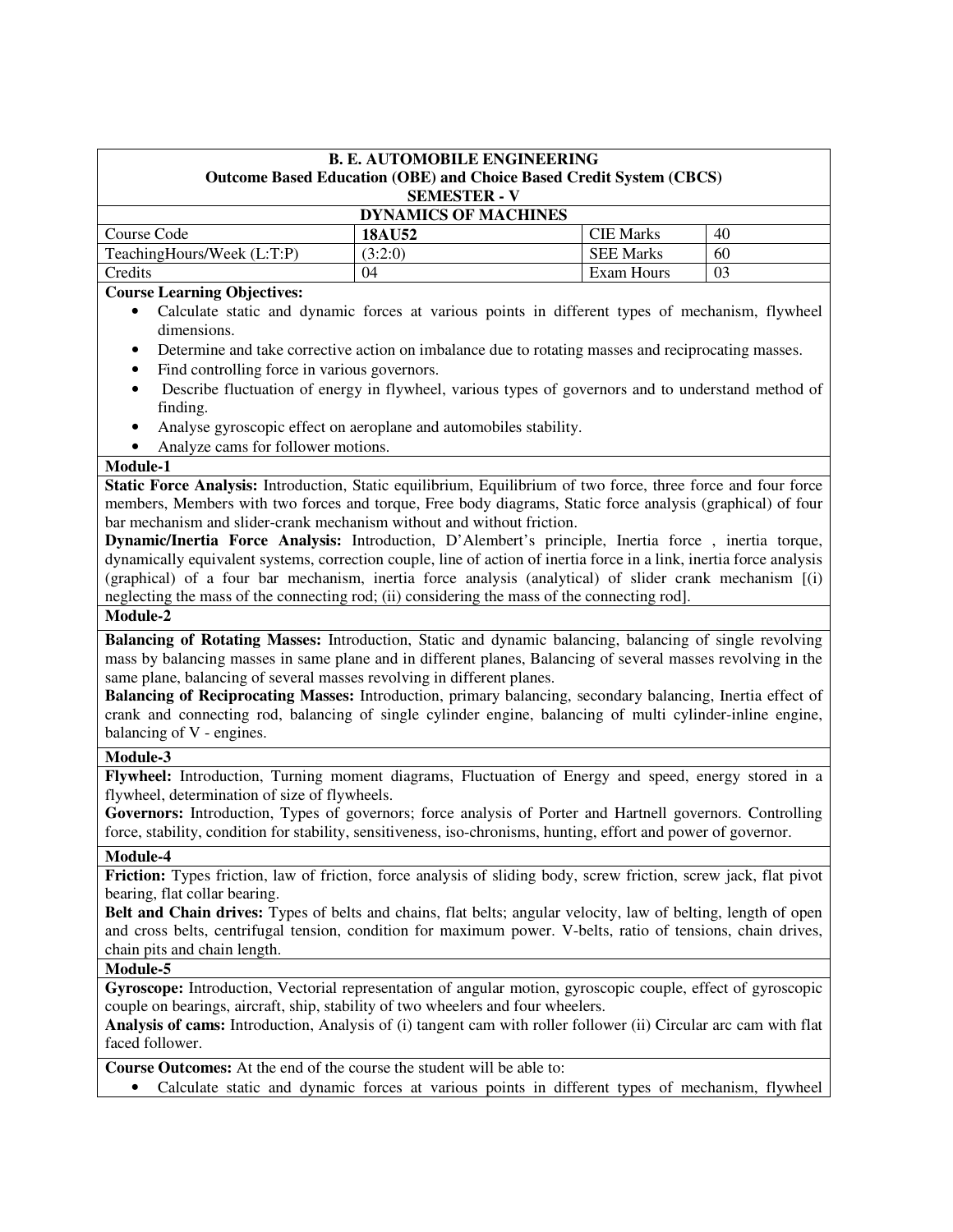| B. E. AUTOMOBILE ENGINEERING<br>Outcome Based Education (OBE) and Choice Based Credit System (CBCS)<br>SEMESTER - V | | | |
|---|---|---|---|
| **DYNAMICS OF MACHINES** | | | |
| Course Code | **18AU52** | CIE Marks | 40 |
| TeachingHours/Week (L:T:P) | (3:2:0) | SEE Marks | 60 |
| Credits | 04 | Exam Hours | 03 |

**Course Learning Objectives:**

- Calculate static and dynamic forces at various points in different types of mechanism, flywheel dimensions.
- Determine and take corrective action on imbalance due to rotating masses and reciprocating masses.
- Find controlling force in various governors.
- Describe fluctuation of energy in flywheel, various types of governors and to understand method of finding.
- Analyse gyroscopic effect on aeroplane and automobiles stability.
- Analyze cams for follower motions.

**Module-1**

**Static Force Analysis:** Introduction, Static equilibrium, Equilibrium of two force, three force and four force members, Members with two forces and torque, Free body diagrams, Static force analysis (graphical) of four bar mechanism and slider-crank mechanism without and without friction.

**Dynamic/Inertia Force Analysis:** Introduction, D'Alembert's principle, Inertia force , inertia torque, dynamically equivalent systems, correction couple, line of action of inertia force in a link, inertia force analysis (graphical) of a four bar mechanism, inertia force analysis (analytical) of slider crank mechanism [(i) neglecting the mass of the connecting rod; (ii) considering the mass of the connecting rod].

**Module-2**

**Balancing of Rotating Masses:** Introduction, Static and dynamic balancing, balancing of single revolving mass by balancing masses in same plane and in different planes, Balancing of several masses revolving in the same plane, balancing of several masses revolving in different planes.

**Balancing of Reciprocating Masses:** Introduction, primary balancing, secondary balancing, Inertia effect of crank and connecting rod, balancing of single cylinder engine, balancing of multi cylinder-inline engine, balancing of V - engines.

**Module-3**

**Flywheel:** Introduction, Turning moment diagrams, Fluctuation of Energy and speed, energy stored in a flywheel, determination of size of flywheels.

**Governors:** Introduction, Types of governors; force analysis of Porter and Hartnell governors. Controlling force, stability, condition for stability, sensitiveness, iso-chronisms, hunting, effort and power of governor.

**Module-4**

**Friction:** Types friction, law of friction, force analysis of sliding body, screw friction, screw jack, flat pivot bearing, flat collar bearing.

**Belt and Chain drives:** Types of belts and chains, flat belts; angular velocity, law of belting, length of open and cross belts, centrifugal tension, condition for maximum power. V-belts, ratio of tensions, chain drives, chain pits and chain length.

**Module-5**

**Gyroscope:** Introduction, Vectorial representation of angular motion, gyroscopic couple, effect of gyroscopic couple on bearings, aircraft, ship, stability of two wheelers and four wheelers.

**Analysis of cams:** Introduction, Analysis of (i) tangent cam with roller follower (ii) Circular arc cam with flat faced follower.

**Course Outcomes:** At the end of the course the student will be able to:

- Calculate static and dynamic forces at various points in different types of mechanism, flywheel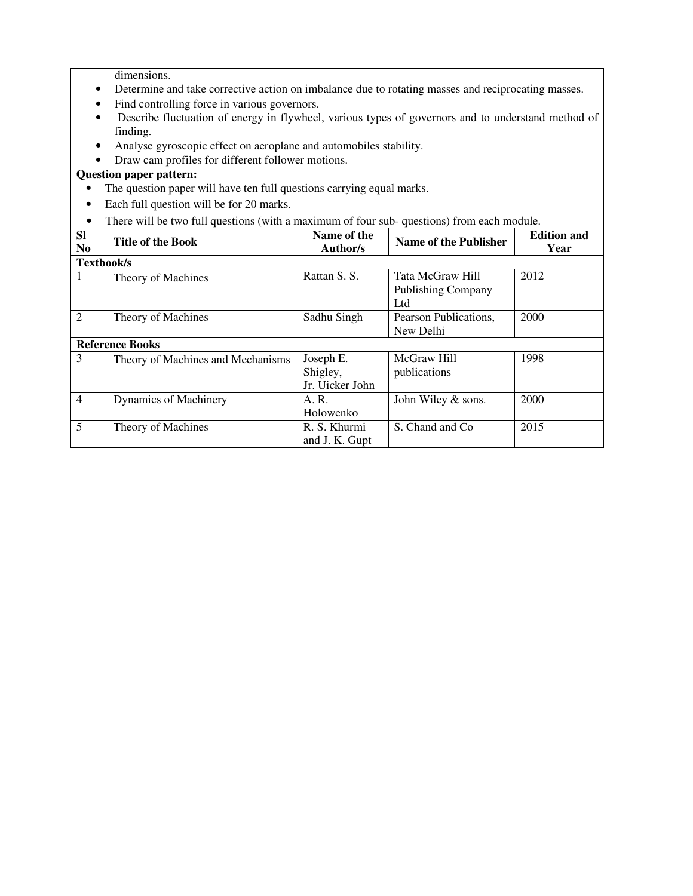dimensions.

- Determine and take corrective action on imbalance due to rotating masses and reciprocating masses.
- Find controlling force in various governors.
- Describe fluctuation of energy in flywheel, various types of governors and to understand method of finding.
- Analyse gyroscopic effect on aeroplane and automobiles stability.
- Draw cam profiles for different follower motions.

**Question paper pattern:**

- The question paper will have ten full questions carrying equal marks.
- Each full question will be for 20 marks.
- There will be two full questions (with a maximum of four sub- questions) from each module.

| Sl No | Title of the Book | Name of the Author/s | Name of the Publisher | Edition and Year |
|---|---|---|---|---|
| **Textbook/s** | | | | |
| 1 | Theory of Machines | Rattan S. S. | Tata McGraw Hill Publishing Company Ltd | 2012 |
| 2 | Theory of Machines | Sadhu Singh | Pearson Publications, New Delhi | 2000 |
| **Reference Books** | | | | |
| 3 | Theory of Machines and Mechanisms | Joseph E. Shigley, Jr. Uicker John | McGraw Hill publications | 1998 |
| 4 | Dynamics of Machinery | A. R. Holowenko | John Wiley & sons. | 2000 |
| 5 | Theory of Machines | R. S. Khurmi and J. K. Gupt | S. Chand and Co | 2015 |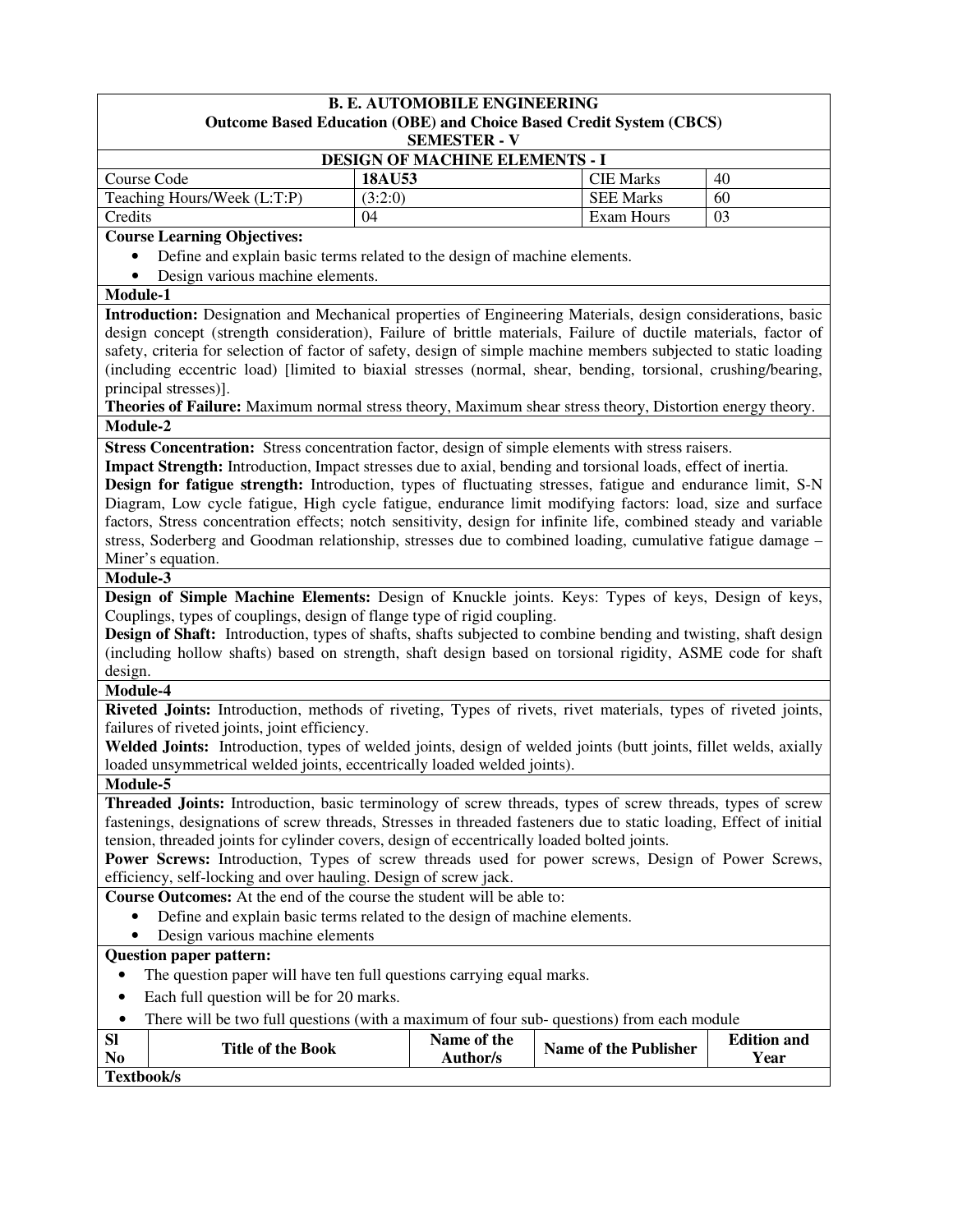**B. E. AUTOMOBILE ENGINEERING**
**Outcome Based Education (OBE) and Choice Based Credit System (CBCS)**
**SEMESTER - V**

**DESIGN OF MACHINE ELEMENTS - I**

| Course Code | **18AU53** | CIE Marks | 40 |
|---|---|---|---|
| Teaching Hours/Week (L:T:P) | (3:2:0) | SEE Marks | 60 |
| Credits | 04 | Exam Hours | 03 |

**Course Learning Objectives:**

- Define and explain basic terms related to the design of machine elements.
- Design various machine elements.

**Module-1**

**Introduction:** Designation and Mechanical properties of Engineering Materials, design considerations, basic design concept (strength consideration), Failure of brittle materials, Failure of ductile materials, factor of safety, criteria for selection of factor of safety, design of simple machine members subjected to static loading (including eccentric load) [limited to biaxial stresses (normal, shear, bending, torsional, crushing/bearing, principal stresses)].

**Theories of Failure:** Maximum normal stress theory, Maximum shear stress theory, Distortion energy theory.

**Module-2**

**Stress Concentration:** Stress concentration factor, design of simple elements with stress raisers.

**Impact Strength:** Introduction, Impact stresses due to axial, bending and torsional loads, effect of inertia.

**Design for fatigue strength:** Introduction, types of fluctuating stresses, fatigue and endurance limit, S-N Diagram, Low cycle fatigue, High cycle fatigue, endurance limit modifying factors: load, size and surface factors, Stress concentration effects; notch sensitivity, design for infinite life, combined steady and variable stress, Soderberg and Goodman relationship, stresses due to combined loading, cumulative fatigue damage – Miner's equation.

**Module-3**

**Design of Simple Machine Elements:** Design of Knuckle joints. Keys: Types of keys, Design of keys, Couplings, types of couplings, design of flange type of rigid coupling.

**Design of Shaft:** Introduction, types of shafts, shafts subjected to combine bending and twisting, shaft design (including hollow shafts) based on strength, shaft design based on torsional rigidity, ASME code for shaft design.

**Module-4**

**Riveted Joints:** Introduction, methods of riveting, Types of rivets, rivet materials, types of riveted joints, failures of riveted joints, joint efficiency.

**Welded Joints:** Introduction, types of welded joints, design of welded joints (butt joints, fillet welds, axially loaded unsymmetrical welded joints, eccentrically loaded welded joints).

**Module-5**

**Threaded Joints:** Introduction, basic terminology of screw threads, types of screw threads, types of screw fastenings, designations of screw threads, Stresses in threaded fasteners due to static loading, Effect of initial tension, threaded joints for cylinder covers, design of eccentrically loaded bolted joints.

**Power Screws:** Introduction, Types of screw threads used for power screws, Design of Power Screws, efficiency, self-locking and over hauling. Design of screw jack.

**Course Outcomes:** At the end of the course the student will be able to:

- Define and explain basic terms related to the design of machine elements.
- Design various machine elements

**Question paper pattern:**

- The question paper will have ten full questions carrying equal marks.
- Each full question will be for 20 marks.
- There will be two full questions (with a maximum of four sub- questions) from each module

| Sl No | Title of the Book | Name of the Author/s | Name of the Publisher | Edition and Year |
|---|---|---|---|---|
| **Textbook/s** | | | | |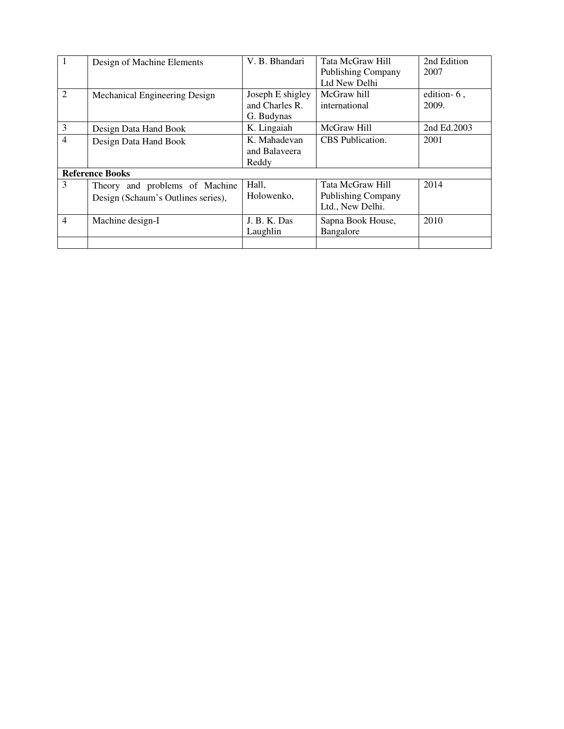| 1 | Design of Machine Elements | V. B. Bhandari | Tata McGraw Hill Publishing Company Ltd New Delhi | 2nd Edition 2007 |
|---|---|---|---|---|
| 2 | Mechanical Engineering Design | Joseph E shigley and Charles R. G. Budynas | McGraw hill international | edition- 6 , 2009. |
| 3 | Design Data Hand Book | K. Lingaiah | McGraw Hill | 2nd Ed.2003 |
| 4 | Design Data Hand Book | K. Mahadevan and Balaveera Reddy | CBS Publication. | 2001 |
| **Reference Books** | | | | |
| 3 | Theory and problems of Machine Design (Schaum's Outlines series), | Hall, Holowenko, | Tata McGraw Hill Publishing Company Ltd., New Delhi. | 2014 |
| 4 | Machine design-I | J. B. K. Das Laughlin | Sapna Book House, Bangalore | 2010 |
| | | | | |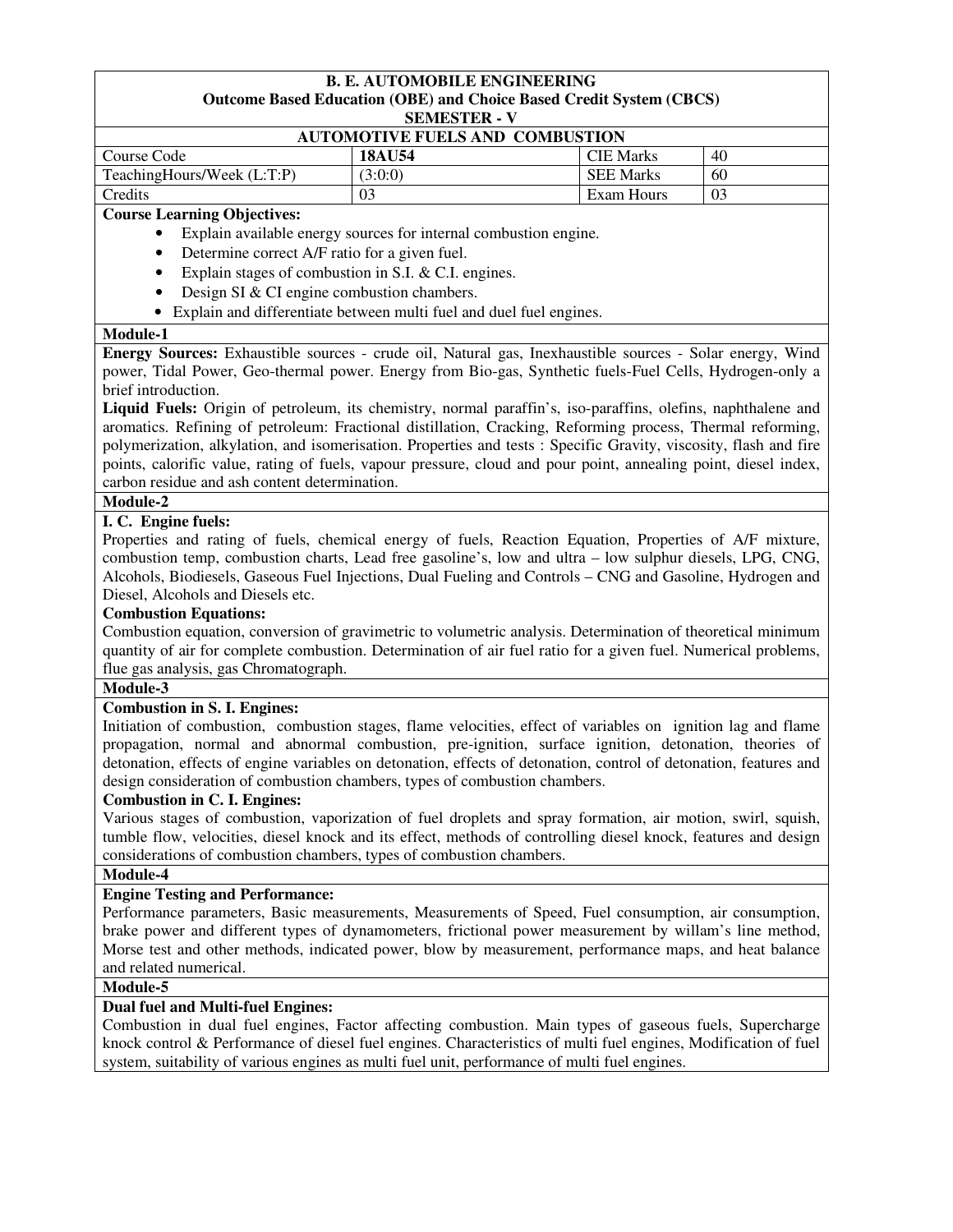**B. E. AUTOMOBILE ENGINEERING**
**Outcome Based Education (OBE) and Choice Based Credit System (CBCS)**
**SEMESTER - V**

**AUTOMOTIVE FUELS AND COMBUSTION**

| Course Code | **18AU54** | CIE Marks | 40 |
|---|---|---|---|
| TeachingHours/Week (L:T:P) | (3:0:0) | SEE Marks | 60 |
| Credits | 03 | Exam Hours | 03 |

**Course Learning Objectives:**

- Explain available energy sources for internal combustion engine.
- Determine correct A/F ratio for a given fuel.
- Explain stages of combustion in S.I. & C.I. engines.
- Design SI & CI engine combustion chambers.
- Explain and differentiate between multi fuel and duel fuel engines.

**Module-1**

**Energy Sources:** Exhaustible sources - crude oil, Natural gas, Inexhaustible sources - Solar energy, Wind power, Tidal Power, Geo-thermal power. Energy from Bio-gas, Synthetic fuels-Fuel Cells, Hydrogen-only a brief introduction.

**Liquid Fuels:** Origin of petroleum, its chemistry, normal paraffin's, iso-paraffins, olefins, naphthalene and aromatics. Refining of petroleum: Fractional distillation, Cracking, Reforming process, Thermal reforming, polymerization, alkylation, and isomerisation. Properties and tests : Specific Gravity, viscosity, flash and fire points, calorific value, rating of fuels, vapour pressure, cloud and pour point, annealing point, diesel index, carbon residue and ash content determination.

**Module-2**

**I. C. Engine fuels:**

Properties and rating of fuels, chemical energy of fuels, Reaction Equation, Properties of A/F mixture, combustion temp, combustion charts, Lead free gasoline's, low and ultra – low sulphur diesels, LPG, CNG, Alcohols, Biodiesels, Gaseous Fuel Injections, Dual Fueling and Controls – CNG and Gasoline, Hydrogen and Diesel, Alcohols and Diesels etc.

**Combustion Equations:**

Combustion equation, conversion of gravimetric to volumetric analysis. Determination of theoretical minimum quantity of air for complete combustion. Determination of air fuel ratio for a given fuel. Numerical problems, flue gas analysis, gas Chromatograph.

**Module-3**

**Combustion in S. I. Engines:**

Initiation of combustion, combustion stages, flame velocities, effect of variables on ignition lag and flame propagation, normal and abnormal combustion, pre-ignition, surface ignition, detonation, theories of detonation, effects of engine variables on detonation, effects of detonation, control of detonation, features and design consideration of combustion chambers, types of combustion chambers.

**Combustion in C. I. Engines:**

Various stages of combustion, vaporization of fuel droplets and spray formation, air motion, swirl, squish, tumble flow, velocities, diesel knock and its effect, methods of controlling diesel knock, features and design considerations of combustion chambers, types of combustion chambers.

**Module-4**

**Engine Testing and Performance:**

Performance parameters, Basic measurements, Measurements of Speed, Fuel consumption, air consumption, brake power and different types of dynamometers, frictional power measurement by willam's line method, Morse test and other methods, indicated power, blow by measurement, performance maps, and heat balance and related numerical.

**Module-5**

**Dual fuel and Multi-fuel Engines:**

Combustion in dual fuel engines, Factor affecting combustion. Main types of gaseous fuels, Supercharge knock control & Performance of diesel fuel engines. Characteristics of multi fuel engines, Modification of fuel system, suitability of various engines as multi fuel unit, performance of multi fuel engines.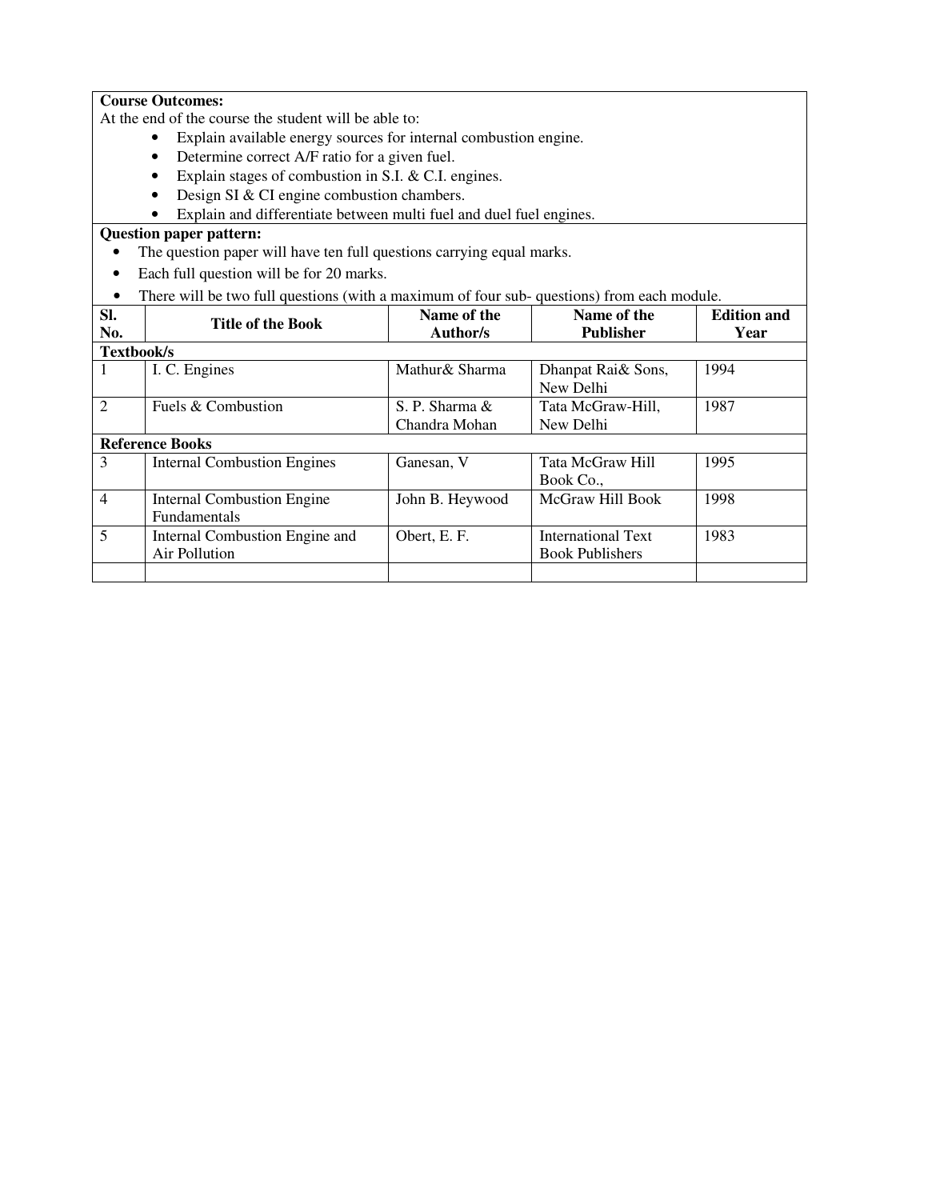**Course Outcomes:**

At the end of the course the student will be able to:

- Explain available energy sources for internal combustion engine.
- Determine correct A/F ratio for a given fuel.
- Explain stages of combustion in S.I. & C.I. engines.
- Design SI & CI engine combustion chambers.
- Explain and differentiate between multi fuel and duel fuel engines.

**Question paper pattern:**

- The question paper will have ten full questions carrying equal marks.
- Each full question will be for 20 marks.
- There will be two full questions (with a maximum of four sub- questions) from each module.

| Sl. No. | Title of the Book | Name of the Author/s | Name of the Publisher | Edition and Year |
|---|---|---|---|---|
| **Textbook/s** | | | | |
| 1 | I. C. Engines | Mathur& Sharma | Dhanpat Rai& Sons, New Delhi | 1994 |
| 2 | Fuels & Combustion | S. P. Sharma & Chandra Mohan | Tata McGraw-Hill, New Delhi | 1987 |
| **Reference Books** | | | | |
| 3 | Internal Combustion Engines | Ganesan, V | Tata McGraw Hill Book Co., | 1995 |
| 4 | Internal Combustion Engine Fundamentals | John B. Heywood | McGraw Hill Book | 1998 |
| 5 | Internal Combustion Engine and Air Pollution | Obert, E. F. | International Text Book Publishers | 1983 |
| | | | | |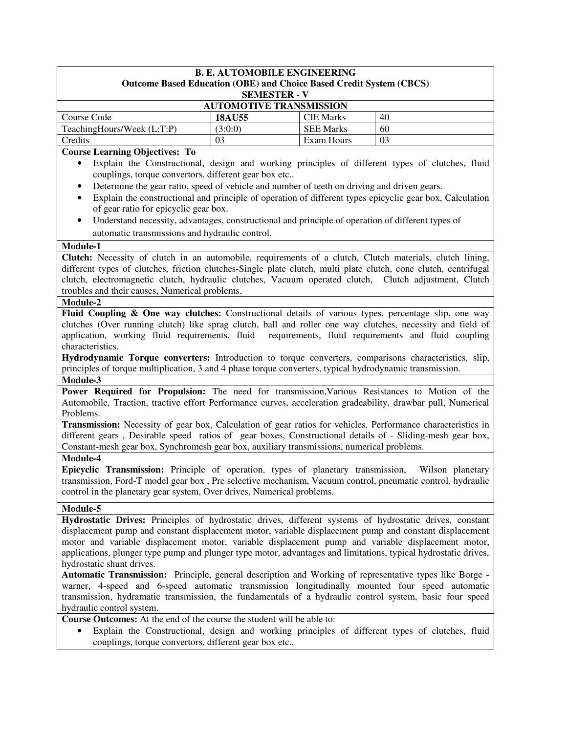**B. E. AUTOMOBILE ENGINEERING**
**Outcome Based Education (OBE) and Choice Based Credit System (CBCS)**
**SEMESTER - V**

**AUTOMOTIVE TRANSMISSION**

| Course Code | **18AU55** | CIE Marks | 40 |
|---|---|---|---|
| TeachingHours/Week (L:T:P) | (3:0:0) | SEE Marks | 60 |
| Credits | 03 | Exam Hours | 03 |

**Course Learning Objectives: To**

- Explain the Constructional, design and working principles of different types of clutches, fluid couplings, torque convertors, different gear box etc..
- Determine the gear ratio, speed of vehicle and number of teeth on driving and driven gears.
- Explain the constructional and principle of operation of different types epicyclic gear box, Calculation of gear ratio for epicyclic gear box.
- Understand necessity, advantages, constructional and principle of operation of different types of automatic transmissions and hydraulic control.

**Module-1**

**Clutch:** Necessity of clutch in an automobile, requirements of a clutch, Clutch materials, clutch lining, different types of clutches, friction clutches-Single plate clutch, multi plate clutch, cone clutch, centrifugal clutch, electromagnetic clutch, hydraulic clutches, Vacuum operated clutch, Clutch adjustment, Clutch troubles and their causes, Numerical problems.

**Module-2**

**Fluid Coupling & One way clutches:** Constructional details of various types, percentage slip, one way clutches (Over running clutch) like sprag clutch, ball and roller one way clutches, necessity and field of application, working fluid requirements, fluid requirements, fluid requirements and fluid coupling characteristics.

**Hydrodynamic Torque converters:** Introduction to torque converters, comparisons characteristics, slip, principles of torque multiplication, 3 and 4 phase torque converters, typical hydrodynamic transmission.

**Module-3**

**Power Required for Propulsion:** The need for transmission,Various Resistances to Motion of the Automobile, Traction, tractive effort Performance curves, acceleration gradeability, drawbar pull, Numerical Problems.

**Transmission:** Necessity of gear box, Calculation of gear ratios for vehicles, Performance characteristics in different gears , Desirable speed ratios of gear boxes, Constructional details of - Sliding-mesh gear box, Constant-mesh gear box, Synchromesh gear box, auxiliary transmissions, numerical problems.

**Module-4**

**Epicyclic Transmission:** Principle of operation, types of planetary transmission, Wilson planetary transmission, Ford-T model gear box , Pre selective mechanism, Vacuum control, pneumatic control, hydraulic control in the planetary gear system, Over drives, Numerical problems.

**Module-5**

**Hydrostatic Drives:** Principles of hydrostatic drives, different systems of hydrostatic drives, constant displacement pump and constant displacement motor, variable displacement pump and constant displacement motor and variable displacement motor, variable displacement pump and variable displacement motor, applications, plunger type pump and plunger type motor, advantages and limitations, typical hydrostatic drives, hydrostatic shunt drives.

**Automatic Transmission:** Principle, general description and Working of representative types like Borge - warner, 4-speed and 6-speed automatic transmission longitudinally mounted four speed automatic transmission, hydramatic transmission, the fundamentals of a hydraulic control system, basic four speed hydraulic control system.

**Course Outcomes:** At the end of the course the student will be able to:

- Explain the Constructional, design and working principles of different types of clutches, fluid couplings, torque convertors, different gear box etc..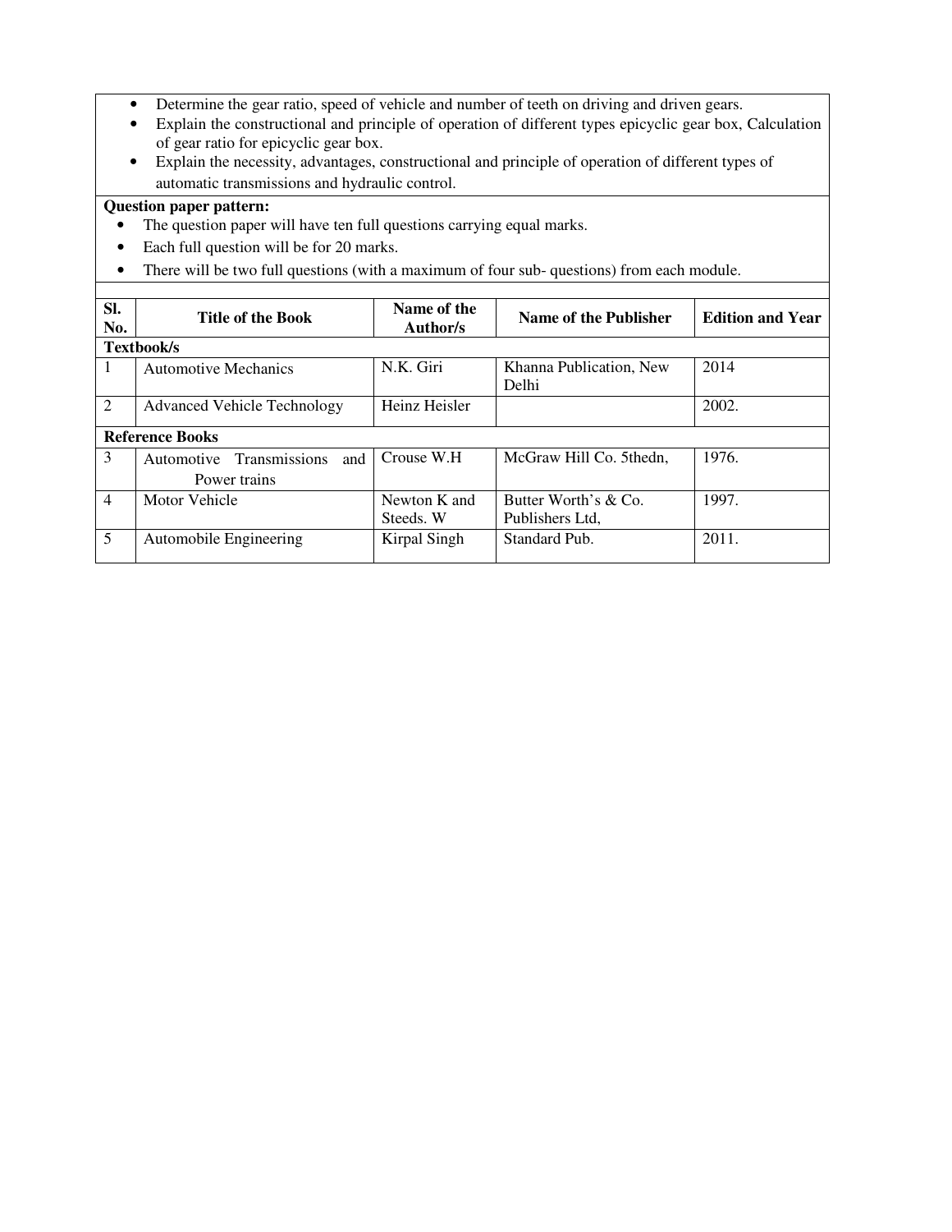- Determine the gear ratio, speed of vehicle and number of teeth on driving and driven gears.
- Explain the constructional and principle of operation of different types epicyclic gear box, Calculation of gear ratio for epicyclic gear box.
- Explain the necessity, advantages, constructional and principle of operation of different types of automatic transmissions and hydraulic control.

**Question paper pattern:**

- The question paper will have ten full questions carrying equal marks.
- Each full question will be for 20 marks.
- There will be two full questions (with a maximum of four sub- questions) from each module.

| Sl. No. | Title of the Book | Name of the Author/s | Name of the Publisher | Edition and Year |
|---|---|---|---|---|
| **Textbook/s** | | | | |
| 1 | Automotive Mechanics | N.K. Giri | Khanna Publication, New Delhi | 2014 |
| 2 | Advanced Vehicle Technology | Heinz Heisler | | 2002. |
| **Reference Books** | | | | |
| 3 | Automotive Transmissions and Power trains | Crouse W.H | McGraw Hill Co. 5thedn, | 1976. |
| 4 | Motor Vehicle | Newton K and Steeds. W | Butter Worth's & Co. Publishers Ltd, | 1997. |
| 5 | Automobile Engineering | Kirpal Singh | Standard Pub. | 2011. |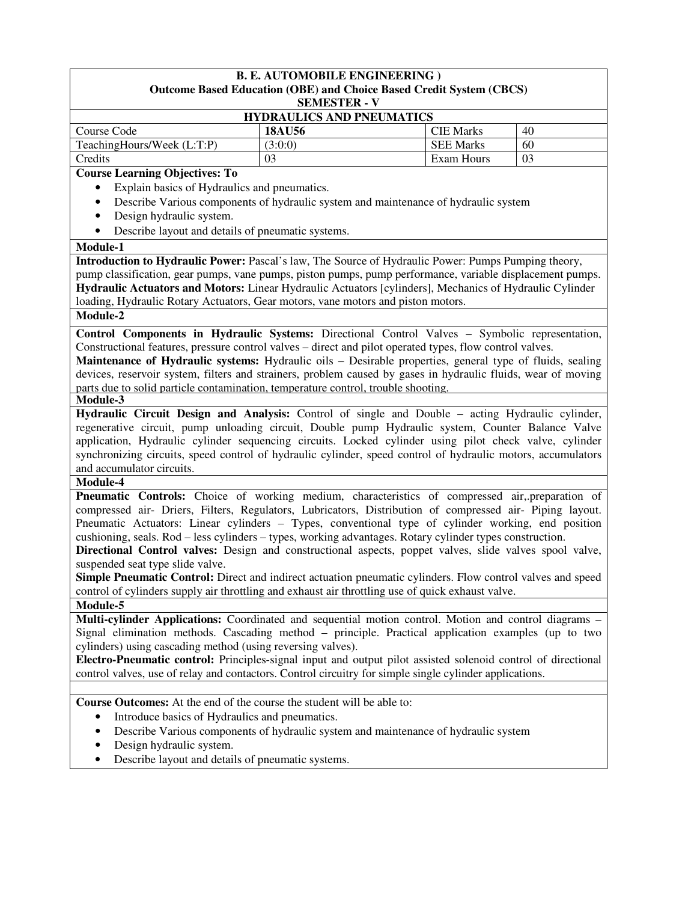**B. E. AUTOMOBILE ENGINEERING )**
**Outcome Based Education (OBE) and Choice Based Credit System (CBCS)**
**SEMESTER - V**

**HYDRAULICS AND PNEUMATICS**

| Course Code | **18AU56** | CIE Marks | 40 |
|---|---|---|---|
| TeachingHours/Week (L:T:P) | (3:0:0) | SEE Marks | 60 |
| Credits | 03 | Exam Hours | 03 |

**Course Learning Objectives: To**

- Explain basics of Hydraulics and pneumatics.
- Describe Various components of hydraulic system and maintenance of hydraulic system
- Design hydraulic system.
- Describe layout and details of pneumatic systems.

**Module-1**

**Introduction to Hydraulic Power:** Pascal's law, The Source of Hydraulic Power: Pumps Pumping theory, pump classification, gear pumps, vane pumps, piston pumps, pump performance, variable displacement pumps.
**Hydraulic Actuators and Motors:** Linear Hydraulic Actuators [cylinders], Mechanics of Hydraulic Cylinder loading, Hydraulic Rotary Actuators, Gear motors, vane motors and piston motors.

**Module-2**

**Control Components in Hydraulic Systems:** Directional Control Valves – Symbolic representation, Constructional features, pressure control valves – direct and pilot operated types, flow control valves.
**Maintenance of Hydraulic systems:** Hydraulic oils – Desirable properties, general type of fluids, sealing devices, reservoir system, filters and strainers, problem caused by gases in hydraulic fluids, wear of moving parts due to solid particle contamination, temperature control, trouble shooting.

**Module-3**

**Hydraulic Circuit Design and Analysis:** Control of single and Double – acting Hydraulic cylinder, regenerative circuit, pump unloading circuit, Double pump Hydraulic system, Counter Balance Valve application, Hydraulic cylinder sequencing circuits. Locked cylinder using pilot check valve, cylinder synchronizing circuits, speed control of hydraulic cylinder, speed control of hydraulic motors, accumulators and accumulator circuits.

**Module-4**

**Pneumatic Controls:** Choice of working medium, characteristics of compressed air,.preparation of compressed air- Driers, Filters, Regulators, Lubricators, Distribution of compressed air- Piping layout. Pneumatic Actuators: Linear cylinders – Types, conventional type of cylinder working, end position cushioning, seals. Rod – less cylinders – types, working advantages. Rotary cylinder types construction.
**Directional Control valves:** Design and constructional aspects, poppet valves, slide valves spool valve, suspended seat type slide valve.
**Simple Pneumatic Control:** Direct and indirect actuation pneumatic cylinders. Flow control valves and speed control of cylinders supply air throttling and exhaust air throttling use of quick exhaust valve.

**Module-5**

**Multi-cylinder Applications:** Coordinated and sequential motion control. Motion and control diagrams – Signal elimination methods. Cascading method – principle. Practical application examples (up to two cylinders) using cascading method (using reversing valves).
**Electro-Pneumatic control:** Principles-signal input and output pilot assisted solenoid control of directional control valves, use of relay and contactors. Control circuitry for simple single cylinder applications.

**Course Outcomes:** At the end of the course the student will be able to:

- Introduce basics of Hydraulics and pneumatics.
- Describe Various components of hydraulic system and maintenance of hydraulic system
- Design hydraulic system.
- Describe layout and details of pneumatic systems.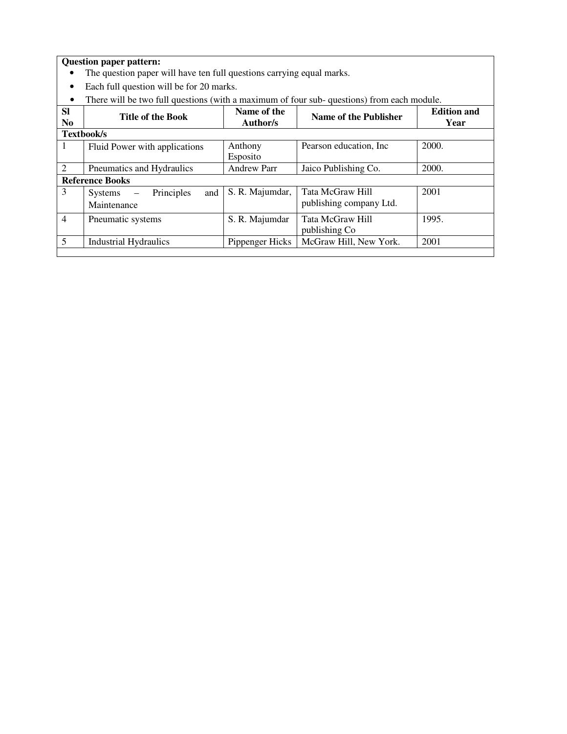**Question paper pattern:**

- The question paper will have ten full questions carrying equal marks.
- Each full question will be for 20 marks.
- There will be two full questions (with a maximum of four sub- questions) from each module.

| Sl No | Title of the Book | Name of the Author/s | Name of the Publisher | Edition and Year |
|---|---|---|---|---|
| **Textbook/s** | | | | |
| 1 | Fluid Power with applications | Anthony Esposito | Pearson education, Inc | 2000. |
| 2 | Pneumatics and Hydraulics | Andrew Parr | Jaico Publishing Co. | 2000. |
| **Reference Books** | | | | |
| 3 | Systems – Principles and Maintenance | S. R. Majumdar, | Tata McGraw Hill publishing company Ltd. | 2001 |
| 4 | Pneumatic systems | S. R. Majumdar | Tata McGraw Hill publishing Co | 1995. |
| 5 | Industrial Hydraulics | Pippenger Hicks | McGraw Hill, New York. | 2001 |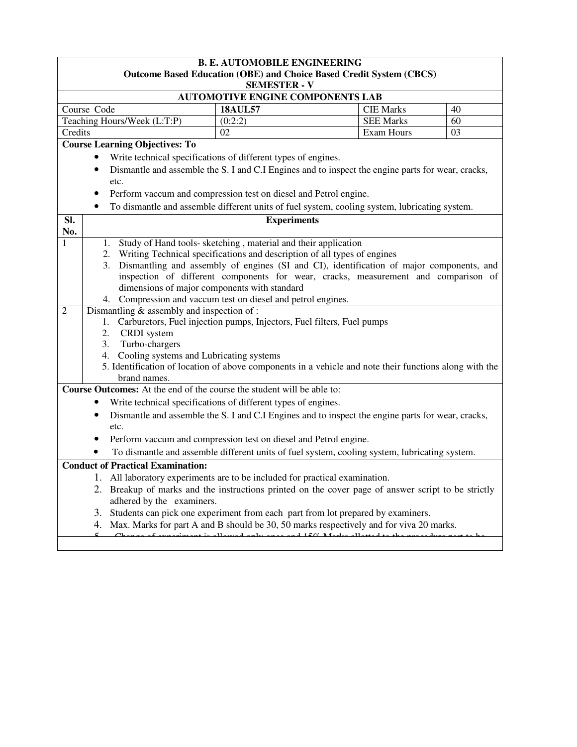**B. E. AUTOMOBILE ENGINEERING**
**Outcome Based Education (OBE) and Choice Based Credit System (CBCS)**
**SEMESTER - V**

**AUTOMOTIVE ENGINE COMPONENTS LAB**

| | | | |
|---|---|---|---|
| Course Code | **18AUL57** | CIE Marks | 40 |
| Teaching Hours/Week (L:T:P) | (0:2:2) | SEE Marks | 60 |
| Credits | 02 | Exam Hours | 03 |

**Course Learning Objectives: To**

- Write technical specifications of different types of engines.
- Dismantle and assemble the S. I and C.I Engines and to inspect the engine parts for wear, cracks, etc.
- Perform vaccum and compression test on diesel and Petrol engine.
- To dismantle and assemble different units of fuel system, cooling system, lubricating system.

| Sl. No. | Experiments |
|---|---|
| 1 | 1. Study of Hand tools- sketching , material and their application<br>2. Writing Technical specifications and description of all types of engines<br>3. Dismantling and assembly of engines (SI and CI), identification of major components, and inspection of different components for wear, cracks, measurement and comparison of dimensions of major components with standard<br>4. Compression and vaccum test on diesel and petrol engines. |
| 2 | Dismantling & assembly and inspection of :<br>1. Carburetors, Fuel injection pumps, Injectors, Fuel filters, Fuel pumps<br>2. CRDI system<br>3. Turbo-chargers<br>4. Cooling systems and Lubricating systems<br>5. Identification of location of above components in a vehicle and note their functions along with the brand names. |

**Course Outcomes:** At the end of the course the student will be able to:

- Write technical specifications of different types of engines.
- Dismantle and assemble the S. I and C.I Engines and to inspect the engine parts for wear, cracks, etc.
- Perform vaccum and compression test on diesel and Petrol engine.
- To dismantle and assemble different units of fuel system, cooling system, lubricating system.

**Conduct of Practical Examination:**

1. All laboratory experiments are to be included for practical examination.
2. Breakup of marks and the instructions printed on the cover page of answer script to be strictly adhered by the examiners.
3. Students can pick one experiment from each part from lot prepared by examiners.
4. Max. Marks for part A and B should be 30, 50 marks respectively and for viva 20 marks.
5. Change of experiment is allowed only once and 15% Marks allotted to the procedure part to be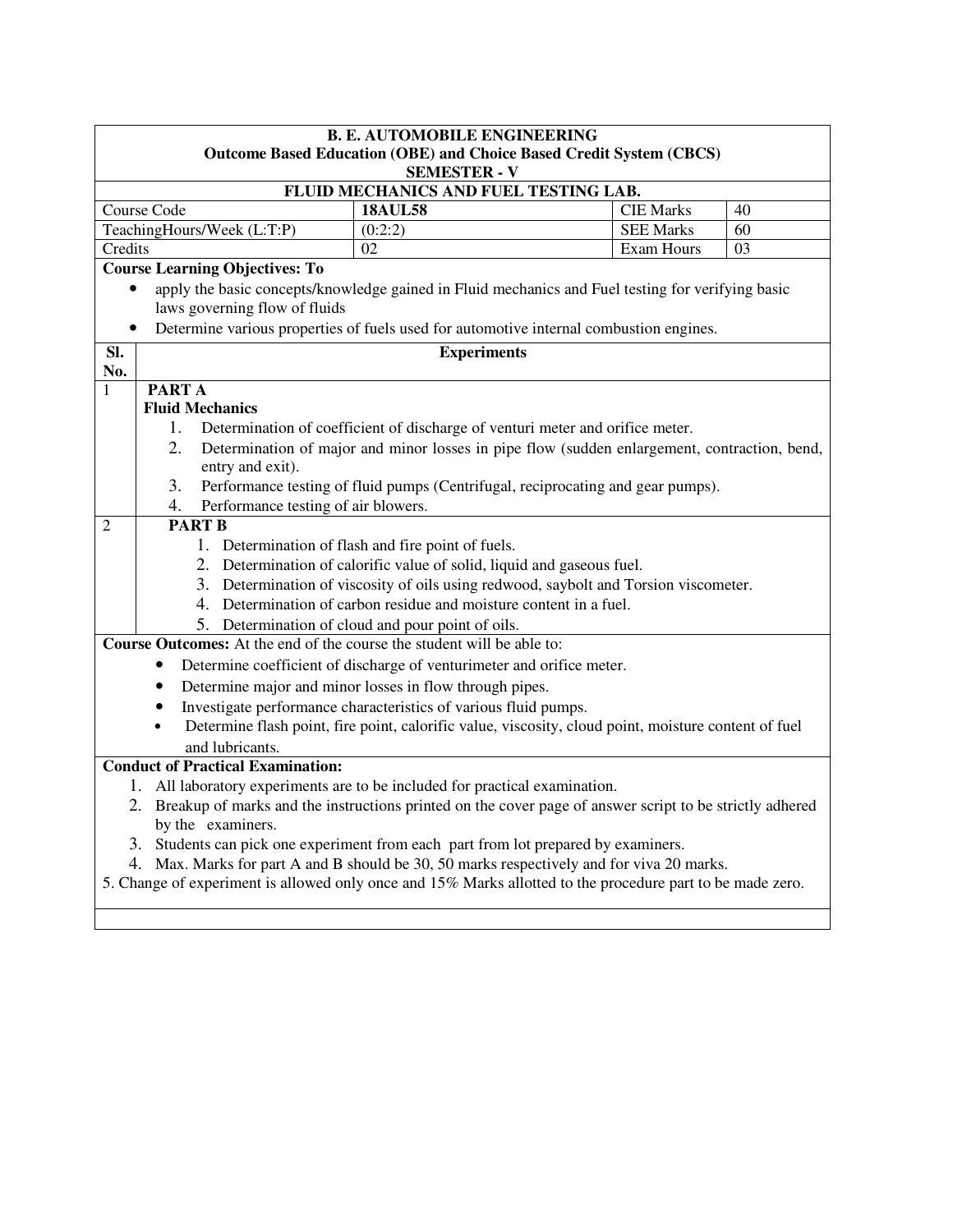**B. E. AUTOMOBILE ENGINEERING**
**Outcome Based Education (OBE) and Choice Based Credit System (CBCS)**
**SEMESTER - V**

**FLUID MECHANICS AND FUEL TESTING LAB.**

| Course Code | **18AUL58** | CIE Marks | 40 |
|---|---|---|---|
| TeachingHours/Week (L:T:P) | (0:2:2) | SEE Marks | 60 |
| Credits | 02 | Exam Hours | 03 |

**Course Learning Objectives: To**

- apply the basic concepts/knowledge gained in Fluid mechanics and Fuel testing for verifying basic laws governing flow of fluids
- Determine various properties of fuels used for automotive internal combustion engines.

| Sl. No. | Experiments |
|---|---|
| 1 | **PART A**<br>**Fluid Mechanics**<br>1. Determination of coefficient of discharge of venturi meter and orifice meter.<br>2. Determination of major and minor losses in pipe flow (sudden enlargement, contraction, bend, entry and exit).<br>3. Performance testing of fluid pumps (Centrifugal, reciprocating and gear pumps).<br>4. Performance testing of air blowers. |
| 2 | **PART B**<br>1. Determination of flash and fire point of fuels.<br>2. Determination of calorific value of solid, liquid and gaseous fuel.<br>3. Determination of viscosity of oils using redwood, saybolt and Torsion viscometer.<br>4. Determination of carbon residue and moisture content in a fuel.<br>5. Determination of cloud and pour point of oils. |

**Course Outcomes:** At the end of the course the student will be able to:

- Determine coefficient of discharge of venturimeter and orifice meter.
- Determine major and minor losses in flow through pipes.
- Investigate performance characteristics of various fluid pumps.
- Determine flash point, fire point, calorific value, viscosity, cloud point, moisture content of fuel and lubricants.

**Conduct of Practical Examination:**

1. All laboratory experiments are to be included for practical examination.
2. Breakup of marks and the instructions printed on the cover page of answer script to be strictly adhered by the examiners.
3. Students can pick one experiment from each part from lot prepared by examiners.
4. Max. Marks for part A and B should be 30, 50 marks respectively and for viva 20 marks.
5. Change of experiment is allowed only once and 15% Marks allotted to the procedure part to be made zero.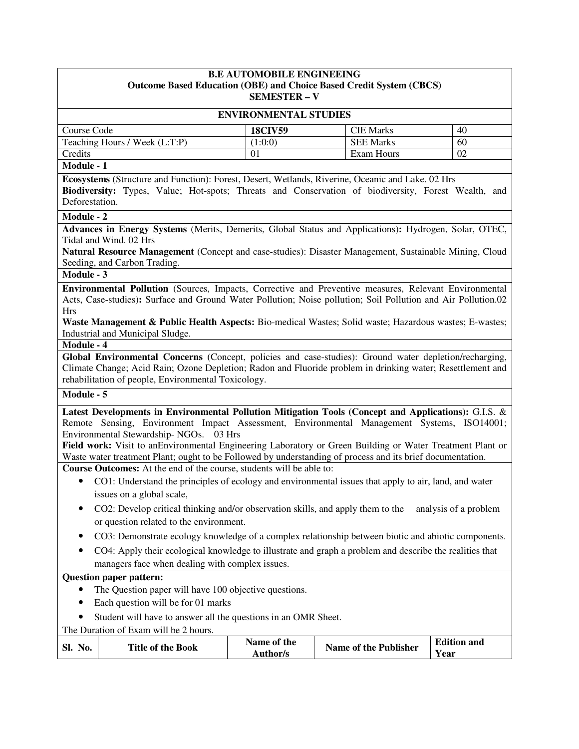**B.E AUTOMOBILE ENGINEERING**
**Outcome Based Education (OBE) and Choice Based Credit System (CBCS)**
**SEMESTER – V**

**ENVIRONMENTAL STUDIES**

| Course Code | **18CIV59** | CIE Marks | 40 |
|---|---|---|---|
| Teaching Hours / Week (L:T:P) | (1:0:0) | SEE Marks | 60 |
| Credits | 01 | Exam Hours | 02 |

**Module - 1**

**Ecosystems** (Structure and Function): Forest, Desert, Wetlands, Riverine, Oceanic and Lake. 02 Hrs
**Biodiversity:** Types, Value; Hot-spots; Threats and Conservation of biodiversity, Forest Wealth, and Deforestation.

**Module - 2**

**Advances in Energy Systems** (Merits, Demerits, Global Status and Applications)**:** Hydrogen, Solar, OTEC, Tidal and Wind. 02 Hrs
**Natural Resource Management** (Concept and case-studies): Disaster Management, Sustainable Mining, Cloud Seeding, and Carbon Trading.

**Module - 3**

**Environmental Pollution** (Sources, Impacts, Corrective and Preventive measures, Relevant Environmental Acts, Case-studies)**:** Surface and Ground Water Pollution; Noise pollution; Soil Pollution and Air Pollution.02 Hrs
**Waste Management & Public Health Aspects:** Bio-medical Wastes; Solid waste; Hazardous wastes; E-wastes; Industrial and Municipal Sludge.

**Module - 4**

**Global Environmental Concerns** (Concept, policies and case-studies): Ground water depletion/recharging, Climate Change; Acid Rain; Ozone Depletion; Radon and Fluoride problem in drinking water; Resettlement and rehabilitation of people, Environmental Toxicology.

**Module - 5**

**Latest Developments in Environmental Pollution Mitigation Tools (Concept and Applications):** G.I.S. & Remote Sensing, Environment Impact Assessment, Environmental Management Systems, ISO14001; Environmental Stewardship- NGOs. 03 Hrs
**Field work:** Visit to anEnvironmental Engineering Laboratory or Green Building or Water Treatment Plant or Waste water treatment Plant; ought to be Followed by understanding of process and its brief documentation.

**Course Outcomes:** At the end of the course, students will be able to:

- CO1: Understand the principles of ecology and environmental issues that apply to air, land, and water issues on a global scale,
- CO2: Develop critical thinking and/or observation skills, and apply them to the analysis of a problem or question related to the environment.
- CO3: Demonstrate ecology knowledge of a complex relationship between biotic and abiotic components.
- CO4: Apply their ecological knowledge to illustrate and graph a problem and describe the realities that managers face when dealing with complex issues.

**Question paper pattern:**

- The Question paper will have 100 objective questions.
- Each question will be for 01 marks
- Student will have to answer all the questions in an OMR Sheet.

The Duration of Exam will be 2 hours.

| Sl. No. | Title of the Book | Name of the Author/s | Name of the Publisher | Edition and Year |
|---|---|---|---|---|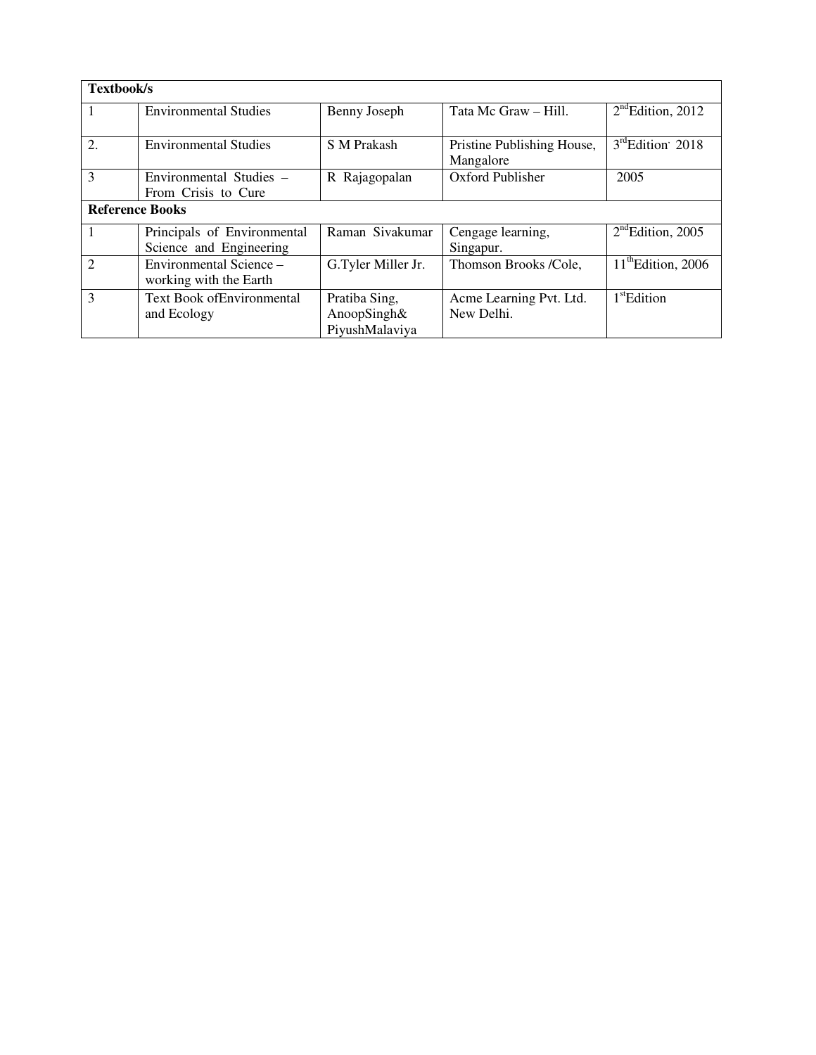| Textbook/s | | | | |
|---|---|---|---|---|
| 1 | Environmental Studies | Benny Joseph | Tata Mc Graw – Hill. | 2nd Edition, 2012 |
| 2. | Environmental Studies | S M Prakash | Pristine Publishing House, Mangalore | 3rd Edition 2018 |
| 3 | Environmental Studies – From Crisis to Cure | R Rajagopalan | Oxford Publisher | 2005 |
| **Reference Books** | | | | |
| 1 | Principals of Environmental Science and Engineering | Raman Sivakumar | Cengage learning, Singapur. | 2nd Edition, 2005 |
| 2 | Environmental Science – working with the Earth | G.Tyler Miller Jr. | Thomson Brooks /Cole, | 11th Edition, 2006 |
| 3 | Text Book ofEnvironmental and Ecology | Pratiba Sing, AnoopSingh& PiyushMalaviya | Acme Learning Pvt. Ltd. New Delhi. | 1st Edition |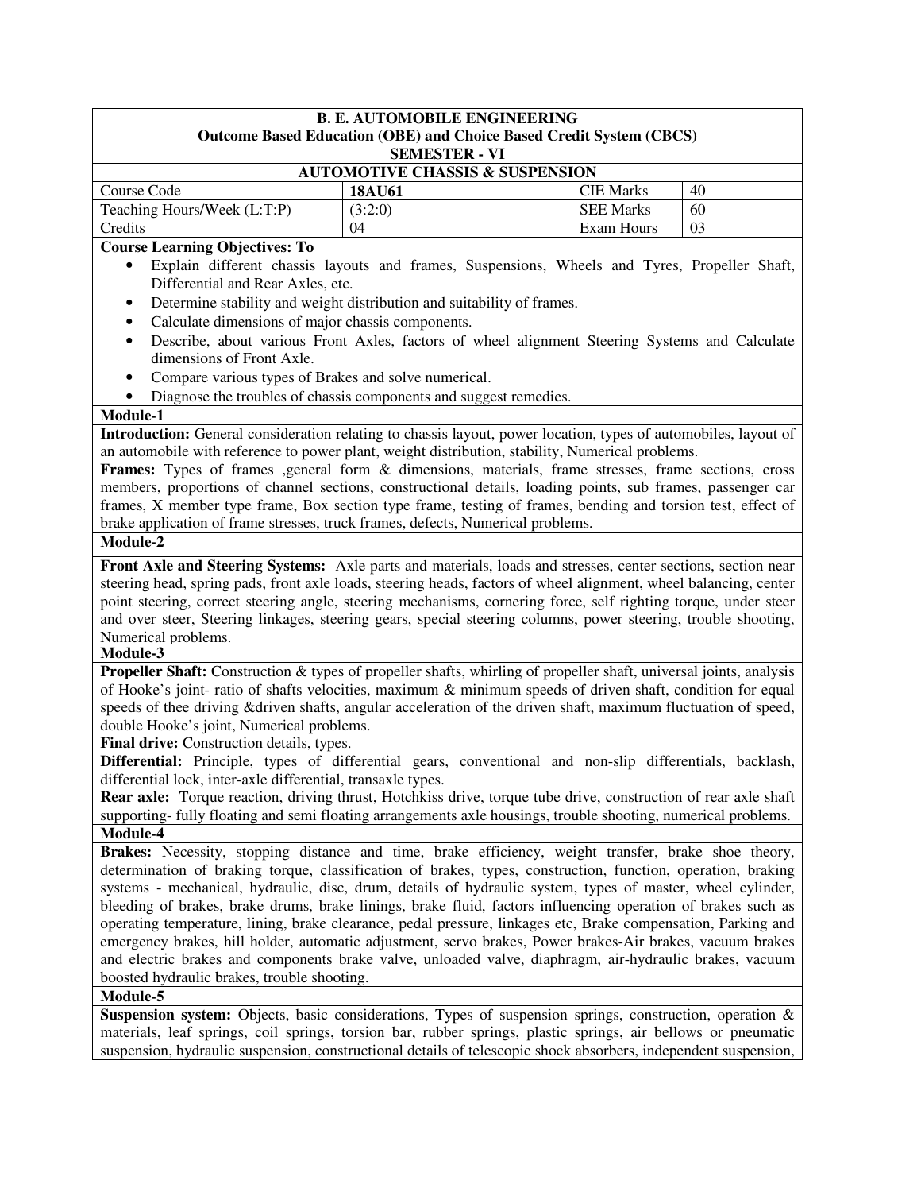**B. E. AUTOMOBILE ENGINEERING**
**Outcome Based Education (OBE) and Choice Based Credit System (CBCS)**
**SEMESTER - VI**

**AUTOMOTIVE CHASSIS & SUSPENSION**

| Course Code | **18AU61** | CIE Marks | 40 |
|---|---|---|---|
| Teaching Hours/Week (L:T:P) | (3:2:0) | SEE Marks | 60 |
| Credits | 04 | Exam Hours | 03 |

**Course Learning Objectives: To**

- Explain different chassis layouts and frames, Suspensions, Wheels and Tyres, Propeller Shaft, Differential and Rear Axles, etc.
- Determine stability and weight distribution and suitability of frames.
- Calculate dimensions of major chassis components.
- Describe, about various Front Axles, factors of wheel alignment Steering Systems and Calculate dimensions of Front Axle.
- Compare various types of Brakes and solve numerical.
- Diagnose the troubles of chassis components and suggest remedies.

**Module-1**

**Introduction:** General consideration relating to chassis layout, power location, types of automobiles, layout of an automobile with reference to power plant, weight distribution, stability, Numerical problems.

**Frames:** Types of frames ,general form & dimensions, materials, frame stresses, frame sections, cross members, proportions of channel sections, constructional details, loading points, sub frames, passenger car frames, X member type frame, Box section type frame, testing of frames, bending and torsion test, effect of brake application of frame stresses, truck frames, defects, Numerical problems.

**Module-2**

**Front Axle and Steering Systems:** Axle parts and materials, loads and stresses, center sections, section near steering head, spring pads, front axle loads, steering heads, factors of wheel alignment, wheel balancing, center point steering, correct steering angle, steering mechanisms, cornering force, self righting torque, under steer and over steer, Steering linkages, steering gears, special steering columns, power steering, trouble shooting, Numerical problems.

**Module-3**

**Propeller Shaft:** Construction & types of propeller shafts, whirling of propeller shaft, universal joints, analysis of Hooke's joint- ratio of shafts velocities, maximum & minimum speeds of driven shaft, condition for equal speeds of thee driving &driven shafts, angular acceleration of the driven shaft, maximum fluctuation of speed, double Hooke's joint, Numerical problems.

**Final drive:** Construction details, types.

**Differential:** Principle, types of differential gears, conventional and non-slip differentials, backlash, differential lock, inter-axle differential, transaxle types.

**Rear axle:** Torque reaction, driving thrust, Hotchkiss drive, torque tube drive, construction of rear axle shaft supporting- fully floating and semi floating arrangements axle housings, trouble shooting, numerical problems.

**Module-4**

**Brakes:** Necessity, stopping distance and time, brake efficiency, weight transfer, brake shoe theory, determination of braking torque, classification of brakes, types, construction, function, operation, braking systems - mechanical, hydraulic, disc, drum, details of hydraulic system, types of master, wheel cylinder, bleeding of brakes, brake drums, brake linings, brake fluid, factors influencing operation of brakes such as operating temperature, lining, brake clearance, pedal pressure, linkages etc, Brake compensation, Parking and emergency brakes, hill holder, automatic adjustment, servo brakes, Power brakes-Air brakes, vacuum brakes and electric brakes and components brake valve, unloaded valve, diaphragm, air-hydraulic brakes, vacuum boosted hydraulic brakes, trouble shooting.

**Module-5**

**Suspension system:** Objects, basic considerations, Types of suspension springs, construction, operation & materials, leaf springs, coil springs, torsion bar, rubber springs, plastic springs, air bellows or pneumatic suspension, hydraulic suspension, constructional details of telescopic shock absorbers, independent suspension,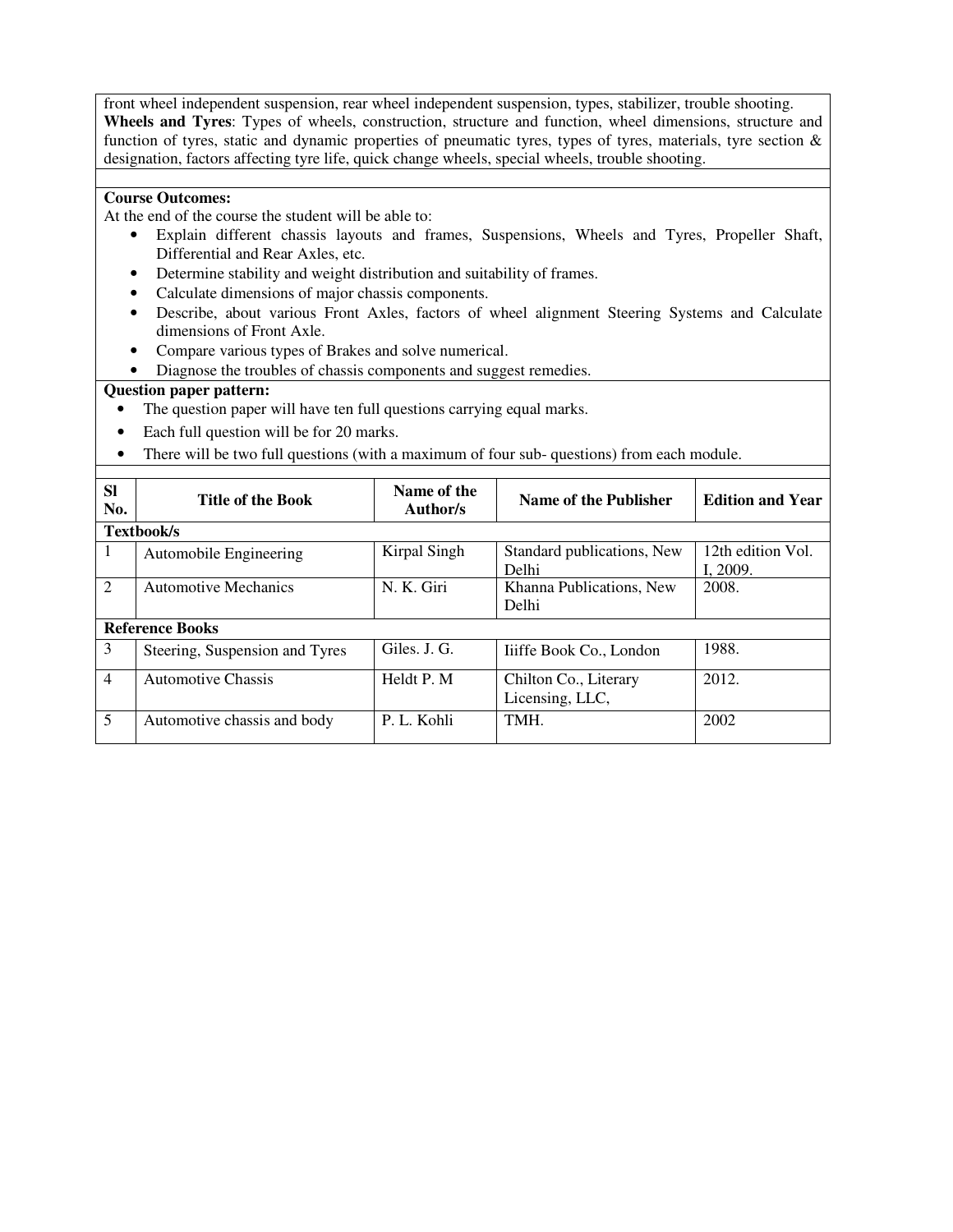front wheel independent suspension, rear wheel independent suspension, types, stabilizer, trouble shooting.

**Wheels and Tyres**: Types of wheels, construction, structure and function, wheel dimensions, structure and function of tyres, static and dynamic properties of pneumatic tyres, types of tyres, materials, tyre section & designation, factors affecting tyre life, quick change wheels, special wheels, trouble shooting.

**Course Outcomes:**

At the end of the course the student will be able to:

- Explain different chassis layouts and frames, Suspensions, Wheels and Tyres, Propeller Shaft, Differential and Rear Axles, etc.
- Determine stability and weight distribution and suitability of frames.
- Calculate dimensions of major chassis components.
- Describe, about various Front Axles, factors of wheel alignment Steering Systems and Calculate dimensions of Front Axle.
- Compare various types of Brakes and solve numerical.
- Diagnose the troubles of chassis components and suggest remedies.

**Question paper pattern:**

- The question paper will have ten full questions carrying equal marks.
- Each full question will be for 20 marks.
- There will be two full questions (with a maximum of four sub- questions) from each module.

| Sl No. | Title of the Book | Name of the Author/s | Name of the Publisher | Edition and Year |
|---|---|---|---|---|
| **Textbook/s** | | | | |
| 1 | Automobile Engineering | Kirpal Singh | Standard publications, New Delhi | 12th edition Vol. I, 2009. |
| 2 | Automotive Mechanics | N. K. Giri | Khanna Publications, New Delhi | 2008. |
| **Reference Books** | | | | |
| 3 | Steering, Suspension and Tyres | Giles. J. G. | Iiiffe Book Co., London | 1988. |
| 4 | Automotive Chassis | Heldt P. M | Chilton Co., Literary Licensing, LLC, | 2012. |
| 5 | Automotive chassis and body | P. L. Kohli | TMH. | 2002 |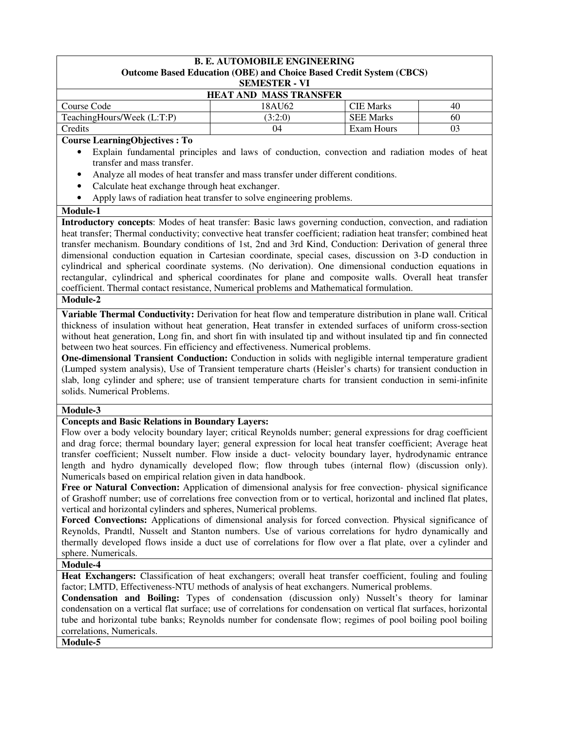**B. E. AUTOMOBILE ENGINEERING**
**Outcome Based Education (OBE) and Choice Based Credit System (CBCS)**
**SEMESTER - VI**

**HEAT AND MASS TRANSFER**

| Course Code | 18AU62 | CIE Marks | 40 |
|---|---|---|---|
| TeachingHours/Week (L:T:P) | (3:2:0) | SEE Marks | 60 |
| Credits | 04 | Exam Hours | 03 |

**Course LearningObjectives : To**

- Explain fundamental principles and laws of conduction, convection and radiation modes of heat transfer and mass transfer.
- Analyze all modes of heat transfer and mass transfer under different conditions.
- Calculate heat exchange through heat exchanger.
- Apply laws of radiation heat transfer to solve engineering problems.

**Module-1**

**Introductory concepts**: Modes of heat transfer: Basic laws governing conduction, convection, and radiation heat transfer; Thermal conductivity; convective heat transfer coefficient; radiation heat transfer; combined heat transfer mechanism. Boundary conditions of 1st, 2nd and 3rd Kind, Conduction: Derivation of general three dimensional conduction equation in Cartesian coordinate, special cases, discussion on 3-D conduction in cylindrical and spherical coordinate systems. (No derivation). One dimensional conduction equations in rectangular, cylindrical and spherical coordinates for plane and composite walls. Overall heat transfer coefficient. Thermal contact resistance, Numerical problems and Mathematical formulation.

**Module-2**

**Variable Thermal Conductivity:** Derivation for heat flow and temperature distribution in plane wall. Critical thickness of insulation without heat generation, Heat transfer in extended surfaces of uniform cross-section without heat generation, Long fin, and short fin with insulated tip and without insulated tip and fin connected between two heat sources. Fin efficiency and effectiveness. Numerical problems.

**One-dimensional Transient Conduction:** Conduction in solids with negligible internal temperature gradient (Lumped system analysis), Use of Transient temperature charts (Heisler's charts) for transient conduction in slab, long cylinder and sphere; use of transient temperature charts for transient conduction in semi-infinite solids. Numerical Problems.

**Module-3**

**Concepts and Basic Relations in Boundary Layers:**
Flow over a body velocity boundary layer; critical Reynolds number; general expressions for drag coefficient and drag force; thermal boundary layer; general expression for local heat transfer coefficient; Average heat transfer coefficient; Nusselt number. Flow inside a duct- velocity boundary layer, hydrodynamic entrance length and hydro dynamically developed flow; flow through tubes (internal flow) (discussion only). Numericals based on empirical relation given in data handbook.

**Free or Natural Convection:** Application of dimensional analysis for free convection- physical significance of Grashoff number; use of correlations free convection from or to vertical, horizontal and inclined flat plates, vertical and horizontal cylinders and spheres, Numerical problems.

**Forced Convections:** Applications of dimensional analysis for forced convection. Physical significance of Reynolds, Prandtl, Nusselt and Stanton numbers. Use of various correlations for hydro dynamically and thermally developed flows inside a duct use of correlations for flow over a flat plate, over a cylinder and sphere. Numericals.

**Module-4**

**Heat Exchangers:** Classification of heat exchangers; overall heat transfer coefficient, fouling and fouling factor; LMTD, Effectiveness-NTU methods of analysis of heat exchangers. Numerical problems.

**Condensation and Boiling:** Types of condensation (discussion only) Nusselt's theory for laminar condensation on a vertical flat surface; use of correlations for condensation on vertical flat surfaces, horizontal tube and horizontal tube banks; Reynolds number for condensate flow; regimes of pool boiling pool boiling correlations, Numericals.

**Module-5**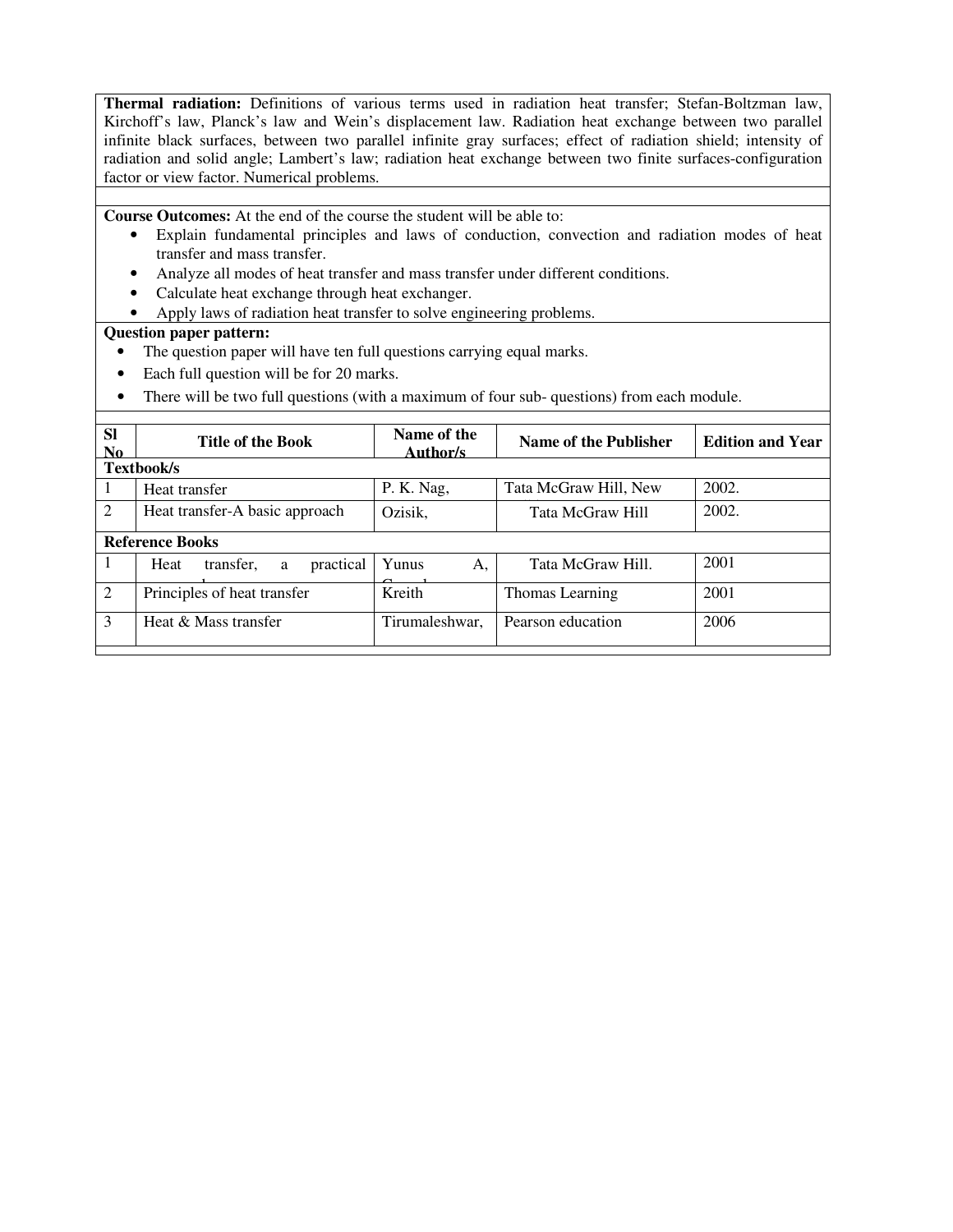**Thermal radiation:** Definitions of various terms used in radiation heat transfer; Stefan-Boltzman law, Kirchoff's law, Planck's law and Wein's displacement law. Radiation heat exchange between two parallel infinite black surfaces, between two parallel infinite gray surfaces; effect of radiation shield; intensity of radiation and solid angle; Lambert's law; radiation heat exchange between two finite surfaces-configuration factor or view factor. Numerical problems.

**Course Outcomes:** At the end of the course the student will be able to:

- Explain fundamental principles and laws of conduction, convection and radiation modes of heat transfer and mass transfer.
- Analyze all modes of heat transfer and mass transfer under different conditions.
- Calculate heat exchange through heat exchanger.
- Apply laws of radiation heat transfer to solve engineering problems.

**Question paper pattern:**

- The question paper will have ten full questions carrying equal marks.
- Each full question will be for 20 marks.
- There will be two full questions (with a maximum of four sub- questions) from each module.

| Sl No | Title of the Book | Name of the Author/s | Name of the Publisher | Edition and Year |
|---|---|---|---|---|
| **Textbook/s** | | | | |
| 1 | Heat transfer | P. K. Nag, | Tata McGraw Hill, New | 2002. |
| 2 | Heat transfer-A basic approach | Ozisik, | Tata McGraw Hill | 2002. |
| **Reference Books** | | | | |
| 1 | Heat transfer, a practical | Yunus A, | Tata McGraw Hill. | 2001 |
| 2 | Principles of heat transfer | Kreith | Thomas Learning | 2001 |
| 3 | Heat & Mass transfer | Tirumaleshwar, | Pearson education | 2006 |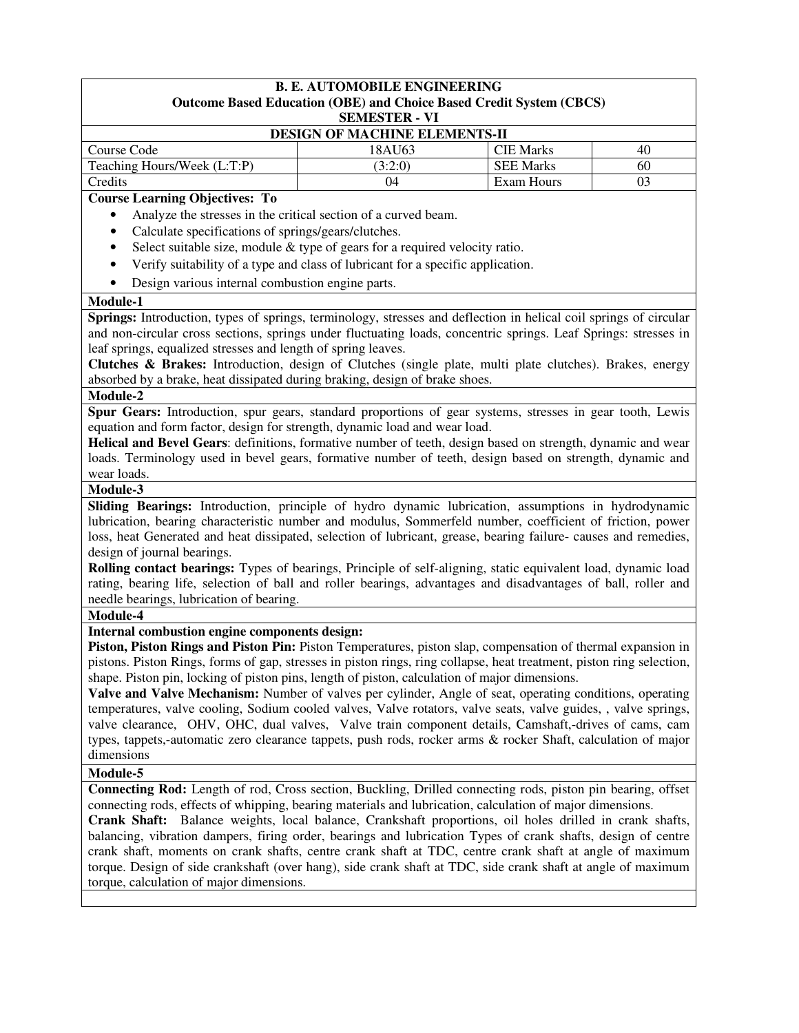**B. E. AUTOMOBILE ENGINEERING**
**Outcome Based Education (OBE) and Choice Based Credit System (CBCS)**
**SEMESTER - VI**

## DESIGN OF MACHINE ELEMENTS-II

| Course Code | 18AU63 | CIE Marks | 40 |
|---|---|---|---|
| Teaching Hours/Week (L:T:P) | (3:2:0) | SEE Marks | 60 |
| Credits | 04 | Exam Hours | 03 |

**Course Learning Objectives: To**

- Analyze the stresses in the critical section of a curved beam.
- Calculate specifications of springs/gears/clutches.
- Select suitable size, module & type of gears for a required velocity ratio.
- Verify suitability of a type and class of lubricant for a specific application.
- Design various internal combustion engine parts.

### Module-1

**Springs:** Introduction, types of springs, terminology, stresses and deflection in helical coil springs of circular and non-circular cross sections, springs under fluctuating loads, concentric springs. Leaf Springs: stresses in leaf springs, equalized stresses and length of spring leaves.

**Clutches & Brakes:** Introduction, design of Clutches (single plate, multi plate clutches). Brakes, energy absorbed by a brake, heat dissipated during braking, design of brake shoes.

### Module-2

**Spur Gears:** Introduction, spur gears, standard proportions of gear systems, stresses in gear tooth, Lewis equation and form factor, design for strength, dynamic load and wear load.

**Helical and Bevel Gears**: definitions, formative number of teeth, design based on strength, dynamic and wear loads. Terminology used in bevel gears, formative number of teeth, design based on strength, dynamic and wear loads.

### Module-3

**Sliding Bearings:** Introduction, principle of hydro dynamic lubrication, assumptions in hydrodynamic lubrication, bearing characteristic number and modulus, Sommerfeld number, coefficient of friction, power loss, heat Generated and heat dissipated, selection of lubricant, grease, bearing failure- causes and remedies, design of journal bearings.

**Rolling contact bearings:** Types of bearings, Principle of self-aligning, static equivalent load, dynamic load rating, bearing life, selection of ball and roller bearings, advantages and disadvantages of ball, roller and needle bearings, lubrication of bearing.

### Module-4

**Internal combustion engine components design:**

**Piston, Piston Rings and Piston Pin:** Piston Temperatures, piston slap, compensation of thermal expansion in pistons. Piston Rings, forms of gap, stresses in piston rings, ring collapse, heat treatment, piston ring selection, shape. Piston pin, locking of piston pins, length of piston, calculation of major dimensions.

**Valve and Valve Mechanism:** Number of valves per cylinder, Angle of seat, operating conditions, operating temperatures, valve cooling, Sodium cooled valves, Valve rotators, valve seats, valve guides, , valve springs, valve clearance, OHV, OHC, dual valves, Valve train component details, Camshaft,-drives of cams, cam types, tappets,-automatic zero clearance tappets, push rods, rocker arms & rocker Shaft, calculation of major dimensions

### Module-5

**Connecting Rod:** Length of rod, Cross section, Buckling, Drilled connecting rods, piston pin bearing, offset connecting rods, effects of whipping, bearing materials and lubrication, calculation of major dimensions.

**Crank Shaft:** Balance weights, local balance, Crankshaft proportions, oil holes drilled in crank shafts, balancing, vibration dampers, firing order, bearings and lubrication Types of crank shafts, design of centre crank shaft, moments on crank shafts, centre crank shaft at TDC, centre crank shaft at angle of maximum torque. Design of side crankshaft (over hang), side crank shaft at TDC, side crank shaft at angle of maximum torque, calculation of major dimensions.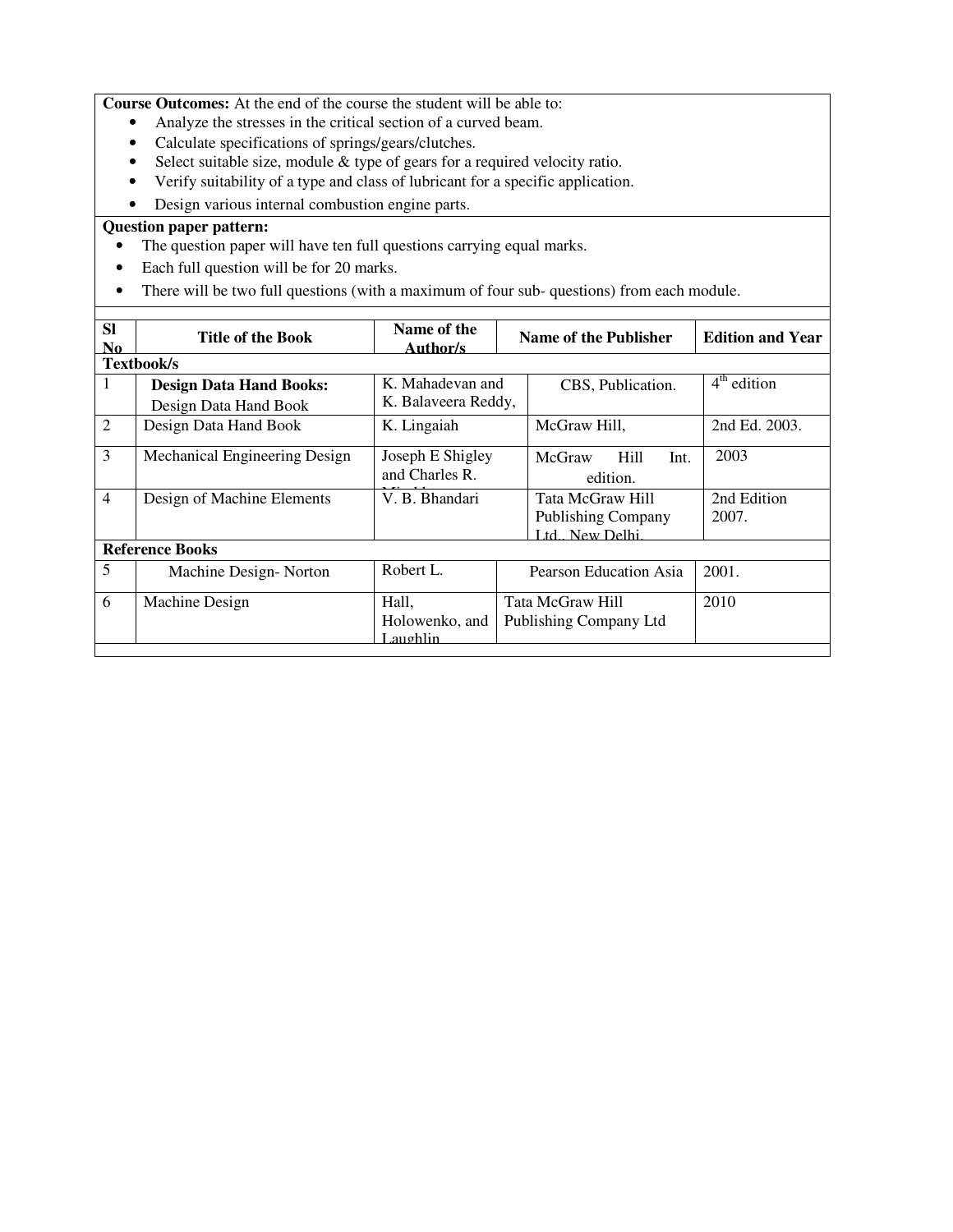**Course Outcomes:** At the end of the course the student will be able to:

- Analyze the stresses in the critical section of a curved beam.
- Calculate specifications of springs/gears/clutches.
- Select suitable size, module & type of gears for a required velocity ratio.
- Verify suitability of a type and class of lubricant for a specific application.
- Design various internal combustion engine parts.

**Question paper pattern:**

- The question paper will have ten full questions carrying equal marks.
- Each full question will be for 20 marks.
- There will be two full questions (with a maximum of four sub- questions) from each module.

| Sl No | Title of the Book | Name of the Author/s | Name of the Publisher | Edition and Year |
|---|---|---|---|---|
| **Textbook/s** | | | | |
| 1 | **Design Data Hand Books:** Design Data Hand Book | K. Mahadevan and K. Balaveera Reddy, | CBS, Publication. | 4th edition |
| 2 | Design Data Hand Book | K. Lingaiah | McGraw Hill, | 2nd Ed. 2003. |
| 3 | Mechanical Engineering Design | Joseph E Shigley and Charles R. Mischke | McGraw Hill Int. edition. | 2003 |
| 4 | Design of Machine Elements | V. B. Bhandari | Tata McGraw Hill Publishing Company Ltd., New Delhi. | 2nd Edition 2007. |
| **Reference Books** | | | | |
| 5 | Machine Design- Norton | Robert L. | Pearson Education Asia | 2001. |
| 6 | Machine Design | Hall, Holowenko, and Laughlin | Tata McGraw Hill Publishing Company Ltd | 2010 |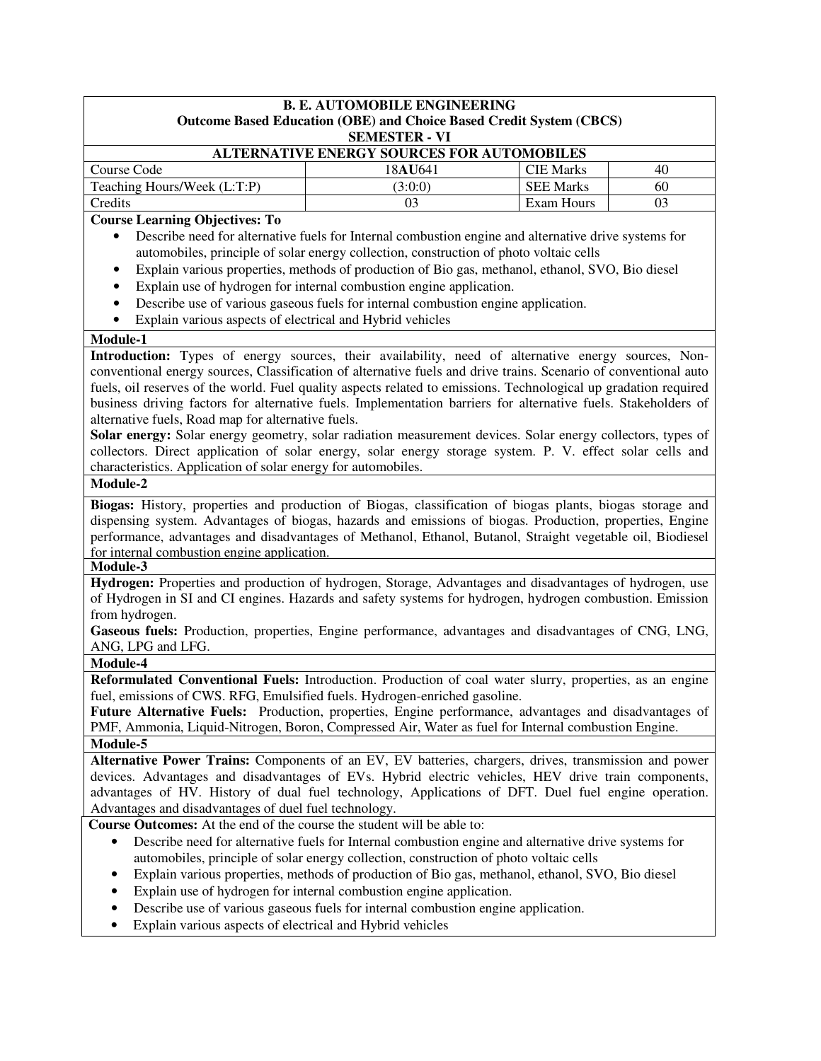# B. E. AUTOMOBILE ENGINEERING

## Outcome Based Education (OBE) and Choice Based Credit System (CBCS)

### SEMESTER - VI

### ALTERNATIVE ENERGY SOURCES FOR AUTOMOBILES

| Course Code | 18**AU**641 | CIE Marks | 40 |
|---|---|---|---|
| Teaching Hours/Week (L:T:P) | (3:0:0) | SEE Marks | 60 |
| Credits | 03 | Exam Hours | 03 |

**Course Learning Objectives: To**

- Describe need for alternative fuels for Internal combustion engine and alternative drive systems for automobiles, principle of solar energy collection, construction of photo voltaic cells
- Explain various properties, methods of production of Bio gas, methanol, ethanol, SVO, Bio diesel
- Explain use of hydrogen for internal combustion engine application.
- Describe use of various gaseous fuels for internal combustion engine application.
- Explain various aspects of electrical and Hybrid vehicles

**Module-1**

**Introduction:** Types of energy sources, their availability, need of alternative energy sources, Non-conventional energy sources, Classification of alternative fuels and drive trains. Scenario of conventional auto fuels, oil reserves of the world. Fuel quality aspects related to emissions. Technological up gradation required business driving factors for alternative fuels. Implementation barriers for alternative fuels. Stakeholders of alternative fuels, Road map for alternative fuels.

**Solar energy:** Solar energy geometry, solar radiation measurement devices. Solar energy collectors, types of collectors. Direct application of solar energy, solar energy storage system. P. V. effect solar cells and characteristics. Application of solar energy for automobiles.

**Module-2**

**Biogas:** History, properties and production of Biogas, classification of biogas plants, biogas storage and dispensing system. Advantages of biogas, hazards and emissions of biogas. Production, properties, Engine performance, advantages and disadvantages of Methanol, Ethanol, Butanol, Straight vegetable oil, Biodiesel for internal combustion engine application.

**Module-3**

**Hydrogen:** Properties and production of hydrogen, Storage, Advantages and disadvantages of hydrogen, use of Hydrogen in SI and CI engines. Hazards and safety systems for hydrogen, hydrogen combustion. Emission from hydrogen.

**Gaseous fuels:** Production, properties, Engine performance, advantages and disadvantages of CNG, LNG, ANG, LPG and LFG.

**Module-4**

**Reformulated Conventional Fuels:** Introduction. Production of coal water slurry, properties, as an engine fuel, emissions of CWS. RFG, Emulsified fuels. Hydrogen-enriched gasoline.

**Future Alternative Fuels:** Production, properties, Engine performance, advantages and disadvantages of PMF, Ammonia, Liquid-Nitrogen, Boron, Compressed Air, Water as fuel for Internal combustion Engine.

**Module-5**

**Alternative Power Trains:** Components of an EV, EV batteries, chargers, drives, transmission and power devices. Advantages and disadvantages of EVs. Hybrid electric vehicles, HEV drive train components, advantages of HV. History of dual fuel technology, Applications of DFT. Duel fuel engine operation. Advantages and disadvantages of duel fuel technology.

**Course Outcomes:** At the end of the course the student will be able to:

- Describe need for alternative fuels for Internal combustion engine and alternative drive systems for automobiles, principle of solar energy collection, construction of photo voltaic cells
- Explain various properties, methods of production of Bio gas, methanol, ethanol, SVO, Bio diesel
- Explain use of hydrogen for internal combustion engine application.
- Describe use of various gaseous fuels for internal combustion engine application.
- Explain various aspects of electrical and Hybrid vehicles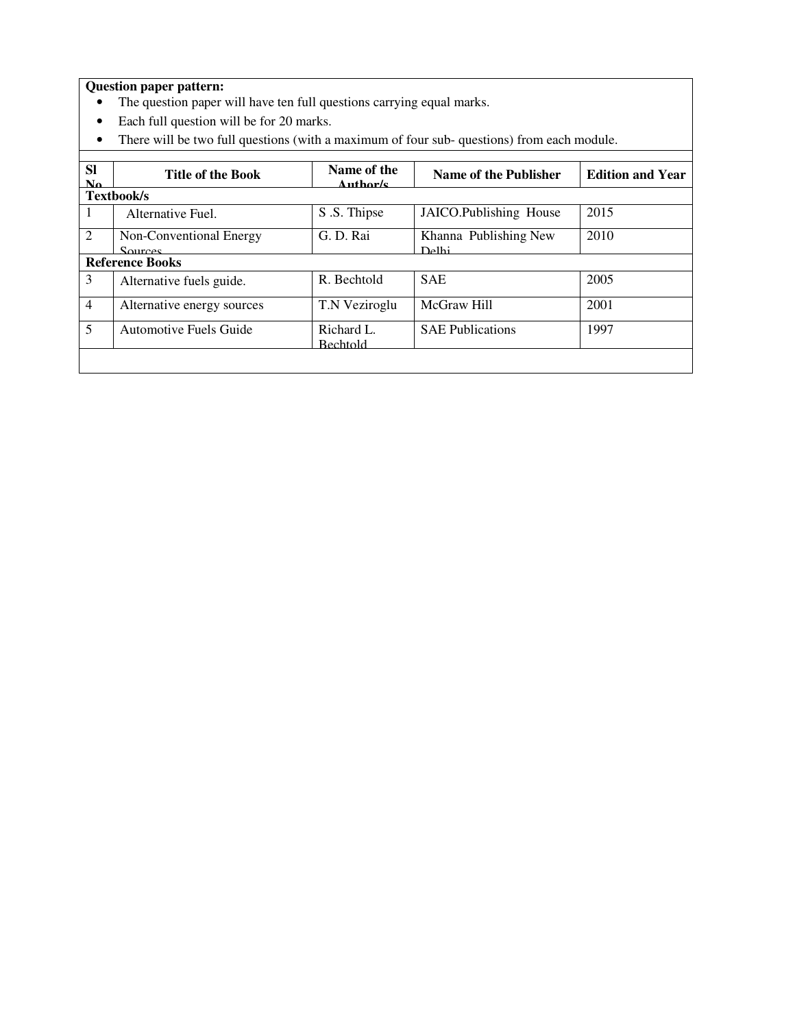**Question paper pattern:**

- The question paper will have ten full questions carrying equal marks.
- Each full question will be for 20 marks.
- There will be two full questions (with a maximum of four sub- questions) from each module.

| Sl No. | Title of the Book | Name of the Author/s | Name of the Publisher | Edition and Year |
|---|---|---|---|---|
| **Textbook/s** | | | | |
| 1 | Alternative Fuel. | S .S. Thipse | JAICO.Publishing House | 2015 |
| 2 | Non-Conventional Energy Sources | G. D. Rai | Khanna Publishing New Delhi | 2010 |
| **Reference Books** | | | | |
| 3 | Alternative fuels guide. | R. Bechtold | SAE | 2005 |
| 4 | Alternative energy sources | T.N Veziroglu | McGraw Hill | 2001 |
| 5 | Automotive Fuels Guide | Richard L. Bechtold | SAE Publications | 1997 |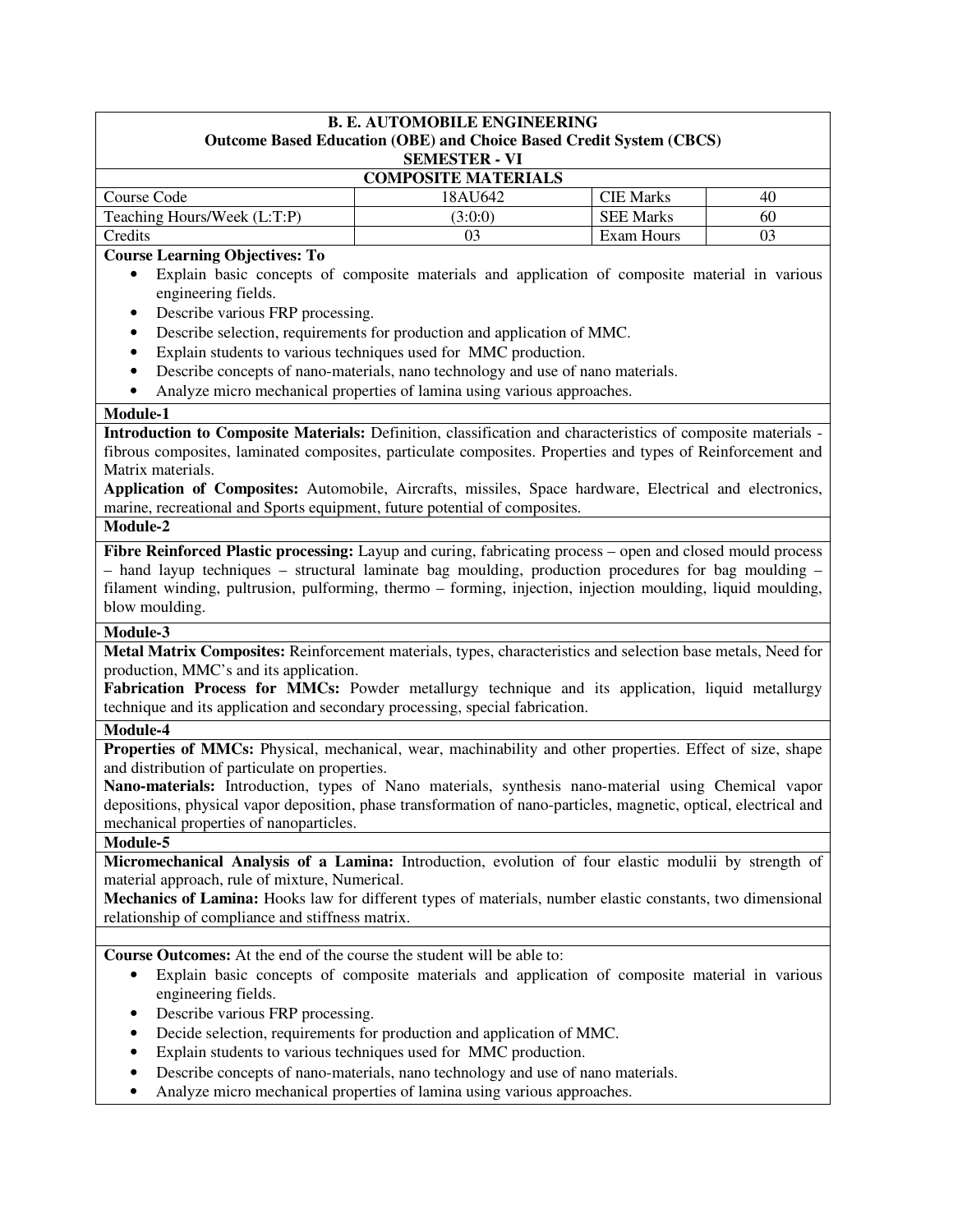**B. E. AUTOMOBILE ENGINEERING**
**Outcome Based Education (OBE) and Choice Based Credit System (CBCS)**
**SEMESTER - VI**

## COMPOSITE MATERIALS

| Course Code | 18AU642 | CIE Marks | 40 |
|---|---|---|---|
| Teaching Hours/Week (L:T:P) | (3:0:0) | SEE Marks | 60 |
| Credits | 03 | Exam Hours | 03 |

**Course Learning Objectives: To**

- Explain basic concepts of composite materials and application of composite material in various engineering fields.
- Describe various FRP processing.
- Describe selection, requirements for production and application of MMC.
- Explain students to various techniques used for MMC production.
- Describe concepts of nano-materials, nano technology and use of nano materials.
- Analyze micro mechanical properties of lamina using various approaches.

**Module-1**

**Introduction to Composite Materials:** Definition, classification and characteristics of composite materials - fibrous composites, laminated composites, particulate composites. Properties and types of Reinforcement and Matrix materials.

**Application of Composites:** Automobile, Aircrafts, missiles, Space hardware, Electrical and electronics, marine, recreational and Sports equipment, future potential of composites.

**Module-2**

**Fibre Reinforced Plastic processing:** Layup and curing, fabricating process – open and closed mould process – hand layup techniques – structural laminate bag moulding, production procedures for bag moulding – filament winding, pultrusion, pulforming, thermo – forming, injection, injection moulding, liquid moulding, blow moulding.

**Module-3**

**Metal Matrix Composites:** Reinforcement materials, types, characteristics and selection base metals, Need for production, MMC's and its application.

**Fabrication Process for MMCs:** Powder metallurgy technique and its application, liquid metallurgy technique and its application and secondary processing, special fabrication.

**Module-4**

**Properties of MMCs:** Physical, mechanical, wear, machinability and other properties. Effect of size, shape and distribution of particulate on properties.

**Nano-materials:** Introduction, types of Nano materials, synthesis nano-material using Chemical vapor depositions, physical vapor deposition, phase transformation of nano-particles, magnetic, optical, electrical and mechanical properties of nanoparticles.

**Module-5**

**Micromechanical Analysis of a Lamina:** Introduction, evolution of four elastic modulii by strength of material approach, rule of mixture, Numerical.

**Mechanics of Lamina:** Hooks law for different types of materials, number elastic constants, two dimensional relationship of compliance and stiffness matrix.

**Course Outcomes:** At the end of the course the student will be able to:

- Explain basic concepts of composite materials and application of composite material in various engineering fields.
- Describe various FRP processing.
- Decide selection, requirements for production and application of MMC.
- Explain students to various techniques used for MMC production.
- Describe concepts of nano-materials, nano technology and use of nano materials.
- Analyze micro mechanical properties of lamina using various approaches.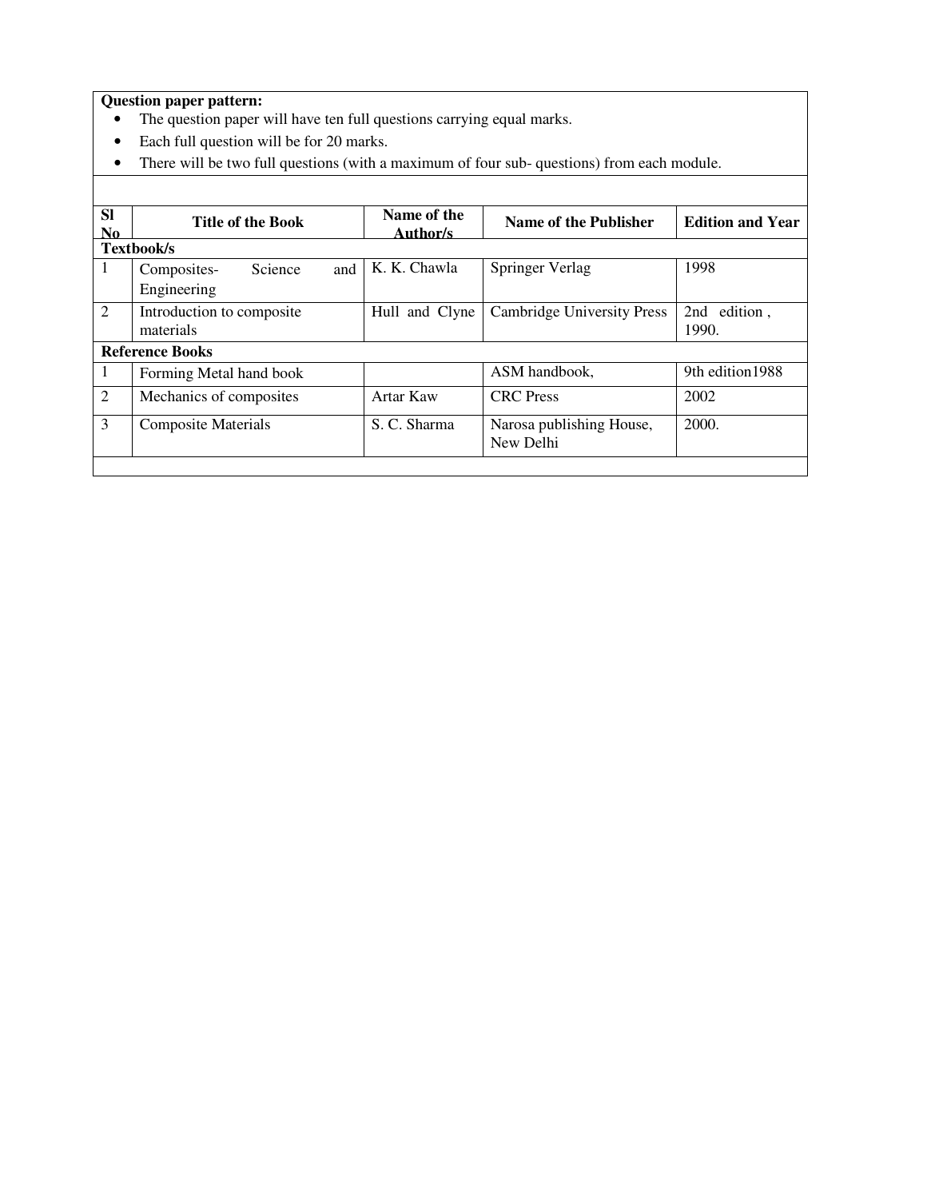**Question paper pattern:**

- The question paper will have ten full questions carrying equal marks.
- Each full question will be for 20 marks.
- There will be two full questions (with a maximum of four sub- questions) from each module.

| Sl No | Title of the Book | Name of the Author/s | Name of the Publisher | Edition and Year |
|---|---|---|---|---|
| **Textbook/s** | | | | |
| 1 | Composites- Science and Engineering | K. K. Chawla | Springer Verlag | 1998 |
| 2 | Introduction to composite materials | Hull and Clyne | Cambridge University Press | 2nd edition , 1990. |
| **Reference Books** | | | | |
| 1 | Forming Metal hand book | | ASM handbook, | 9th edition1988 |
| 2 | Mechanics of composites | Artar Kaw | CRC Press | 2002 |
| 3 | Composite Materials | S. C. Sharma | Narosa publishing House, New Delhi | 2000. |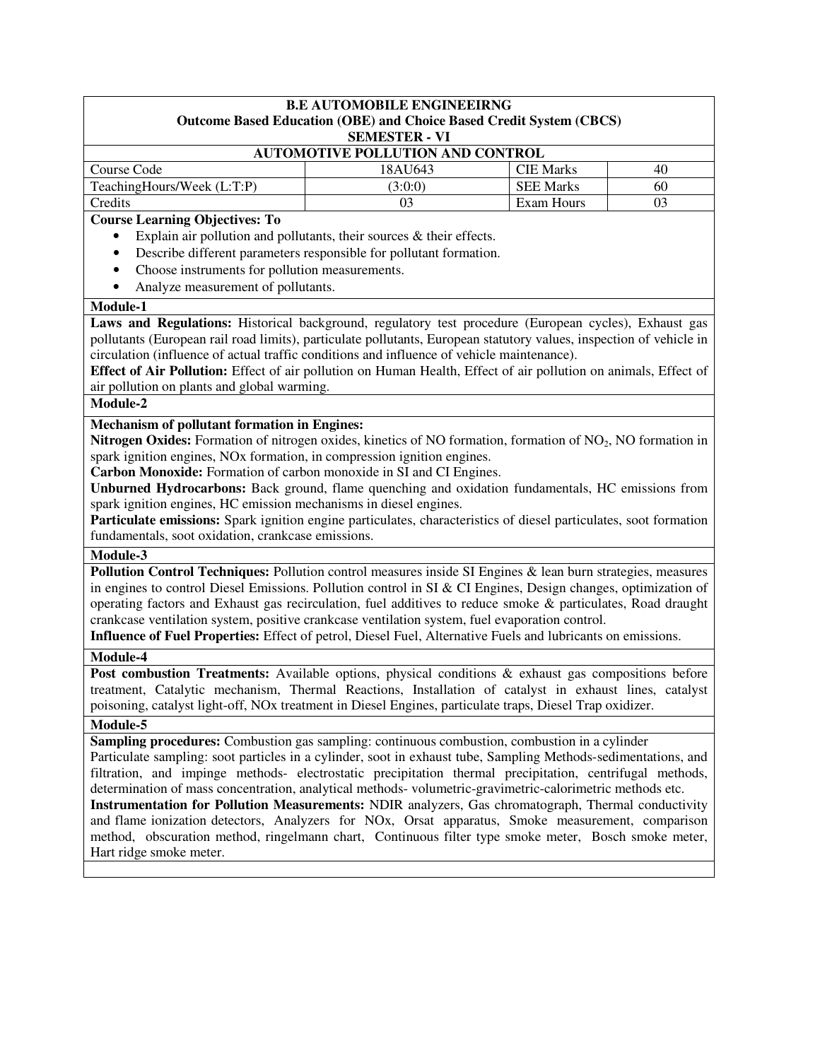**B.E AUTOMOBILE ENGINEEIRNG**
**Outcome Based Education (OBE) and Choice Based Credit System (CBCS)**
**SEMESTER - VI**

## AUTOMOTIVE POLLUTION AND CONTROL

| Course Code | 18AU643 | CIE Marks | 40 |
|---|---|---|---|
| TeachingHours/Week (L:T:P) | (3:0:0) | SEE Marks | 60 |
| Credits | 03 | Exam Hours | 03 |

**Course Learning Objectives: To**

- Explain air pollution and pollutants, their sources & their effects.
- Describe different parameters responsible for pollutant formation.
- Choose instruments for pollution measurements.
- Analyze measurement of pollutants.

### Module-1

**Laws and Regulations:** Historical background, regulatory test procedure (European cycles), Exhaust gas pollutants (European rail road limits), particulate pollutants, European statutory values, inspection of vehicle in circulation (influence of actual traffic conditions and influence of vehicle maintenance).

**Effect of Air Pollution:** Effect of air pollution on Human Health, Effect of air pollution on animals, Effect of air pollution on plants and global warming.

### Module-2

**Mechanism of pollutant formation in Engines:**

**Nitrogen Oxides:** Formation of nitrogen oxides, kinetics of NO formation, formation of $NO_2$, NO formation in spark ignition engines, NOx formation, in compression ignition engines.

**Carbon Monoxide:** Formation of carbon monoxide in SI and CI Engines.

**Unburned Hydrocarbons:** Back ground, flame quenching and oxidation fundamentals, HC emissions from spark ignition engines, HC emission mechanisms in diesel engines.

**Particulate emissions:** Spark ignition engine particulates, characteristics of diesel particulates, soot formation fundamentals, soot oxidation, crankcase emissions.

### Module-3

**Pollution Control Techniques:** Pollution control measures inside SI Engines & lean burn strategies, measures in engines to control Diesel Emissions. Pollution control in SI & CI Engines, Design changes, optimization of operating factors and Exhaust gas recirculation, fuel additives to reduce smoke & particulates, Road draught crankcase ventilation system, positive crankcase ventilation system, fuel evaporation control.

**Influence of Fuel Properties:** Effect of petrol, Diesel Fuel, Alternative Fuels and lubricants on emissions.

### Module-4

**Post combustion Treatments:** Available options, physical conditions & exhaust gas compositions before treatment, Catalytic mechanism, Thermal Reactions, Installation of catalyst in exhaust lines, catalyst poisoning, catalyst light-off, NOx treatment in Diesel Engines, particulate traps, Diesel Trap oxidizer.

### Module-5

**Sampling procedures:** Combustion gas sampling: continuous combustion, combustion in a cylinder

Particulate sampling: soot particles in a cylinder, soot in exhaust tube, Sampling Methods-sedimentations, and filtration, and impinge methods- electrostatic precipitation thermal precipitation, centrifugal methods, determination of mass concentration, analytical methods- volumetric-gravimetric-calorimetric methods etc.

**Instrumentation for Pollution Measurements:** NDIR analyzers, Gas chromatograph, Thermal conductivity and flame ionization detectors, Analyzers for NOx, Orsat apparatus, Smoke measurement, comparison method, obscuration method, ringelmann chart, Continuous filter type smoke meter, Bosch smoke meter, Hart ridge smoke meter.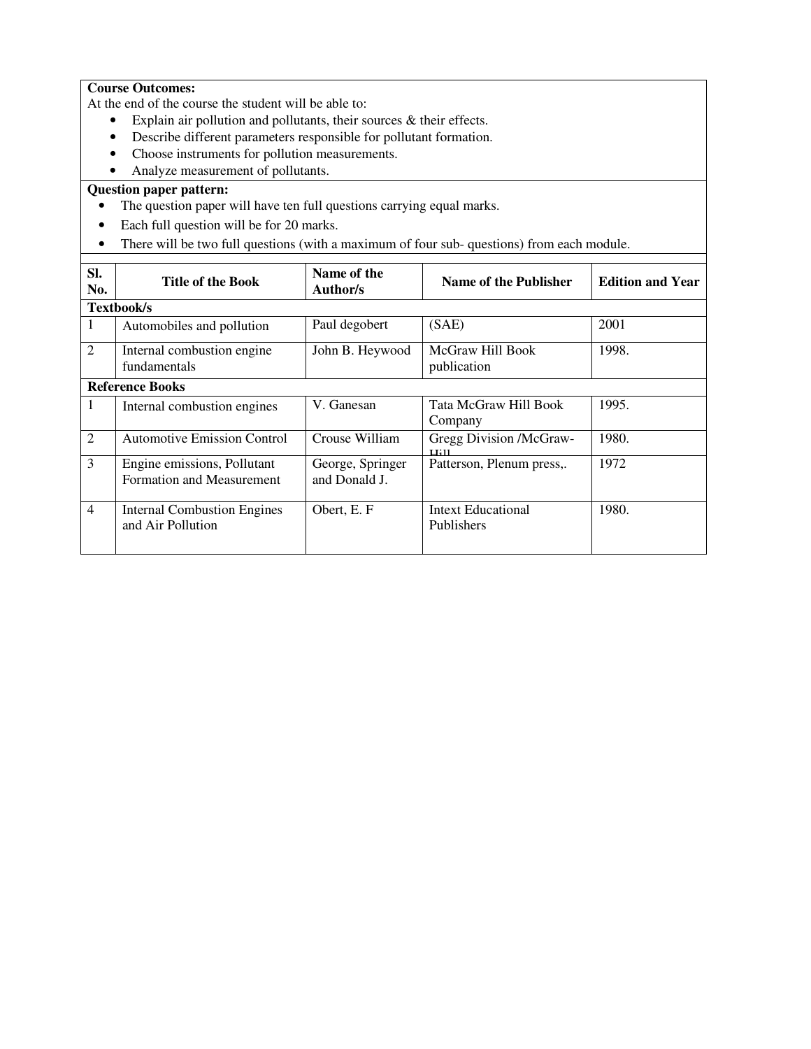**Course Outcomes:**

At the end of the course the student will be able to:

- Explain air pollution and pollutants, their sources & their effects.
- Describe different parameters responsible for pollutant formation.
- Choose instruments for pollution measurements.
- Analyze measurement of pollutants.

**Question paper pattern:**

- The question paper will have ten full questions carrying equal marks.
- Each full question will be for 20 marks.
- There will be two full questions (with a maximum of four sub- questions) from each module.

| Sl. No. | Title of the Book | Name of the Author/s | Name of the Publisher | Edition and Year |
|---|---|---|---|---|
| **Textbook/s** | | | | |
| 1 | Automobiles and pollution | Paul degobert | (SAE) | 2001 |
| 2 | Internal combustion engine fundamentals | John B. Heywood | McGraw Hill Book publication | 1998. |
| **Reference Books** | | | | |
| 1 | Internal combustion engines | V. Ganesan | Tata McGraw Hill Book Company | 1995. |
| 2 | Automotive Emission Control | Crouse William | Gregg Division /McGraw-Hill | 1980. |
| 3 | Engine emissions, Pollutant Formation and Measurement | George, Springer and Donald J. | Patterson, Plenum press,. | 1972 |
| 4 | Internal Combustion Engines and Air Pollution | Obert, E. F | Intext Educational Publishers | 1980. |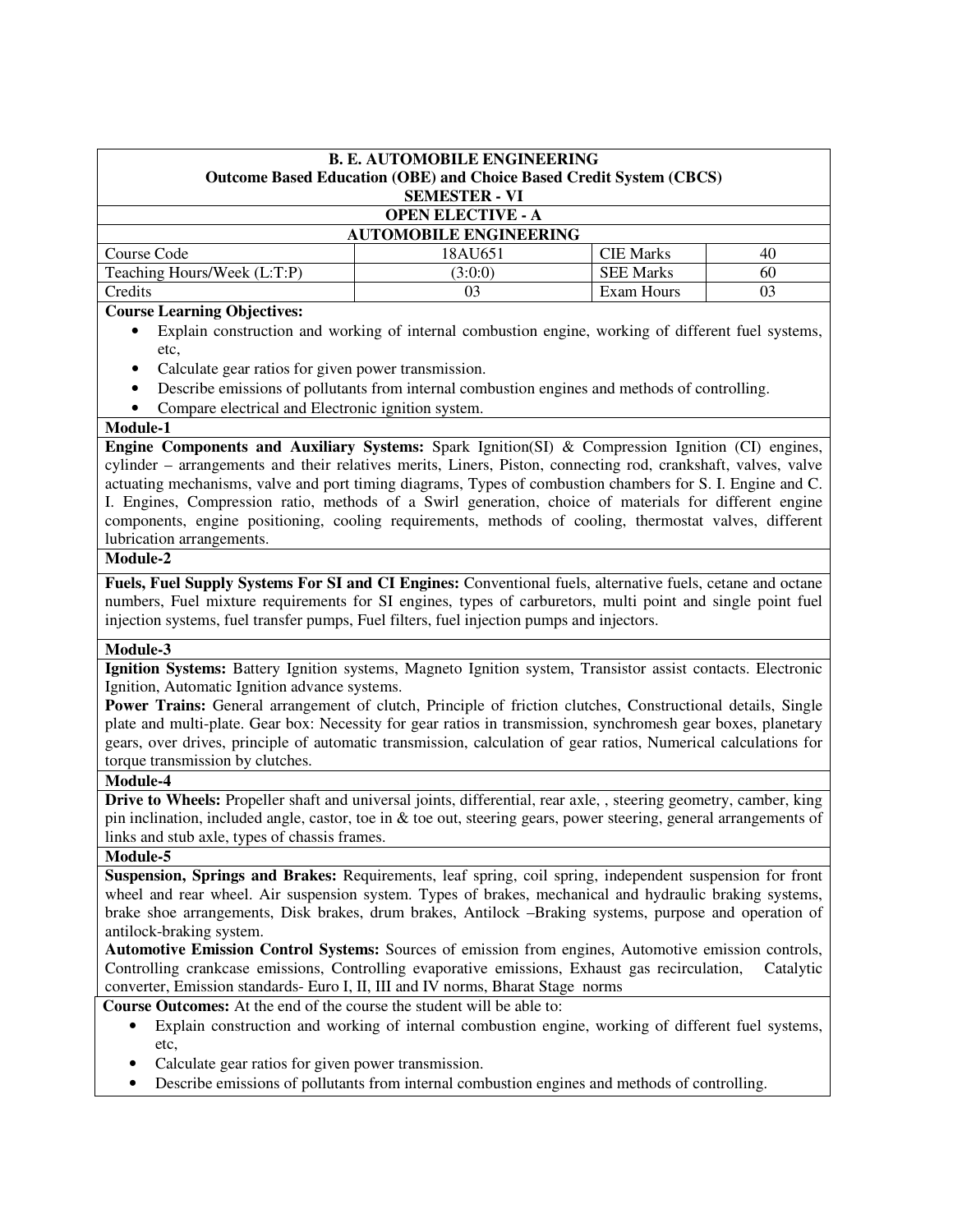**B. E. AUTOMOBILE ENGINEERING**
**Outcome Based Education (OBE) and Choice Based Credit System (CBCS)**
**SEMESTER - VI**

**OPEN ELECTIVE - A**

**AUTOMOBILE ENGINEERING**

| Course Code | 18AU651 | CIE Marks | 40 |
|---|---|---|---|
| Teaching Hours/Week (L:T:P) | (3:0:0) | SEE Marks | 60 |
| Credits | 03 | Exam Hours | 03 |

**Course Learning Objectives:**

- Explain construction and working of internal combustion engine, working of different fuel systems, etc,
- Calculate gear ratios for given power transmission.
- Describe emissions of pollutants from internal combustion engines and methods of controlling.
- Compare electrical and Electronic ignition system.

**Module-1**

**Engine Components and Auxiliary Systems:** Spark Ignition(SI) & Compression Ignition (CI) engines, cylinder – arrangements and their relatives merits, Liners, Piston, connecting rod, crankshaft, valves, valve actuating mechanisms, valve and port timing diagrams, Types of combustion chambers for S. I. Engine and C. I. Engines, Compression ratio, methods of a Swirl generation, choice of materials for different engine components, engine positioning, cooling requirements, methods of cooling, thermostat valves, different lubrication arrangements.

**Module-2**

**Fuels, Fuel Supply Systems For SI and CI Engines:** Conventional fuels, alternative fuels, cetane and octane numbers, Fuel mixture requirements for SI engines, types of carburetors, multi point and single point fuel injection systems, fuel transfer pumps, Fuel filters, fuel injection pumps and injectors.

**Module-3**

**Ignition Systems:** Battery Ignition systems, Magneto Ignition system, Transistor assist contacts. Electronic Ignition, Automatic Ignition advance systems.

**Power Trains:** General arrangement of clutch, Principle of friction clutches, Constructional details, Single plate and multi-plate. Gear box: Necessity for gear ratios in transmission, synchromesh gear boxes, planetary gears, over drives, principle of automatic transmission, calculation of gear ratios, Numerical calculations for torque transmission by clutches.

**Module-4**

**Drive to Wheels:** Propeller shaft and universal joints, differential, rear axle, , steering geometry, camber, king pin inclination, included angle, castor, toe in & toe out, steering gears, power steering, general arrangements of links and stub axle, types of chassis frames.

**Module-5**

**Suspension, Springs and Brakes:** Requirements, leaf spring, coil spring, independent suspension for front wheel and rear wheel. Air suspension system. Types of brakes, mechanical and hydraulic braking systems, brake shoe arrangements, Disk brakes, drum brakes, Antilock –Braking systems, purpose and operation of antilock-braking system.

**Automotive Emission Control Systems:** Sources of emission from engines, Automotive emission controls, Controlling crankcase emissions, Controlling evaporative emissions, Exhaust gas recirculation, Catalytic converter, Emission standards- Euro I, II, III and IV norms, Bharat Stage norms

**Course Outcomes:** At the end of the course the student will be able to:

- Explain construction and working of internal combustion engine, working of different fuel systems, etc,
- Calculate gear ratios for given power transmission.
- Describe emissions of pollutants from internal combustion engines and methods of controlling.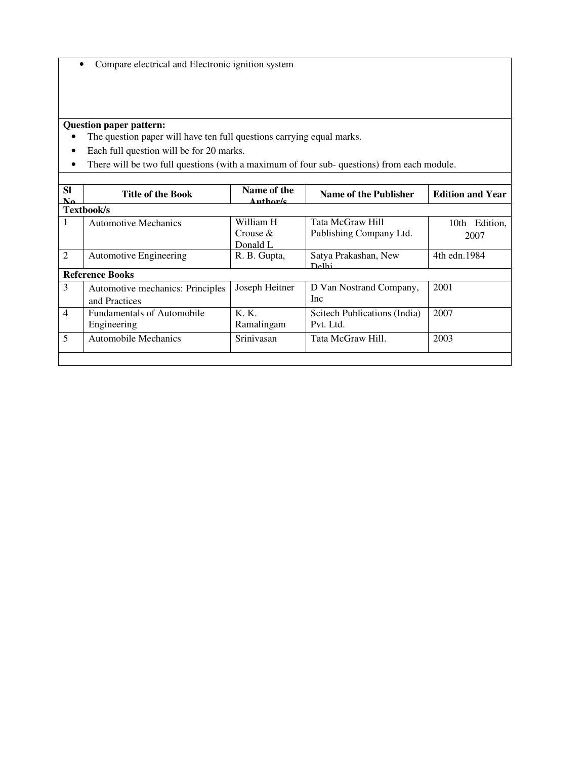- Compare electrical and Electronic ignition system

**Question paper pattern:**

- The question paper will have ten full questions carrying equal marks.
- Each full question will be for 20 marks.
- There will be two full questions (with a maximum of four sub- questions) from each module.

| Sl No | Title of the Book | Name of the Author/s | Name of the Publisher | Edition and Year |
|---|---|---|---|---|
| **Textbook/s** | | | | |
| 1 | Automotive Mechanics | William H Crouse & Donald L | Tata McGraw Hill Publishing Company Ltd. | 10th Edition, 2007 |
| 2 | Automotive Engineering | R. B. Gupta, | Satya Prakashan, New Delhi | 4th edn.1984 |
| **Reference Books** | | | | |
| 3 | Automotive mechanics: Principles and Practices | Joseph Heitner | D Van Nostrand Company, Inc | 2001 |
| 4 | Fundamentals of Automobile Engineering | K. K. Ramalingam | Scitech Publications (India) Pvt. Ltd. | 2007 |
| 5 | Automobile Mechanics | Srinivasan | Tata McGraw Hill. | 2003 |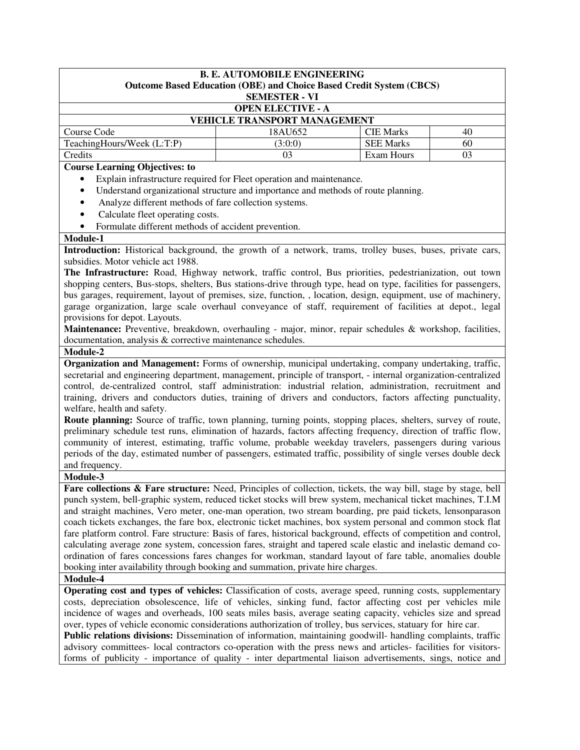**B. E. AUTOMOBILE ENGINEERING**
**Outcome Based Education (OBE) and Choice Based Credit System (CBCS)**
**SEMESTER - VI**

**OPEN ELECTIVE - A**

**VEHICLE TRANSPORT MANAGEMENT**

| Course Code | 18AU652 | CIE Marks | 40 |
|---|---|---|---|
| TeachingHours/Week (L:T:P) | (3:0:0) | SEE Marks | 60 |
| Credits | 03 | Exam Hours | 03 |

**Course Learning Objectives: to**

- Explain infrastructure required for Fleet operation and maintenance.
- Understand organizational structure and importance and methods of route planning.
- Analyze different methods of fare collection systems.
- Calculate fleet operating costs.
- Formulate different methods of accident prevention.

**Module-1**

**Introduction:** Historical background, the growth of a network, trams, trolley buses, buses, private cars, subsidies. Motor vehicle act 1988.

**The Infrastructure:** Road, Highway network, traffic control, Bus priorities, pedestrianization, out town shopping centers, Bus-stops, shelters, Bus stations-drive through type, head on type, facilities for passengers, bus garages, requirement, layout of premises, size, function, , location, design, equipment, use of machinery, garage organization, large scale overhaul conveyance of staff, requirement of facilities at depot., legal provisions for depot. Layouts.

**Maintenance:** Preventive, breakdown, overhauling - major, minor, repair schedules & workshop, facilities, documentation, analysis & corrective maintenance schedules.

**Module-2**

**Organization and Management:** Forms of ownership, municipal undertaking, company undertaking, traffic, secretarial and engineering department, management, principle of transport, - internal organization-centralized control, de-centralized control, staff administration: industrial relation, administration, recruitment and training, drivers and conductors duties, training of drivers and conductors, factors affecting punctuality, welfare, health and safety.

**Route planning:** Source of traffic, town planning, turning points, stopping places, shelters, survey of route, preliminary schedule test runs, elimination of hazards, factors affecting frequency, direction of traffic flow, community of interest, estimating, traffic volume, probable weekday travelers, passengers during various periods of the day, estimated number of passengers, estimated traffic, possibility of single verses double deck and frequency.

**Module-3**

**Fare collections & Fare structure:** Need, Principles of collection, tickets, the way bill, stage by stage, bell punch system, bell-graphic system, reduced ticket stocks will brew system, mechanical ticket machines, T.I.M and straight machines, Vero meter, one-man operation, two stream boarding, pre paid tickets, lensonparason coach tickets exchanges, the fare box, electronic ticket machines, box system personal and common stock flat fare platform control. Fare structure: Basis of fares, historical background, effects of competition and control, calculating average zone system, concession fares, straight and tapered scale elastic and inelastic demand co-ordination of fares concessions fares changes for workman, standard layout of fare table, anomalies double booking inter availability through booking and summation, private hire charges.

**Module-4**

**Operating cost and types of vehicles:** Classification of costs, average speed, running costs, supplementary costs, depreciation obsolescence, life of vehicles, sinking fund, factor affecting cost per vehicles mile incidence of wages and overheads, 100 seats miles basis, average seating capacity, vehicles size and spread over, types of vehicle economic considerations authorization of trolley, bus services, statuary for hire car.

**Public relations divisions:** Dissemination of information, maintaining goodwill- handling complaints, traffic advisory committees- local contractors co-operation with the press news and articles- facilities for visitors- forms of publicity - importance of quality - inter departmental liaison advertisements, sings, notice and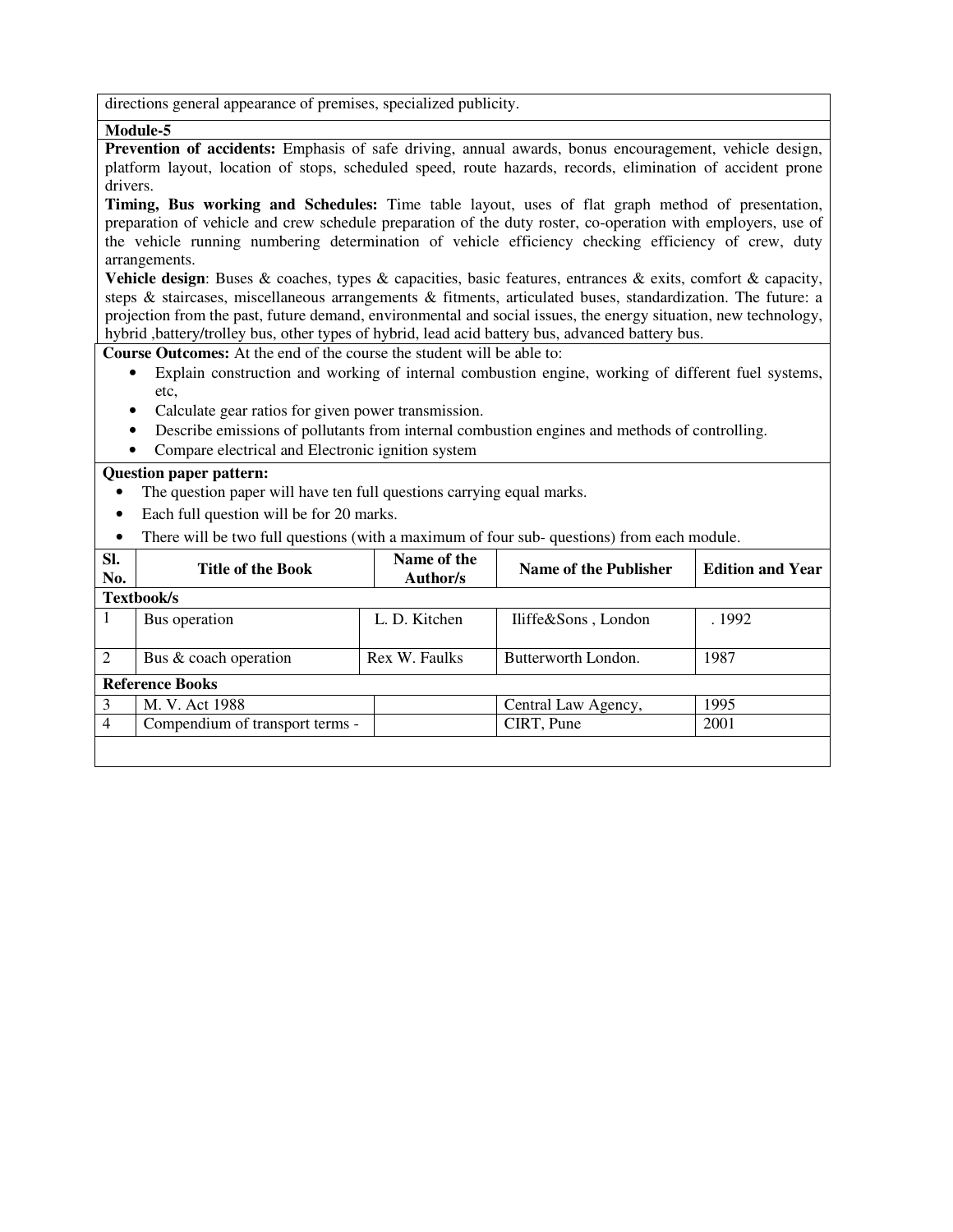directions general appearance of premises, specialized publicity.

**Module-5**

**Prevention of accidents:** Emphasis of safe driving, annual awards, bonus encouragement, vehicle design, platform layout, location of stops, scheduled speed, route hazards, records, elimination of accident prone drivers.

**Timing, Bus working and Schedules:** Time table layout, uses of flat graph method of presentation, preparation of vehicle and crew schedule preparation of the duty roster, co-operation with employers, use of the vehicle running numbering determination of vehicle efficiency checking efficiency of crew, duty arrangements.

**Vehicle design**: Buses & coaches, types & capacities, basic features, entrances & exits, comfort & capacity, steps & staircases, miscellaneous arrangements & fitments, articulated buses, standardization. The future: a projection from the past, future demand, environmental and social issues, the energy situation, new technology, hybrid ,battery/trolley bus, other types of hybrid, lead acid battery bus, advanced battery bus.

**Course Outcomes:** At the end of the course the student will be able to:

- Explain construction and working of internal combustion engine, working of different fuel systems, etc,
- Calculate gear ratios for given power transmission.
- Describe emissions of pollutants from internal combustion engines and methods of controlling.
- Compare electrical and Electronic ignition system

**Question paper pattern:**

- The question paper will have ten full questions carrying equal marks.
- Each full question will be for 20 marks.
- There will be two full questions (with a maximum of four sub- questions) from each module.

| Sl. No. | Title of the Book | Name of the Author/s | Name of the Publisher | Edition and Year |
|---|---|---|---|---|
| **Textbook/s** | | | | |
| 1 | Bus operation | L. D. Kitchen | Iliffe&Sons , London | . 1992 |
| 2 | Bus & coach operation | Rex W. Faulks | Butterworth London. | 1987 |
| **Reference Books** | | | | |
| 3 | M. V. Act 1988 | | Central Law Agency, | 1995 |
| 4 | Compendium of transport terms - | | CIRT, Pune | 2001 |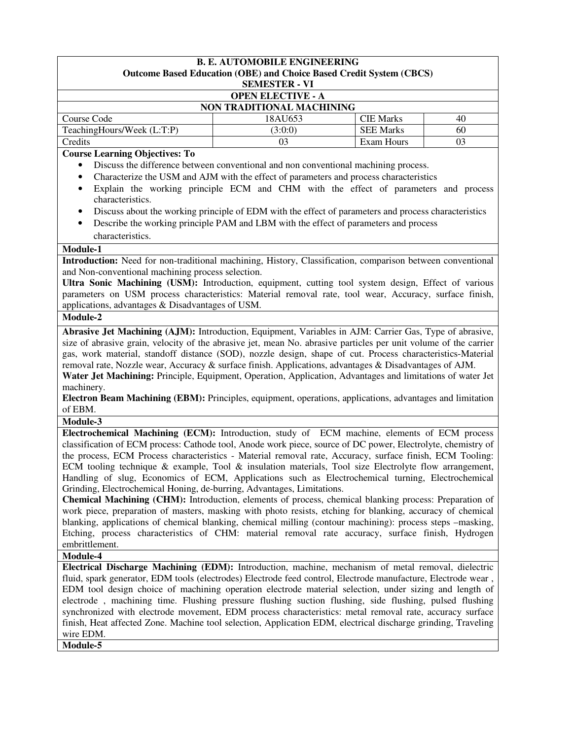**B. E. AUTOMOBILE ENGINEERING**
**Outcome Based Education (OBE) and Choice Based Credit System (CBCS)**
**SEMESTER - VI**

**OPEN ELECTIVE - A**

**NON TRADITIONAL MACHINING**

| Course Code | 18AU653 | CIE Marks | 40 |
|---|---|---|---|
| TeachingHours/Week (L:T:P) | (3:0:0) | SEE Marks | 60 |
| Credits | 03 | Exam Hours | 03 |

**Course Learning Objectives: To**

- Discuss the difference between conventional and non conventional machining process.
- Characterize the USM and AJM with the effect of parameters and process characteristics
- Explain the working principle ECM and CHM with the effect of parameters and process characteristics.
- Discuss about the working principle of EDM with the effect of parameters and process characteristics
- Describe the working principle PAM and LBM with the effect of parameters and process characteristics.

**Module-1**

**Introduction:** Need for non-traditional machining, History, Classification, comparison between conventional and Non-conventional machining process selection.

**Ultra Sonic Machining (USM):** Introduction, equipment, cutting tool system design, Effect of various parameters on USM process characteristics: Material removal rate, tool wear, Accuracy, surface finish, applications, advantages & Disadvantages of USM.

**Module-2**

**Abrasive Jet Machining (AJM):** Introduction, Equipment, Variables in AJM: Carrier Gas, Type of abrasive, size of abrasive grain, velocity of the abrasive jet, mean No. abrasive particles per unit volume of the carrier gas, work material, standoff distance (SOD), nozzle design, shape of cut. Process characteristics-Material removal rate, Nozzle wear, Accuracy & surface finish. Applications, advantages & Disadvantages of AJM.

**Water Jet Machining:** Principle, Equipment, Operation, Application, Advantages and limitations of water Jet machinery.

**Electron Beam Machining (EBM):** Principles, equipment, operations, applications, advantages and limitation of EBM.

**Module-3**

**Electrochemical Machining (ECM):** Introduction, study of ECM machine, elements of ECM process classification of ECM process: Cathode tool, Anode work piece, source of DC power, Electrolyte, chemistry of the process, ECM Process characteristics - Material removal rate, Accuracy, surface finish, ECM Tooling: ECM tooling technique & example, Tool & insulation materials, Tool size Electrolyte flow arrangement, Handling of slug, Economics of ECM, Applications such as Electrochemical turning, Electrochemical Grinding, Electrochemical Honing, de-burring, Advantages, Limitations.

**Chemical Machining (CHM):** Introduction, elements of process, chemical blanking process: Preparation of work piece, preparation of masters, masking with photo resists, etching for blanking, accuracy of chemical blanking, applications of chemical blanking, chemical milling (contour machining): process steps –masking, Etching, process characteristics of CHM: material removal rate accuracy, surface finish, Hydrogen embrittlement.

**Module-4**

**Electrical Discharge Machining (EDM):** Introduction, machine, mechanism of metal removal, dielectric fluid, spark generator, EDM tools (electrodes) Electrode feed control, Electrode manufacture, Electrode wear , EDM tool design choice of machining operation electrode material selection, under sizing and length of electrode , machining time. Flushing pressure flushing suction flushing, side flushing, pulsed flushing synchronized with electrode movement, EDM process characteristics: metal removal rate, accuracy surface finish, Heat affected Zone. Machine tool selection, Application EDM, electrical discharge grinding, Traveling wire EDM.

**Module-5**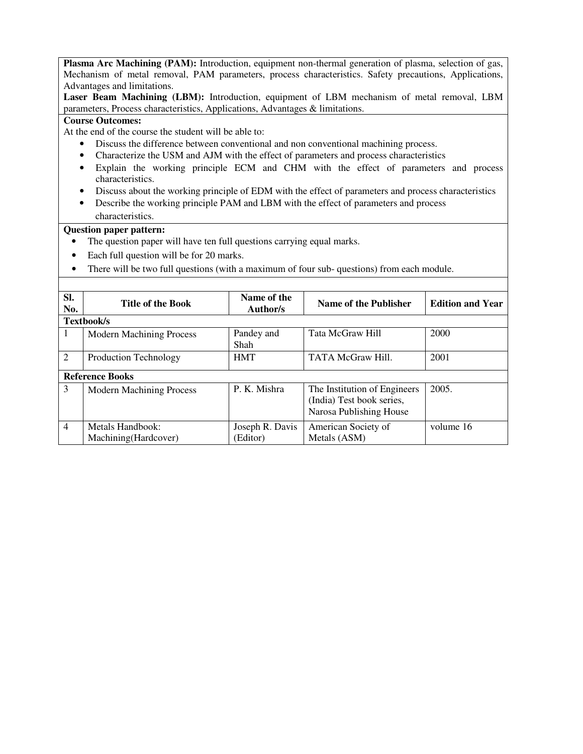**Plasma Arc Machining (PAM):** Introduction, equipment non-thermal generation of plasma, selection of gas, Mechanism of metal removal, PAM parameters, process characteristics. Safety precautions, Applications, Advantages and limitations.

**Laser Beam Machining (LBM):** Introduction, equipment of LBM mechanism of metal removal, LBM parameters, Process characteristics, Applications, Advantages & limitations.

**Course Outcomes:**

At the end of the course the student will be able to:

- Discuss the difference between conventional and non conventional machining process.
- Characterize the USM and AJM with the effect of parameters and process characteristics
- Explain the working principle ECM and CHM with the effect of parameters and process characteristics.
- Discuss about the working principle of EDM with the effect of parameters and process characteristics
- Describe the working principle PAM and LBM with the effect of parameters and process characteristics.

**Question paper pattern:**

- The question paper will have ten full questions carrying equal marks.
- Each full question will be for 20 marks.
- There will be two full questions (with a maximum of four sub- questions) from each module.

| Sl. No. | Title of the Book | Name of the Author/s | Name of the Publisher | Edition and Year |
|---|---|---|---|---|
| **Textbook/s** | | | | |
| 1 | Modern Machining Process | Pandey and Shah | Tata McGraw Hill | 2000 |
| 2 | Production Technology | HMT | TATA McGraw Hill. | 2001 |
| **Reference Books** | | | | |
| 3 | Modern Machining Process | P. K. Mishra | The Institution of Engineers (India) Test book series, Narosa Publishing House | 2005. |
| 4 | Metals Handbook: Machining(Hardcover) | Joseph R. Davis (Editor) | American Society of Metals (ASM) | volume 16 |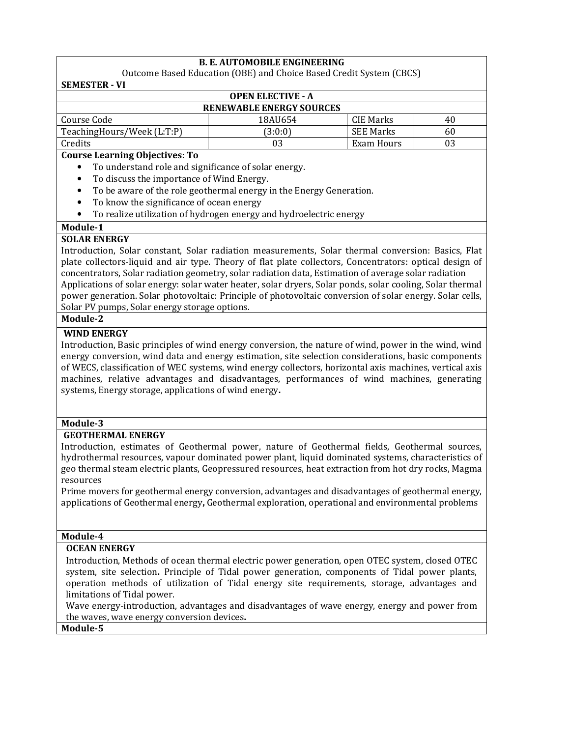**B. E. AUTOMOBILE ENGINEERING**

Outcome Based Education (OBE) and Choice Based Credit System (CBCS)

**SEMESTER - VI**

**OPEN ELECTIVE - A**

**RENEWABLE ENERGY SOURCES**

| Course Code | 18AU654 | CIE Marks | 40 |
|---|---|---|---|
| TeachingHours/Week (L:T:P) | (3:0:0) | SEE Marks | 60 |
| Credits | 03 | Exam Hours | 03 |

**Course Learning Objectives: To**

- To understand role and significance of solar energy.
- To discuss the importance of Wind Energy.
- To be aware of the role geothermal energy in the Energy Generation.
- To know the significance of ocean energy
- To realize utilization of hydrogen energy and hydroelectric energy

**Module-1**

**SOLAR ENERGY**

Introduction, Solar constant, Solar radiation measurements, Solar thermal conversion: Basics, Flat plate collectors-liquid and air type. Theory of flat plate collectors, Concentrators: optical design of concentrators, Solar radiation geometry, solar radiation data, Estimation of average solar radiation

Applications of solar energy: solar water heater, solar dryers, Solar ponds, solar cooling, Solar thermal power generation. Solar photovoltaic: Principle of photovoltaic conversion of solar energy. Solar cells, Solar PV pumps, Solar energy storage options.

**Module-2**

**WIND ENERGY**

Introduction, Basic principles of wind energy conversion, the nature of wind, power in the wind, wind energy conversion, wind data and energy estimation, site selection considerations, basic components of WECS, classification of WEC systems, wind energy collectors, horizontal axis machines, vertical axis machines, relative advantages and disadvantages, performances of wind machines, generating systems, Energy storage, applications of wind energy**.**

**Module-3**

**GEOTHERMAL ENERGY**

Introduction, estimates of Geothermal power, nature of Geothermal fields, Geothermal sources, hydrothermal resources, vapour dominated power plant, liquid dominated systems, characteristics of geo thermal steam electric plants, Geopressured resources, heat extraction from hot dry rocks, Magma resources

Prime movers for geothermal energy conversion, advantages and disadvantages of geothermal energy, applications of Geothermal energy**,** Geothermal exploration, operational and environmental problems

**Module-4**

**OCEAN ENERGY**

Introduction, Methods of ocean thermal electric power generation, open OTEC system, closed OTEC system, site selection**.** Principle of Tidal power generation, components of Tidal power plants, operation methods of utilization of Tidal energy site requirements, storage, advantages and limitations of Tidal power.

Wave energy-introduction, advantages and disadvantages of wave energy, energy and power from the waves, wave energy conversion devices**.**

**Module-5**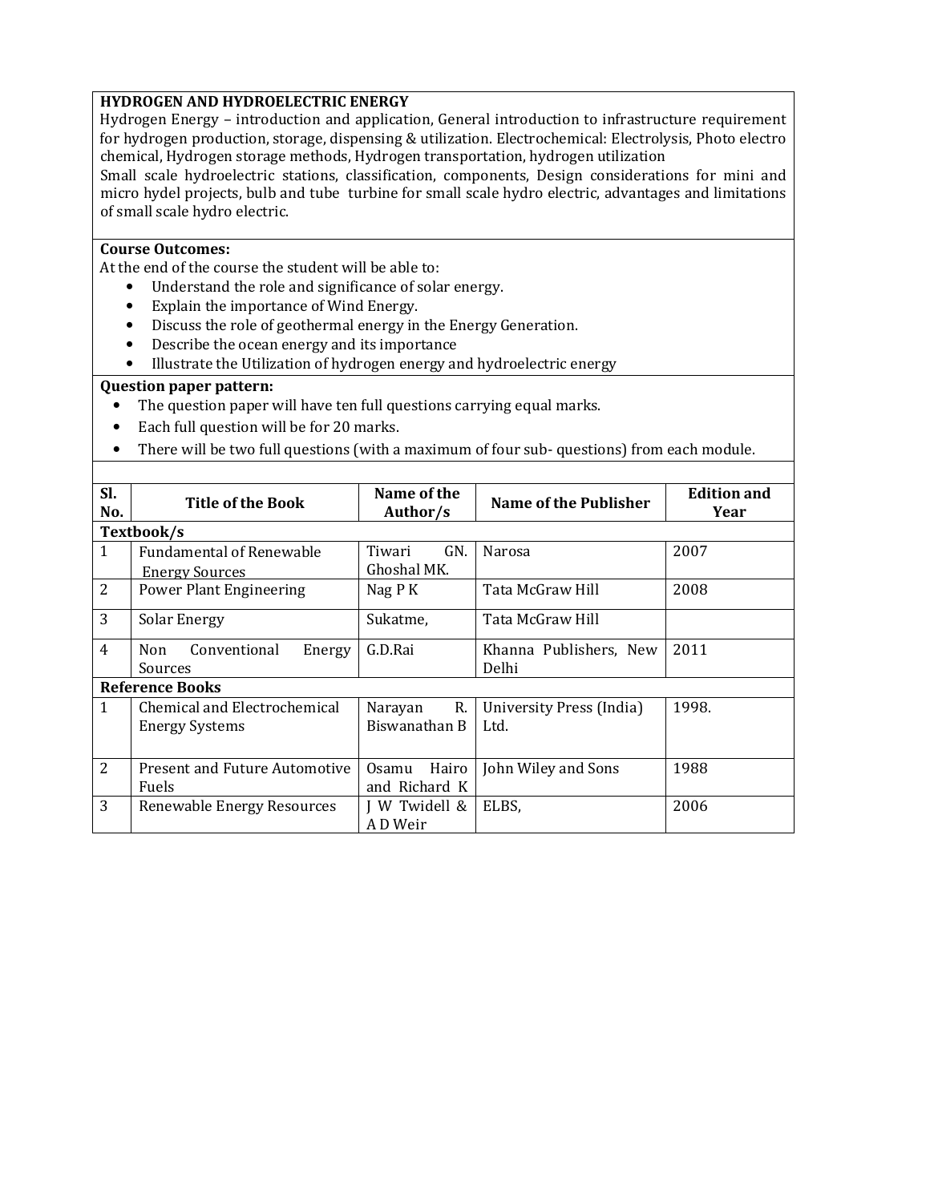**HYDROGEN AND HYDROELECTRIC ENERGY**

Hydrogen Energy – introduction and application, General introduction to infrastructure requirement for hydrogen production, storage, dispensing & utilization. Electrochemical: Electrolysis, Photo electro chemical, Hydrogen storage methods, Hydrogen transportation, hydrogen utilization

Small scale hydroelectric stations, classification, components, Design considerations for mini and micro hydel projects, bulb and tube turbine for small scale hydro electric, advantages and limitations of small scale hydro electric.

**Course Outcomes:**

At the end of the course the student will be able to:

- Understand the role and significance of solar energy.
- Explain the importance of Wind Energy.
- Discuss the role of geothermal energy in the Energy Generation.
- Describe the ocean energy and its importance
- Illustrate the Utilization of hydrogen energy and hydroelectric energy

**Question paper pattern:**

- The question paper will have ten full questions carrying equal marks.
- Each full question will be for 20 marks.
- There will be two full questions (with a maximum of four sub- questions) from each module.

| Sl. No. | Title of the Book | Name of the Author/s | Name of the Publisher | Edition and Year |
|---|---|---|---|---|
| **Textbook/s** | | | | |
| 1 | Fundamental of Renewable Energy Sources | Tiwari GN. Ghoshal MK. | Narosa | 2007 |
| 2 | Power Plant Engineering | Nag P K | Tata McGraw Hill | 2008 |
| 3 | Solar Energy | Sukatme, | Tata McGraw Hill | |
| 4 | Non Conventional Energy Sources | G.D.Rai | Khanna Publishers, New Delhi | 2011 |
| **Reference Books** | | | | |
| 1 | Chemical and Electrochemical Energy Systems | Narayan R. Biswanathan B | University Press (India) Ltd. | 1998. |
| 2 | Present and Future Automotive Fuels | Osamu Hairo and Richard K | John Wiley and Sons | 1988 |
| 3 | Renewable Energy Resources | J W Twidell & A D Weir | ELBS, | 2006 |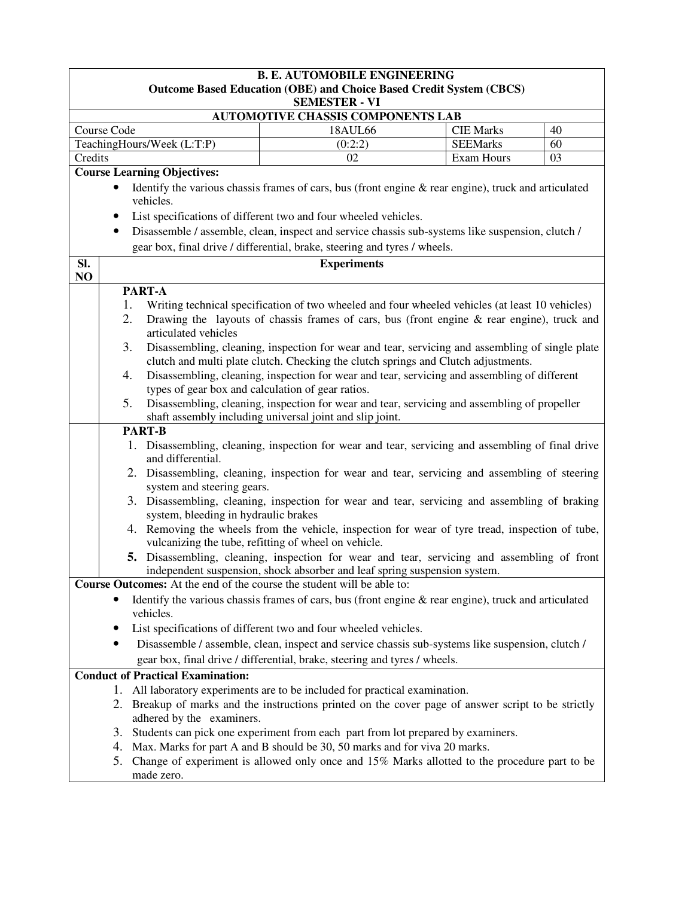**B. E. AUTOMOBILE ENGINEERING**
**Outcome Based Education (OBE) and Choice Based Credit System (CBCS)**
**SEMESTER - VI**

**AUTOMOTIVE CHASSIS COMPONENTS LAB**

| Course Code | 18AUL66 | CIE Marks | 40 |
|---|---|---|---|
| TeachingHours/Week (L:T:P) | (0:2:2) | SEEMarks | 60 |
| Credits | 02 | Exam Hours | 03 |

**Course Learning Objectives:**

- Identify the various chassis frames of cars, bus (front engine & rear engine), truck and articulated vehicles.
- List specifications of different two and four wheeled vehicles.
- Disassemble / assemble, clean, inspect and service chassis sub-systems like suspension, clutch / gear box, final drive / differential, brake, steering and tyres / wheels.

| Sl. NO | Experiments |
|---|---|
| | **PART-A** |
| | 1. Writing technical specification of two wheeled and four wheeled vehicles (at least 10 vehicles) |
| | 2. Drawing the layouts of chassis frames of cars, bus (front engine & rear engine), truck and articulated vehicles |
| | 3. Disassembling, cleaning, inspection for wear and tear, servicing and assembling of single plate clutch and multi plate clutch. Checking the clutch springs and Clutch adjustments. |
| | 4. Disassembling, cleaning, inspection for wear and tear, servicing and assembling of different types of gear box and calculation of gear ratios. |
| | 5. Disassembling, cleaning, inspection for wear and tear, servicing and assembling of propeller shaft assembly including universal joint and slip joint. |
| | **PART-B** |
| | 1. Disassembling, cleaning, inspection for wear and tear, servicing and assembling of final drive and differential. |
| | 2. Disassembling, cleaning, inspection for wear and tear, servicing and assembling of steering system and steering gears. |
| | 3. Disassembling, cleaning, inspection for wear and tear, servicing and assembling of braking system, bleeding in hydraulic brakes |
| | 4. Removing the wheels from the vehicle, inspection for wear of tyre tread, inspection of tube, vulcanizing the tube, refitting of wheel on vehicle. |
| | 5. Disassembling, cleaning, inspection for wear and tear, servicing and assembling of front independent suspension, shock absorber and leaf spring suspension system. |

**Course Outcomes:** At the end of the course the student will be able to:

- Identify the various chassis frames of cars, bus (front engine & rear engine), truck and articulated vehicles.
- List specifications of different two and four wheeled vehicles.
- Disassemble / assemble, clean, inspect and service chassis sub-systems like suspension, clutch / gear box, final drive / differential, brake, steering and tyres / wheels.

**Conduct of Practical Examination:**

1. All laboratory experiments are to be included for practical examination.
2. Breakup of marks and the instructions printed on the cover page of answer script to be strictly adhered by the examiners.
3. Students can pick one experiment from each part from lot prepared by examiners.
4. Max. Marks for part A and B should be 30, 50 marks and for viva 20 marks.
5. Change of experiment is allowed only once and 15% Marks allotted to the procedure part to be made zero.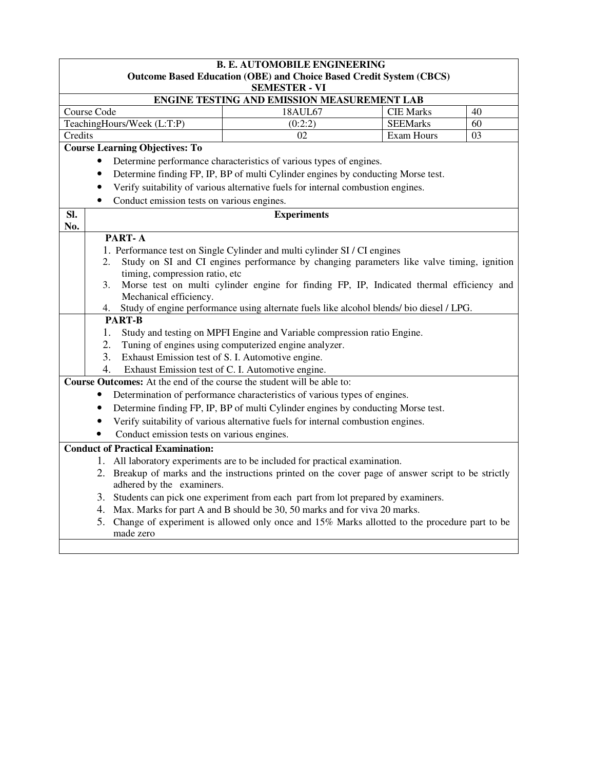**B. E. AUTOMOBILE ENGINEERING**
**Outcome Based Education (OBE) and Choice Based Credit System (CBCS)**
**SEMESTER - VI**

**ENGINE TESTING AND EMISSION MEASUREMENT LAB**

| Course Code | 18AUL67 | CIE Marks | 40 |
|---|---|---|---|
| TeachingHours/Week (L:T:P) | (0:2:2) | SEEMarks | 60 |
| Credits | 02 | Exam Hours | 03 |

**Course Learning Objectives: To**

- Determine performance characteristics of various types of engines.
- Determine finding FP, IP, BP of multi Cylinder engines by conducting Morse test.
- Verify suitability of various alternative fuels for internal combustion engines.
- Conduct emission tests on various engines.

| Sl. No. | Experiments |
|---|---|
| | **PART- A**<br>1. Performance test on Single Cylinder and multi cylinder SI / CI engines<br>2. Study on SI and CI engines performance by changing parameters like valve timing, ignition timing, compression ratio, etc<br>3. Morse test on multi cylinder engine for finding FP, IP, Indicated thermal efficiency and Mechanical efficiency.<br>4. Study of engine performance using alternate fuels like alcohol blends/ bio diesel / LPG. |
| | **PART-B**<br>1. Study and testing on MPFI Engine and Variable compression ratio Engine.<br>2. Tuning of engines using computerized engine analyzer.<br>3. Exhaust Emission test of S. I. Automotive engine.<br>4. Exhaust Emission test of C. I. Automotive engine. |

**Course Outcomes:** At the end of the course the student will be able to:

- Determination of performance characteristics of various types of engines.
- Determine finding FP, IP, BP of multi Cylinder engines by conducting Morse test.
- Verify suitability of various alternative fuels for internal combustion engines.
- Conduct emission tests on various engines.

**Conduct of Practical Examination:**

1. All laboratory experiments are to be included for practical examination.
2. Breakup of marks and the instructions printed on the cover page of answer script to be strictly adhered by the examiners.
3. Students can pick one experiment from each part from lot prepared by examiners.
4. Max. Marks for part A and B should be 30, 50 marks and for viva 20 marks.
5. Change of experiment is allowed only once and 15% Marks allotted to the procedure part to be made zero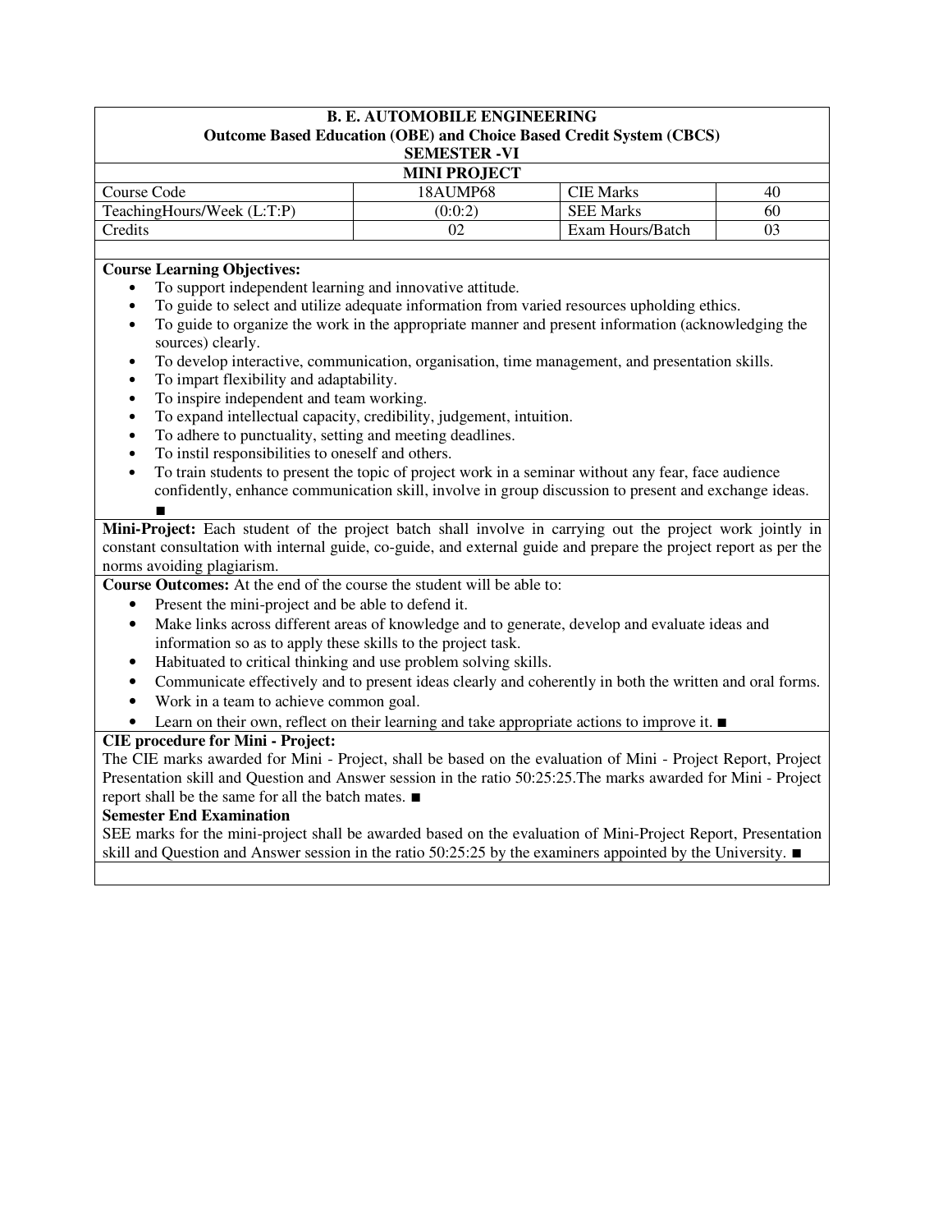**B. E. AUTOMOBILE ENGINEERING**
**Outcome Based Education (OBE) and Choice Based Credit System (CBCS)**
**SEMESTER -VI**

**MINI PROJECT**

| Course Code | 18AUMP68 | CIE Marks | 40 |
|---|---|---|---|
| TeachingHours/Week (L:T:P) | (0:0:2) | SEE Marks | 60 |
| Credits | 02 | Exam Hours/Batch | 03 |

**Course Learning Objectives:**

- To support independent learning and innovative attitude.
- To guide to select and utilize adequate information from varied resources upholding ethics.
- To guide to organize the work in the appropriate manner and present information (acknowledging the sources) clearly.
- To develop interactive, communication, organisation, time management, and presentation skills.
- To impart flexibility and adaptability.
- To inspire independent and team working.
- To expand intellectual capacity, credibility, judgement, intuition.
- To adhere to punctuality, setting and meeting deadlines.
- To instil responsibilities to oneself and others.
- To train students to present the topic of project work in a seminar without any fear, face audience confidently, enhance communication skill, involve in group discussion to present and exchange ideas. ■

**Mini-Project:** Each student of the project batch shall involve in carrying out the project work jointly in constant consultation with internal guide, co-guide, and external guide and prepare the project report as per the norms avoiding plagiarism.

**Course Outcomes:** At the end of the course the student will be able to:

- Present the mini-project and be able to defend it.
- Make links across different areas of knowledge and to generate, develop and evaluate ideas and information so as to apply these skills to the project task.
- Habituated to critical thinking and use problem solving skills.
- Communicate effectively and to present ideas clearly and coherently in both the written and oral forms.
- Work in a team to achieve common goal.
- Learn on their own, reflect on their learning and take appropriate actions to improve it. ■

**CIE procedure for Mini - Project:**

The CIE marks awarded for Mini - Project, shall be based on the evaluation of Mini - Project Report, Project Presentation skill and Question and Answer session in the ratio 50:25:25.The marks awarded for Mini - Project report shall be the same for all the batch mates. ■

**Semester End Examination**

SEE marks for the mini-project shall be awarded based on the evaluation of Mini-Project Report, Presentation skill and Question and Answer session in the ratio 50:25:25 by the examiners appointed by the University. ■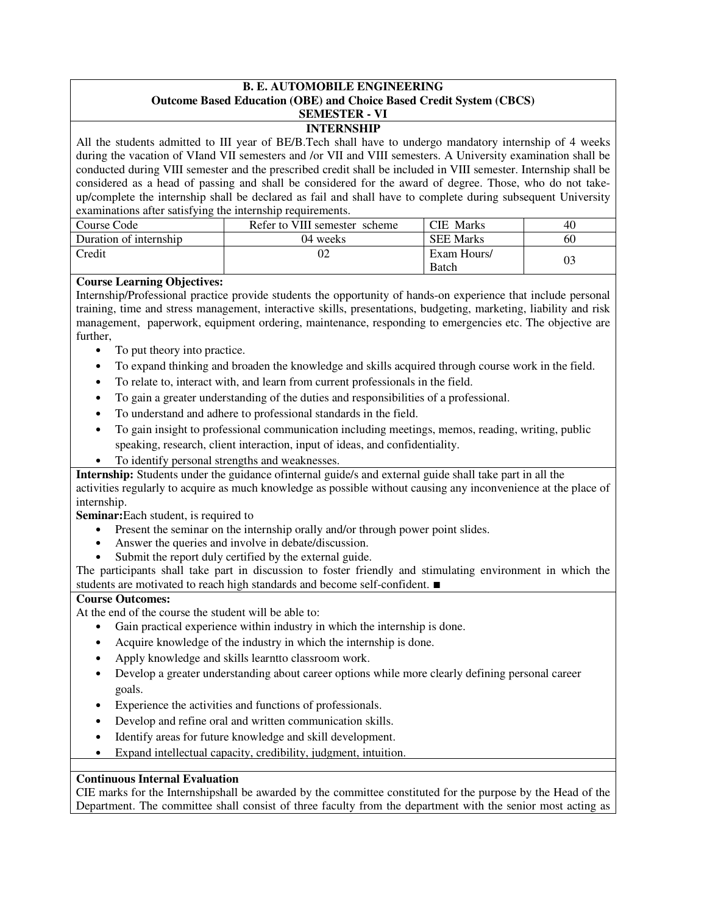**B. E. AUTOMOBILE ENGINEERING**
**Outcome Based Education (OBE) and Choice Based Credit System (CBCS)**
**SEMESTER - VI**

**INTERNSHIP**

All the students admitted to III year of BE/B.Tech shall have to undergo mandatory internship of 4 weeks during the vacation of VIand VII semesters and /or VII and VIII semesters. A University examination shall be conducted during VIII semester and the prescribed credit shall be included in VIII semester. Internship shall be considered as a head of passing and shall be considered for the award of degree. Those, who do not take-up/complete the internship shall be declared as fail and shall have to complete during subsequent University examinations after satisfying the internship requirements.

| Course Code | Refer to VIII semester scheme | CIE Marks | 40 |
|---|---|---|---|
| Duration of internship | 04 weeks | SEE Marks | 60 |
| Credit | 02 | Exam Hours/ Batch | 03 |

**Course Learning Objectives:**

Internship/Professional practice provide students the opportunity of hands-on experience that include personal training, time and stress management, interactive skills, presentations, budgeting, marketing, liability and risk management, paperwork, equipment ordering, maintenance, responding to emergencies etc. The objective are further,

- To put theory into practice.
- To expand thinking and broaden the knowledge and skills acquired through course work in the field.
- To relate to, interact with, and learn from current professionals in the field.
- To gain a greater understanding of the duties and responsibilities of a professional.
- To understand and adhere to professional standards in the field.
- To gain insight to professional communication including meetings, memos, reading, writing, public speaking, research, client interaction, input of ideas, and confidentiality.
- To identify personal strengths and weaknesses.

**Internship:** Students under the guidance ofinternal guide/s and external guide shall take part in all the activities regularly to acquire as much knowledge as possible without causing any inconvenience at the place of internship.

**Seminar:**Each student, is required to

- Present the seminar on the internship orally and/or through power point slides.
- Answer the queries and involve in debate/discussion.
- Submit the report duly certified by the external guide.

The participants shall take part in discussion to foster friendly and stimulating environment in which the students are motivated to reach high standards and become self-confident. ■

**Course Outcomes:**

At the end of the course the student will be able to:

- Gain practical experience within industry in which the internship is done.
- Acquire knowledge of the industry in which the internship is done.
- Apply knowledge and skills learntto classroom work.
- Develop a greater understanding about career options while more clearly defining personal career goals.
- Experience the activities and functions of professionals.
- Develop and refine oral and written communication skills.
- Identify areas for future knowledge and skill development.
- Expand intellectual capacity, credibility, judgment, intuition.

**Continuous Internal Evaluation**

CIE marks for the Internshipshall be awarded by the committee constituted for the purpose by the Head of the Department. The committee shall consist of three faculty from the department with the senior most acting as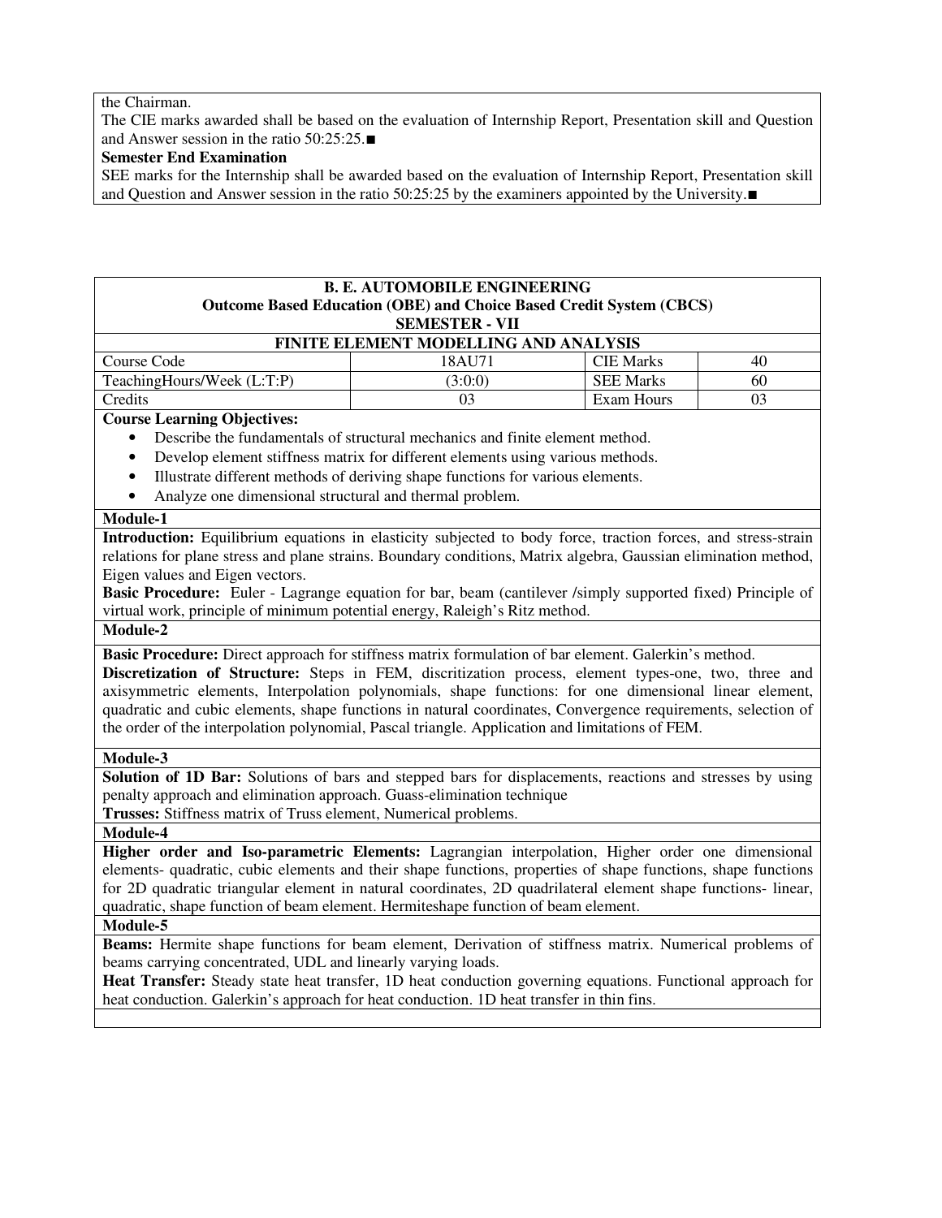the Chairman.

The CIE marks awarded shall be based on the evaluation of Internship Report, Presentation skill and Question and Answer session in the ratio 50:25:25.■

**Semester End Examination**

SEE marks for the Internship shall be awarded based on the evaluation of Internship Report, Presentation skill and Question and Answer session in the ratio 50:25:25 by the examiners appointed by the University.■

**B. E. AUTOMOBILE ENGINEERING**
**Outcome Based Education (OBE) and Choice Based Credit System (CBCS)**
**SEMESTER - VII**

**FINITE ELEMENT MODELLING AND ANALYSIS**

| Course Code | 18AU71 | CIE Marks | 40 |
|---|---|---|---|
| TeachingHours/Week (L:T:P) | (3:0:0) | SEE Marks | 60 |
| Credits | 03 | Exam Hours | 03 |

**Course Learning Objectives:**

- Describe the fundamentals of structural mechanics and finite element method.
- Develop element stiffness matrix for different elements using various methods.
- Illustrate different methods of deriving shape functions for various elements.
- Analyze one dimensional structural and thermal problem.

**Module-1**

**Introduction:** Equilibrium equations in elasticity subjected to body force, traction forces, and stress-strain relations for plane stress and plane strains. Boundary conditions, Matrix algebra, Gaussian elimination method, Eigen values and Eigen vectors.

**Basic Procedure:** Euler - Lagrange equation for bar, beam (cantilever /simply supported fixed) Principle of virtual work, principle of minimum potential energy, Raleigh's Ritz method.

**Module-2**

**Basic Procedure:** Direct approach for stiffness matrix formulation of bar element. Galerkin's method.

**Discretization of Structure:** Steps in FEM, discritization process, element types-one, two, three and axisymmetric elements, Interpolation polynomials, shape functions: for one dimensional linear element, quadratic and cubic elements, shape functions in natural coordinates, Convergence requirements, selection of the order of the interpolation polynomial, Pascal triangle. Application and limitations of FEM.

**Module-3**

**Solution of 1D Bar:** Solutions of bars and stepped bars for displacements, reactions and stresses by using penalty approach and elimination approach. Guass-elimination technique

**Trusses:** Stiffness matrix of Truss element, Numerical problems.

**Module-4**

**Higher order and Iso-parametric Elements:** Lagrangian interpolation, Higher order one dimensional elements- quadratic, cubic elements and their shape functions, properties of shape functions, shape functions for 2D quadratic triangular element in natural coordinates, 2D quadrilateral element shape functions- linear, quadratic, shape function of beam element. Hermiteshape function of beam element.

**Module-5**

**Beams:** Hermite shape functions for beam element, Derivation of stiffness matrix. Numerical problems of beams carrying concentrated, UDL and linearly varying loads.

**Heat Transfer:** Steady state heat transfer, 1D heat conduction governing equations. Functional approach for heat conduction. Galerkin's approach for heat conduction. 1D heat transfer in thin fins.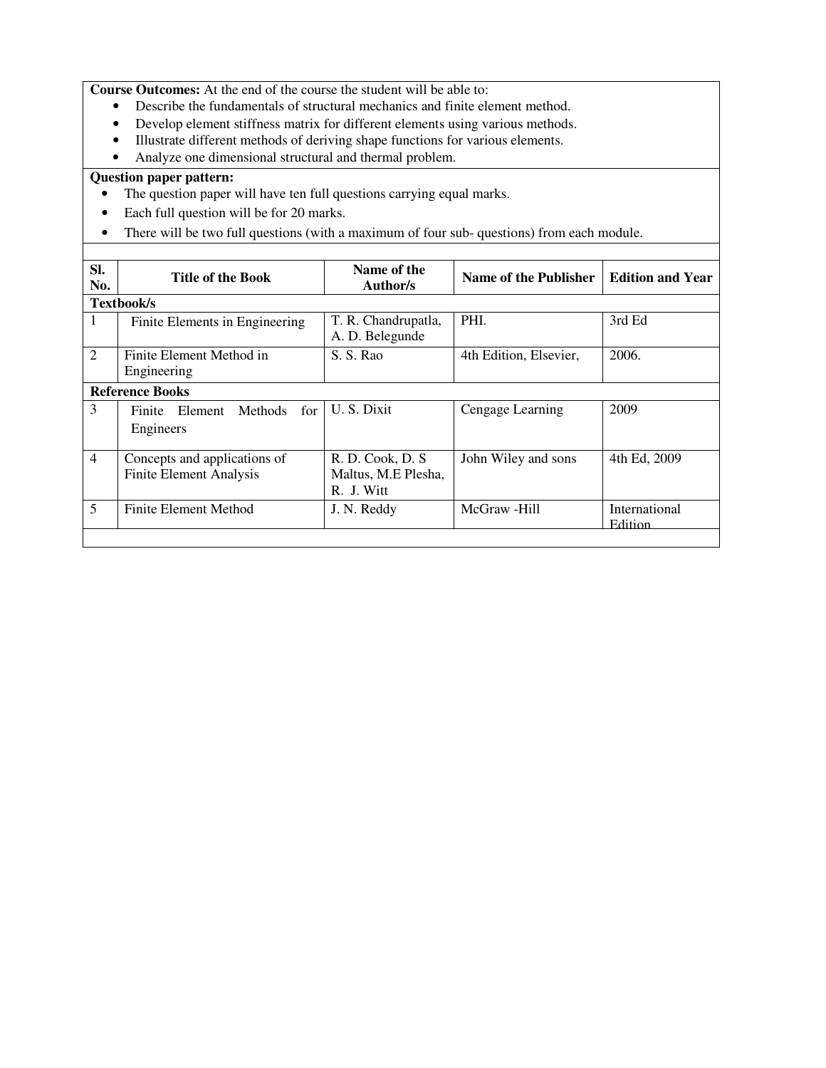**Course Outcomes:** At the end of the course the student will be able to:

- Describe the fundamentals of structural mechanics and finite element method.
- Develop element stiffness matrix for different elements using various methods.
- Illustrate different methods of deriving shape functions for various elements.
- Analyze one dimensional structural and thermal problem.

**Question paper pattern:**

- The question paper will have ten full questions carrying equal marks.
- Each full question will be for 20 marks.
- There will be two full questions (with a maximum of four sub- questions) from each module.

| Sl. No. | Title of the Book | Name of the Author/s | Name of the Publisher | Edition and Year |
|---|---|---|---|---|
| **Textbook/s** | | | | |
| 1 | Finite Elements in Engineering | T. R. Chandrupatla, A. D. Belegunde | PHI. | 3rd Ed |
| 2 | Finite Element Method in Engineering | S. S. Rao | 4th Edition, Elsevier, | 2006. |
| **Reference Books** | | | | |
| 3 | Finite Element Methods for Engineers | U. S. Dixit | Cengage Learning | 2009 |
| 4 | Concepts and applications of Finite Element Analysis | R. D. Cook, D. S Maltus, M.E Plesha, R. J. Witt | John Wiley and sons | 4th Ed, 2009 |
| 5 | Finite Element Method | J. N. Reddy | McGraw -Hill | International Edition |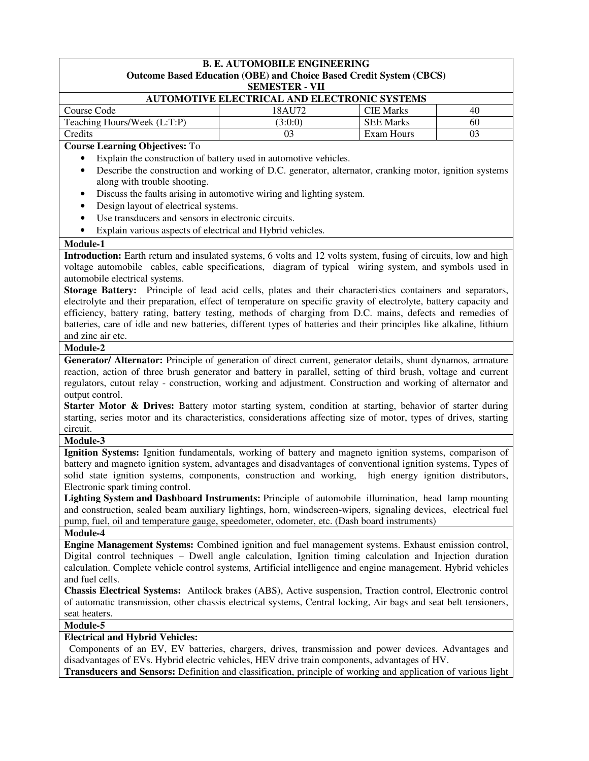**B. E. AUTOMOBILE ENGINEERING**
**Outcome Based Education (OBE) and Choice Based Credit System (CBCS)**
**SEMESTER - VII**

**AUTOMOTIVE ELECTRICAL AND ELECTRONIC SYSTEMS**

| Course Code | 18AU72 | CIE Marks | 40 |
|---|---|---|---|
| Teaching Hours/Week (L:T:P) | (3:0:0) | SEE Marks | 60 |
| Credits | 03 | Exam Hours | 03 |

**Course Learning Objectives:** To

- Explain the construction of battery used in automotive vehicles.
- Describe the construction and working of D.C. generator, alternator, cranking motor, ignition systems along with trouble shooting.
- Discuss the faults arising in automotive wiring and lighting system.
- Design layout of electrical systems.
- Use transducers and sensors in electronic circuits.
- Explain various aspects of electrical and Hybrid vehicles.

**Module-1**

**Introduction:** Earth return and insulated systems, 6 volts and 12 volts system, fusing of circuits, low and high voltage automobile cables, cable specifications, diagram of typical wiring system, and symbols used in automobile electrical systems.

**Storage Battery:** Principle of lead acid cells, plates and their characteristics containers and separators, electrolyte and their preparation, effect of temperature on specific gravity of electrolyte, battery capacity and efficiency, battery rating, battery testing, methods of charging from D.C. mains, defects and remedies of batteries, care of idle and new batteries, different types of batteries and their principles like alkaline, lithium and zinc air etc.

**Module-2**

**Generator/ Alternator:** Principle of generation of direct current, generator details, shunt dynamos, armature reaction, action of three brush generator and battery in parallel, setting of third brush, voltage and current regulators, cutout relay - construction, working and adjustment. Construction and working of alternator and output control.

**Starter Motor & Drives:** Battery motor starting system, condition at starting, behavior of starter during starting, series motor and its characteristics, considerations affecting size of motor, types of drives, starting circuit.

**Module-3**

**Ignition Systems:** Ignition fundamentals, working of battery and magneto ignition systems, comparison of battery and magneto ignition system, advantages and disadvantages of conventional ignition systems, Types of solid state ignition systems, components, construction and working, high energy ignition distributors, Electronic spark timing control.

**Lighting System and Dashboard Instruments:** Principle of automobile illumination, head lamp mounting and construction, sealed beam auxiliary lightings, horn, windscreen-wipers, signaling devices, electrical fuel pump, fuel, oil and temperature gauge, speedometer, odometer, etc. (Dash board instruments)

**Module-4**

**Engine Management Systems:** Combined ignition and fuel management systems. Exhaust emission control, Digital control techniques – Dwell angle calculation, Ignition timing calculation and Injection duration calculation. Complete vehicle control systems, Artificial intelligence and engine management. Hybrid vehicles and fuel cells.

**Chassis Electrical Systems:** Antilock brakes (ABS), Active suspension, Traction control, Electronic control of automatic transmission, other chassis electrical systems, Central locking, Air bags and seat belt tensioners, seat heaters.

**Module-5**

**Electrical and Hybrid Vehicles:**

Components of an EV, EV batteries, chargers, drives, transmission and power devices. Advantages and disadvantages of EVs. Hybrid electric vehicles, HEV drive train components, advantages of HV.

**Transducers and Sensors:** Definition and classification, principle of working and application of various light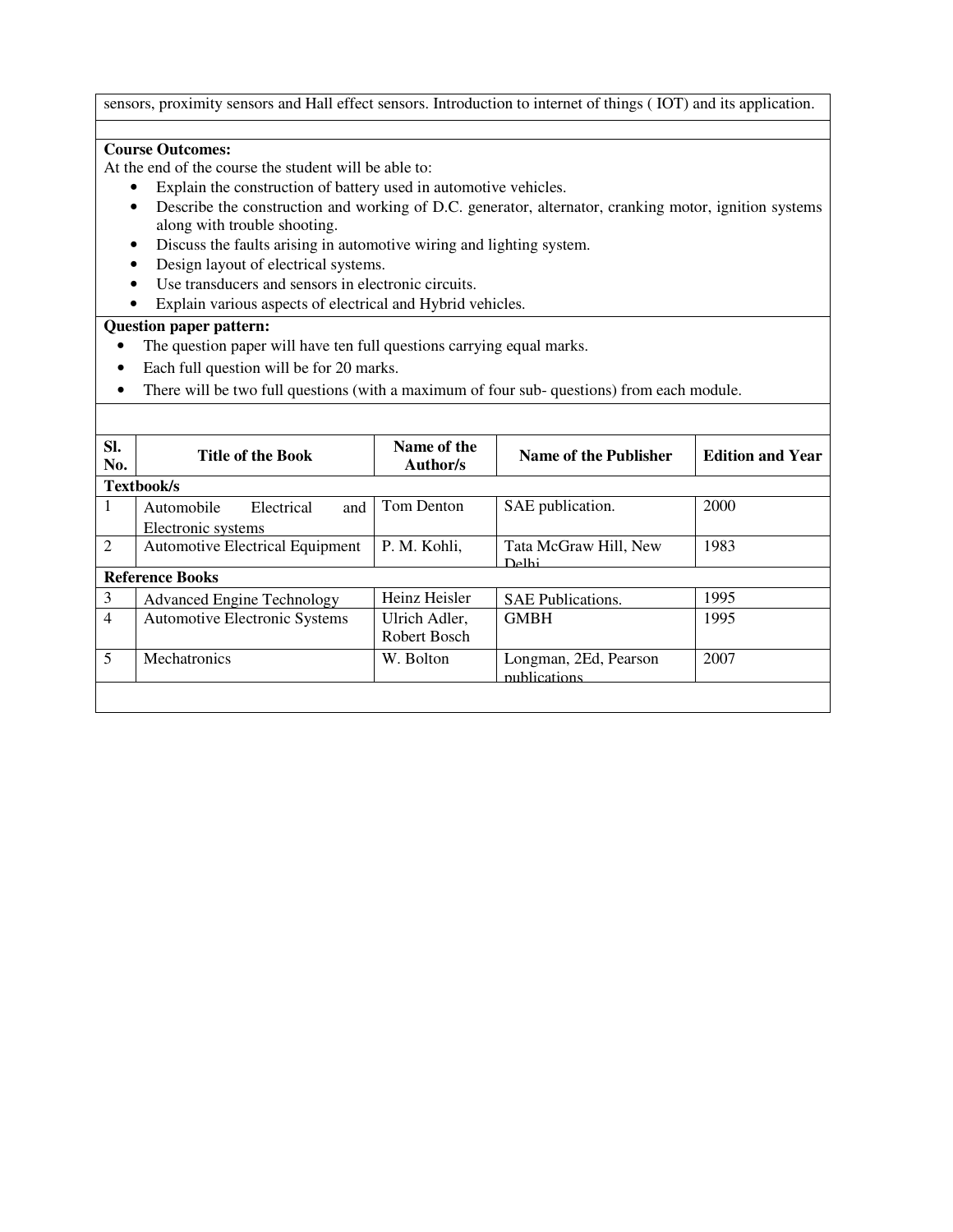sensors, proximity sensors and Hall effect sensors. Introduction to internet of things ( IOT) and its application.

**Course Outcomes:**

At the end of the course the student will be able to:

- Explain the construction of battery used in automotive vehicles.
- Describe the construction and working of D.C. generator, alternator, cranking motor, ignition systems along with trouble shooting.
- Discuss the faults arising in automotive wiring and lighting system.
- Design layout of electrical systems.
- Use transducers and sensors in electronic circuits.
- Explain various aspects of electrical and Hybrid vehicles.

**Question paper pattern:**

- The question paper will have ten full questions carrying equal marks.
- Each full question will be for 20 marks.
- There will be two full questions (with a maximum of four sub- questions) from each module.

| Sl. No. | Title of the Book | Name of the Author/s | Name of the Publisher | Edition and Year |
|---|---|---|---|---|
| **Textbook/s** | | | | |
| 1 | Automobile Electrical and Electronic systems | Tom Denton | SAE publication. | 2000 |
| 2 | Automotive Electrical Equipment | P. M. Kohli, | Tata McGraw Hill, New Delhi | 1983 |
| **Reference Books** | | | | |
| 3 | Advanced Engine Technology | Heinz Heisler | SAE Publications. | 1995 |
| 4 | Automotive Electronic Systems | Ulrich Adler, Robert Bosch | GMBH | 1995 |
| 5 | Mechatronics | W. Bolton | Longman, 2Ed, Pearson publications | 2007 |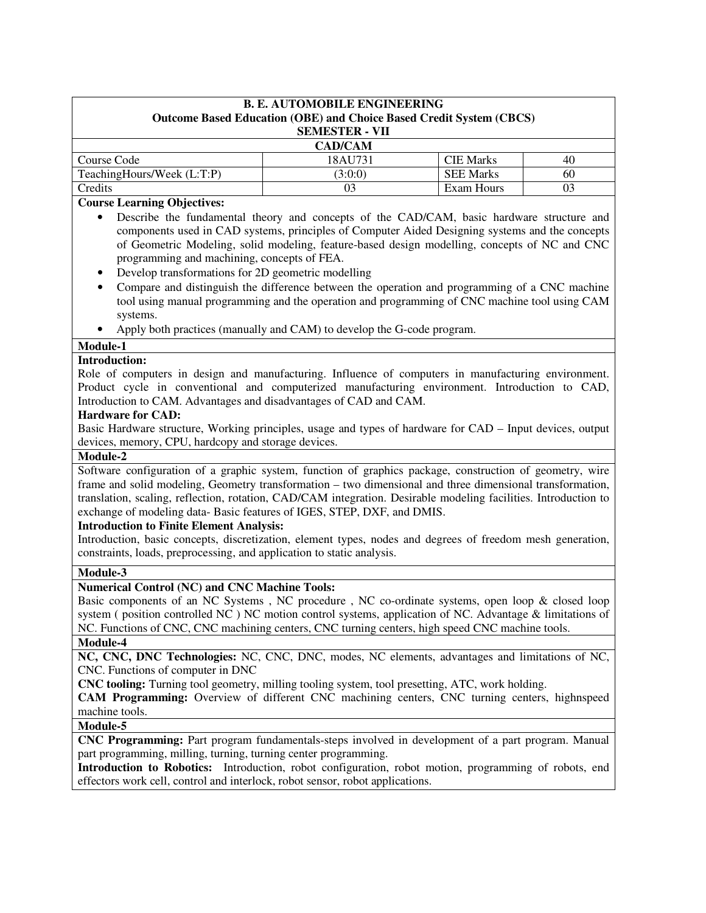**B. E. AUTOMOBILE ENGINEERING**
**Outcome Based Education (OBE) and Choice Based Credit System (CBCS)**
**SEMESTER - VII**

**CAD/CAM**

| Course Code | 18AU731 | CIE Marks | 40 |
|---|---|---|---|
| TeachingHours/Week (L:T:P) | (3:0:0) | SEE Marks | 60 |
| Credits | 03 | Exam Hours | 03 |

**Course Learning Objectives:**

- Describe the fundamental theory and concepts of the CAD/CAM, basic hardware structure and components used in CAD systems, principles of Computer Aided Designing systems and the concepts of Geometric Modeling, solid modeling, feature-based design modelling, concepts of NC and CNC programming and machining, concepts of FEA.
- Develop transformations for 2D geometric modelling
- Compare and distinguish the difference between the operation and programming of a CNC machine tool using manual programming and the operation and programming of CNC machine tool using CAM systems.
- Apply both practices (manually and CAM) to develop the G-code program.

**Module-1**

**Introduction:**
Role of computers in design and manufacturing. Influence of computers in manufacturing environment. Product cycle in conventional and computerized manufacturing environment. Introduction to CAD, Introduction to CAM. Advantages and disadvantages of CAD and CAM.

**Hardware for CAD:**
Basic Hardware structure, Working principles, usage and types of hardware for CAD – Input devices, output devices, memory, CPU, hardcopy and storage devices.

**Module-2**

Software configuration of a graphic system, function of graphics package, construction of geometry, wire frame and solid modeling, Geometry transformation – two dimensional and three dimensional transformation, translation, scaling, reflection, rotation, CAD/CAM integration. Desirable modeling facilities. Introduction to exchange of modeling data- Basic features of IGES, STEP, DXF, and DMIS.

**Introduction to Finite Element Analysis:**
Introduction, basic concepts, discretization, element types, nodes and degrees of freedom mesh generation, constraints, loads, preprocessing, and application to static analysis.

**Module-3**

**Numerical Control (NC) and CNC Machine Tools:**
Basic components of an NC Systems , NC procedure , NC co-ordinate systems, open loop & closed loop system ( position controlled NC ) NC motion control systems, application of NC. Advantage & limitations of NC. Functions of CNC, CNC machining centers, CNC turning centers, high speed CNC machine tools.

**Module-4**

**NC, CNC, DNC Technologies:** NC, CNC, DNC, modes, NC elements, advantages and limitations of NC, CNC. Functions of computer in DNC

**CNC tooling:** Turning tool geometry, milling tooling system, tool presetting, ATC, work holding.

**CAM Programming:** Overview of different CNC machining centers, CNC turning centers, highnspeed machine tools.

**Module-5**

**CNC Programming:** Part program fundamentals-steps involved in development of a part program. Manual part programming, milling, turning, turning center programming.

**Introduction to Robotics:** Introduction, robot configuration, robot motion, programming of robots, end effectors work cell, control and interlock, robot sensor, robot applications.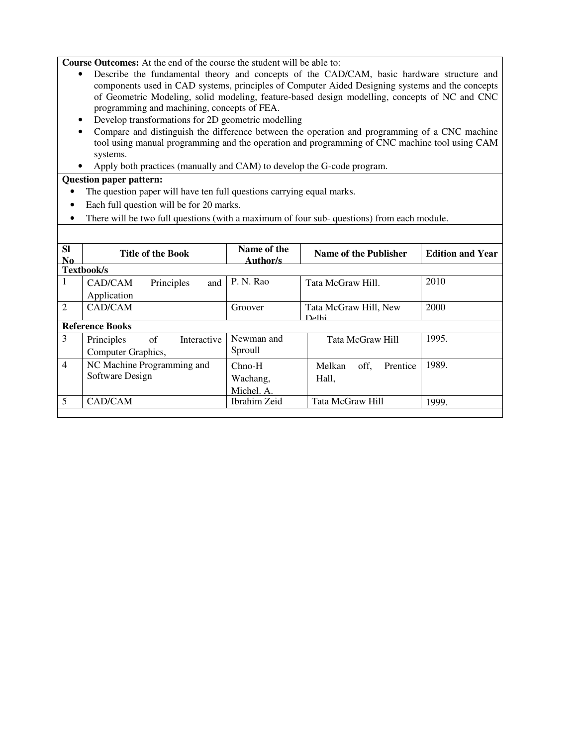**Course Outcomes:** At the end of the course the student will be able to:

- Describe the fundamental theory and concepts of the CAD/CAM, basic hardware structure and components used in CAD systems, principles of Computer Aided Designing systems and the concepts of Geometric Modeling, solid modeling, feature-based design modelling, concepts of NC and CNC programming and machining, concepts of FEA.
- Develop transformations for 2D geometric modelling
- Compare and distinguish the difference between the operation and programming of a CNC machine tool using manual programming and the operation and programming of CNC machine tool using CAM systems.
- Apply both practices (manually and CAM) to develop the G-code program.

**Question paper pattern:**

- The question paper will have ten full questions carrying equal marks.
- Each full question will be for 20 marks.
- There will be two full questions (with a maximum of four sub- questions) from each module.

| Sl No | Title of the Book | Name of the Author/s | Name of the Publisher | Edition and Year |
|---|---|---|---|---|
| **Textbook/s** | | | | |
| 1 | CAD/CAM Principles and Application | P. N. Rao | Tata McGraw Hill. | 2010 |
| 2 | CAD/CAM | Groover | Tata McGraw Hill, New Delhi | 2000 |
| **Reference Books** | | | | |
| 3 | Principles of Interactive Computer Graphics, | Newman and Sproull | Tata McGraw Hill | 1995. |
| 4 | NC Machine Programming and Software Design | Chno-H Wachang, Michel. A. | Melkan off, Prentice Hall, | 1989. |
| 5 | CAD/CAM | Ibrahim Zeid | Tata McGraw Hill | 1999. |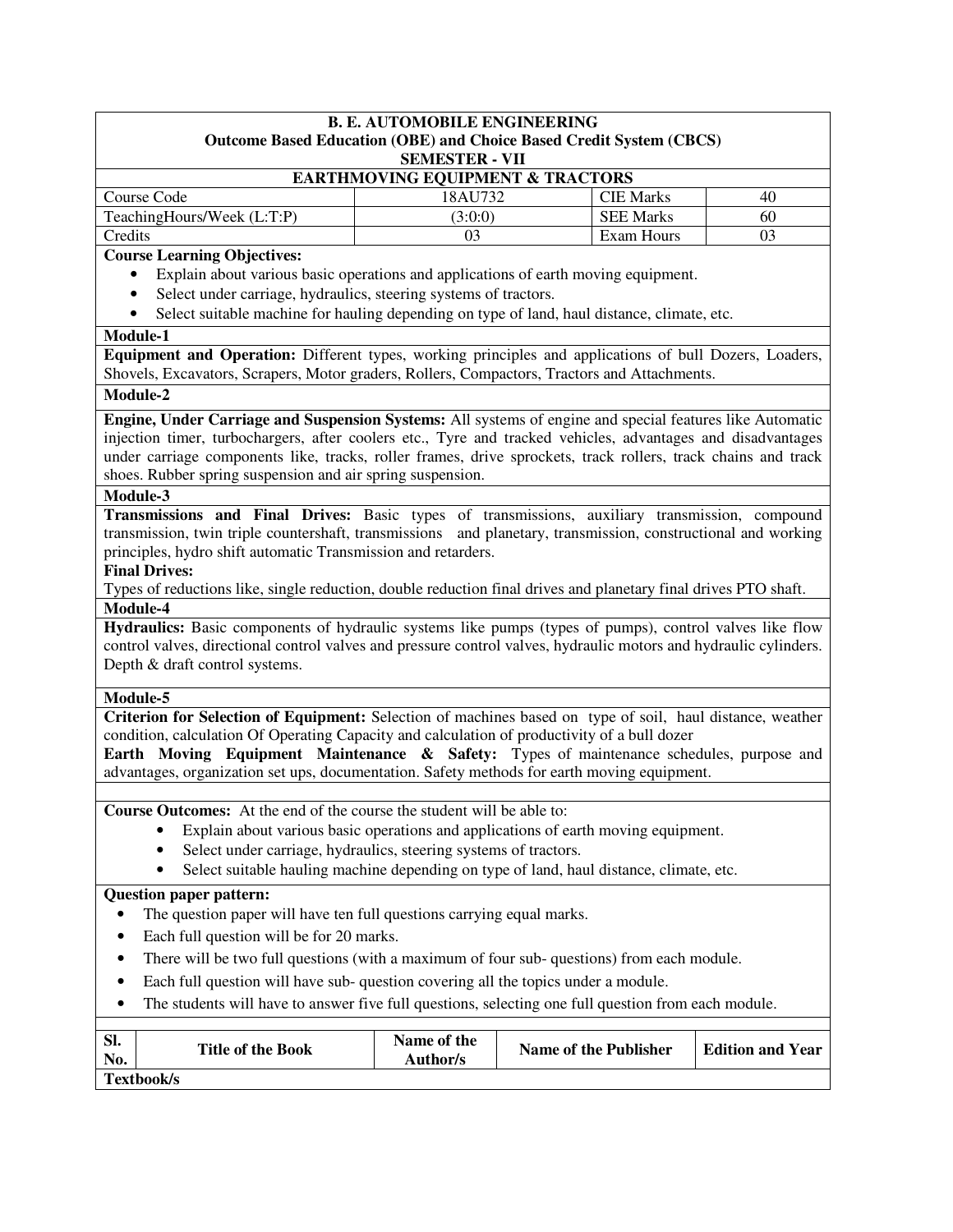**B. E. AUTOMOBILE ENGINEERING**
**Outcome Based Education (OBE) and Choice Based Credit System (CBCS)**
**SEMESTER - VII**

## EARTHMOVING EQUIPMENT & TRACTORS

| Course Code | 18AU732 | CIE Marks | 40 |
|---|---|---|---|
| TeachingHours/Week (L:T:P) | (3:0:0) | SEE Marks | 60 |
| Credits | 03 | Exam Hours | 03 |

**Course Learning Objectives:**

- Explain about various basic operations and applications of earth moving equipment.
- Select under carriage, hydraulics, steering systems of tractors.
- Select suitable machine for hauling depending on type of land, haul distance, climate, etc.

**Module-1**

**Equipment and Operation:** Different types, working principles and applications of bull Dozers, Loaders, Shovels, Excavators, Scrapers, Motor graders, Rollers, Compactors, Tractors and Attachments.

**Module-2**

**Engine, Under Carriage and Suspension Systems:** All systems of engine and special features like Automatic injection timer, turbochargers, after coolers etc., Tyre and tracked vehicles, advantages and disadvantages under carriage components like, tracks, roller frames, drive sprockets, track rollers, track chains and track shoes. Rubber spring suspension and air spring suspension.

**Module-3**

**Transmissions and Final Drives:** Basic types of transmissions, auxiliary transmission, compound transmission, twin triple countershaft, transmissions and planetary, transmission, constructional and working principles, hydro shift automatic Transmission and retarders.

**Final Drives:**

Types of reductions like, single reduction, double reduction final drives and planetary final drives PTO shaft.

**Module-4**

**Hydraulics:** Basic components of hydraulic systems like pumps (types of pumps), control valves like flow control valves, directional control valves and pressure control valves, hydraulic motors and hydraulic cylinders. Depth & draft control systems.

**Module-5**

**Criterion for Selection of Equipment:** Selection of machines based on type of soil, haul distance, weather condition, calculation Of Operating Capacity and calculation of productivity of a bull dozer

**Earth Moving Equipment Maintenance & Safety:** Types of maintenance schedules, purpose and advantages, organization set ups, documentation. Safety methods for earth moving equipment.

**Course Outcomes:** At the end of the course the student will be able to:

- Explain about various basic operations and applications of earth moving equipment.
- Select under carriage, hydraulics, steering systems of tractors.
- Select suitable hauling machine depending on type of land, haul distance, climate, etc.

**Question paper pattern:**

- The question paper will have ten full questions carrying equal marks.
- Each full question will be for 20 marks.
- There will be two full questions (with a maximum of four sub- questions) from each module.
- Each full question will have sub- question covering all the topics under a module.
- The students will have to answer five full questions, selecting one full question from each module.

| Sl. No. | Title of the Book | Name of the Author/s | Name of the Publisher | Edition and Year |
|---|---|---|---|---|
| **Textbook/s** | | | | |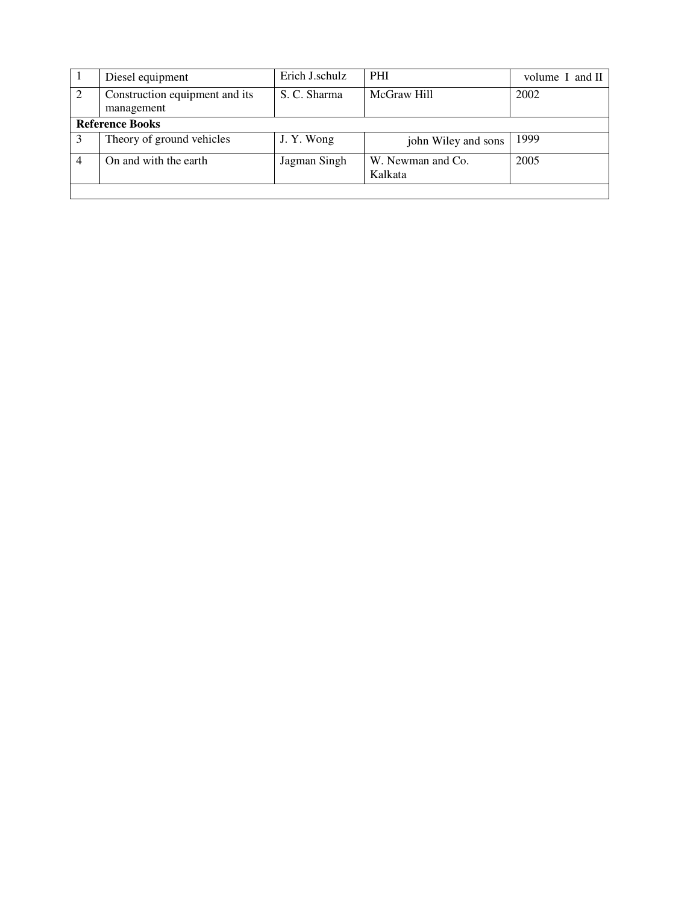| 1 | Diesel equipment | Erich J.schulz | PHI | volume I and II |
|---|---|---|---|---|
| 2 | Construction equipment and its management | S. C. Sharma | McGraw Hill | 2002 |
| **Reference Books** | | | | |
| 3 | Theory of ground vehicles | J. Y. Wong | john Wiley and sons | 1999 |
| 4 | On and with the earth | Jagman Singh | W. Newman and Co. Kalkata | 2005 |
| | | | | |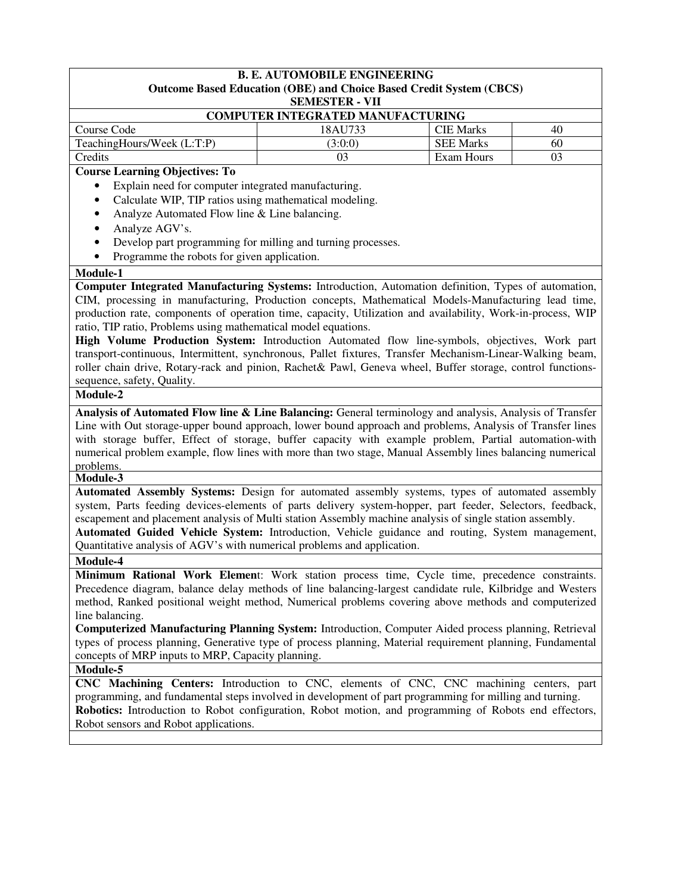**B. E. AUTOMOBILE ENGINEERING**
**Outcome Based Education (OBE) and Choice Based Credit System (CBCS)**
**SEMESTER - VII**

**COMPUTER INTEGRATED MANUFACTURING**

| Course Code | 18AU733 | CIE Marks | 40 |
|---|---|---|---|
| TeachingHours/Week (L:T:P) | (3:0:0) | SEE Marks | 60 |
| Credits | 03 | Exam Hours | 03 |

**Course Learning Objectives: To**

- Explain need for computer integrated manufacturing.
- Calculate WIP, TIP ratios using mathematical modeling.
- Analyze Automated Flow line & Line balancing.
- Analyze AGV's.
- Develop part programming for milling and turning processes.
- Programme the robots for given application.

**Module-1**

**Computer Integrated Manufacturing Systems:** Introduction, Automation definition, Types of automation, CIM, processing in manufacturing, Production concepts, Mathematical Models-Manufacturing lead time, production rate, components of operation time, capacity, Utilization and availability, Work-in-process, WIP ratio, TIP ratio, Problems using mathematical model equations.

**High Volume Production System:** Introduction Automated flow line-symbols, objectives, Work part transport-continuous, Intermittent, synchronous, Pallet fixtures, Transfer Mechanism-Linear-Walking beam, roller chain drive, Rotary-rack and pinion, Rachet& Pawl, Geneva wheel, Buffer storage, control functions-sequence, safety, Quality.

**Module-2**

**Analysis of Automated Flow line & Line Balancing:** General terminology and analysis, Analysis of Transfer Line with Out storage-upper bound approach, lower bound approach and problems, Analysis of Transfer lines with storage buffer, Effect of storage, buffer capacity with example problem, Partial automation-with numerical problem example, flow lines with more than two stage, Manual Assembly lines balancing numerical problems.

**Module-3**

**Automated Assembly Systems:** Design for automated assembly systems, types of automated assembly system, Parts feeding devices-elements of parts delivery system-hopper, part feeder, Selectors, feedback, escapement and placement analysis of Multi station Assembly machine analysis of single station assembly.

**Automated Guided Vehicle System:** Introduction, Vehicle guidance and routing, System management, Quantitative analysis of AGV's with numerical problems and application.

**Module-4**

**Minimum Rational Work Elemen**t: Work station process time, Cycle time, precedence constraints. Precedence diagram, balance delay methods of line balancing-largest candidate rule, Kilbridge and Westers method, Ranked positional weight method, Numerical problems covering above methods and computerized line balancing.

**Computerized Manufacturing Planning System:** Introduction, Computer Aided process planning, Retrieval types of process planning, Generative type of process planning, Material requirement planning, Fundamental concepts of MRP inputs to MRP, Capacity planning.

**Module-5**

**CNC Machining Centers:** Introduction to CNC, elements of CNC, CNC machining centers, part programming, and fundamental steps involved in development of part programming for milling and turning.

**Robotics:** Introduction to Robot configuration, Robot motion, and programming of Robots end effectors, Robot sensors and Robot applications.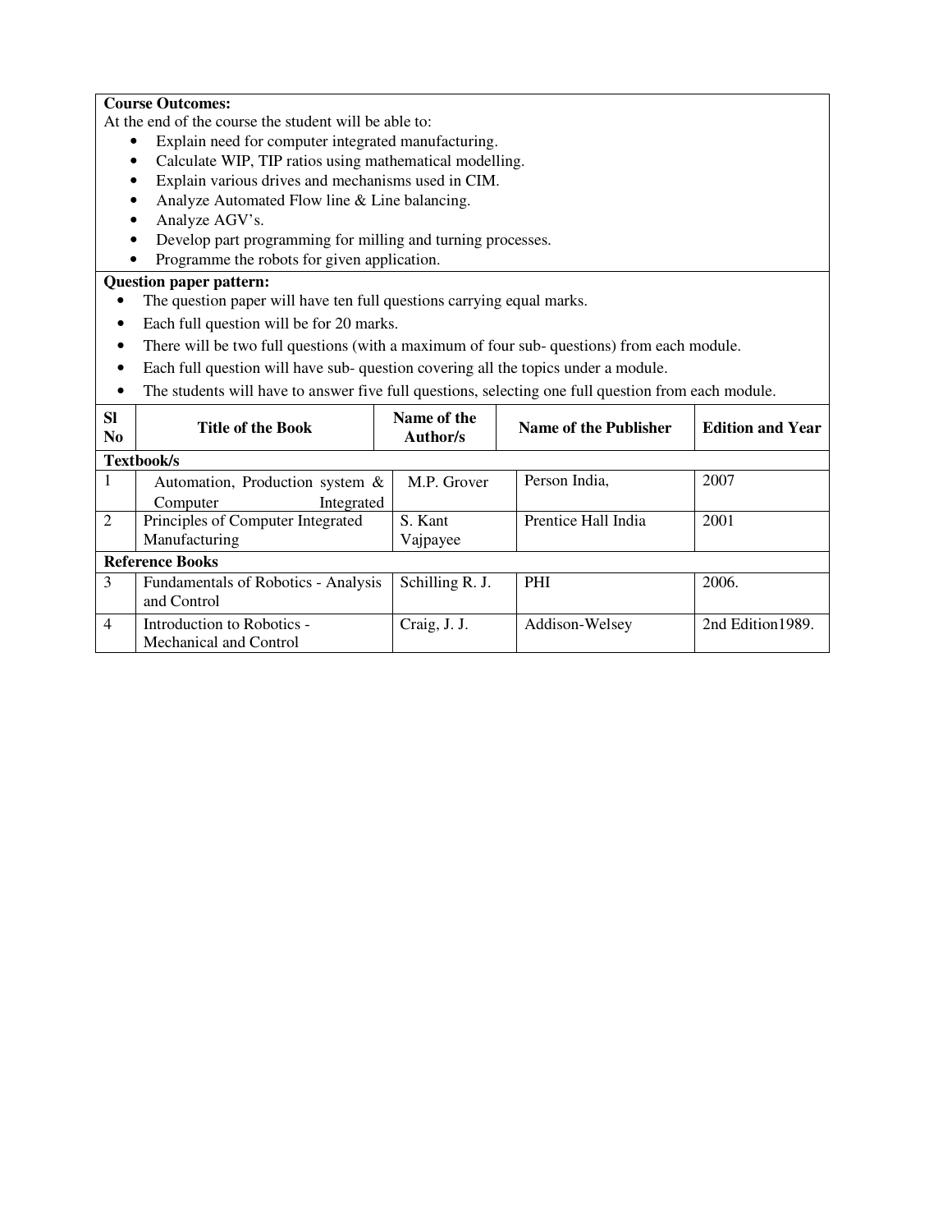**Course Outcomes:**

At the end of the course the student will be able to:

- Explain need for computer integrated manufacturing.
- Calculate WIP, TIP ratios using mathematical modelling.
- Explain various drives and mechanisms used in CIM.
- Analyze Automated Flow line & Line balancing.
- Analyze AGV's.
- Develop part programming for milling and turning processes.
- Programme the robots for given application.

**Question paper pattern:**

- The question paper will have ten full questions carrying equal marks.
- Each full question will be for 20 marks.
- There will be two full questions (with a maximum of four sub- questions) from each module.
- Each full question will have sub- question covering all the topics under a module.
- The students will have to answer five full questions, selecting one full question from each module.

| Sl No | Title of the Book | Name of the Author/s | Name of the Publisher | Edition and Year |
|---|---|---|---|---|
| **Textbook/s** | | | | |
| 1 | Automation, Production system & Computer Integrated | M.P. Grover | Person India, | 2007 |
| 2 | Principles of Computer Integrated Manufacturing | S. Kant Vajpayee | Prentice Hall India | 2001 |
| **Reference Books** | | | | |
| 3 | Fundamentals of Robotics - Analysis and Control | Schilling R. J. | PHI | 2006. |
| 4 | Introduction to Robotics - Mechanical and Control | Craig, J. J. | Addison-Welsey | 2nd Edition1989. |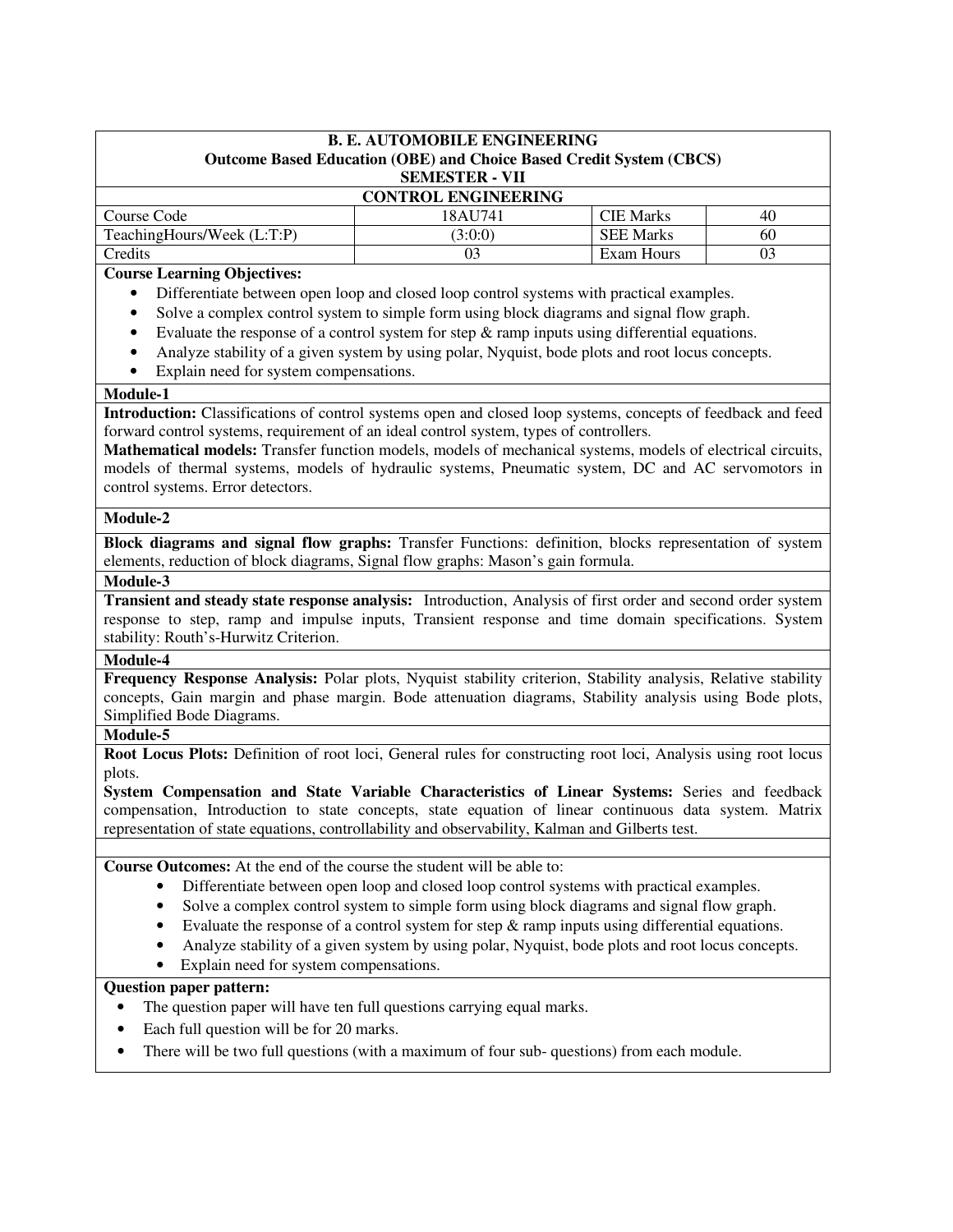**B. E. AUTOMOBILE ENGINEERING**
**Outcome Based Education (OBE) and Choice Based Credit System (CBCS)**
**SEMESTER - VII**

**CONTROL ENGINEERING**

| Course Code | 18AU741 | CIE Marks | 40 |
|---|---|---|---|
| TeachingHours/Week (L:T:P) | (3:0:0) | SEE Marks | 60 |
| Credits | 03 | Exam Hours | 03 |

**Course Learning Objectives:**

- Differentiate between open loop and closed loop control systems with practical examples.
- Solve a complex control system to simple form using block diagrams and signal flow graph.
- Evaluate the response of a control system for step & ramp inputs using differential equations.
- Analyze stability of a given system by using polar, Nyquist, bode plots and root locus concepts.
- Explain need for system compensations.

**Module-1**

**Introduction:** Classifications of control systems open and closed loop systems, concepts of feedback and feed forward control systems, requirement of an ideal control system, types of controllers.

**Mathematical models:** Transfer function models, models of mechanical systems, models of electrical circuits, models of thermal systems, models of hydraulic systems, Pneumatic system, DC and AC servomotors in control systems. Error detectors.

**Module-2**

**Block diagrams and signal flow graphs:** Transfer Functions: definition, blocks representation of system elements, reduction of block diagrams, Signal flow graphs: Mason's gain formula.

**Module-3**

**Transient and steady state response analysis:** Introduction, Analysis of first order and second order system response to step, ramp and impulse inputs, Transient response and time domain specifications. System stability: Routh's-Hurwitz Criterion.

**Module-4**

**Frequency Response Analysis:** Polar plots, Nyquist stability criterion, Stability analysis, Relative stability concepts, Gain margin and phase margin. Bode attenuation diagrams, Stability analysis using Bode plots, Simplified Bode Diagrams.

**Module-5**

**Root Locus Plots:** Definition of root loci, General rules for constructing root loci, Analysis using root locus plots.

**System Compensation and State Variable Characteristics of Linear Systems:** Series and feedback compensation, Introduction to state concepts, state equation of linear continuous data system. Matrix representation of state equations, controllability and observability, Kalman and Gilberts test.

**Course Outcomes:** At the end of the course the student will be able to:

- Differentiate between open loop and closed loop control systems with practical examples.
- Solve a complex control system to simple form using block diagrams and signal flow graph.
- Evaluate the response of a control system for step & ramp inputs using differential equations.
- Analyze stability of a given system by using polar, Nyquist, bode plots and root locus concepts.
- Explain need for system compensations.

**Question paper pattern:**

- The question paper will have ten full questions carrying equal marks.
- Each full question will be for 20 marks.
- There will be two full questions (with a maximum of four sub- questions) from each module.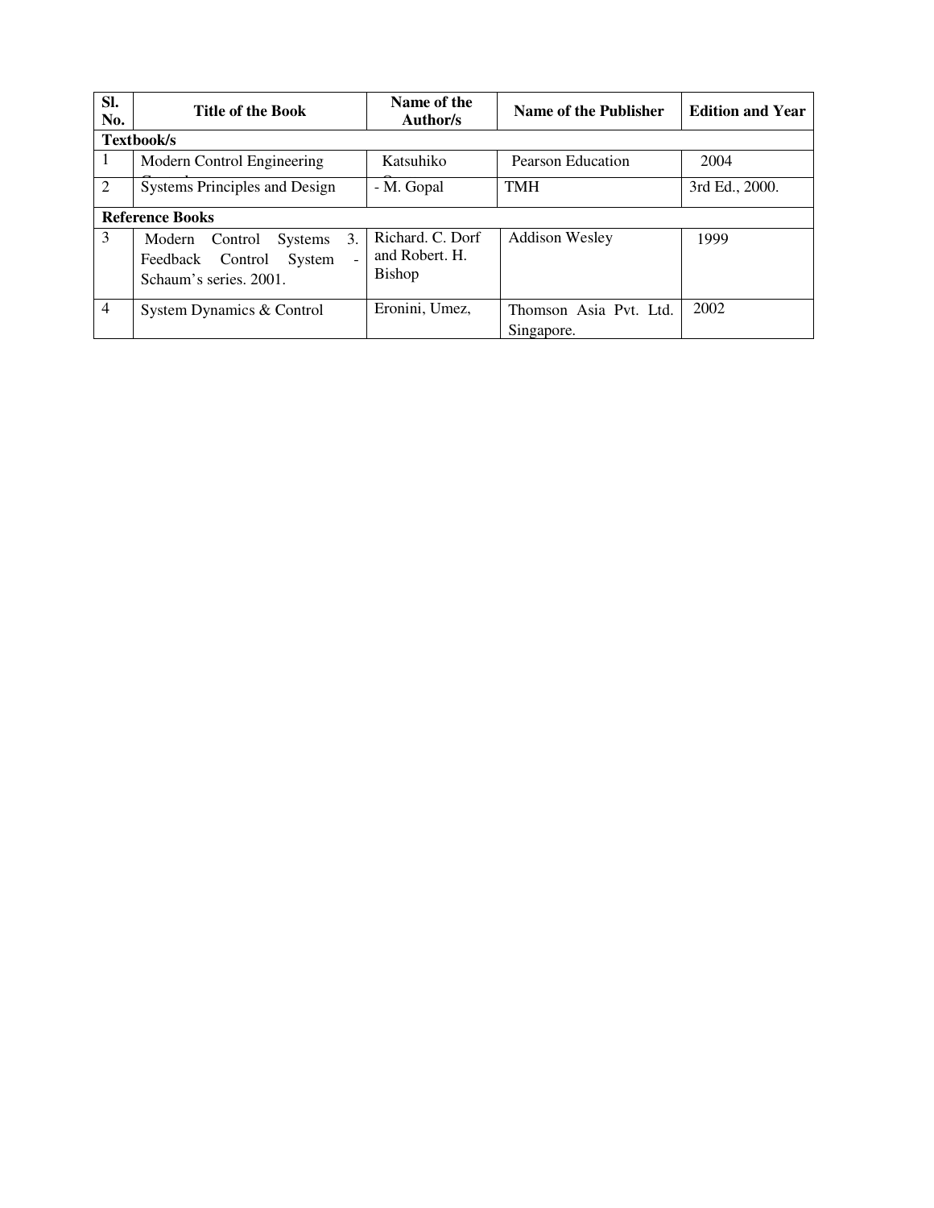| Sl. No. | Title of the Book | Name of the Author/s | Name of the Publisher | Edition and Year |
|---|---|---|---|---|
| **Textbook/s** | | | | |
| 1 | Modern Control Engineering | Katsuhiko | Pearson Education | 2004 |
| 2 | Systems Principles and Design | - M. Gopal | TMH | 3rd Ed., 2000. |
| **Reference Books** | | | | |
| 3 | Modern Control Systems 3. Feedback Control System - Schaum's series. 2001. | Richard. C. Dorf and Robert. H. Bishop | Addison Wesley | 1999 |
| 4 | System Dynamics & Control | Eronini, Umez, | Thomson Asia Pvt. Ltd. Singapore. | 2002 |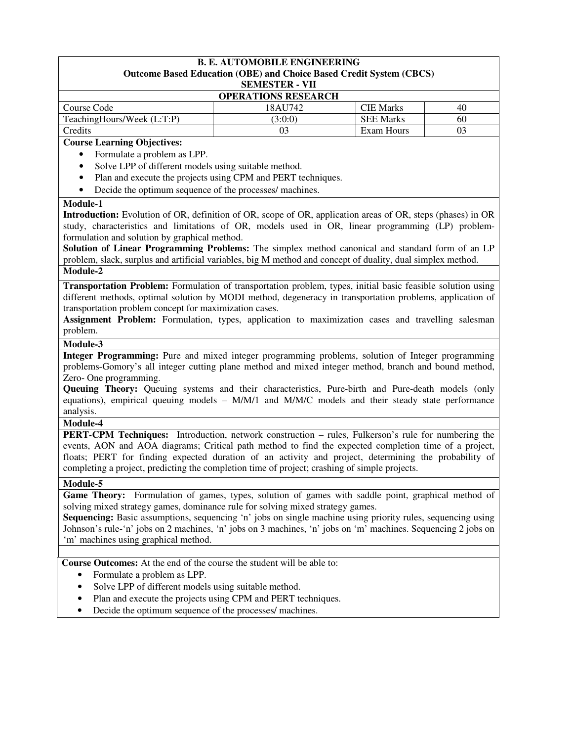**B. E. AUTOMOBILE ENGINEERING**
**Outcome Based Education (OBE) and Choice Based Credit System (CBCS)**
**SEMESTER - VII**

## OPERATIONS RESEARCH

| Course Code | 18AU742 | CIE Marks | 40 |
|---|---|---|---|
| TeachingHours/Week (L:T:P) | (3:0:0) | SEE Marks | 60 |
| Credits | 03 | Exam Hours | 03 |

**Course Learning Objectives:**

- Formulate a problem as LPP.
- Solve LPP of different models using suitable method.
- Plan and execute the projects using CPM and PERT techniques.
- Decide the optimum sequence of the processes/ machines.

**Module-1**

**Introduction:** Evolution of OR, definition of OR, scope of OR, application areas of OR, steps (phases) in OR study, characteristics and limitations of OR, models used in OR, linear programming (LP) problem-formulation and solution by graphical method.

**Solution of Linear Programming Problems:** The simplex method canonical and standard form of an LP problem, slack, surplus and artificial variables, big M method and concept of duality, dual simplex method.

**Module-2**

**Transportation Problem:** Formulation of transportation problem, types, initial basic feasible solution using different methods, optimal solution by MODI method, degeneracy in transportation problems, application of transportation problem concept for maximization cases.

**Assignment Problem:** Formulation, types, application to maximization cases and travelling salesman problem.

**Module-3**

**Integer Programming:** Pure and mixed integer programming problems, solution of Integer programming problems-Gomory's all integer cutting plane method and mixed integer method, branch and bound method, Zero- One programming.

**Queuing Theory:** Queuing systems and their characteristics, Pure-birth and Pure-death models (only equations), empirical queuing models – M/M/1 and M/M/C models and their steady state performance analysis.

**Module-4**

**PERT-CPM Techniques:** Introduction, network construction – rules, Fulkerson's rule for numbering the events, AON and AOA diagrams; Critical path method to find the expected completion time of a project, floats; PERT for finding expected duration of an activity and project, determining the probability of completing a project, predicting the completion time of project; crashing of simple projects.

**Module-5**

**Game Theory:** Formulation of games, types, solution of games with saddle point, graphical method of solving mixed strategy games, dominance rule for solving mixed strategy games.

**Sequencing:** Basic assumptions, sequencing 'n' jobs on single machine using priority rules, sequencing using Johnson's rule-'n' jobs on 2 machines, 'n' jobs on 3 machines, 'n' jobs on 'm' machines. Sequencing 2 jobs on 'm' machines using graphical method.

**Course Outcomes:** At the end of the course the student will be able to:

- Formulate a problem as LPP.
- Solve LPP of different models using suitable method.
- Plan and execute the projects using CPM and PERT techniques.
- Decide the optimum sequence of the processes/ machines.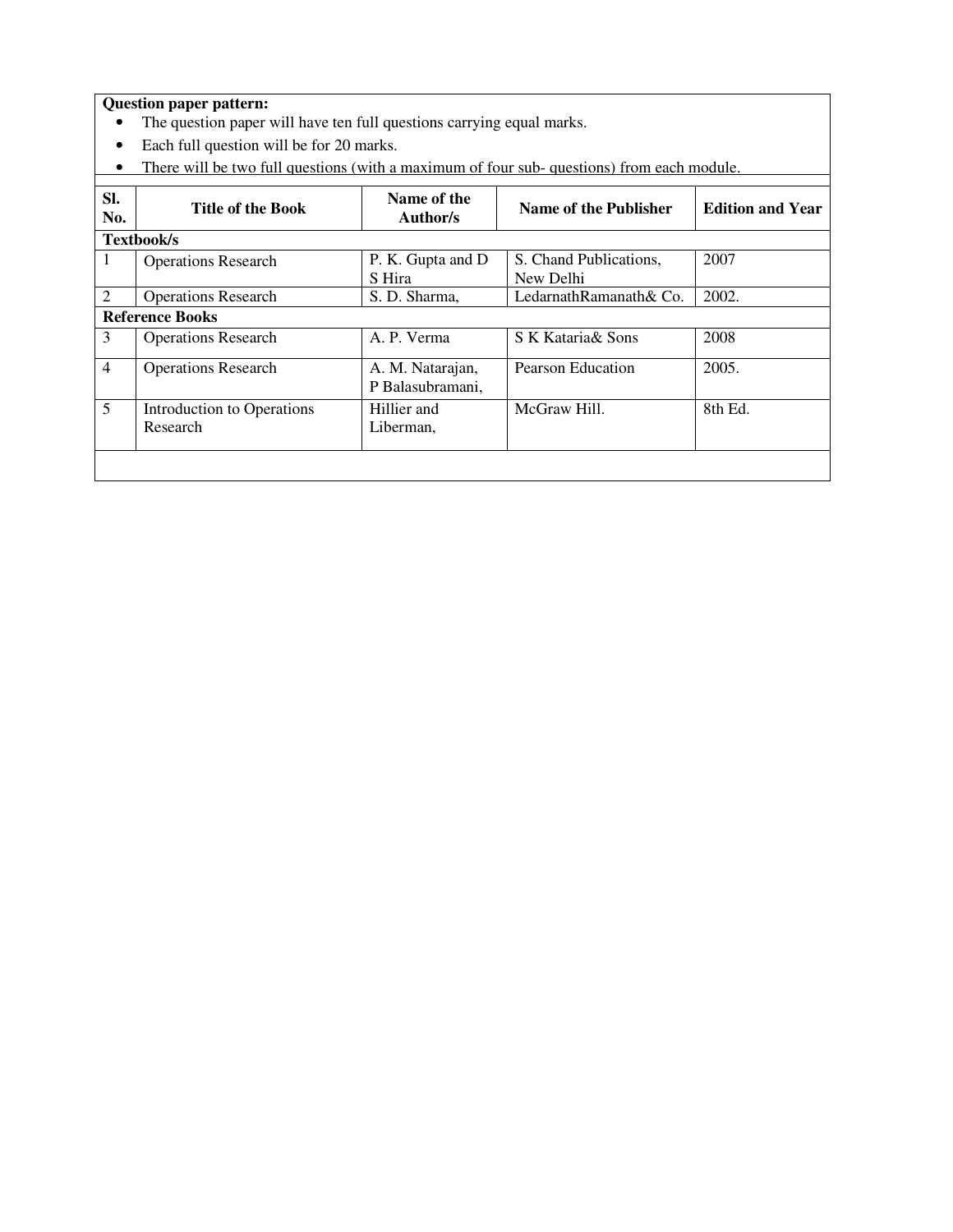**Question paper pattern:**

- The question paper will have ten full questions carrying equal marks.
- Each full question will be for 20 marks.
- There will be two full questions (with a maximum of four sub- questions) from each module.

| Sl. No. | Title of the Book | Name of the Author/s | Name of the Publisher | Edition and Year |
|---|---|---|---|---|
| **Textbook/s** | | | | |
| 1 | Operations Research | P. K. Gupta and D S Hira | S. Chand Publications, New Delhi | 2007 |
| 2 | Operations Research | S. D. Sharma, | LedarnathRamanath& Co. | 2002. |
| **Reference Books** | | | | |
| 3 | Operations Research | A. P. Verma | S K Kataria& Sons | 2008 |
| 4 | Operations Research | A. M. Natarajan, P Balasubramani, | Pearson Education | 2005. |
| 5 | Introduction to Operations Research | Hillier and Liberman, | McGraw Hill. | 8th Ed. |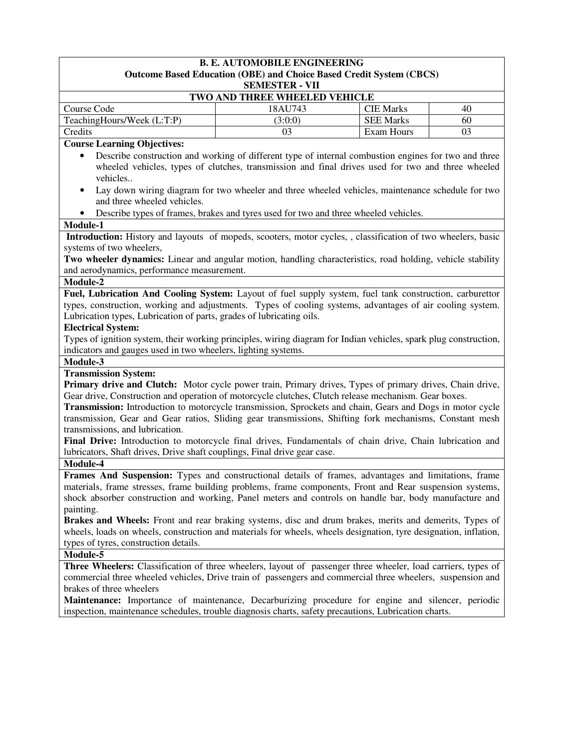**B. E. AUTOMOBILE ENGINEERING**
**Outcome Based Education (OBE) and Choice Based Credit System (CBCS)**
**SEMESTER - VII**

**TWO AND THREE WHEELED VEHICLE**

| Course Code | 18AU743 | CIE Marks | 40 |
|---|---|---|---|
| TeachingHours/Week (L:T:P) | (3:0:0) | SEE Marks | 60 |
| Credits | 03 | Exam Hours | 03 |

**Course Learning Objectives:**

- Describe construction and working of different type of internal combustion engines for two and three wheeled vehicles, types of clutches, transmission and final drives used for two and three wheeled vehicles..
- Lay down wiring diagram for two wheeler and three wheeled vehicles, maintenance schedule for two and three wheeled vehicles.
- Describe types of frames, brakes and tyres used for two and three wheeled vehicles.

**Module-1**

**Introduction:** History and layouts of mopeds, scooters, motor cycles, , classification of two wheelers, basic systems of two wheelers,

**Two wheeler dynamics:** Linear and angular motion, handling characteristics, road holding, vehicle stability and aerodynamics, performance measurement.

**Module-2**

**Fuel, Lubrication And Cooling System:** Layout of fuel supply system, fuel tank construction, carburettor types, construction, working and adjustments. Types of cooling systems, advantages of air cooling system. Lubrication types, Lubrication of parts, grades of lubricating oils.

**Electrical System:**

Types of ignition system, their working principles, wiring diagram for Indian vehicles, spark plug construction, indicators and gauges used in two wheelers, lighting systems.

**Module-3**

**Transmission System:**

**Primary drive and Clutch:** Motor cycle power train, Primary drives, Types of primary drives, Chain drive, Gear drive, Construction and operation of motorcycle clutches, Clutch release mechanism. Gear boxes.

**Transmission:** Introduction to motorcycle transmission, Sprockets and chain, Gears and Dogs in motor cycle transmission, Gear and Gear ratios, Sliding gear transmissions, Shifting fork mechanisms, Constant mesh transmissions, and lubrication.

**Final Drive:** Introduction to motorcycle final drives, Fundamentals of chain drive, Chain lubrication and lubricators, Shaft drives, Drive shaft couplings, Final drive gear case.

**Module-4**

**Frames And Suspension:** Types and constructional details of frames, advantages and limitations, frame materials, frame stresses, frame building problems, frame components, Front and Rear suspension systems, shock absorber construction and working, Panel meters and controls on handle bar, body manufacture and painting.

**Brakes and Wheels:** Front and rear braking systems, disc and drum brakes, merits and demerits, Types of wheels, loads on wheels, construction and materials for wheels, wheels designation, tyre designation, inflation, types of tyres, construction details.

**Module-5**

**Three Wheelers:** Classification of three wheelers, layout of passenger three wheeler, load carriers, types of commercial three wheeled vehicles, Drive train of passengers and commercial three wheelers, suspension and brakes of three wheelers

**Maintenance:** Importance of maintenance, Decarburizing procedure for engine and silencer, periodic inspection, maintenance schedules, trouble diagnosis charts, safety precautions, Lubrication charts.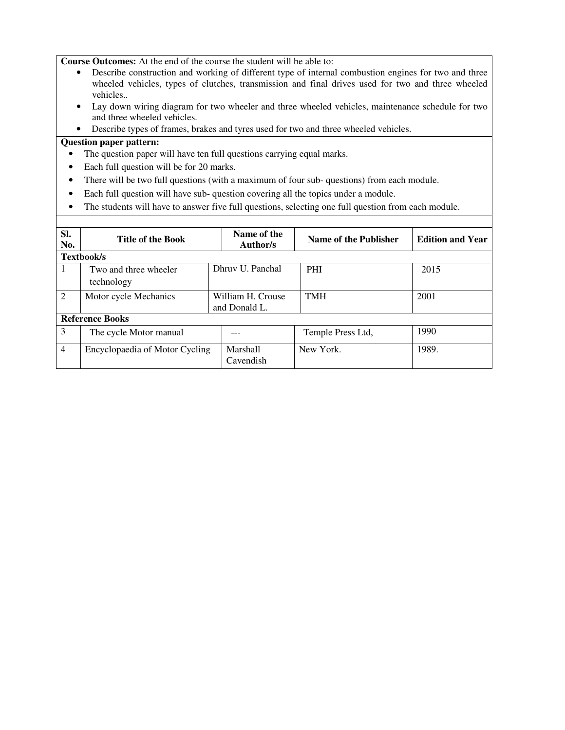**Course Outcomes:** At the end of the course the student will be able to:

- Describe construction and working of different type of internal combustion engines for two and three wheeled vehicles, types of clutches, transmission and final drives used for two and three wheeled vehicles..
- Lay down wiring diagram for two wheeler and three wheeled vehicles, maintenance schedule for two and three wheeled vehicles.
- Describe types of frames, brakes and tyres used for two and three wheeled vehicles.

**Question paper pattern:**

- The question paper will have ten full questions carrying equal marks.
- Each full question will be for 20 marks.
- There will be two full questions (with a maximum of four sub- questions) from each module.
- Each full question will have sub- question covering all the topics under a module.
- The students will have to answer five full questions, selecting one full question from each module.

| Sl. No. | Title of the Book | Name of the Author/s | Name of the Publisher | Edition and Year |
|---|---|---|---|---|
| **Textbook/s** | | | | |
| 1 | Two and three wheeler technology | Dhruv U. Panchal | PHI | 2015 |
| 2 | Motor cycle Mechanics | William H. Crouse and Donald L. | TMH | 2001 |
| **Reference Books** | | | | |
| 3 | The cycle Motor manual | --- | Temple Press Ltd, | 1990 |
| 4 | Encyclopaedia of Motor Cycling | Marshall Cavendish | New York. | 1989. |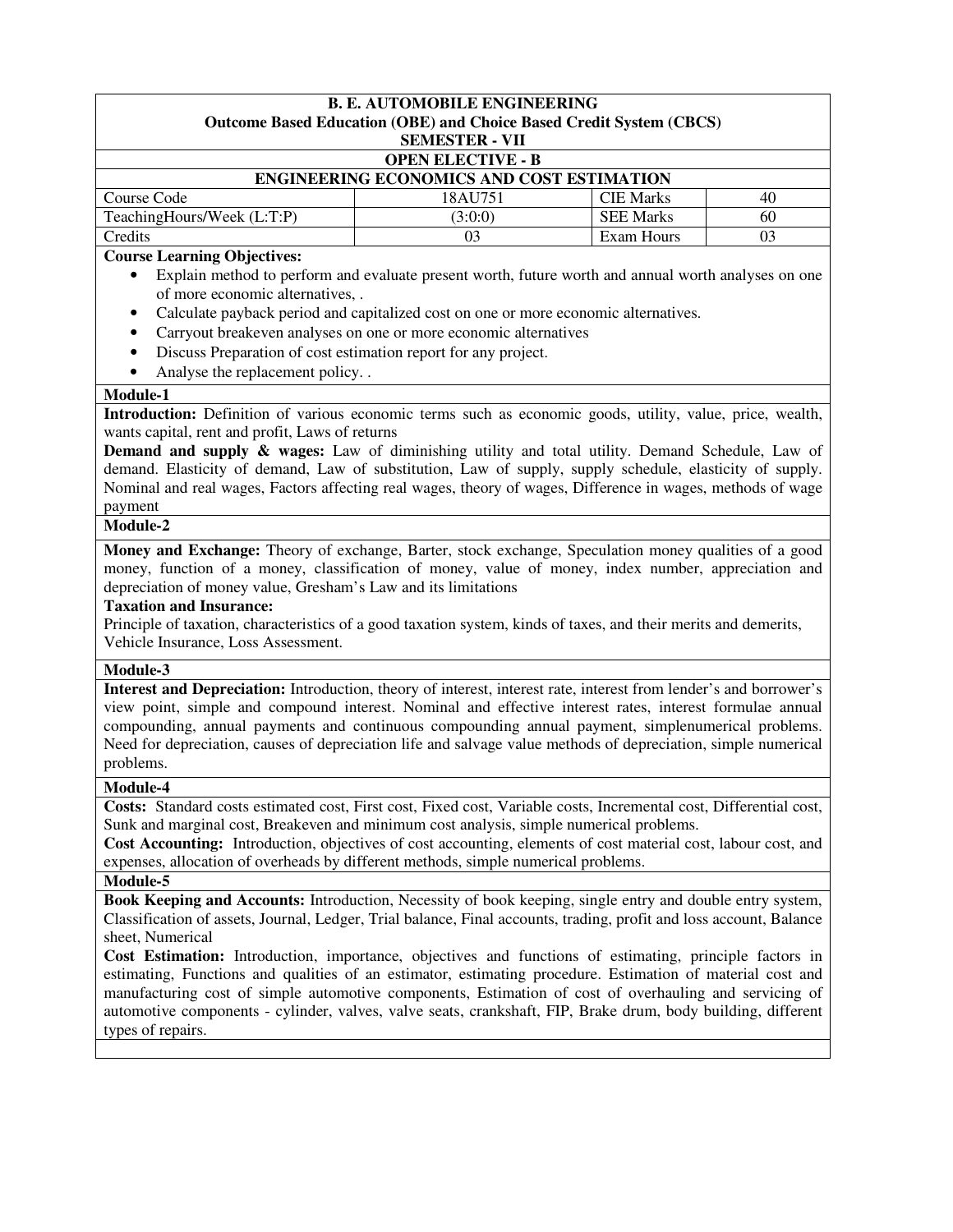**B. E. AUTOMOBILE ENGINEERING**
**Outcome Based Education (OBE) and Choice Based Credit System (CBCS)**
**SEMESTER - VII**

**OPEN ELECTIVE - B**

## ENGINEERING ECONOMICS AND COST ESTIMATION

| Course Code | 18AU751 | CIE Marks | 40 |
|---|---|---|---|
| TeachingHours/Week (L:T:P) | (3:0:0) | SEE Marks | 60 |
| Credits | 03 | Exam Hours | 03 |

**Course Learning Objectives:**

- Explain method to perform and evaluate present worth, future worth and annual worth analyses on one of more economic alternatives, .
- Calculate payback period and capitalized cost on one or more economic alternatives.
- Carryout breakeven analyses on one or more economic alternatives
- Discuss Preparation of cost estimation report for any project.
- Analyse the replacement policy. .

### Module-1

**Introduction:** Definition of various economic terms such as economic goods, utility, value, price, wealth, wants capital, rent and profit, Laws of returns

**Demand and supply & wages:** Law of diminishing utility and total utility. Demand Schedule, Law of demand. Elasticity of demand, Law of substitution, Law of supply, supply schedule, elasticity of supply. Nominal and real wages, Factors affecting real wages, theory of wages, Difference in wages, methods of wage payment

### Module-2

**Money and Exchange:** Theory of exchange, Barter, stock exchange, Speculation money qualities of a good money, function of a money, classification of money, value of money, index number, appreciation and depreciation of money value, Gresham's Law and its limitations

**Taxation and Insurance:**

Principle of taxation, characteristics of a good taxation system, kinds of taxes, and their merits and demerits, Vehicle Insurance, Loss Assessment.

### Module-3

**Interest and Depreciation:** Introduction, theory of interest, interest rate, interest from lender's and borrower's view point, simple and compound interest. Nominal and effective interest rates, interest formulae annual compounding, annual payments and continuous compounding annual payment, simplenumerical problems. Need for depreciation, causes of depreciation life and salvage value methods of depreciation, simple numerical problems.

### Module-4

**Costs:** Standard costs estimated cost, First cost, Fixed cost, Variable costs, Incremental cost, Differential cost, Sunk and marginal cost, Breakeven and minimum cost analysis, simple numerical problems.

**Cost Accounting:** Introduction, objectives of cost accounting, elements of cost material cost, labour cost, and expenses, allocation of overheads by different methods, simple numerical problems.

### Module-5

**Book Keeping and Accounts:** Introduction, Necessity of book keeping, single entry and double entry system, Classification of assets, Journal, Ledger, Trial balance, Final accounts, trading, profit and loss account, Balance sheet, Numerical

**Cost Estimation:** Introduction, importance, objectives and functions of estimating, principle factors in estimating, Functions and qualities of an estimator, estimating procedure. Estimation of material cost and manufacturing cost of simple automotive components, Estimation of cost of overhauling and servicing of automotive components - cylinder, valves, valve seats, crankshaft, FIP, Brake drum, body building, different types of repairs.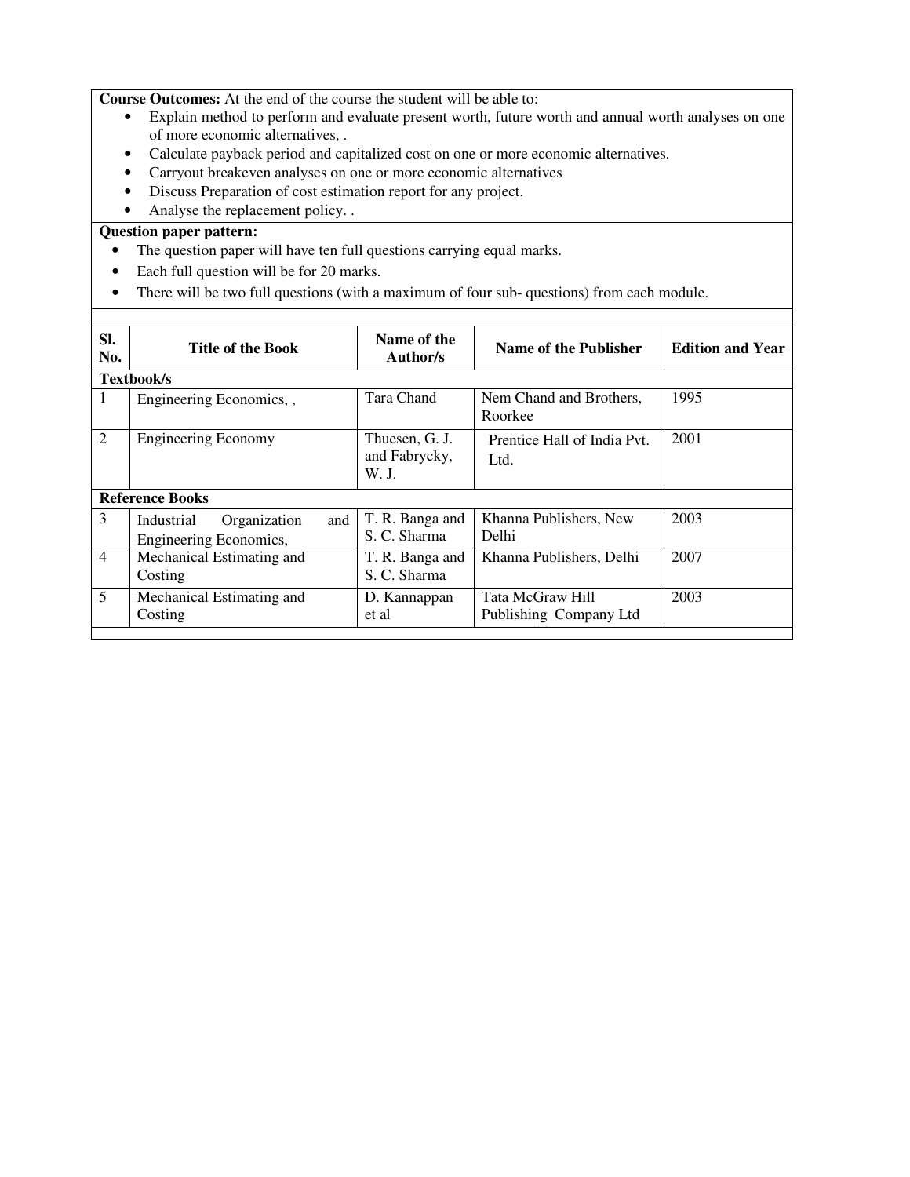**Course Outcomes:** At the end of the course the student will be able to:

- Explain method to perform and evaluate present worth, future worth and annual worth analyses on one of more economic alternatives, .
- Calculate payback period and capitalized cost on one or more economic alternatives.
- Carryout breakeven analyses on one or more economic alternatives
- Discuss Preparation of cost estimation report for any project.
- Analyse the replacement policy. .

**Question paper pattern:**

- The question paper will have ten full questions carrying equal marks.
- Each full question will be for 20 marks.
- There will be two full questions (with a maximum of four sub- questions) from each module.

| Sl. No. | Title of the Book | Name of the Author/s | Name of the Publisher | Edition and Year |
|---|---|---|---|---|
| **Textbook/s** | | | | |
| 1 | Engineering Economics, , | Tara Chand | Nem Chand and Brothers, Roorkee | 1995 |
| 2 | Engineering Economy | Thuesen, G. J. and Fabrycky, W. J. | Prentice Hall of India Pvt. Ltd. | 2001 |
| **Reference Books** | | | | |
| 3 | Industrial Organization and Engineering Economics, | T. R. Banga and S. C. Sharma | Khanna Publishers, New Delhi | 2003 |
| 4 | Mechanical Estimating and Costing | T. R. Banga and S. C. Sharma | Khanna Publishers, Delhi | 2007 |
| 5 | Mechanical Estimating and Costing | D. Kannappan et al | Tata McGraw Hill Publishing Company Ltd | 2003 |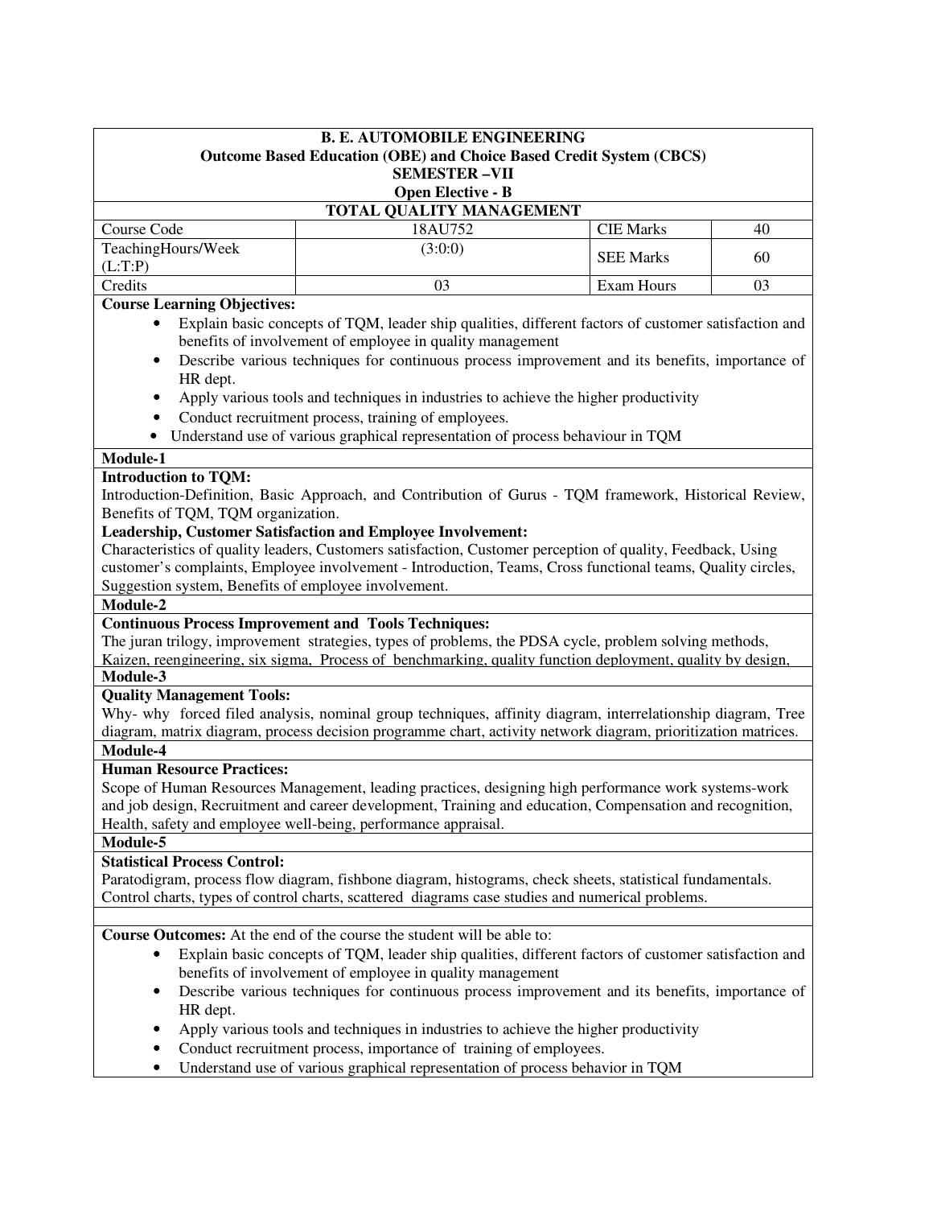**B. E. AUTOMOBILE ENGINEERING**
**Outcome Based Education (OBE) and Choice Based Credit System (CBCS)**
**SEMESTER –VII**
**Open Elective - B**

## TOTAL QUALITY MANAGEMENT

| Course Code | 18AU752 | CIE Marks | 40 |
|---|---|---|---|
| TeachingHours/Week (L:T:P) | (3:0:0) | SEE Marks | 60 |
| Credits | 03 | Exam Hours | 03 |

**Course Learning Objectives:**

- Explain basic concepts of TQM, leader ship qualities, different factors of customer satisfaction and benefits of involvement of employee in quality management
- Describe various techniques for continuous process improvement and its benefits, importance of HR dept.
- Apply various tools and techniques in industries to achieve the higher productivity
- Conduct recruitment process, training of employees.
- Understand use of various graphical representation of process behaviour in TQM

**Module-1**

**Introduction to TQM:**
Introduction-Definition, Basic Approach, and Contribution of Gurus - TQM framework, Historical Review, Benefits of TQM, TQM organization.

**Leadership, Customer Satisfaction and Employee Involvement:**
Characteristics of quality leaders, Customers satisfaction, Customer perception of quality, Feedback, Using customer's complaints, Employee involvement - Introduction, Teams, Cross functional teams, Quality circles, Suggestion system, Benefits of employee involvement.

**Module-2**

**Continuous Process Improvement and Tools Techniques:**
The juran trilogy, improvement strategies, types of problems, the PDSA cycle, problem solving methods, Kaizen, reengineering, six sigma, Process of benchmarking, quality function deployment, quality by design,

**Module-3**

**Quality Management Tools:**
Why- why forced filed analysis, nominal group techniques, affinity diagram, interrelationship diagram, Tree diagram, matrix diagram, process decision programme chart, activity network diagram, prioritization matrices.

**Module-4**

**Human Resource Practices:**
Scope of Human Resources Management, leading practices, designing high performance work systems-work and job design, Recruitment and career development, Training and education, Compensation and recognition, Health, safety and employee well-being, performance appraisal.

**Module-5**

**Statistical Process Control:**
Paratodigram, process flow diagram, fishbone diagram, histograms, check sheets, statistical fundamentals. Control charts, types of control charts, scattered diagrams case studies and numerical problems.

**Course Outcomes:** At the end of the course the student will be able to:

- Explain basic concepts of TQM, leader ship qualities, different factors of customer satisfaction and benefits of involvement of employee in quality management
- Describe various techniques for continuous process improvement and its benefits, importance of HR dept.
- Apply various tools and techniques in industries to achieve the higher productivity
- Conduct recruitment process, importance of training of employees.
- Understand use of various graphical representation of process behavior in TQM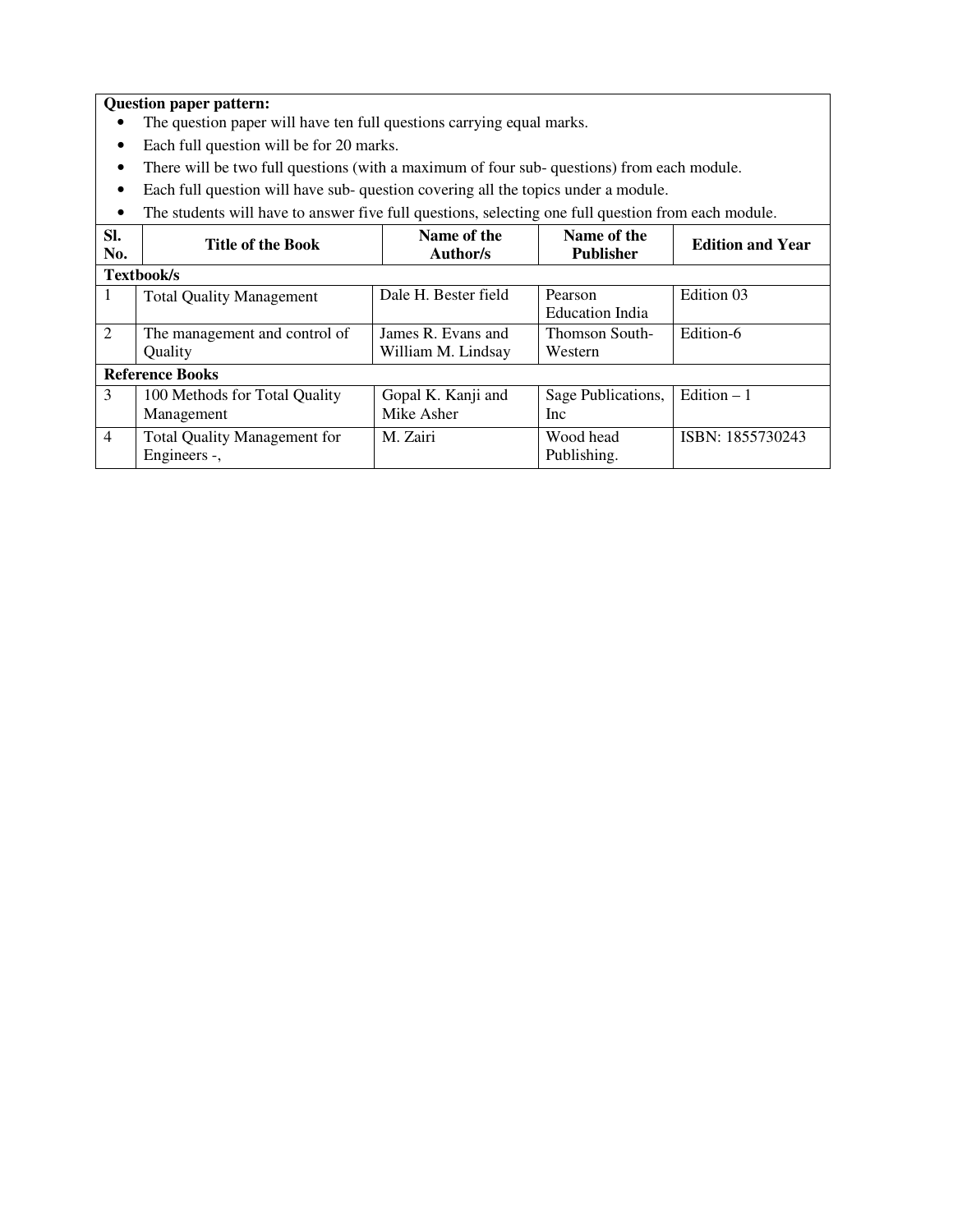**Question paper pattern:**

- The question paper will have ten full questions carrying equal marks.
- Each full question will be for 20 marks.
- There will be two full questions (with a maximum of four sub- questions) from each module.
- Each full question will have sub- question covering all the topics under a module.
- The students will have to answer five full questions, selecting one full question from each module.

| Sl. No. | Title of the Book | Name of the Author/s | Name of the Publisher | Edition and Year |
|---|---|---|---|---|
| **Textbook/s** | | | | |
| 1 | Total Quality Management | Dale H. Bester field | Pearson Education India | Edition 03 |
| 2 | The management and control of Quality | James R. Evans and William M. Lindsay | Thomson South-Western | Edition-6 |
| **Reference Books** | | | | |
| 3 | 100 Methods for Total Quality Management | Gopal K. Kanji and Mike Asher | Sage Publications, Inc | Edition – 1 |
| 4 | Total Quality Management for Engineers -, | M. Zairi | Wood head Publishing. | ISBN: 1855730243 |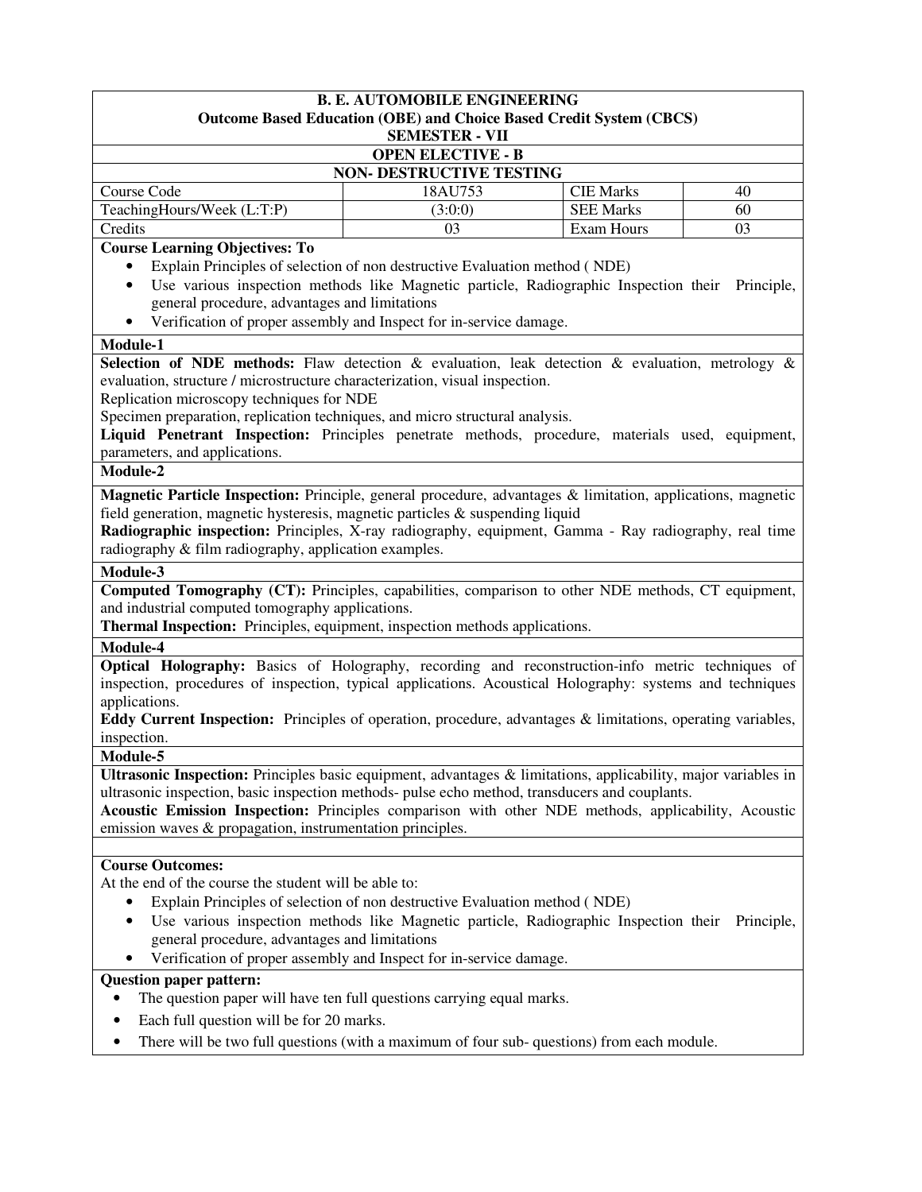**B. E. AUTOMOBILE ENGINEERING**
**Outcome Based Education (OBE) and Choice Based Credit System (CBCS)**
**SEMESTER - VII**

**OPEN ELECTIVE - B**

**NON- DESTRUCTIVE TESTING**

| Course Code | 18AU753 | CIE Marks | 40 |
|---|---|---|---|
| TeachingHours/Week (L:T:P) | (3:0:0) | SEE Marks | 60 |
| Credits | 03 | Exam Hours | 03 |

**Course Learning Objectives: To**

- Explain Principles of selection of non destructive Evaluation method ( NDE)
- Use various inspection methods like Magnetic particle, Radiographic Inspection their Principle, general procedure, advantages and limitations
- Verification of proper assembly and Inspect for in-service damage.

**Module-1**

**Selection of NDE methods:** Flaw detection & evaluation, leak detection & evaluation, metrology & evaluation, structure / microstructure characterization, visual inspection.
Replication microscopy techniques for NDE
Specimen preparation, replication techniques, and micro structural analysis.
**Liquid Penetrant Inspection:** Principles penetrate methods, procedure, materials used, equipment, parameters, and applications.

**Module-2**

**Magnetic Particle Inspection:** Principle, general procedure, advantages & limitation, applications, magnetic field generation, magnetic hysteresis, magnetic particles & suspending liquid
**Radiographic inspection:** Principles, X-ray radiography, equipment, Gamma - Ray radiography, real time radiography & film radiography, application examples.

**Module-3**

**Computed Tomography (CT):** Principles, capabilities, comparison to other NDE methods, CT equipment, and industrial computed tomography applications.
**Thermal Inspection:** Principles, equipment, inspection methods applications.

**Module-4**

**Optical Holography:** Basics of Holography, recording and reconstruction-info metric techniques of inspection, procedures of inspection, typical applications. Acoustical Holography: systems and techniques applications.
**Eddy Current Inspection:** Principles of operation, procedure, advantages & limitations, operating variables, inspection.

**Module-5**

**Ultrasonic Inspection:** Principles basic equipment, advantages & limitations, applicability, major variables in ultrasonic inspection, basic inspection methods- pulse echo method, transducers and couplants.
**Acoustic Emission Inspection:** Principles comparison with other NDE methods, applicability, Acoustic emission waves & propagation, instrumentation principles.

**Course Outcomes:**

At the end of the course the student will be able to:

- Explain Principles of selection of non destructive Evaluation method ( NDE)
- Use various inspection methods like Magnetic particle, Radiographic Inspection their Principle, general procedure, advantages and limitations
- Verification of proper assembly and Inspect for in-service damage.

**Question paper pattern:**

- The question paper will have ten full questions carrying equal marks.
- Each full question will be for 20 marks.
- There will be two full questions (with a maximum of four sub- questions) from each module.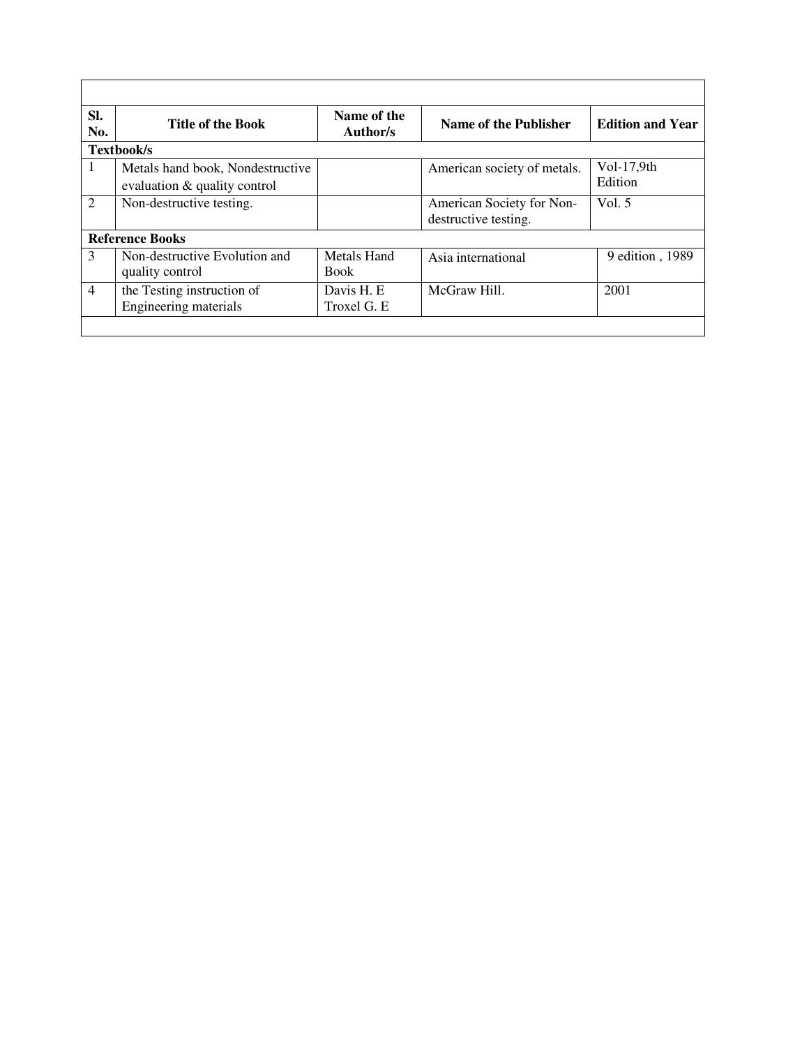| Sl. No. | Title of the Book | Name of the Author/s | Name of the Publisher | Edition and Year |
|---|---|---|---|---|
| **Textbook/s** | | | | |
| 1 | Metals hand book, Nondestructive evaluation & quality control | | American society of metals. | Vol-17,9th Edition |
| 2 | Non-destructive testing. | | American Society for Non-destructive testing. | Vol. 5 |
| **Reference Books** | | | | |
| 3 | Non-destructive Evolution and quality control | Metals Hand Book | Asia international | 9 edition , 1989 |
| 4 | the Testing instruction of Engineering materials | Davis H. E Troxel G. E | McGraw Hill. | 2001 |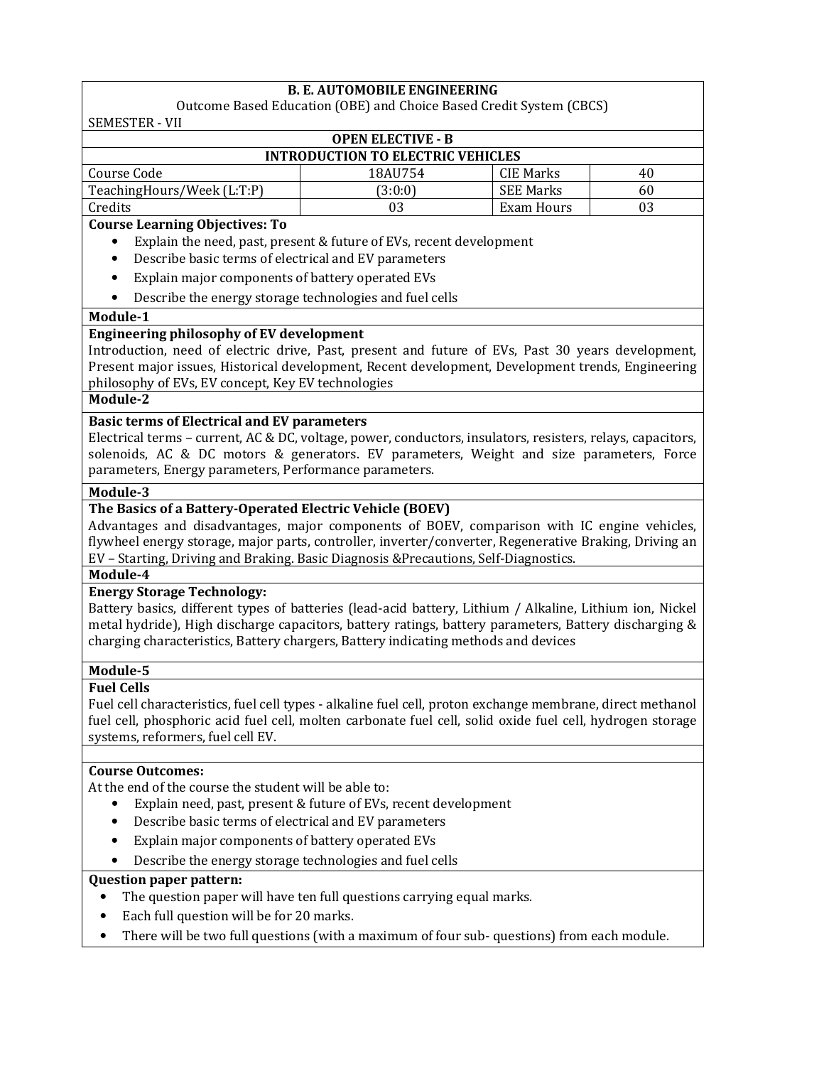**B. E. AUTOMOBILE ENGINEERING**

Outcome Based Education (OBE) and Choice Based Credit System (CBCS)

SEMESTER - VII

**OPEN ELECTIVE - B**

**INTRODUCTION TO ELECTRIC VEHICLES**

| Course Code | 18AU754 | CIE Marks | 40 |
|---|---|---|---|
| TeachingHours/Week (L:T:P) | (3:0:0) | SEE Marks | 60 |
| Credits | 03 | Exam Hours | 03 |

**Course Learning Objectives: To**

- Explain the need, past, present & future of EVs, recent development
- Describe basic terms of electrical and EV parameters
- Explain major components of battery operated EVs
- Describe the energy storage technologies and fuel cells

**Module-1**

**Engineering philosophy of EV development**

Introduction, need of electric drive, Past, present and future of EVs, Past 30 years development, Present major issues, Historical development, Recent development, Development trends, Engineering philosophy of EVs, EV concept, Key EV technologies

**Module-2**

**Basic terms of Electrical and EV parameters**

Electrical terms – current, AC & DC, voltage, power, conductors, insulators, resisters, relays, capacitors, solenoids, AC & DC motors & generators. EV parameters, Weight and size parameters, Force parameters, Energy parameters, Performance parameters.

**Module-3**

**The Basics of a Battery-Operated Electric Vehicle (BOEV)**

Advantages and disadvantages, major components of BOEV, comparison with IC engine vehicles, flywheel energy storage, major parts, controller, inverter/converter, Regenerative Braking, Driving an EV – Starting, Driving and Braking. Basic Diagnosis &Precautions, Self-Diagnostics.

**Module-4**

**Energy Storage Technology:**

Battery basics, different types of batteries (lead-acid battery, Lithium / Alkaline, Lithium ion, Nickel metal hydride), High discharge capacitors, battery ratings, battery parameters, Battery discharging & charging characteristics, Battery chargers, Battery indicating methods and devices

**Module-5**

**Fuel Cells**

Fuel cell characteristics, fuel cell types - alkaline fuel cell, proton exchange membrane, direct methanol fuel cell, phosphoric acid fuel cell, molten carbonate fuel cell, solid oxide fuel cell, hydrogen storage systems, reformers, fuel cell EV.

**Course Outcomes:**

At the end of the course the student will be able to:

- Explain need, past, present & future of EVs, recent development
- Describe basic terms of electrical and EV parameters
- Explain major components of battery operated EVs
- Describe the energy storage technologies and fuel cells

**Question paper pattern:**

- The question paper will have ten full questions carrying equal marks.
- Each full question will be for 20 marks.
- There will be two full questions (with a maximum of four sub- questions) from each module.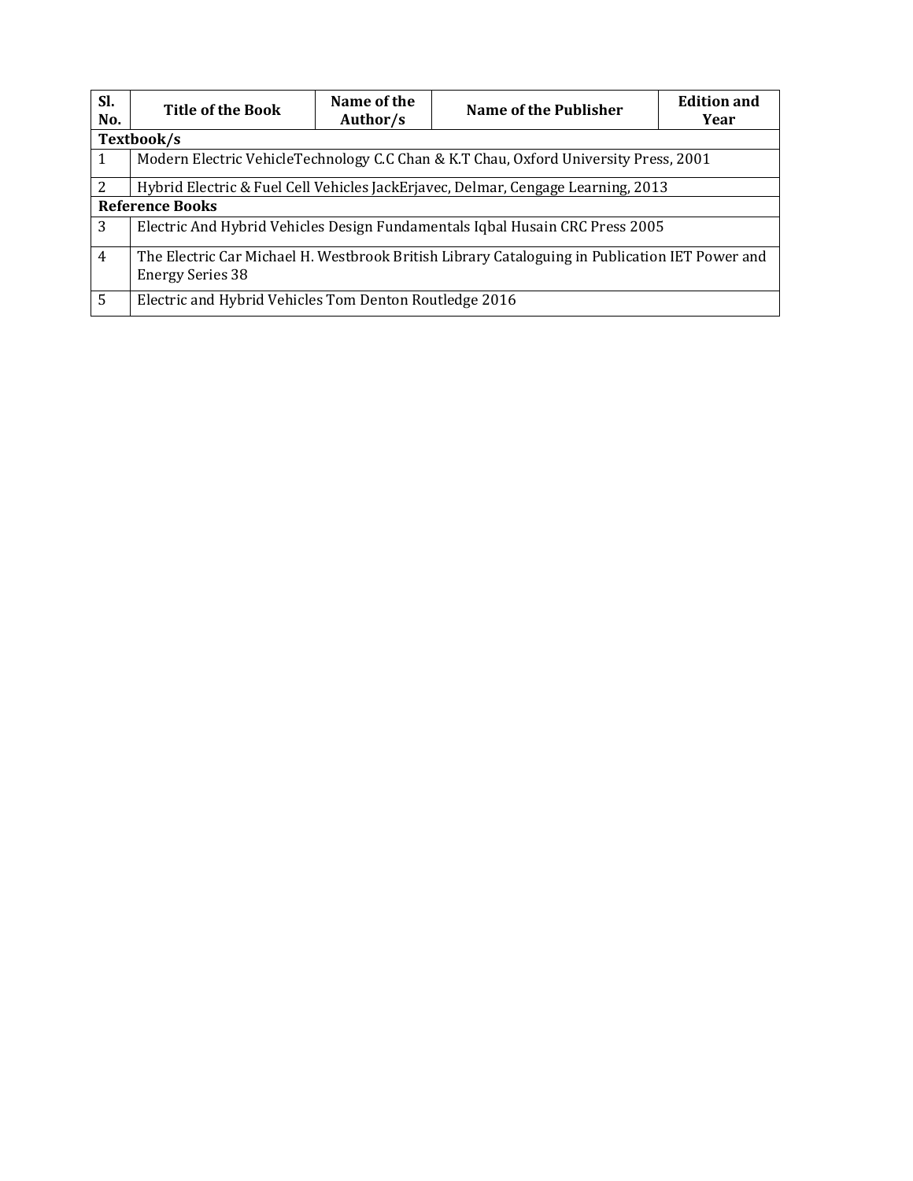| Sl. No. | Title of the Book | Name of the Author/s | Name of the Publisher | Edition and Year |
|---|---|---|---|---|
| **Textbook/s** | | | | |
| 1 | Modern Electric VehicleTechnology C.C Chan & K.T Chau, Oxford University Press, 2001 | | | |
| 2 | Hybrid Electric & Fuel Cell Vehicles JackErjavec, Delmar, Cengage Learning, 2013 | | | |
| **Reference Books** | | | | |
| 3 | Electric And Hybrid Vehicles Design Fundamentals Iqbal Husain CRC Press 2005 | | | |
| 4 | The Electric Car Michael H. Westbrook British Library Cataloguing in Publication IET Power and Energy Series 38 | | | |
| 5 | Electric and Hybrid Vehicles Tom Denton Routledge 2016 | | | |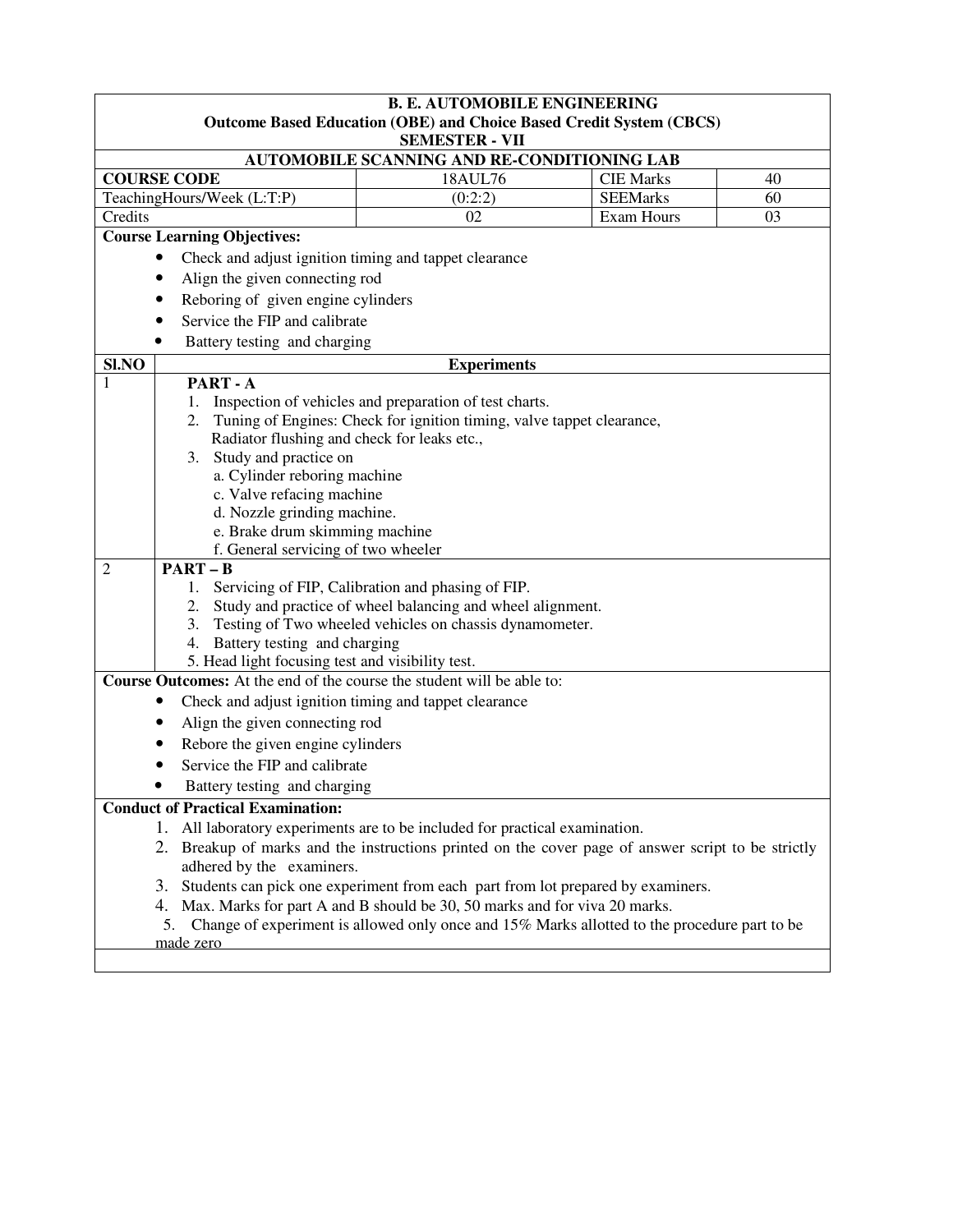**B. E. AUTOMOBILE ENGINEERING**
**Outcome Based Education (OBE) and Choice Based Credit System (CBCS)**
**SEMESTER - VII**

**AUTOMOBILE SCANNING AND RE-CONDITIONING LAB**

| **COURSE CODE** | 18AUL76 | CIE Marks | 40 |
|---|---|---|---|
| TeachingHours/Week (L:T:P) | (0:2:2) | SEEMarks | 60 |
| Credits | 02 | Exam Hours | 03 |

**Course Learning Objectives:**

- Check and adjust ignition timing and tappet clearance
- Align the given connecting rod
- Reboring of given engine cylinders
- Service the FIP and calibrate
- Battery testing and charging

| Sl.NO | Experiments |
|---|---|
| 1 | **PART - A**<br>1. Inspection of vehicles and preparation of test charts.<br>2. Tuning of Engines: Check for ignition timing, valve tappet clearance, Radiator flushing and check for leaks etc.,<br>3. Study and practice on<br>a. Cylinder reboring machine<br>c. Valve refacing machine<br>d. Nozzle grinding machine.<br>e. Brake drum skimming machine<br>f. General servicing of two wheeler |
| 2 | **PART – B**<br>1. Servicing of FIP, Calibration and phasing of FIP.<br>2. Study and practice of wheel balancing and wheel alignment.<br>3. Testing of Two wheeled vehicles on chassis dynamometer.<br>4. Battery testing and charging<br>5. Head light focusing test and visibility test. |

**Course Outcomes:** At the end of the course the student will be able to:

- Check and adjust ignition timing and tappet clearance
- Align the given connecting rod
- Rebore the given engine cylinders
- Service the FIP and calibrate
- Battery testing and charging

**Conduct of Practical Examination:**

1. All laboratory experiments are to be included for practical examination.
2. Breakup of marks and the instructions printed on the cover page of answer script to be strictly adhered by the examiners.
3. Students can pick one experiment from each part from lot prepared by examiners.
4. Max. Marks for part A and B should be 30, 50 marks and for viva 20 marks.
5. Change of experiment is allowed only once and 15% Marks allotted to the procedure part to be made zero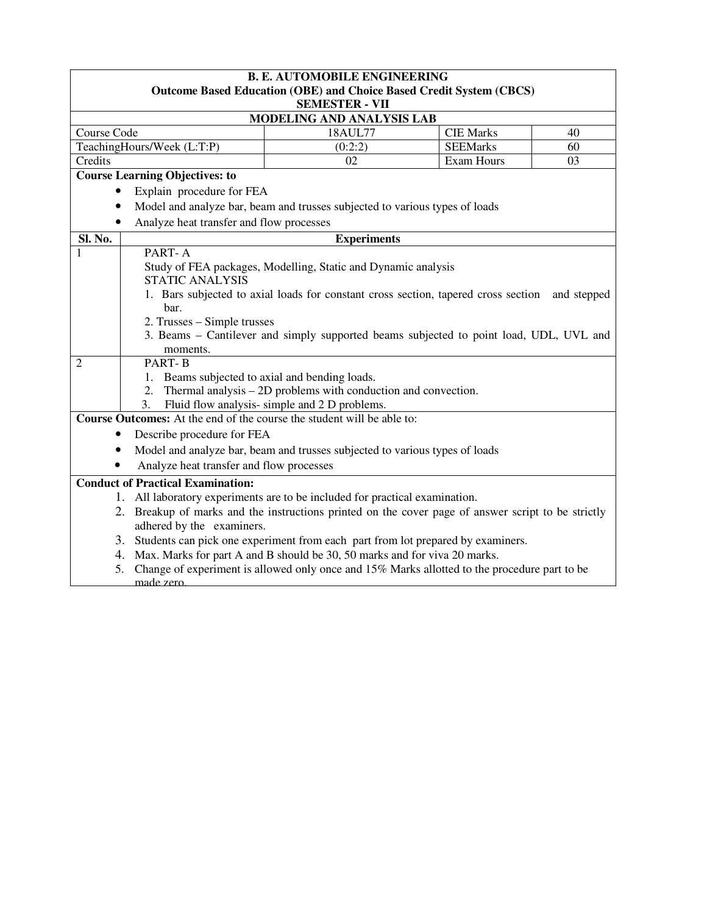**B. E. AUTOMOBILE ENGINEERING**
**Outcome Based Education (OBE) and Choice Based Credit System (CBCS)**
**SEMESTER - VII**

**MODELING AND ANALYSIS LAB**

| Course Code | 18AUL77 | CIE Marks | 40 |
|---|---|---|---|
| TeachingHours/Week (L:T:P) | (0:2:2) | SEEMarks | 60 |
| Credits | 02 | Exam Hours | 03 |

**Course Learning Objectives: to**

- Explain procedure for FEA
- Model and analyze bar, beam and trusses subjected to various types of loads
- Analyze heat transfer and flow processes

| Sl. No. | Experiments |
|---|---|
| 1 | PART- A<br>Study of FEA packages, Modelling, Static and Dynamic analysis<br>STATIC ANALYSIS<br>1. Bars subjected to axial loads for constant cross section, tapered cross section and stepped bar.<br>2. Trusses – Simple trusses<br>3. Beams – Cantilever and simply supported beams subjected to point load, UDL, UVL and moments. |
| 2 | PART- B<br>1. Beams subjected to axial and bending loads.<br>2. Thermal analysis – 2D problems with conduction and convection.<br>3. Fluid flow analysis- simple and 2 D problems. |

**Course Outcomes:** At the end of the course the student will be able to:

- Describe procedure for FEA
- Model and analyze bar, beam and trusses subjected to various types of loads
- Analyze heat transfer and flow processes

**Conduct of Practical Examination:**

1. All laboratory experiments are to be included for practical examination.
2. Breakup of marks and the instructions printed on the cover page of answer script to be strictly adhered by the examiners.
3. Students can pick one experiment from each part from lot prepared by examiners.
4. Max. Marks for part A and B should be 30, 50 marks and for viva 20 marks.
5. Change of experiment is allowed only once and 15% Marks allotted to the procedure part to be made zero.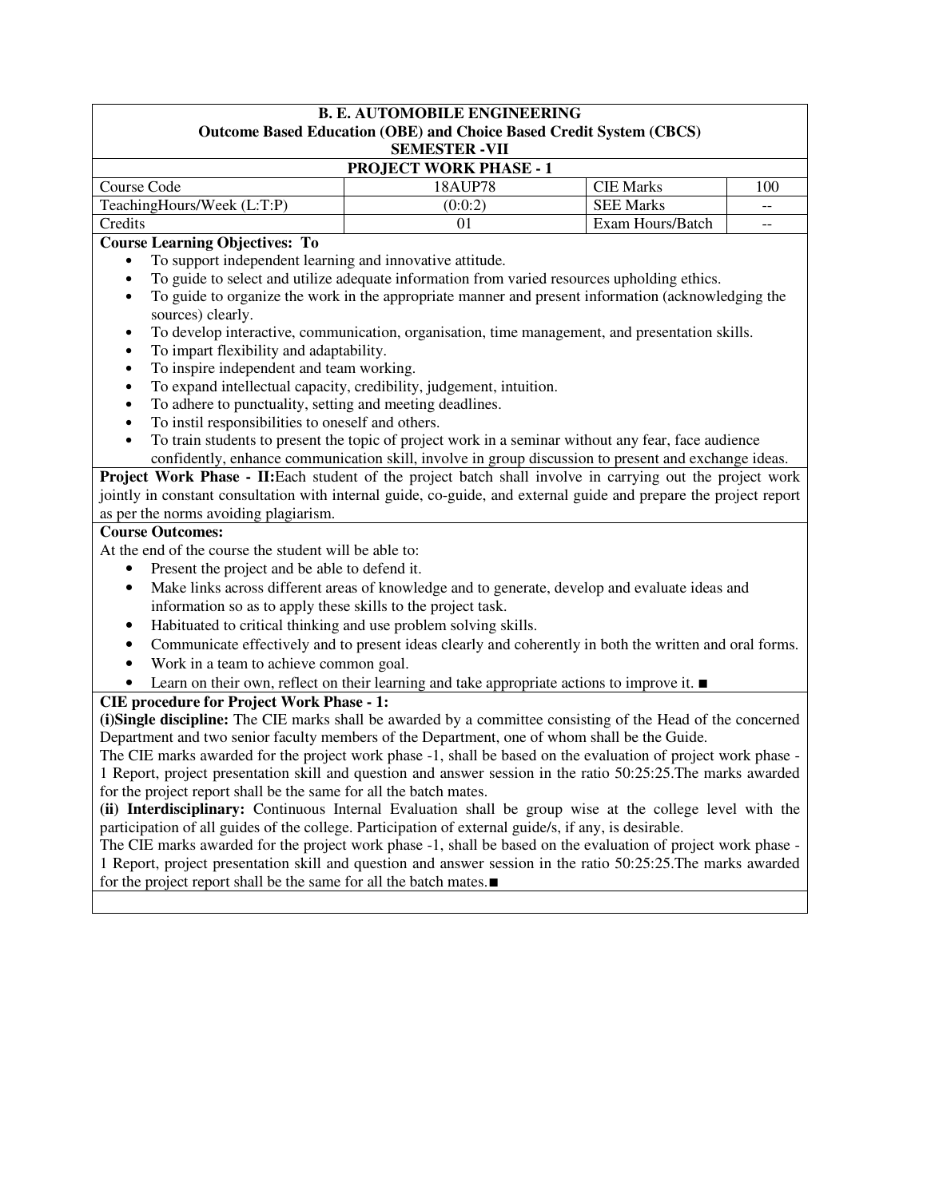**B. E. AUTOMOBILE ENGINEERING**
**Outcome Based Education (OBE) and Choice Based Credit System (CBCS)**
**SEMESTER -VII**

**PROJECT WORK PHASE - 1**

| Course Code | 18AUP78 | CIE Marks | 100 |
|---|---|---|---|
| TeachingHours/Week (L:T:P) | (0:0:2) | SEE Marks | -- |
| Credits | 01 | Exam Hours/Batch | -- |

**Course Learning Objectives: To**

- To support independent learning and innovative attitude.
- To guide to select and utilize adequate information from varied resources upholding ethics.
- To guide to organize the work in the appropriate manner and present information (acknowledging the sources) clearly.
- To develop interactive, communication, organisation, time management, and presentation skills.
- To impart flexibility and adaptability.
- To inspire independent and team working.
- To expand intellectual capacity, credibility, judgement, intuition.
- To adhere to punctuality, setting and meeting deadlines.
- To instil responsibilities to oneself and others.
- To train students to present the topic of project work in a seminar without any fear, face audience confidently, enhance communication skill, involve in group discussion to present and exchange ideas.

**Project Work Phase - II:**Each student of the project batch shall involve in carrying out the project work jointly in constant consultation with internal guide, co-guide, and external guide and prepare the project report as per the norms avoiding plagiarism.

**Course Outcomes:**

At the end of the course the student will be able to:

- Present the project and be able to defend it.
- Make links across different areas of knowledge and to generate, develop and evaluate ideas and information so as to apply these skills to the project task.
- Habituated to critical thinking and use problem solving skills.
- Communicate effectively and to present ideas clearly and coherently in both the written and oral forms.
- Work in a team to achieve common goal.
- Learn on their own, reflect on their learning and take appropriate actions to improve it. ■

**CIE procedure for Project Work Phase - 1:**

**(i)Single discipline:** The CIE marks shall be awarded by a committee consisting of the Head of the concerned Department and two senior faculty members of the Department, one of whom shall be the Guide.

The CIE marks awarded for the project work phase -1, shall be based on the evaluation of project work phase -1 Report, project presentation skill and question and answer session in the ratio 50:25:25.The marks awarded for the project report shall be the same for all the batch mates.

**(ii) Interdisciplinary:** Continuous Internal Evaluation shall be group wise at the college level with the participation of all guides of the college. Participation of external guide/s, if any, is desirable.

The CIE marks awarded for the project work phase -1, shall be based on the evaluation of project work phase -1 Report, project presentation skill and question and answer session in the ratio 50:25:25.The marks awarded for the project report shall be the same for all the batch mates.■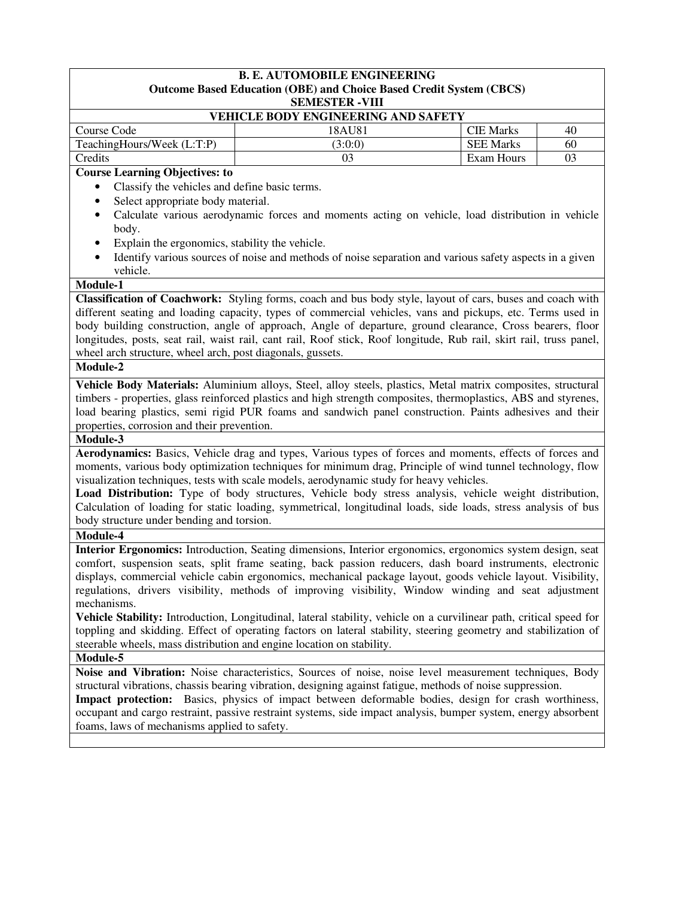**B. E. AUTOMOBILE ENGINEERING**
**Outcome Based Education (OBE) and Choice Based Credit System (CBCS)**
**SEMESTER -VIII**

**VEHICLE BODY ENGINEERING AND SAFETY**

| Course Code | 18AU81 | CIE Marks | 40 |
|---|---|---|---|
| TeachingHours/Week (L:T:P) | (3:0:0) | SEE Marks | 60 |
| Credits | 03 | Exam Hours | 03 |

**Course Learning Objectives: to**

- Classify the vehicles and define basic terms.
- Select appropriate body material.
- Calculate various aerodynamic forces and moments acting on vehicle, load distribution in vehicle body.
- Explain the ergonomics, stability the vehicle.
- Identify various sources of noise and methods of noise separation and various safety aspects in a given vehicle.

**Module-1**

**Classification of Coachwork:** Styling forms, coach and bus body style, layout of cars, buses and coach with different seating and loading capacity, types of commercial vehicles, vans and pickups, etc. Terms used in body building construction, angle of approach, Angle of departure, ground clearance, Cross bearers, floor longitudes, posts, seat rail, waist rail, cant rail, Roof stick, Roof longitude, Rub rail, skirt rail, truss panel, wheel arch structure, wheel arch, post diagonals, gussets.

**Module-2**

**Vehicle Body Materials:** Aluminium alloys, Steel, alloy steels, plastics, Metal matrix composites, structural timbers - properties, glass reinforced plastics and high strength composites, thermoplastics, ABS and styrenes, load bearing plastics, semi rigid PUR foams and sandwich panel construction. Paints adhesives and their properties, corrosion and their prevention.

**Module-3**

**Aerodynamics:** Basics, Vehicle drag and types, Various types of forces and moments, effects of forces and moments, various body optimization techniques for minimum drag, Principle of wind tunnel technology, flow visualization techniques, tests with scale models, aerodynamic study for heavy vehicles.

**Load Distribution:** Type of body structures, Vehicle body stress analysis, vehicle weight distribution, Calculation of loading for static loading, symmetrical, longitudinal loads, side loads, stress analysis of bus body structure under bending and torsion.

**Module-4**

**Interior Ergonomics:** Introduction, Seating dimensions, Interior ergonomics, ergonomics system design, seat comfort, suspension seats, split frame seating, back passion reducers, dash board instruments, electronic displays, commercial vehicle cabin ergonomics, mechanical package layout, goods vehicle layout. Visibility, regulations, drivers visibility, methods of improving visibility, Window winding and seat adjustment mechanisms.

**Vehicle Stability:** Introduction, Longitudinal, lateral stability, vehicle on a curvilinear path, critical speed for toppling and skidding. Effect of operating factors on lateral stability, steering geometry and stabilization of steerable wheels, mass distribution and engine location on stability.

**Module-5**

**Noise and Vibration:** Noise characteristics, Sources of noise, noise level measurement techniques, Body structural vibrations, chassis bearing vibration, designing against fatigue, methods of noise suppression.

**Impact protection:** Basics, physics of impact between deformable bodies, design for crash worthiness, occupant and cargo restraint, passive restraint systems, side impact analysis, bumper system, energy absorbent foams, laws of mechanisms applied to safety.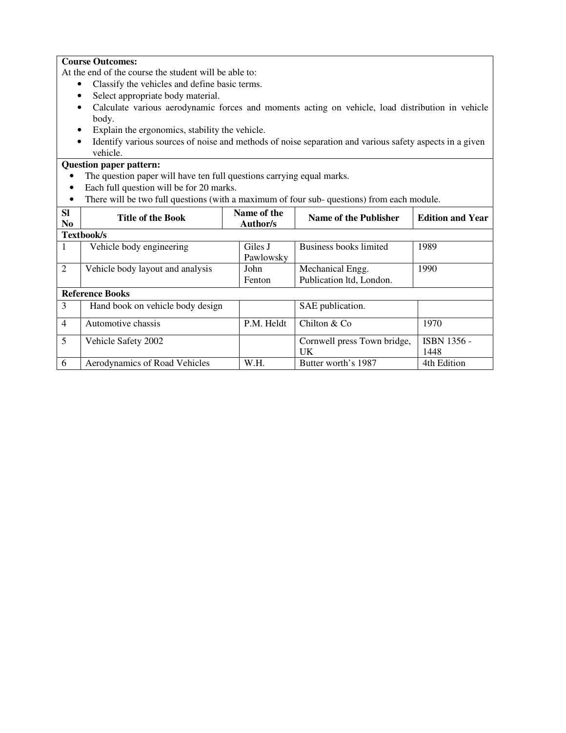**Course Outcomes:**

At the end of the course the student will be able to:

- Classify the vehicles and define basic terms.
- Select appropriate body material.
- Calculate various aerodynamic forces and moments acting on vehicle, load distribution in vehicle body.
- Explain the ergonomics, stability the vehicle.
- Identify various sources of noise and methods of noise separation and various safety aspects in a given vehicle.

**Question paper pattern:**

- The question paper will have ten full questions carrying equal marks.
- Each full question will be for 20 marks.
- There will be two full questions (with a maximum of four sub- questions) from each module.

| Sl No | Title of the Book | Name of the Author/s | Name of the Publisher | Edition and Year |
|---|---|---|---|---|
| **Textbook/s** | | | | |
| 1 | Vehicle body engineering | Giles J Pawlowsky | Business books limited | 1989 |
| 2 | Vehicle body layout and analysis | John Fenton | Mechanical Engg. Publication ltd, London. | 1990 |
| **Reference Books** | | | | |
| 3 | Hand book on vehicle body design | | SAE publication. | |
| 4 | Automotive chassis | P.M. Heldt | Chilton & Co | 1970 |
| 5 | Vehicle Safety 2002 | | Cornwell press Town bridge, UK | ISBN 1356 - 1448 |
| 6 | Aerodynamics of Road Vehicles | W.H. | Butter worth's 1987 | 4th Edition |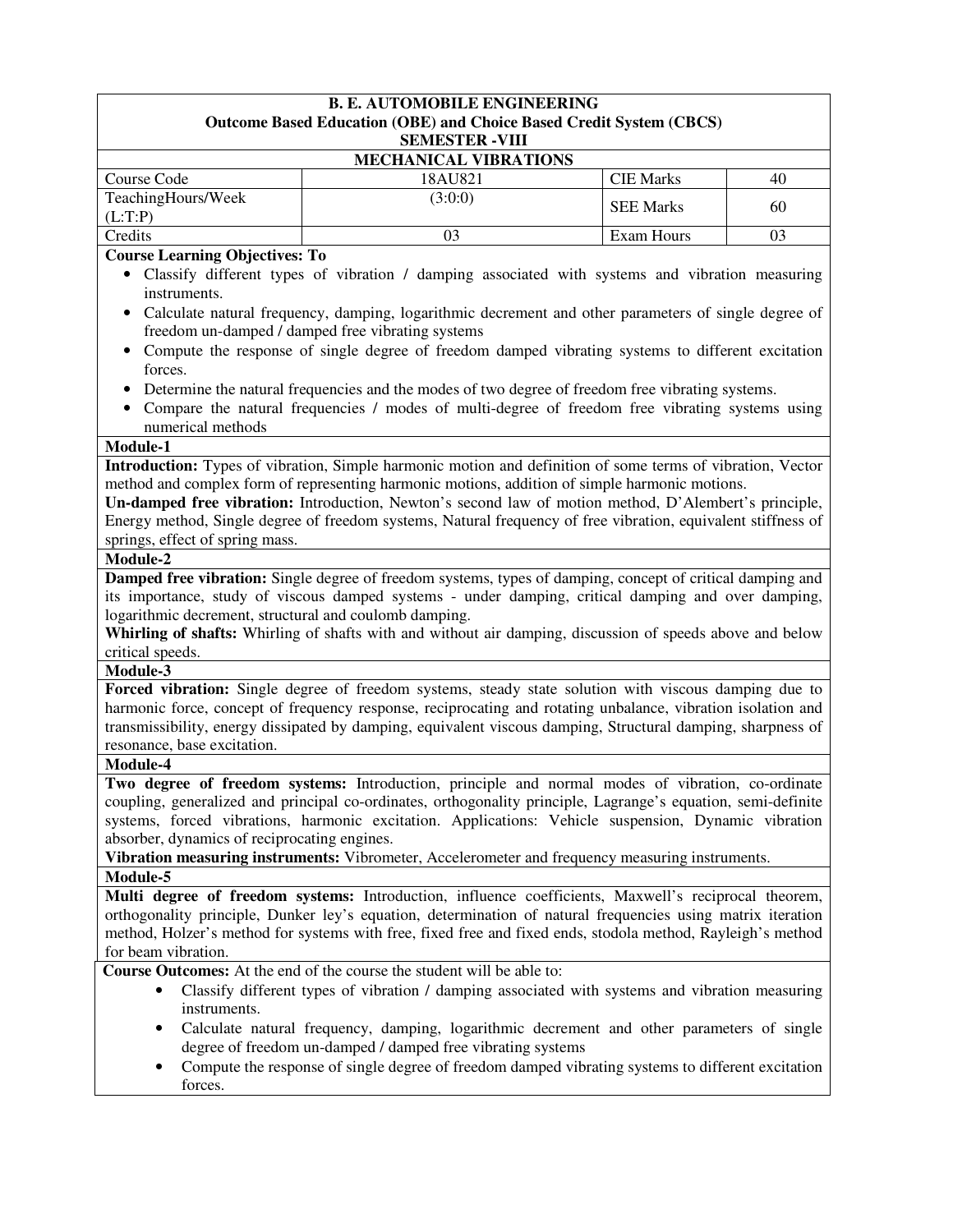**B. E. AUTOMOBILE ENGINEERING**
**Outcome Based Education (OBE) and Choice Based Credit System (CBCS)**
**SEMESTER -VIII**

**MECHANICAL VIBRATIONS**

| Course Code | 18AU821 | CIE Marks | 40 |
|---|---|---|---|
| TeachingHours/Week (L:T:P) | (3:0:0) | SEE Marks | 60 |
| Credits | 03 | Exam Hours | 03 |

**Course Learning Objectives: To**

- Classify different types of vibration / damping associated with systems and vibration measuring instruments.
- Calculate natural frequency, damping, logarithmic decrement and other parameters of single degree of freedom un-damped / damped free vibrating systems
- Compute the response of single degree of freedom damped vibrating systems to different excitation forces.
- Determine the natural frequencies and the modes of two degree of freedom free vibrating systems.
- Compare the natural frequencies / modes of multi-degree of freedom free vibrating systems using numerical methods

**Module-1**

**Introduction:** Types of vibration, Simple harmonic motion and definition of some terms of vibration, Vector method and complex form of representing harmonic motions, addition of simple harmonic motions.

**Un-damped free vibration:** Introduction, Newton's second law of motion method, D'Alembert's principle, Energy method, Single degree of freedom systems, Natural frequency of free vibration, equivalent stiffness of springs, effect of spring mass.

**Module-2**

**Damped free vibration:** Single degree of freedom systems, types of damping, concept of critical damping and its importance, study of viscous damped systems - under damping, critical damping and over damping, logarithmic decrement, structural and coulomb damping.

**Whirling of shafts:** Whirling of shafts with and without air damping, discussion of speeds above and below critical speeds.

**Module-3**

**Forced vibration:** Single degree of freedom systems, steady state solution with viscous damping due to harmonic force, concept of frequency response, reciprocating and rotating unbalance, vibration isolation and transmissibility, energy dissipated by damping, equivalent viscous damping, Structural damping, sharpness of resonance, base excitation.

**Module-4**

**Two degree of freedom systems:** Introduction, principle and normal modes of vibration, co-ordinate coupling, generalized and principal co-ordinates, orthogonality principle, Lagrange's equation, semi-definite systems, forced vibrations, harmonic excitation. Applications: Vehicle suspension, Dynamic vibration absorber, dynamics of reciprocating engines.

**Vibration measuring instruments:** Vibrometer, Accelerometer and frequency measuring instruments.

**Module-5**

**Multi degree of freedom systems:** Introduction, influence coefficients, Maxwell's reciprocal theorem, orthogonality principle, Dunker ley's equation, determination of natural frequencies using matrix iteration method, Holzer's method for systems with free, fixed free and fixed ends, stodola method, Rayleigh's method for beam vibration.

**Course Outcomes:** At the end of the course the student will be able to:

- Classify different types of vibration / damping associated with systems and vibration measuring instruments.
- Calculate natural frequency, damping, logarithmic decrement and other parameters of single degree of freedom un-damped / damped free vibrating systems
- Compute the response of single degree of freedom damped vibrating systems to different excitation forces.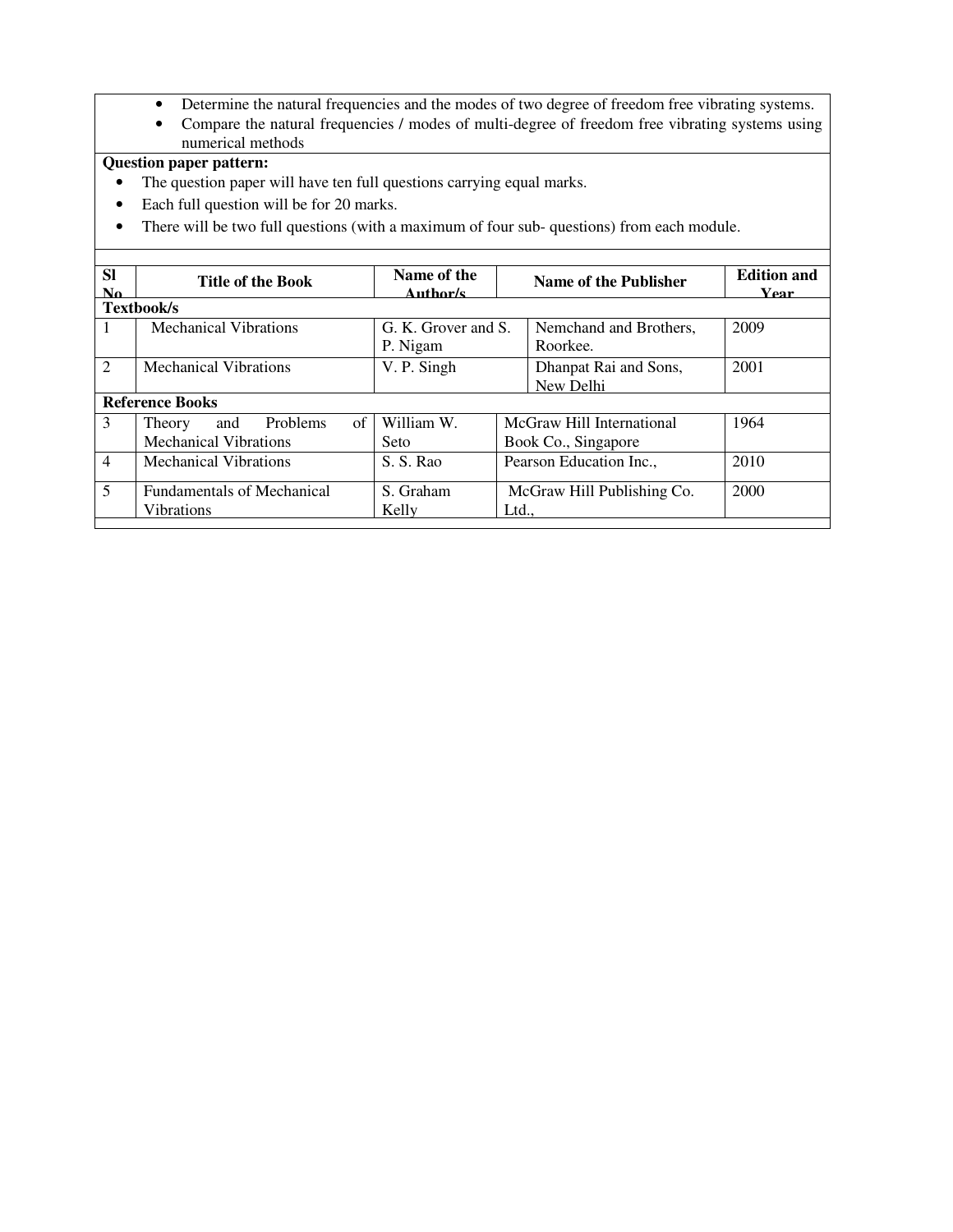- Determine the natural frequencies and the modes of two degree of freedom free vibrating systems.
- Compare the natural frequencies / modes of multi-degree of freedom free vibrating systems using numerical methods

**Question paper pattern:**

- The question paper will have ten full questions carrying equal marks.
- Each full question will be for 20 marks.
- There will be two full questions (with a maximum of four sub- questions) from each module.

| Sl No | Title of the Book | Name of the Author/s | Name of the Publisher | Edition and Year |
|---|---|---|---|---|
| **Textbook/s** | | | | |
| 1 | Mechanical Vibrations | G. K. Grover and S. P. Nigam | Nemchand and Brothers, Roorkee. | 2009 |
| 2 | Mechanical Vibrations | V. P. Singh | Dhanpat Rai and Sons, New Delhi | 2001 |
| **Reference Books** | | | | |
| 3 | Theory and Problems of Mechanical Vibrations | William W. Seto | McGraw Hill International Book Co., Singapore | 1964 |
| 4 | Mechanical Vibrations | S. S. Rao | Pearson Education Inc., | 2010 |
| 5 | Fundamentals of Mechanical Vibrations | S. Graham Kelly | McGraw Hill Publishing Co. Ltd., | 2000 |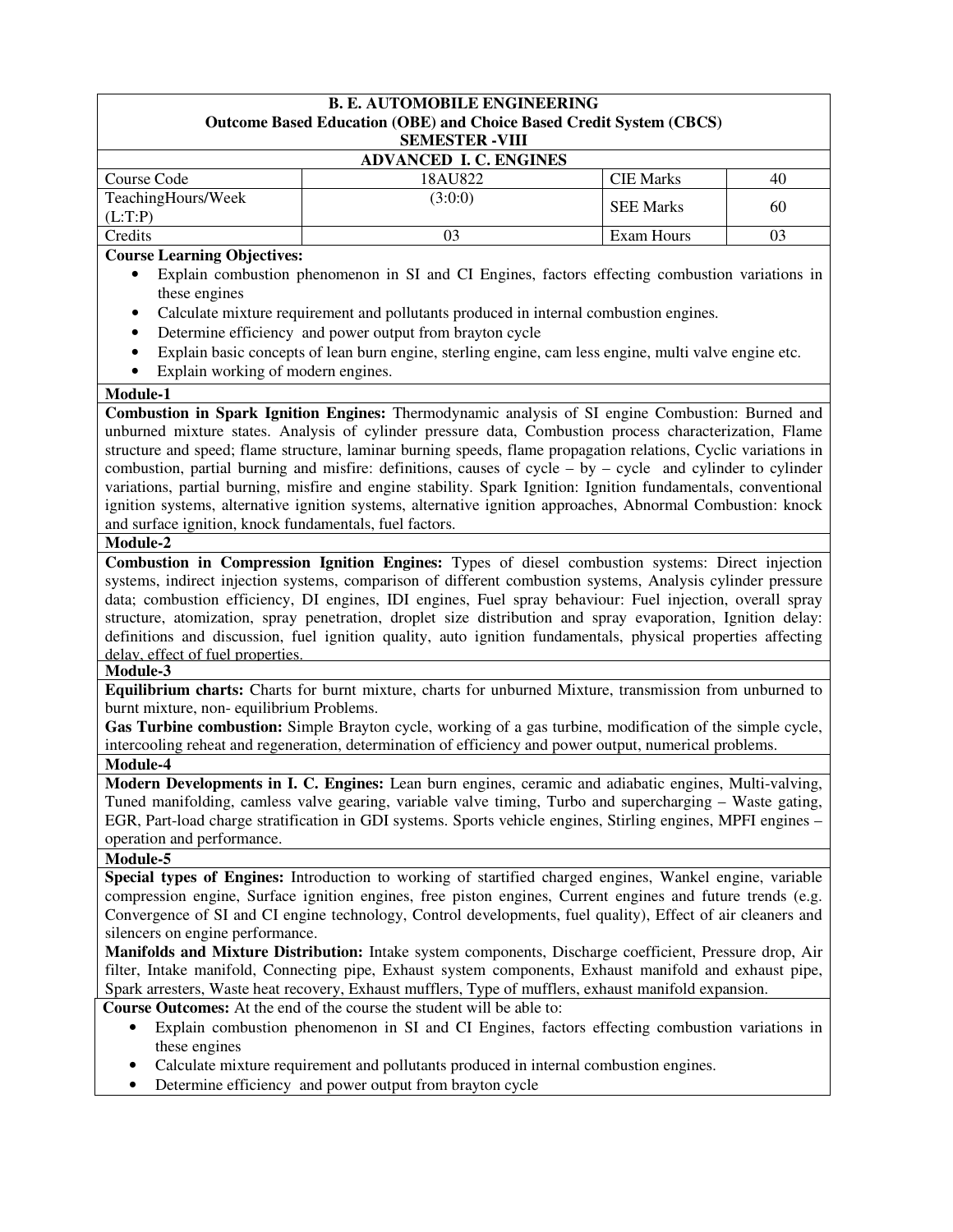# B. E. AUTOMOBILE ENGINEERING

## Outcome Based Education (OBE) and Choice Based Credit System (CBCS)

### SEMESTER -VIII

### ADVANCED I. C. ENGINES

| Course Code | 18AU822 | CIE Marks | 40 |
|---|---|---|---|
| TeachingHours/Week (L:T:P) | (3:0:0) | SEE Marks | 60 |
| Credits | 03 | Exam Hours | 03 |

**Course Learning Objectives:**

- Explain combustion phenomenon in SI and CI Engines, factors effecting combustion variations in these engines
- Calculate mixture requirement and pollutants produced in internal combustion engines.
- Determine efficiency and power output from brayton cycle
- Explain basic concepts of lean burn engine, sterling engine, cam less engine, multi valve engine etc.
- Explain working of modern engines.

**Module-1**

**Combustion in Spark Ignition Engines:** Thermodynamic analysis of SI engine Combustion: Burned and unburned mixture states. Analysis of cylinder pressure data, Combustion process characterization, Flame structure and speed; flame structure, laminar burning speeds, flame propagation relations, Cyclic variations in combustion, partial burning and misfire: definitions, causes of cycle – by – cycle and cylinder to cylinder variations, partial burning, misfire and engine stability. Spark Ignition: Ignition fundamentals, conventional ignition systems, alternative ignition systems, alternative ignition approaches, Abnormal Combustion: knock and surface ignition, knock fundamentals, fuel factors.

**Module-2**

**Combustion in Compression Ignition Engines:** Types of diesel combustion systems: Direct injection systems, indirect injection systems, comparison of different combustion systems, Analysis cylinder pressure data; combustion efficiency, DI engines, IDI engines, Fuel spray behaviour: Fuel injection, overall spray structure, atomization, spray penetration, droplet size distribution and spray evaporation, Ignition delay: definitions and discussion, fuel ignition quality, auto ignition fundamentals, physical properties affecting delay, effect of fuel properties.

**Module-3**

**Equilibrium charts:** Charts for burnt mixture, charts for unburned Mixture, transmission from unburned to burnt mixture, non- equilibrium Problems.

**Gas Turbine combustion:** Simple Brayton cycle, working of a gas turbine, modification of the simple cycle, intercooling reheat and regeneration, determination of efficiency and power output, numerical problems.

**Module-4**

**Modern Developments in I. C. Engines:** Lean burn engines, ceramic and adiabatic engines, Multi-valving, Tuned manifolding, camless valve gearing, variable valve timing, Turbo and supercharging – Waste gating, EGR, Part-load charge stratification in GDI systems. Sports vehicle engines, Stirling engines, MPFI engines – operation and performance.

**Module-5**

**Special types of Engines:** Introduction to working of startified charged engines, Wankel engine, variable compression engine, Surface ignition engines, free piston engines, Current engines and future trends (e.g. Convergence of SI and CI engine technology, Control developments, fuel quality), Effect of air cleaners and silencers on engine performance.

**Manifolds and Mixture Distribution:** Intake system components, Discharge coefficient, Pressure drop, Air filter, Intake manifold, Connecting pipe, Exhaust system components, Exhaust manifold and exhaust pipe, Spark arresters, Waste heat recovery, Exhaust mufflers, Type of mufflers, exhaust manifold expansion.

**Course Outcomes:** At the end of the course the student will be able to:

- Explain combustion phenomenon in SI and CI Engines, factors effecting combustion variations in these engines
- Calculate mixture requirement and pollutants produced in internal combustion engines.
- Determine efficiency and power output from brayton cycle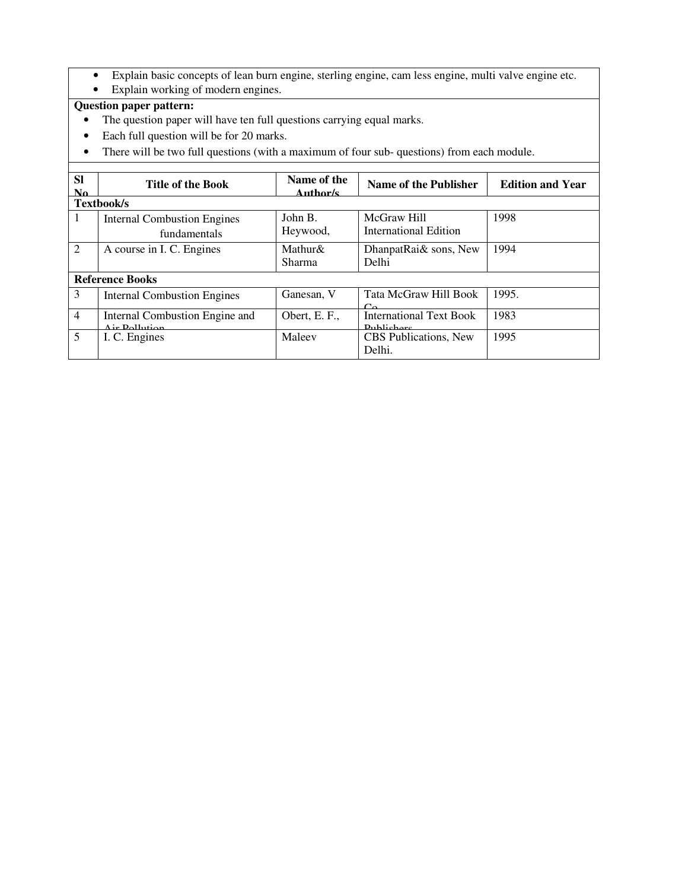- Explain basic concepts of lean burn engine, sterling engine, cam less engine, multi valve engine etc.
- Explain working of modern engines.

**Question paper pattern:**

- The question paper will have ten full questions carrying equal marks.
- Each full question will be for 20 marks.
- There will be two full questions (with a maximum of four sub- questions) from each module.

| Sl No | Title of the Book | Name of the Author/s | Name of the Publisher | Edition and Year |
|---|---|---|---|---|
| **Textbook/s** | | | | |
| 1 | Internal Combustion Engines fundamentals | John B. Heywood, | McGraw Hill International Edition | 1998 |
| 2 | A course in I. C. Engines | Mathur& Sharma | DhanpatRai& sons, New Delhi | 1994 |
| **Reference Books** | | | | |
| 3 | Internal Combustion Engines | Ganesan, V | Tata McGraw Hill Book Co. | 1995. |
| 4 | Internal Combustion Engine and Air Pollution | Obert, E. F., | International Text Book Publishers | 1983 |
| 5 | I. C. Engines | Maleev | CBS Publications, New Delhi. | 1995 |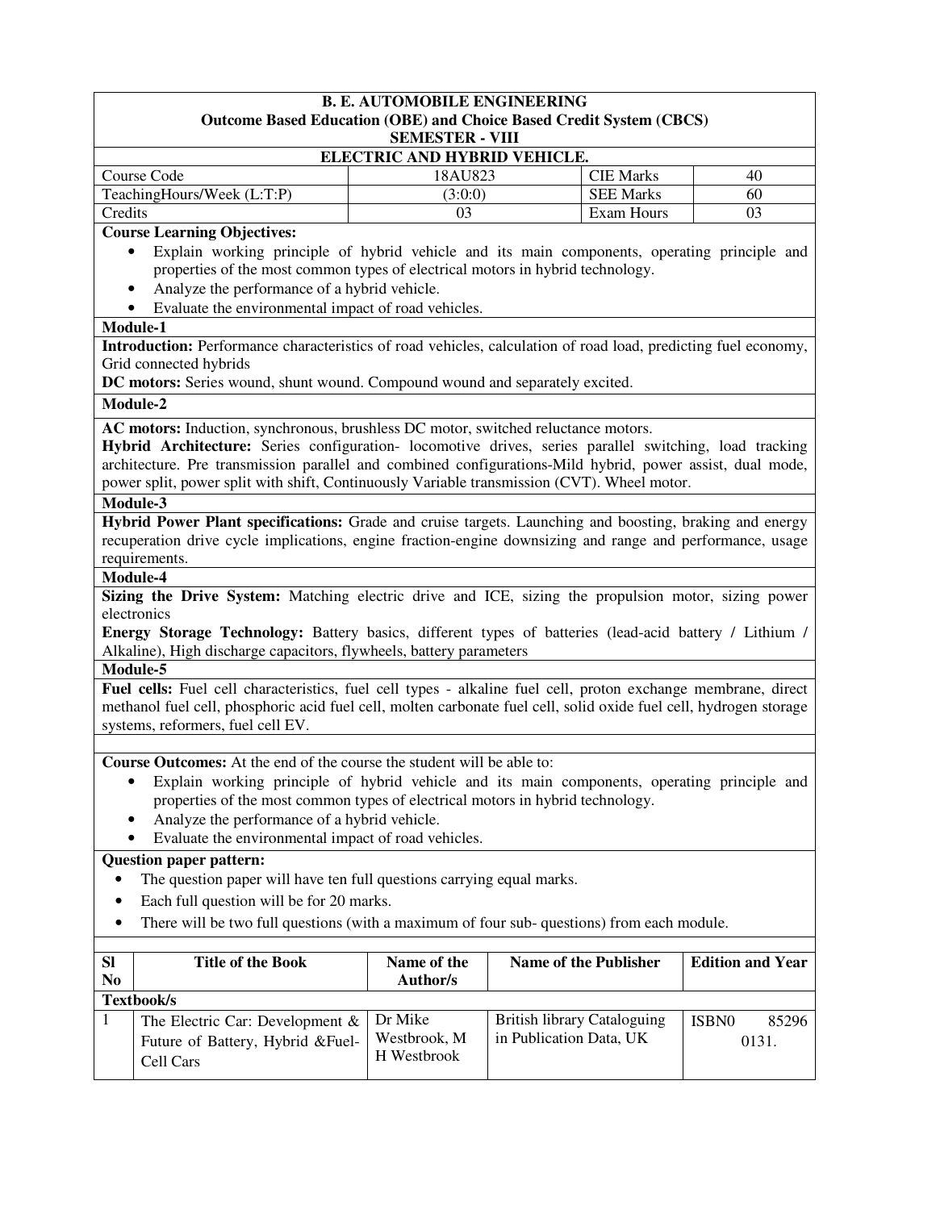**B. E. AUTOMOBILE ENGINEERING**
**Outcome Based Education (OBE) and Choice Based Credit System (CBCS)**
**SEMESTER - VIII**

**ELECTRIC AND HYBRID VEHICLE.**

| Course Code | 18AU823 | CIE Marks | 40 |
|---|---|---|---|
| TeachingHours/Week (L:T:P) | (3:0:0) | SEE Marks | 60 |
| Credits | 03 | Exam Hours | 03 |

**Course Learning Objectives:**

- Explain working principle of hybrid vehicle and its main components, operating principle and properties of the most common types of electrical motors in hybrid technology.
- Analyze the performance of a hybrid vehicle.
- Evaluate the environmental impact of road vehicles.

**Module-1**

**Introduction:** Performance characteristics of road vehicles, calculation of road load, predicting fuel economy, Grid connected hybrids

**DC motors:** Series wound, shunt wound. Compound wound and separately excited.

**Module-2**

**AC motors:** Induction, synchronous, brushless DC motor, switched reluctance motors.

**Hybrid Architecture:** Series configuration- locomotive drives, series parallel switching, load tracking architecture. Pre transmission parallel and combined configurations-Mild hybrid, power assist, dual mode, power split, power split with shift, Continuously Variable transmission (CVT). Wheel motor.

**Module-3**

**Hybrid Power Plant specifications:** Grade and cruise targets. Launching and boosting, braking and energy recuperation drive cycle implications, engine fraction-engine downsizing and range and performance, usage requirements.

**Module-4**

**Sizing the Drive System:** Matching electric drive and ICE, sizing the propulsion motor, sizing power electronics

**Energy Storage Technology:** Battery basics, different types of batteries (lead-acid battery / Lithium / Alkaline), High discharge capacitors, flywheels, battery parameters

**Module-5**

**Fuel cells:** Fuel cell characteristics, fuel cell types - alkaline fuel cell, proton exchange membrane, direct methanol fuel cell, phosphoric acid fuel cell, molten carbonate fuel cell, solid oxide fuel cell, hydrogen storage systems, reformers, fuel cell EV.

**Course Outcomes:** At the end of the course the student will be able to:

- Explain working principle of hybrid vehicle and its main components, operating principle and properties of the most common types of electrical motors in hybrid technology.
- Analyze the performance of a hybrid vehicle.
- Evaluate the environmental impact of road vehicles.

**Question paper pattern:**

- The question paper will have ten full questions carrying equal marks.
- Each full question will be for 20 marks.
- There will be two full questions (with a maximum of four sub- questions) from each module.

| Sl No | Title of the Book | Name of the Author/s | Name of the Publisher | Edition and Year |
|---|---|---|---|---|
| **Textbook/s** | | | | |
| 1 | The Electric Car: Development & Future of Battery, Hybrid &Fuel-Cell Cars | Dr Mike Westbrook, M H Westbrook | British library Cataloguing in Publication Data, UK | ISBN0 85296 0131. |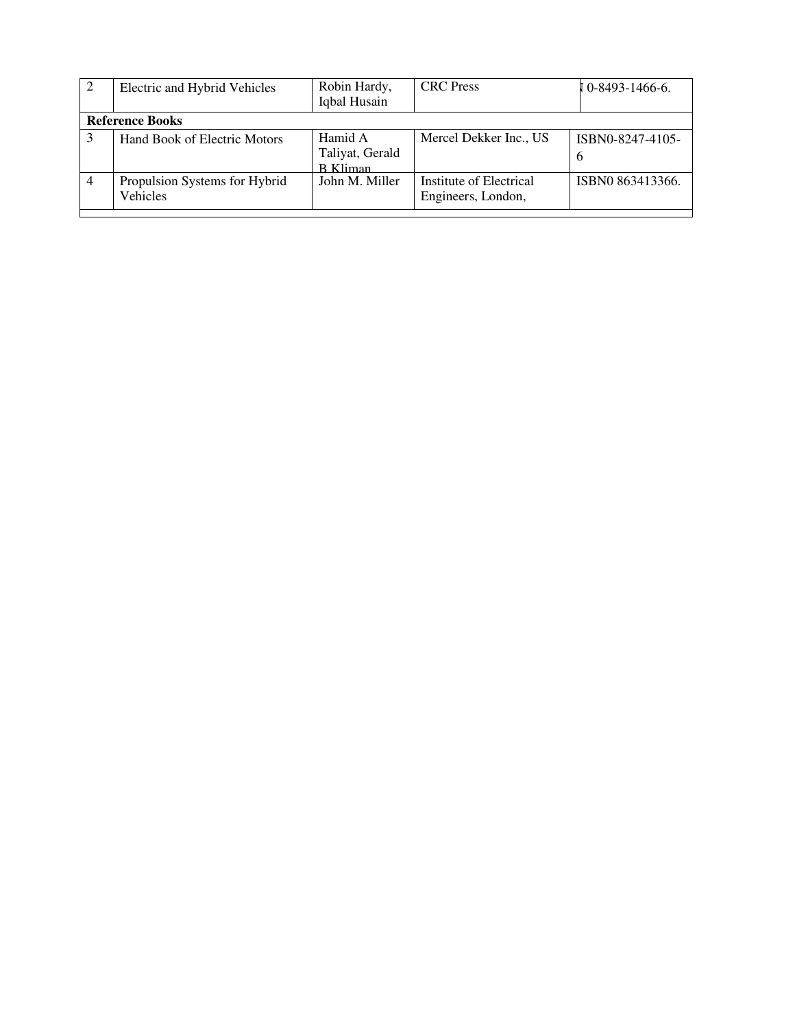| 2 | Electric and Hybrid Vehicles | Robin Hardy, Iqbal Husain | CRC Press | N 0-8493-1466-6. |
|---|---|---|---|---|
| **Reference Books** | | | | |
| 3 | Hand Book of Electric Motors | Hamid A Taliyat, Gerald B Kliman | Mercel Dekker Inc., US | ISBN0-8247-4105-6 |
| 4 | Propulsion Systems for Hybrid Vehicles | John M. Miller | Institute of Electrical Engineers, London, | ISBN0 863413366. |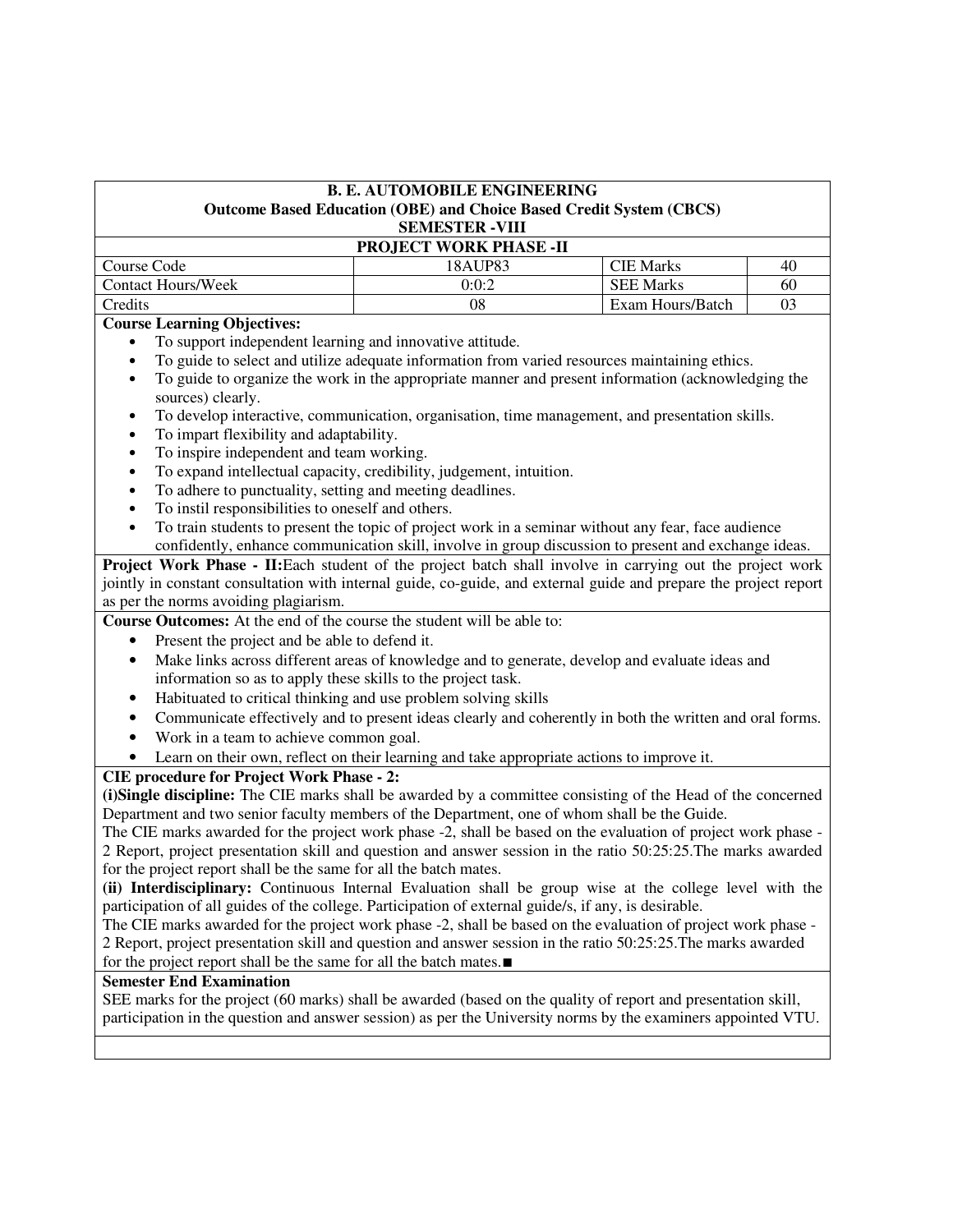**B. E. AUTOMOBILE ENGINEERING**
**Outcome Based Education (OBE) and Choice Based Credit System (CBCS)**
**SEMESTER -VIII**

**PROJECT WORK PHASE -II**

| Course Code | 18AUP83 | CIE Marks | 40 |
|---|---|---|---|
| Contact Hours/Week | 0:0:2 | SEE Marks | 60 |
| Credits | 08 | Exam Hours/Batch | 03 |

**Course Learning Objectives:**

- To support independent learning and innovative attitude.
- To guide to select and utilize adequate information from varied resources maintaining ethics.
- To guide to organize the work in the appropriate manner and present information (acknowledging the sources) clearly.
- To develop interactive, communication, organisation, time management, and presentation skills.
- To impart flexibility and adaptability.
- To inspire independent and team working.
- To expand intellectual capacity, credibility, judgement, intuition.
- To adhere to punctuality, setting and meeting deadlines.
- To instil responsibilities to oneself and others.
- To train students to present the topic of project work in a seminar without any fear, face audience confidently, enhance communication skill, involve in group discussion to present and exchange ideas.

**Project Work Phase - II:**Each student of the project batch shall involve in carrying out the project work jointly in constant consultation with internal guide, co-guide, and external guide and prepare the project report as per the norms avoiding plagiarism.

**Course Outcomes:** At the end of the course the student will be able to:

- Present the project and be able to defend it.
- Make links across different areas of knowledge and to generate, develop and evaluate ideas and information so as to apply these skills to the project task.
- Habituated to critical thinking and use problem solving skills
- Communicate effectively and to present ideas clearly and coherently in both the written and oral forms.
- Work in a team to achieve common goal.
- Learn on their own, reflect on their learning and take appropriate actions to improve it.

**CIE procedure for Project Work Phase - 2:**

**(i)Single discipline:** The CIE marks shall be awarded by a committee consisting of the Head of the concerned Department and two senior faculty members of the Department, one of whom shall be the Guide.

The CIE marks awarded for the project work phase -2, shall be based on the evaluation of project work phase -2 Report, project presentation skill and question and answer session in the ratio 50:25:25.The marks awarded for the project report shall be the same for all the batch mates.

**(ii) Interdisciplinary:** Continuous Internal Evaluation shall be group wise at the college level with the participation of all guides of the college. Participation of external guide/s, if any, is desirable.

The CIE marks awarded for the project work phase -2, shall be based on the evaluation of project work phase -2 Report, project presentation skill and question and answer session in the ratio 50:25:25.The marks awarded for the project report shall be the same for all the batch mates.■

**Semester End Examination**

SEE marks for the project (60 marks) shall be awarded (based on the quality of report and presentation skill, participation in the question and answer session) as per the University norms by the examiners appointed VTU.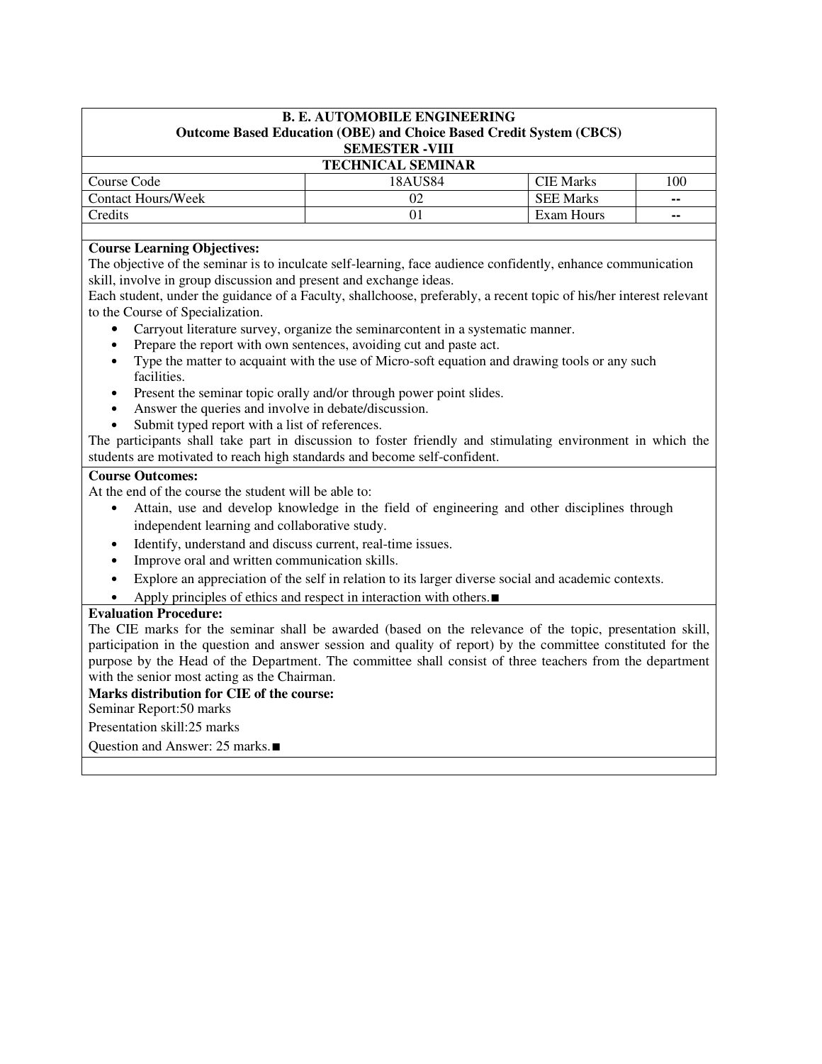**B. E. AUTOMOBILE ENGINEERING**
**Outcome Based Education (OBE) and Choice Based Credit System (CBCS)**
**SEMESTER -VIII**

**TECHNICAL SEMINAR**

| | | | |
|---|---|---|---|
| Course Code | 18AUS84 | CIE Marks | 100 |
| Contact Hours/Week | 02 | SEE Marks | -- |
| Credits | 01 | Exam Hours | -- |

**Course Learning Objectives:**

The objective of the seminar is to inculcate self-learning, face audience confidently, enhance communication skill, involve in group discussion and present and exchange ideas.

Each student, under the guidance of a Faculty, shallchoose, preferably, a recent topic of his/her interest relevant to the Course of Specialization.

- Carryout literature survey, organize the seminarcontent in a systematic manner.
- Prepare the report with own sentences, avoiding cut and paste act.
- Type the matter to acquaint with the use of Micro-soft equation and drawing tools or any such facilities.
- Present the seminar topic orally and/or through power point slides.
- Answer the queries and involve in debate/discussion.
- Submit typed report with a list of references.

The participants shall take part in discussion to foster friendly and stimulating environment in which the students are motivated to reach high standards and become self-confident.

**Course Outcomes:**

At the end of the course the student will be able to:

- Attain, use and develop knowledge in the field of engineering and other disciplines through independent learning and collaborative study.
- Identify, understand and discuss current, real-time issues.
- Improve oral and written communication skills.
- Explore an appreciation of the self in relation to its larger diverse social and academic contexts.
- Apply principles of ethics and respect in interaction with others.■

**Evaluation Procedure:**

The CIE marks for the seminar shall be awarded (based on the relevance of the topic, presentation skill, participation in the question and answer session and quality of report) by the committee constituted for the purpose by the Head of the Department. The committee shall consist of three teachers from the department with the senior most acting as the Chairman.

**Marks distribution for CIE of the course:**

Seminar Report:50 marks

Presentation skill:25 marks

Question and Answer: 25 marks.■